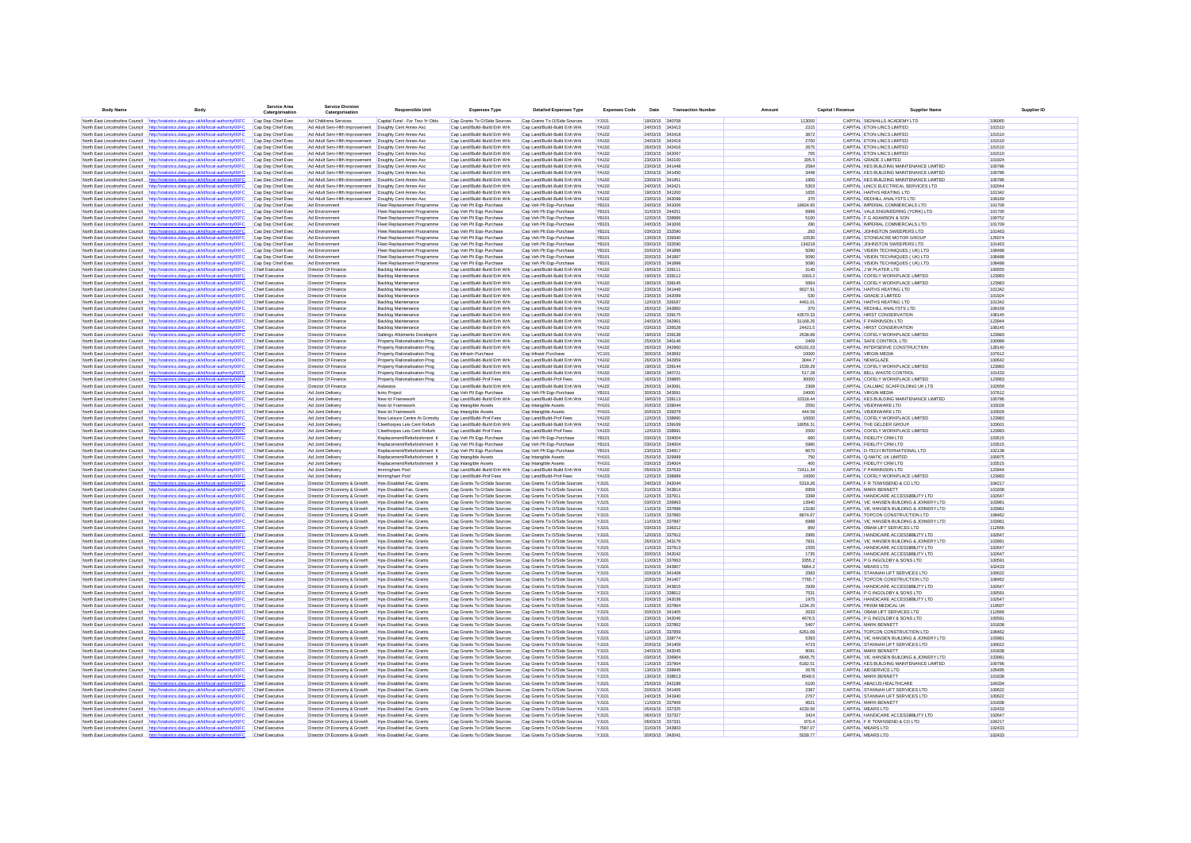| Body Name | Body | Service Area Catergorisation | Service Division Catergorisation | Responsible Unit | Expenses Type | Detailed Expenses Type | Expenses Code | Date | Transaction Number | Amount | Capital / Revenue | Supplier Name | Supplier ID |
|---|---|---|---|---|---|---|---|---|---|---|---|---|---|
| North East Lincolnshire Council | http://statistics.data.gov.uk/id/local-authority/00FC | Cap Dep Chief Exec | Ad Childrens Services | Capital Fund - For Two Yr Olds | Cap Grants To O/Side Sources | Cap Grants To O/Side Sources | YJ101 | 19/03/15 | 340708 | 113000 | CAPITAL | SIGNHILLS ACADEMY LTD | 106065 |
| North East Lincolnshire Council | http://statistics.data.gov.uk/id/local-authority/00FC | Cap Dep Chief Exec | Ad Adult Serv-Hlth Improvement | Doughty Cent Annex Asc | Cap Land/Build-Build Enh Wrk | Cap Land/Build-Build Enh Wrk | YA102 | 24/03/15 | 342413 | 2215 | CAPITAL | ETON-LINCS LIMITED | 101510 |
| North East Lincolnshire Council | http://statistics.data.gov.uk/id/local-authority/00FC | Cap Dep Chief Exec | Ad Adult Serv-Hlth Improvement | Doughty Cent Annex Asc | Cap Land/Build-Build Enh Wrk | Cap Land/Build-Build Enh Wrk | YA102 | 24/03/15 | 342418 | 3872 | CAPITAL | ETON-LINCS LIMITED | 101510 |
| North East Lincolnshire Council | http://statistics.data.gov.uk/id/local-authority/00FC | Cap Dep Chief Exec | Ad Adult Serv-Hlth Improvement | Doughty Cent Annex Asc | Cap Land/Build-Build Enh Wrk | Cap Land/Build-Build Enh Wrk | YA102 | 24/03/15 | 342419 | 2700 | CAPITAL | ETON-LINCS LIMITED | 101510 |
| North East Lincolnshire Council | http://statistics.data.gov.uk/id/local-authority/00FC | Cap Dep Chief Exec | Ad Adult Serv-Hlth Improvement | Doughty Cent Annex Asc | Cap Land/Build-Build Enh Wrk | Cap Land/Build-Build Enh Wrk | YA102 | 26/03/15 | 342416 | 2675 | CAPITAL | ETON-LINCS LIMITED | 101510 |
| North East Lincolnshire Council | http://statistics.data.gov.uk/id/local-authority/00FC | Cap Dep Chief Exec | Ad Adult Serv-Hlth Improvement | Doughty Cent Annex Asc | Cap Land/Build-Build Enh Wrk | Cap Land/Build-Build Enh Wrk | YA102 | 23/03/15 | 342097 | 765 | CAPITAL | ETON-LINCS LIMITED | 101510 |
| North East Lincolnshire Council | http://statistics.data.gov.uk/id/local-authority/00FC | Cap Dep Chief Exec | Ad Adult Serv-Hlth Improvement | Doughty Cent Annex Asc | Cap Land/Build-Build Enh Wrk | Cap Land/Build-Build Enh Wrk | YA102 | 23/03/15 | 342100 | 305.5 | CAPITAL | GRADE 3 LIMITED | 101924 |
| North East Lincolnshire Council | http://statistics.data.gov.uk/id/local-authority/00FC | Cap Dep Chief Exec | Ad Adult Serv-Hlth Improvement | Doughty Cent Annex Asc | Cap Land/Build-Build Enh Wrk | Cap Land/Build-Build Enh Wrk | YA102 | 23/03/15 | 341448 | 2594 | CAPITAL | KES BUILDING MAINTENANCE LIMITED | 100786 |
| North East Lincolnshire Council | http://statistics.data.gov.uk/id/local-authority/00FC | Cap Dep Chief Exec | Ad Adult Serv-Hlth Improvement | Doughty Cent Annex Asc | Cap Land/Build-Build Enh Wrk | Cap Land/Build-Build Enh Wrk | YA102 | 23/03/15 | 341450 | 3448 | CAPITAL | KES BUILDING MAINTENANCE LIMITED | 100786 |
| North East Lincolnshire Council | http://statistics.data.gov.uk/id/local-authority/00FC | Cap Dep Chief Exec | Ad Adult Serv-Hlth Improvement | Doughty Cent Annex Asc | Cap Land/Build-Build Enh Wrk | Cap Land/Build-Build Enh Wrk | YA102 | 23/03/15 | 341451 | 1950 | CAPITAL | KES BUILDING MAINTENANCE LIMITED | 100786 |
| North East Lincolnshire Council | http://statistics.data.gov.uk/id/local-authority/00FC | Cap Dep Chief Exec | Ad Adult Serv-Hlth Improvement | Doughty Cent Annex Asc | Cap Land/Build-Build Enh Wrk | Cap Land/Build-Build Enh Wrk | YA102 | 24/03/15 | 342421 | 5303 | CAPITAL | LINCS ELECTRICAL SERVICES LTD | 102044 |
| North East Lincolnshire Council | http://statistics.data.gov.uk/id/local-authority/00FC | Cap Dep Chief Exec | Ad Adult Serv-Hlth Improvement | Doughty Cent Annex Asc | Cap Land/Build-Build Enh Wrk | Cap Land/Build-Build Enh Wrk | YA102 | 19/03/15 | 341200 | 1655 | CAPITAL | HAITHS HEATING LTD | 101342 |
| North East Lincolnshire Council | http://statistics.data.gov.uk/id/local-authority/00FC | Cap Dep Chief Exec | Ad Adult Serv-Hlth Improvement | Doughty Cent Annex Asc | Cap Land/Build-Build Enh Wrk | Cap Land/Build-Build Enh Wrk | YA102 | 23/03/15 | 342098 | 370 | CAPITAL | REDHILL ANALYSTS LTD | 109169 |
| North East Lincolnshire Council | http://statistics.data.gov.uk/id/local-authority/00FC | Cap Dep Chief Exec | Ad Environment | Fleet Replacement Programme | Cap Veh Plt Eqp-Purchase | Cap Veh Plt Eqp-Purchase | YB101 | 24/03/15 | 341006 | 18924.65 | CAPITAL | IMPERIAL COMMERCIALS LTD | 101709 |
| North East Lincolnshire Council | http://statistics.data.gov.uk/id/local-authority/00FC | Cap Dep Chief Exec | Ad Environment | Fleet Replacement Programme | Cap Veh Plt Eqp-Purchase | Cap Veh Plt Eqp-Purchase | YB101 | 31/03/15 | 344251 | 6999 | CAPITAL | VALE ENGINEERING (YORK) LTD | 101700 |
| North East Lincolnshire Council | http://statistics.data.gov.uk/id/local-authority/00FC | Cap Dep Chief Exec | Ad Environment | Fleet Replacement Programme | Cap Veh Plt Eqp-Purchase | Cap Veh Plt Eqp-Purchase | YB101 | 12/03/15 | 338986 | 5100 | CAPITAL | F G ADAMSON & SON | 100752 |
| North East Lincolnshire Council | http://statistics.data.gov.uk/id/local-authority/00FC | Cap Dep Chief Exec | Ad Environment | Fleet Replacement Programme | Cap Veh Plt Eqp-Purchase | Cap Veh Plt Eqp-Purchase | YB101 | 24/03/15 | 341006 | 280 | CAPITAL | IMPERIAL COMMERCIALS LTD | 101709 |
| North East Lincolnshire Council | http://statistics.data.gov.uk/id/local-authority/00FC | Cap Dep Chief Exec | Ad Environment | Fleet Replacement Programme | Cap Veh Plt Eqp-Purchase | Cap Veh Plt Eqp-Purchase | YB101 | 03/03/15 | 332590 | 293 | CAPITAL | JOHNSTON SWEEPERS LTD | 101463 |
| North East Lincolnshire Council | http://statistics.data.gov.uk/id/local-authority/00FC | Cap Dep Chief Exec | Ad Environment | Fleet Replacement Programme | Cap Veh Plt Eqp-Purchase | Cap Veh Plt Eqp-Purchase | YB101 | 13/03/15 | 336340 | 10530 | CAPITAL | STONEACRE MOTOR GROUP | 125074 |
| North East Lincolnshire Council | http://statistics.data.gov.uk/id/local-authority/00FC | Cap Dep Chief Exec | Ad Environment | Fleet Replacement Programme | Cap Veh Plt Eqp-Purchase | Cap Veh Plt Eqp-Purchase | YB101 | 03/03/15 | 332590 | 134218 | CAPITAL | JOHNSTON SWEEPERS LTD | 101463 |
| North East Lincolnshire Council | http://statistics.data.gov.uk/id/local-authority/00FC | Cap Dep Chief Exec | Ad Environment | Fleet Replacement Programme | Cap Veh Plt Eqp-Purchase | Cap Veh Plt Eqp-Purchase | YB101 | 20/03/15 | 341896 | 5090 | CAPITAL | VISION TECHNIQUES ( UK) LTD | 108488 |
| North East Lincolnshire Council | http://statistics.data.gov.uk/id/local-authority/00FC | Cap Dep Chief Exec | Ad Environment | Fleet Replacement Programme | Cap Veh Plt Eqp-Purchase | Cap Veh Plt Eqp-Purchase | YB101 | 20/03/15 | 341897 | 5090 | CAPITAL | VISION TECHNIQUES ( UK) LTD | 108488 |
| North East Lincolnshire Council | http://statistics.data.gov.uk/id/local-authority/00FC | Cap Dep Chief Exec | Ad Environment | Fleet Replacement Programme | Cap Veh Plt Eqp-Purchase | Cap Veh Plt Eqp-Purchase | YB101 | 20/03/15 | 341898 | 5090 | CAPITAL | VISION TECHNIQUES ( UK) LTD | 108488 |
| North East Lincolnshire Council | http://statistics.data.gov.uk/id/local-authority/00FC | Chief Executive | Director Of Finance | Backlog Maintenance | Cap Land/Build-Build Enh Wrk | Cap Land/Build-Build Enh Wrk | YA102 | 19/03/15 | 339111 | 3140 | CAPITAL | J W PLATER LTD | 100555 |
| North East Lincolnshire Council | http://statistics.data.gov.uk/id/local-authority/00FC | Chief Executive | Director Of Finance | Backlog Maintenance | Cap Land/Build-Build Enh Wrk | Cap Land/Build-Build Enh Wrk | YA102 | 19/03/15 | 339112 | 1003.2 | CAPITAL | COFELY WORKPLACE LIMITED | 123983 |
| North East Lincolnshire Council | http://statistics.data.gov.uk/id/local-authority/00FC | Chief Executive | Director Of Finance | Backlog Maintenance | Cap Land/Build-Build Enh Wrk | Cap Land/Build-Build Enh Wrk | YA102 | 19/03/15 | 339145 | 5664 | CAPITAL | COFELY WORKPLACE LIMITED | 123983 |
| North East Lincolnshire Council | http://statistics.data.gov.uk/id/local-authority/00FC | Chief Executive | Director Of Finance | Backlog Maintenance | Cap Land/Build-Build Enh Wrk | Cap Land/Build-Build Enh Wrk | YA102 | 23/03/15 | 341449 | 9027.91 | CAPITAL | HAITHS HEATING LTD | 101342 |
| North East Lincolnshire Council | http://statistics.data.gov.uk/id/local-authority/00FC | Chief Executive | Director Of Finance | Backlog Maintenance | Cap Land/Build-Build Enh Wrk | Cap Land/Build-Build Enh Wrk | YA102 | 23/03/15 | 342099 | 530 | CAPITAL | GRADE 3 LIMITED | 101924 |
| North East Lincolnshire Council | http://statistics.data.gov.uk/id/local-authority/00FC | Chief Executive | Director Of Finance | Backlog Maintenance | Cap Land/Build-Build Enh Wrk | Cap Land/Build-Build Enh Wrk | YA102 | 12/03/15 | 339187 | 4461.01 | CAPITAL | HAITHS HEATING LTD | 101342 |
| North East Lincolnshire Council | http://statistics.data.gov.uk/id/local-authority/00FC | Chief Executive | Director Of Finance | Backlog Maintenance | Cap Land/Build-Build Enh Wrk | Cap Land/Build-Build Enh Wrk | YA102 | 26/03/15 | 342800 | 370 | CAPITAL | REDHILL ANALYSTS LTD | 109169 |
| North East Lincolnshire Council | http://statistics.data.gov.uk/id/local-authority/00FC | Chief Executive | Director Of Finance | Backlog Maintenance | Cap Land/Build-Build Enh Wrk | Cap Land/Build-Build Enh Wrk | YA102 | 12/03/15 | 339176 | 43570.33 | CAPITAL | HIRST CONSERVATION | 108145 |
| North East Lincolnshire Council | http://statistics.data.gov.uk/id/local-authority/00FC | Chief Executive | Director Of Finance | Backlog Maintenance | Cap Land/Build-Build Enh Wrk | Cap Land/Build-Build Enh Wrk | YA102 | 24/03/15 | 342391 | 31168.26 | CAPITAL | F PARKINSON LTD | 123944 |
| North East Lincolnshire Council | http://statistics.data.gov.uk/id/local-authority/00FC | Chief Executive | Director Of Finance | Backlog Maintenance | Cap Land/Build-Build Enh Wrk | Cap Land/Build-Build Enh Wrk | YA102 | 03/03/15 | 336528 | 24421.5 | CAPITAL | HIRST CONSERVATION | 108145 |
| North East Lincolnshire Council | http://statistics.data.gov.uk/id/local-authority/00FC | Chief Executive | Director Of Finance | Saltings Allotments Developmt | Cap Land/Build-Build Enh Wrk | Cap Land/Build-Build Enh Wrk | YA102 | 19/03/15 | 339138 | 2638.89 | CAPITAL | COFELY WORKPLACE LIMITED | 123983 |
| North East Lincolnshire Council | http://statistics.data.gov.uk/id/local-authority/00FC | Chief Executive | Director Of Finance | Property Rationalisation Prog | Cap Land/Build-Build Enh Wrk | Cap Land/Build-Build Enh Wrk | YA102 | 25/03/15 | 340146 | 2409 | CAPITAL | SAFE CONTROL LTD | 100989 |
| North East Lincolnshire Council | http://statistics.data.gov.uk/id/local-authority/00FC | Chief Executive | Director Of Finance | Property Rationalisation Prog | Cap Land/Build-Build Enh Wrk | Cap Land/Build-Build Enh Wrk | YA102 | 26/03/15 | 342900 | 426191.03 | CAPITAL | INTERSERVE CONSTRUCTION | 128140 |
| North East Lincolnshire Council | http://statistics.data.gov.uk/id/local-authority/00FC | Chief Executive | Director Of Finance | Property Rationalisation Prog | Cap Infrastr-Purchase | Cap Infrastr-Purchase | YC101 | 30/03/15 | 343692 | 10000 | CAPITAL | VIRGIN MEDIA | 107612 |
| North East Lincolnshire Council | http://statistics.data.gov.uk/id/local-authority/00FC | Chief Executive | Director Of Finance | Property Rationalisation Prog | Cap Land/Build-Build Enh Wrk | Cap Land/Build-Build Enh Wrk | YA102 | 26/03/15 | 342959 | 3044.7 | CAPITAL | NEWGLAZE | 100642 |
| North East Lincolnshire Council | http://statistics.data.gov.uk/id/local-authority/00FC | Chief Executive | Director Of Finance | Property Rationalisation Prog | Cap Land/Build-Build Enh Wrk | Cap Land/Build-Build Enh Wrk | YA102 | 19/03/15 | 339144 | 1539.29 | CAPITAL | COFELY WORKPLACE LIMITED | 123983 |
| North East Lincolnshire Council | http://statistics.data.gov.uk/id/local-authority/00FC | Chief Executive | Director Of Finance | Property Rationalisation Prog | Cap Land/Build-Build Enh Wrk | Cap Land/Build-Build Enh Wrk | YA102 | 19/03/15 | 340721 | 517.28 | CAPITAL | BELL WASTE CONTROL | 101433 |
| North East Lincolnshire Council | http://statistics.data.gov.uk/id/local-authority/00FC | Chief Executive | Director Of Finance | Property Rationalisation Prog | Cap Land/Build-Prof Fees | Cap Land/Build-Prof Fees | YA103 | 16/03/15 | 339865 | 30000 | CAPITAL | COFELY WORKPLACE LIMITED | 123983 |
| North East Lincolnshire Council | http://statistics.data.gov.uk/id/local-authority/00FC | Chief Executive | Director Of Finance | Asbestos | Cap Land/Build-Build Enh Wrk | Cap Land/Build-Build Enh Wrk | YA102 | 26/03/15 | 343091 | 2368 | CAPITAL | CALLMAC SCAFFOLDING UK LTD | 102659 |
| North East Lincolnshire Council | http://statistics.data.gov.uk/id/local-authority/00FC | Chief Executive | Ad Joint Delivery | Iams Project | Cap Veh Plt Eqp-Purchase | Cap Veh Plt Eqp-Purchase | YB101 | 30/03/15 | 343691 | 24000 | CAPITAL | VIRGIN MEDIA | 107612 |
| North East Lincolnshire Council | http://statistics.data.gov.uk/id/local-authority/00FC | Chief Executive | Ad Joint Delivery | New Ict Framework | Cap Land/Build-Build Enh Wrk | Cap Land/Build-Build Enh Wrk | YA102 | 19/03/15 | 339113 | 10318.44 | CAPITAL | KES BUILDING MAINTENANCE LIMITED | 100786 |
| North East Lincolnshire Council | http://statistics.data.gov.uk/id/local-authority/00FC | Chief Executive | Ad Joint Delivery | New Ict Framework | Cap Intangible Assets | Cap Intangible Assets | YH101 | 20/03/15 | 339044 | 2550 | CAPITAL | VISIONWARE LTD | 103028 |
| North East Lincolnshire Council | http://statistics.data.gov.uk/id/local-authority/00FC | Chief Executive | Ad Joint Delivery | New Ict Framework | Cap Intangible Assets | Cap Intangible Assets | YH101 | 20/03/15 | 339379 | 444.59 | CAPITAL | VISIONWARE LTD | 103028 |
| North East Lincolnshire Council | http://statistics.data.gov.uk/id/local-authority/00FC | Chief Executive | Ad Joint Delivery | New Leisure Centre At Grimsby | Cap Land/Build-Prof Fees | Cap Land/Build-Prof Fees | YA103 | 12/03/15 | 338990 | 10000 | CAPITAL | COFELY WORKPLACE LIMITED | 123983 |
| North East Lincolnshire Council | http://statistics.data.gov.uk/id/local-authority/00FC | Chief Executive | Ad Joint Delivery | Cleethorpes Leis Cent Refurb | Cap Land/Build-Build Enh Wrk | Cap Land/Build-Build Enh Wrk | YA102 | 12/03/15 | 339169 | 18056.31 | CAPITAL | THE GELDER GROUP | 103601 |
| North East Lincolnshire Council | http://statistics.data.gov.uk/id/local-authority/00FC | Chief Executive | Ad Joint Delivery | Cleethorpes Leis Cent Refurb | Cap Land/Build-Prof Fees | Cap Land/Build-Prof Fees | YA103 | 12/03/15 | 338991 | 2500 | CAPITAL | COFELY WORKPLACE LIMITED | 123983 |
| North East Lincolnshire Council | http://statistics.data.gov.uk/id/local-authority/00FC | Chief Executive | Ad Joint Delivery | Replacement/Refurbishment It | Cap Veh Plt Eqp-Purchase | Cap Veh Plt Eqp-Purchase | YB101 | 03/03/15 | 334004 | 660 | CAPITAL | FIDELITY CRM LTD | 103515 |
| North East Lincolnshire Council | http://statistics.data.gov.uk/id/local-authority/00FC | Chief Executive | Ad Joint Delivery | Replacement/Refurbishment It | Cap Veh Plt Eqp-Purchase | Cap Veh Plt Eqp-Purchase | YB101 | 03/03/15 | 334004 | 5980 | CAPITAL | FIDELITY CRM LTD | 103515 |
| North East Lincolnshire Council | http://statistics.data.gov.uk/id/local-authority/00FC | Chief Executive | Ad Joint Delivery | Replacement/Refurbishment It | Cap Veh Plt Eqp-Purchase | Cap Veh Plt Eqp-Purchase | YB101 | 03/03/15 | 334917 | 8670 | CAPITAL | O-TECH INTERNATIONAL LTD | 102138 |
| North East Lincolnshire Council | http://statistics.data.gov.uk/id/local-authority/00FC | Chief Executive | Ad Joint Delivery | Replacement/Refurbishment It | Cap Intangible Assets | Cap Intangible Assets | YH101 | 25/03/15 | 329999 | 750 | CAPITAL | Q-MATIC UK LIMITED | 100975 |
| North East Lincolnshire Council | http://statistics.data.gov.uk/id/local-authority/00FC | Chief Executive | Ad Joint Delivery | Replacement/Refurbishment It | Cap Intangible Assets | Cap Intangible Assets | YH101 | 03/03/15 | 334004 | 400 | CAPITAL | FIDELITY CRM LTD | 103515 |
| North East Lincolnshire Council | http://statistics.data.gov.uk/id/local-authority/00FC | Chief Executive | Ad Joint Delivery | Immingham Pool | Cap Land/Build-Build Enh Wrk | Cap Land/Build-Build Enh Wrk | YA102 | 05/03/15 | 337633 | 72411.34 | CAPITAL | F PARKINSON LTD | 123944 |
| North East Lincolnshire Council | http://statistics.data.gov.uk/id/local-authority/00FC | Chief Executive | Ad Joint Delivery | Immingham Pool | Cap Land/Build-Prof Fees | Cap Land/Build-Prof Fees | YA103 | 12/03/15 | 338989 | 10000 | CAPITAL | COFELY WORKPLACE LIMITED | 123983 |
| North East Lincolnshire Council | http://statistics.data.gov.uk/id/local-authority/00FC | Chief Executive | Director Of Economy & Growth | Hps-Disabled Fac. Grants | Cap Grants To O/Side Sources | Cap Grants To O/Side Sources | YJ101 | 24/03/15 | 342044 | 5319.26 | CAPITAL | F R TOWNSEND & CO LTD | 104217 |
| North East Lincolnshire Council | http://statistics.data.gov.uk/id/local-authority/00FC | Chief Executive | Director Of Economy & Growth | Hps-Disabled Fac. Grants | Cap Grants To O/Side Sources | Cap Grants To O/Side Sources | YJ101 | 31/03/15 | 343814 | 6959 | CAPITAL | MARK BENNETT | 101838 |
| North East Lincolnshire Council | http://statistics.data.gov.uk/id/local-authority/00FC | Chief Executive | Director Of Economy & Growth | Hps-Disabled Fac. Grants | Cap Grants To O/Side Sources | Cap Grants To O/Side Sources | YJ101 | 12/03/15 | 337911 | 3398 | CAPITAL | HANDICARE ACCESSIBILITY LTD | 102647 |
| North East Lincolnshire Council | http://statistics.data.gov.uk/id/local-authority/00FC | Chief Executive | Director Of Economy & Growth | Hps-Disabled Fac. Grants | Cap Grants To O/Side Sources | Cap Grants To O/Side Sources | YJ101 | 03/03/15 | 336963 | 13940 | CAPITAL | VIC HANSEN BUILDING & JOINERY LTD | 103981 |
| North East Lincolnshire Council | http://statistics.data.gov.uk/id/local-authority/00FC | Chief Executive | Director Of Economy & Growth | Hps-Disabled Fac. Grants | Cap Grants To O/Side Sources | Cap Grants To O/Side Sources | YJ101 | 11/03/15 | 337898 | 13190 | CAPITAL | VIC HANSEN BUILDING & JOINERY LTD | 103981 |
| North East Lincolnshire Council | http://statistics.data.gov.uk/id/local-authority/00FC | Chief Executive | Director Of Economy & Growth | Hps-Disabled Fac. Grants | Cap Grants To O/Side Sources | Cap Grants To O/Side Sources | YJ101 | 11/03/15 | 337860 | 8874.67 | CAPITAL | TOPCON CONSTRUCTION LTD | 108462 |
| North East Lincolnshire Council | http://statistics.data.gov.uk/id/local-authority/00FC | Chief Executive | Director Of Economy & Growth | Hps-Disabled Fac. Grants | Cap Grants To O/Side Sources | Cap Grants To O/Side Sources | YJ101 | 11/03/15 | 337897 | 6988 | CAPITAL | VIC HANSEN BUILDING & JOINERY LTD | 103981 |
| North East Lincolnshire Council | http://statistics.data.gov.uk/id/local-authority/00FC | Chief Executive | Director Of Economy & Growth | Hps-Disabled Fac. Grants | Cap Grants To O/Side Sources | Cap Grants To O/Side Sources | YJ101 | 03/03/15 | 336312 | 850 | CAPITAL | OBAM LIFT SERVICES LTD | 112666 |
| North East Lincolnshire Council | http://statistics.data.gov.uk/id/local-authority/00FC | Chief Executive | Director Of Economy & Growth | Hps-Disabled Fac. Grants | Cap Grants To O/Side Sources | Cap Grants To O/Side Sources | YJ101 | 12/03/15 | 337912 | 2995 | CAPITAL | HANDICARE ACCESSIBILITY LTD | 102647 |
| North East Lincolnshire Council | http://statistics.data.gov.uk/id/local-authority/00FC | Chief Executive | Director Of Economy & Growth | Hps-Disabled Fac. Grants | Cap Grants To O/Side Sources | Cap Grants To O/Side Sources | YJ101 | 20/03/15 | 341176 | 7831 | CAPITAL | VIC HANSEN BUILDING & JOINERY LTD | 103981 |
| North East Lincolnshire Council | http://statistics.data.gov.uk/id/local-authority/00FC | Chief Executive | Director Of Economy & Growth | Hps-Disabled Fac. Grants | Cap Grants To O/Side Sources | Cap Grants To O/Side Sources | YJ101 | 11/03/15 | 337913 | 1555 | CAPITAL | HANDICARE ACCESSIBILITY LTD | 102647 |
| North East Lincolnshire Council | http://statistics.data.gov.uk/id/local-authority/00FC | Chief Executive | Director Of Economy & Growth | Hps-Disabled Fac. Grants | Cap Grants To O/Side Sources | Cap Grants To O/Side Sources | YJ101 | 20/03/15 | 342042 | 1735 | CAPITAL | HANDICARE ACCESSIBILITY LTD | 102647 |
| North East Lincolnshire Council | http://statistics.data.gov.uk/id/local-authority/00FC | Chief Executive | Director Of Economy & Growth | Hps-Disabled Fac. Grants | Cap Grants To O/Side Sources | Cap Grants To O/Side Sources | YJ101 | 11/03/15 | 337863 | 3355.2 | CAPITAL | P G INGOLDBY & SONS LTD | 100591 |
| North East Lincolnshire Council | http://statistics.data.gov.uk/id/local-authority/00FC | Chief Executive | Director Of Economy & Growth | Hps-Disabled Fac. Grants | Cap Grants To O/Side Sources | Cap Grants To O/Side Sources | YJ101 | 31/03/15 | 343907 | 5864.2 | CAPITAL | MEARS LTD | 102433 |
| North East Lincolnshire Council | http://statistics.data.gov.uk/id/local-authority/00FC | Chief Executive | Director Of Economy & Growth | Hps-Disabled Fac. Grants | Cap Grants To O/Side Sources | Cap Grants To O/Side Sources | YJ101 | 20/03/15 | 341408 | 2583 | CAPITAL | STANNAH LIFT SERVICES LTD | 100622 |
| North East Lincolnshire Council | http://statistics.data.gov.uk/id/local-authority/00FC | Chief Executive | Director Of Economy & Growth | Hps-Disabled Fac. Grants | Cap Grants To O/Side Sources | Cap Grants To O/Side Sources | YJ101 | 20/03/15 | 341407 | 7765.7 | CAPITAL | TOPCON CONSTRUCTION LTD | 108462 |
| North East Lincolnshire Council | http://statistics.data.gov.uk/id/local-authority/00FC | Chief Executive | Director Of Economy & Growth | Hps-Disabled Fac. Grants | Cap Grants To O/Side Sources | Cap Grants To O/Side Sources | YJ101 | 31/03/15 | 343815 | 2939 | CAPITAL | HANDICARE ACCESSIBILITY LTD | 102647 |
| North East Lincolnshire Council | http://statistics.data.gov.uk/id/local-authority/00FC | Chief Executive | Director Of Economy & Growth | Hps-Disabled Fac. Grants | Cap Grants To O/Side Sources | Cap Grants To O/Side Sources | YJ101 | 11/03/15 | 338612 | 7531 | CAPITAL | P G INGOLDBY & SONS LTD | 100591 |
| North East Lincolnshire Council | http://statistics.data.gov.uk/id/local-authority/00FC | Chief Executive | Director Of Economy & Growth | Hps-Disabled Fac. Grants | Cap Grants To O/Side Sources | Cap Grants To O/Side Sources | YJ101 | 20/03/15 | 342038 | 1975 | CAPITAL | HANDICARE ACCESSIBILITY LTD | 102647 |
| North East Lincolnshire Council | http://statistics.data.gov.uk/id/local-authority/00FC | Chief Executive | Director Of Economy & Growth | Hps-Disabled Fac. Grants | Cap Grants To O/Side Sources | Cap Grants To O/Side Sources | YJ101 | 11/03/15 | 337864 | 1234.25 | CAPITAL | PRISM MEDICAL UK | 119507 |
| North East Lincolnshire Council | http://statistics.data.gov.uk/id/local-authority/00FC | Chief Executive | Director Of Economy & Growth | Hps-Disabled Fac. Grants | Cap Grants To O/Side Sources | Cap Grants To O/Side Sources | YJ101 | 20/03/15 | 341405 | 2633 | CAPITAL | OBAM LIFT SERVICES LTD | 112666 |
| North East Lincolnshire Council | http://statistics.data.gov.uk/id/local-authority/00FC | Chief Executive | Director Of Economy & Growth | Hps-Disabled Fac. Grants | Cap Grants To O/Side Sources | Cap Grants To O/Side Sources | YJ101 | 23/03/15 | 342046 | 4676.5 | CAPITAL | P G INGOLDBY & SONS LTD | 100591 |
| North East Lincolnshire Council | http://statistics.data.gov.uk/id/local-authority/00FC | Chief Executive | Director Of Economy & Growth | Hps-Disabled Fac. Grants | Cap Grants To O/Side Sources | Cap Grants To O/Side Sources | YJ101 | 11/03/15 | 337862 | 5407 | CAPITAL | MARK BENNETT | 101838 |
| North East Lincolnshire Council | http://statistics.data.gov.uk/id/local-authority/00FC | Chief Executive | Director Of Economy & Growth | Hps-Disabled Fac. Grants | Cap Grants To O/Side Sources | Cap Grants To O/Side Sources | YJ101 | 11/03/15 | 337859 | 6261.69 | CAPITAL | TOPCON CONSTRUCTION LTD | 108462 |
| North East Lincolnshire Council | http://statistics.data.gov.uk/id/local-authority/00FC | Chief Executive | Director Of Economy & Growth | Hps-Disabled Fac. Grants | Cap Grants To O/Side Sources | Cap Grants To O/Side Sources | YJ101 | 12/03/15 | 338774 | 5393 | CAPITAL | VIC HANSEN BUILDING & JOINERY LTD | 103981 |
| North East Lincolnshire Council | http://statistics.data.gov.uk/id/local-authority/00FC | Chief Executive | Director Of Economy & Growth | Hps-Disabled Fac. Grants | Cap Grants To O/Side Sources | Cap Grants To O/Side Sources | YJ101 | 20/03/15 | 341409 | 4723 | CAPITAL | STANNAH LIFT SERVICES LTD | 100622 |
| North East Lincolnshire Council | http://statistics.data.gov.uk/id/local-authority/00FC | Chief Executive | Director Of Economy & Growth | Hps-Disabled Fac. Grants | Cap Grants To O/Side Sources | Cap Grants To O/Side Sources | YJ101 | 24/03/15 | 342045 | 9091 | CAPITAL | MARK BENNETT | 101838 |
| North East Lincolnshire Council | http://statistics.data.gov.uk/id/local-authority/00FC | Chief Executive | Director Of Economy & Growth | Hps-Disabled Fac. Grants | Cap Grants To O/Side Sources | Cap Grants To O/Side Sources | YJ101 | 03/03/15 | 336964 | 6648.75 | CAPITAL | VIC HANSEN BUILDING & JOINERY LTD | 103981 |
| North East Lincolnshire Council | http://statistics.data.gov.uk/id/local-authority/00FC | Chief Executive | Director Of Economy & Growth | Hps-Disabled Fac. Grants | Cap Grants To O/Side Sources | Cap Grants To O/Side Sources | YJ101 | 11/03/15 | 337904 | 6182.51 | CAPITAL | KES BUILDING MAINTENANCE LIMITED | 100786 |
| North East Lincolnshire Council | http://statistics.data.gov.uk/id/local-authority/00FC | Chief Executive | Director Of Economy & Growth | Hps-Disabled Fac. Grants | Cap Grants To O/Side Sources | Cap Grants To O/Side Sources | YJ101 | 12/03/15 | 339845 | 2678 | CAPITAL | AIDSERVICE LTD | 105495 |
| North East Lincolnshire Council | http://statistics.data.gov.uk/id/local-authority/00FC | Chief Executive | Director Of Economy & Growth | Hps-Disabled Fac. Grants | Cap Grants To O/Side Sources | Cap Grants To O/Side Sources | YJ101 | 13/03/15 | 339613 | 8548.5 | CAPITAL | MARK BENNETT | 101838 |
| North East Lincolnshire Council | http://statistics.data.gov.uk/id/local-authority/00FC | Chief Executive | Director Of Economy & Growth | Hps-Disabled Fac. Grants | Cap Grants To O/Side Sources | Cap Grants To O/Side Sources | YJ101 | 25/03/15 | 342199 | 6100 | CAPITAL | ABACUS HEALTHCARE | 104334 |
| North East Lincolnshire Council | http://statistics.data.gov.uk/id/local-authority/00FC | Chief Executive | Director Of Economy & Growth | Hps-Disabled Fac. Grants | Cap Grants To O/Side Sources | Cap Grants To O/Side Sources | YJ101 | 20/03/15 | 341406 | 2387 | CAPITAL | STANNAH LIFT SERVICES LTD | 100622 |
| North East Lincolnshire Council | http://statistics.data.gov.uk/id/local-authority/00FC | Chief Executive | Director Of Economy & Growth | Hps-Disabled Fac. Grants | Cap Grants To O/Side Sources | Cap Grants To O/Side Sources | YJ101 | 24/03/15 | 341940 | 2767 | CAPITAL | STANNAH LIFT SERVICES LTD | 100622 |
| North East Lincolnshire Council | http://statistics.data.gov.uk/id/local-authority/00FC | Chief Executive | Director Of Economy & Growth | Hps-Disabled Fac. Grants | Cap Grants To O/Side Sources | Cap Grants To O/Side Sources | YJ101 | 11/03/15 | 337909 | 9621 | CAPITAL | MARK BENNETT | 101838 |
| North East Lincolnshire Council | http://statistics.data.gov.uk/id/local-authority/00FC | Chief Executive | Director Of Economy & Growth | Hps-Disabled Fac. Grants | Cap Grants To O/Side Sources | Cap Grants To O/Side Sources | YJ101 | 05/03/15 | 337325 | 4230.56 | CAPITAL | MEARS LTD | 102433 |
| North East Lincolnshire Council | http://statistics.data.gov.uk/id/local-authority/00FC | Chief Executive | Director Of Economy & Growth | Hps-Disabled Fac. Grants | Cap Grants To O/Side Sources | Cap Grants To O/Side Sources | YJ101 | 06/03/15 | 337327 | 3424 | CAPITAL | HANDICARE ACCESSIBILITY LTD | 102647 |
| North East Lincolnshire Council | http://statistics.data.gov.uk/id/local-authority/00FC | Chief Executive | Director Of Economy & Growth | Hps-Disabled Fac. Grants | Cap Grants To O/Side Sources | Cap Grants To O/Side Sources | YJ101 | 06/03/15 | 337331 | 970.4 | CAPITAL | F R TOWNSEND & CO LTD | 104217 |
| North East Lincolnshire Council | http://statistics.data.gov.uk/id/local-authority/00FC | Chief Executive | Director Of Economy & Growth | Hps-Disabled Fac. Grants | Cap Grants To O/Side Sources | Cap Grants To O/Side Sources | YJ101 | 31/03/15 | 343903 | 7587.07 | CAPITAL | MEARS LTD | 102433 |
| North East Lincolnshire Council | http://statistics.data.gov.uk/id/local-authority/00FC | Chief Executive | Director Of Economy & Growth | Hps-Disabled Fac. Grants | Cap Grants To O/Side Sources | Cap Grants To O/Side Sources | YJ101 | 20/03/15 | 342041 | 5039.77 | CAPITAL | MEARS LTD | 102433 |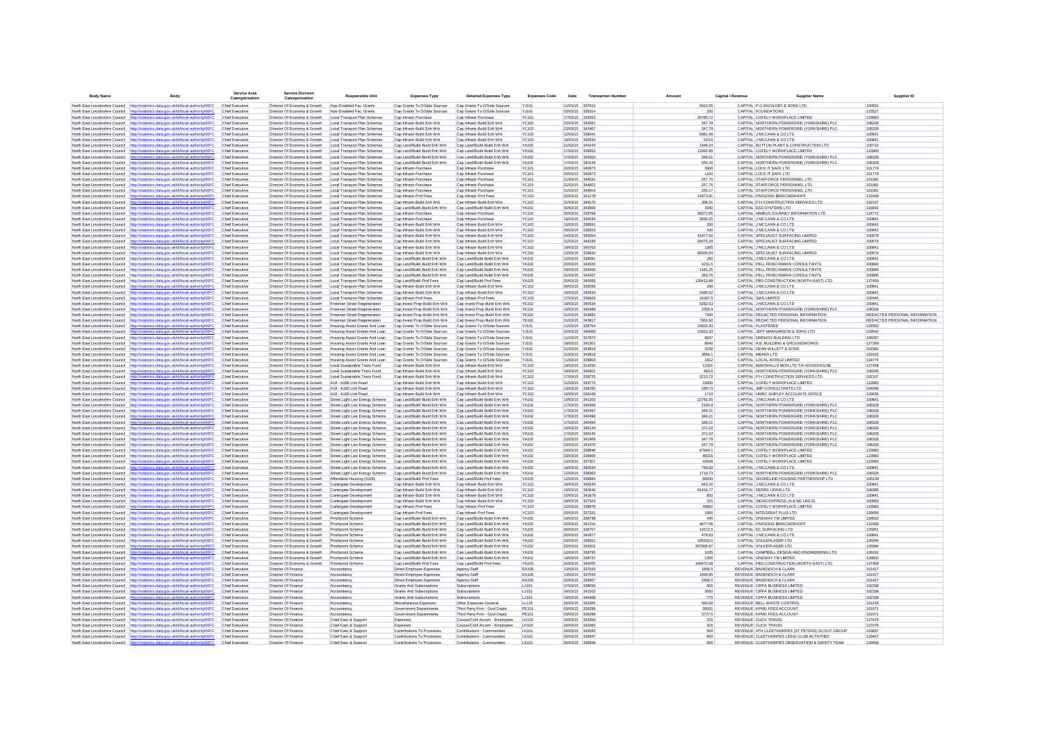| Body Name | Body | Service Area Catergorisation | Service Division Catergorisation | Responsible Unit | Expenses Type | Detailed Expenses Type | Expenses Code | Date | Transaction Number | Amount | Capital / Revenue | Supplier Name | Supplier ID |
|---|---|---|---|---|---|---|---|---|---|---|---|---|---|
| North East Lincolnshire Council | http://statistics.data.gov.uk/id/local-authority/00FC | Chief Executive | Director Of Economy & Growth | Hps-Disabled Fac. Grants | Cap Grants To O/Side Sources | Cap Grants To O/Side Sources | YJ101 | 11/03/15 | 337910 | 4912.55 | CAPITAL | P G INGOLDBY & SONS LTD | 100591 |
| North East Lincolnshire Council | http://statistics.data.gov.uk/id/local-authority/00FC | Chief Executive | Director Of Economy & Growth | Hps-Disabled Fac. Grants | Cap Grants To O/Side Sources | Cap Grants To O/Side Sources | YJ101 | 03/03/15 | 336314 | 250 | CAPITAL | FOUNDATIONS | 123527 |
| North East Lincolnshire Council | http://statistics.data.gov.uk/id/local-authority/00FC | Chief Executive | Director Of Economy & Growth | Local Transport Plan Schemes | Cap Infrastr-Purchase | Cap Infrastr-Purchase | YC101 | 17/03/15 | 339353 | 26765.72 | CAPITAL | COFELY WORKPLACE LIMITED | 123983 |
| North East Lincolnshire Council | http://statistics.data.gov.uk/id/local-authority/00FC | Chief Executive | Director Of Economy & Growth | Local Transport Plan Schemes | Cap Infrastr-Build Enh Wrk | Cap Infrastr-Build Enh Wrk | YC102 | 23/03/15 | 342081 | 347.79 | CAPITAL | NORTHERN POWERGRID (YORKSHIRE) PLC | 108328 |
| North East Lincolnshire Council | http://statistics.data.gov.uk/id/local-authority/00FC | Chief Executive | Director Of Economy & Growth | Local Transport Plan Schemes | Cap Infrastr-Build Enh Wrk | Cap Infrastr-Build Enh Wrk | YC102 | 23/03/15 | 341467 | 347.79 | CAPITAL | NORTHERN POWERGRID (YORKSHIRE) PLC | 108328 |
| North East Lincolnshire Council | http://statistics.data.gov.uk/id/local-authority/00FC | Chief Executive | Director Of Economy & Growth | Local Transport Plan Schemes | Cap Infrastr-Build Enh Wrk | Cap Infrastr-Build Enh Wrk | YC102 | 12/03/15 | 338841 | 9381.99 | CAPITAL | J MCCANN & CO LTD | 100841 |
| North East Lincolnshire Council | http://statistics.data.gov.uk/id/local-authority/00FC | Chief Executive | Director Of Economy & Growth | Local Transport Plan Schemes | Cap Infrastr-Build Enh Wrk | Cap Infrastr-Build Enh Wrk | YC102 | 19/03/15 | 340534 | 523.6 | CAPITAL | J MCCANN & CO LTD | 100841 |
| North East Lincolnshire Council | http://statistics.data.gov.uk/id/local-authority/00FC | Chief Executive | Director Of Economy & Growth | Local Transport Plan Schemes | Cap Land/Build-Build Enh Wrk | Cap Land/Build-Build Enh Wrk | YA102 | 31/03/15 | 344243 | 1948.24 | CAPITAL | BUTTON PLANT & CONSTRUCTION LTD | 100710 |
| North East Lincolnshire Council | http://statistics.data.gov.uk/id/local-authority/00FC | Chief Executive | Director Of Economy & Growth | Local Transport Plan Schemes | Cap Land/Build-Build Enh Wrk | Cap Land/Build-Build Enh Wrk | YA102 | 17/03/15 | 339352 | 13392.86 | CAPITAL | COFELY WORKPLACE LIMITED | 123983 |
| North East Lincolnshire Council | http://statistics.data.gov.uk/id/local-authority/00FC | Chief Executive | Director Of Economy & Growth | Local Transport Plan Schemes | Cap Land/Build-Build Enh Wrk | Cap Land/Build-Build Enh Wrk | YA102 | 17/03/15 | 340602 | 348.21 | CAPITAL | NORTHERN POWERGRID (YORKSHIRE) PLC | 108328 |
| North East Lincolnshire Council | http://statistics.data.gov.uk/id/local-authority/00FC | Chief Executive | Director Of Economy & Growth | Local Transport Plan Schemes | Cap Land/Build-Build Enh Wrk | Cap Land/Build-Build Enh Wrk | YA102 | 17/03/15 | 340149 | 554.26 | CAPITAL | NORTHERN POWERGRID (YORKSHIRE) PLC | 108328 |
| North East Lincolnshire Council | http://statistics.data.gov.uk/id/local-authority/00FC | Chief Executive | Director Of Economy & Growth | Local Transport Plan Schemes | Cap Infrastr-Purchase | Cap Infrastr-Purchase | YC101 | 20/03/15 | 340973 | 3900 | CAPITAL | LOCK IT SAFE LTD | 101779 |
| North East Lincolnshire Council | http://statistics.data.gov.uk/id/local-authority/00FC | Chief Executive | Director Of Economy & Growth | Local Transport Plan Schemes | Cap Infrastr-Purchase | Cap Infrastr-Purchase | YC101 | 20/03/15 | 340973 | 1100 | CAPITAL | LOCK IT SAFE LTD | 101779 |
| North East Lincolnshire Council | http://statistics.data.gov.uk/id/local-authority/00FC | Chief Executive | Director Of Economy & Growth | Local Transport Plan Schemes | Cap Infrastr-Purchase | Cap Infrastr-Purchase | YC101 | 31/03/15 | 344031 | 257.75 | CAPITAL | STAFFORCE PERSONNEL LTD | 101081 |
| North East Lincolnshire Council | http://statistics.data.gov.uk/id/local-authority/00FC | Chief Executive | Director Of Economy & Growth | Local Transport Plan Schemes | Cap Infrastr-Purchase | Cap Infrastr-Purchase | YC101 | 31/03/15 | 344001 | 257.75 | CAPITAL | STAFFORCE PERSONNEL LTD | 101081 |
| North East Lincolnshire Council | http://statistics.data.gov.uk/id/local-authority/00FC | Chief Executive | Director Of Economy & Growth | Local Transport Plan Schemes | Cap Infrastr-Purchase | Cap Infrastr-Purchase | YC101 | 31/03/15 | 344004 | 255.17 | CAPITAL | STAFFORCE PERSONNEL LTD | 101081 |
| North East Lincolnshire Council | http://statistics.data.gov.uk/id/local-authority/00FC | Chief Executive | Director Of Economy & Growth | Local Transport Plan Schemes | Cap Infrastr-Prof Fees | Cap Infrastr-Prof Fees | YC103 | 20/03/15 | 341278 | 14973.81 | CAPITAL | PARSONS BRINCKERHOFF | 122408 |
| North East Lincolnshire Council | http://statistics.data.gov.uk/id/local-authority/00FC | Chief Executive | Director Of Economy & Growth | Local Transport Plan Schemes | Cap Infrastr-Build Enh Wrk | Cap Infrastr-Build Enh Wrk | YC102 | 31/03/15 | 344170 | 308.31 | CAPITAL | P H CONSTRUCTION SERVICES LTD | 102107 |
| North East Lincolnshire Council | http://statistics.data.gov.uk/id/local-authority/00FC | Chief Executive | Director Of Economy & Growth | Local Transport Plan Schemes | Cap Land/Build-Build Enh Wrk | Cap Land/Build-Build Enh Wrk | YA102 | 30/03/15 | 343966 | 3340 | CAPITAL | ESS SYSTEMS LTD | 116642 |
| North East Lincolnshire Council | http://statistics.data.gov.uk/id/local-authority/00FC | Chief Executive | Director Of Economy & Growth | Local Transport Plan Schemes | Cap Infrastr-Purchase | Cap Infrastr-Purchase | YC101 | 05/03/15 | 336768 | 36972.95 | CAPITAL | NIMBUS JOURNEY INFORMATION LTD | 124772 |
| North East Lincolnshire Council | http://statistics.data.gov.uk/id/local-authority/00FC | Chief Executive | Director Of Economy & Growth | Local Transport Plan Schemes | Cap Infrastr-Purchase | Cap Infrastr-Purchase | YC101 | 19/03/15 | 340534 | 2830.25 | CAPITAL | J MCCANN & CO LTD | 100841 |
| North East Lincolnshire Council | http://statistics.data.gov.uk/id/local-authority/00FC | Chief Executive | Director Of Economy & Growth | Local Transport Plan Schemes | Cap Infrastr-Build Enh Wrk | Cap Infrastr-Build Enh Wrk | YC102 | 12/03/15 | 338891 | 390 | CAPITAL | J MCCANN & CO LTD | 100841 |
| North East Lincolnshire Council | http://statistics.data.gov.uk/id/local-authority/00FC | Chief Executive | Director Of Economy & Growth | Local Transport Plan Schemes | Cap Infrastr-Build Enh Wrk | Cap Infrastr-Build Enh Wrk | YC102 | 05/03/15 | 336553 | 420 | CAPITAL | J MCCANN & CO LTD | 100841 |
| North East Lincolnshire Council | http://statistics.data.gov.uk/id/local-authority/00FC | Chief Executive | Director Of Economy & Growth | Local Transport Plan Schemes | Cap Infrastr-Build Enh Wrk | Cap Infrastr-Build Enh Wrk | YC102 | 24/03/15 | 340054 | 41877.92 | CAPITAL | SPECIALIST SURFACING LIMITED | 100579 |
| North East Lincolnshire Council | http://statistics.data.gov.uk/id/local-authority/00FC | Chief Executive | Director Of Economy & Growth | Local Transport Plan Schemes | Cap Infrastr-Build Enh Wrk | Cap Infrastr-Build Enh Wrk | YC102 | 31/03/15 | 344239 | 26475.29 | CAPITAL | SPECIALIST SURFACING LIMITED | 100579 |
| North East Lincolnshire Council | http://statistics.data.gov.uk/id/local-authority/00FC | Chief Executive | Director Of Economy & Growth | Local Transport Plan Schemes | Cap Infrastr-Build Enh Wrk | Cap Infrastr-Build Enh Wrk | YC102 | 19/03/15 | 340763 | 1365 | CAPITAL | J MCCANN & CO LTD | 100841 |
| North East Lincolnshire Council | http://statistics.data.gov.uk/id/local-authority/00FC | Chief Executive | Director Of Economy & Growth | Local Transport Plan Schemes | Cap Infrastr-Build Enh Wrk | Cap Infrastr-Build Enh Wrk | YC102 | 13/03/15 | 339832 | 65505.04 | CAPITAL | SPECIALIST SURFACING LIMITED | 100579 |
| North East Lincolnshire Council | http://statistics.data.gov.uk/id/local-authority/00FC | Chief Executive | Director Of Economy & Growth | Local Transport Plan Schemes | Cap Land/Build-Build Enh Wrk | Cap Land/Build-Build Enh Wrk | YA102 | 12/03/15 | 338691 | 260 | CAPITAL | J MCCANN & CO LTD | 100841 |
| North East Lincolnshire Council | http://statistics.data.gov.uk/id/local-authority/00FC | Chief Executive | Director Of Economy & Growth | Local Transport Plan Schemes | Cap Land/Build-Build Enh Wrk | Cap Land/Build-Build Enh Wrk | YA102 | 20/03/15 | 343020 | 4231.5 | CAPITAL | PELL FRISCHMANN CONSULTANTS | 100880 |
| North East Lincolnshire Council | http://statistics.data.gov.uk/id/local-authority/00FC | Chief Executive | Director Of Economy & Growth | Local Transport Plan Schemes | Cap Land/Build-Build Enh Wrk | Cap Land/Build-Build Enh Wrk | YA102 | 09/03/15 | 336206 | 1181.25 | CAPITAL | PELL FRISCHMANN CONSULTANTS | 100880 |
| North East Lincolnshire Council | http://statistics.data.gov.uk/id/local-authority/00FC | Chief Executive | Director Of Economy & Growth | Local Transport Plan Schemes | Cap Land/Build-Build Enh Wrk | Cap Land/Build-Build Enh Wrk | YA102 | 31/03/15 | 344267 | 393.75 | CAPITAL | PELL FRISCHMANN CONSULTANTS | 100880 |
| North East Lincolnshire Council | http://statistics.data.gov.uk/id/local-authority/00FC | Chief Executive | Director Of Economy & Growth | Local Transport Plan Schemes | Cap Land/Build-Prof Fees | Cap Land/Build-Prof Fees | YA103 | 20/03/15 | 340055 | 128412.89 | CAPITAL | PBS CONSTRUCTION (NORTH EAST) LTD | 127459 |
| North East Lincolnshire Council | http://statistics.data.gov.uk/id/local-authority/00FC | Chief Executive | Director Of Economy & Growth | Local Transport Plan Schemes | Cap Infrastr-Build Enh Wrk | Cap Infrastr-Build Enh Wrk | YC102 | 06/03/15 | 336556 | 260 | CAPITAL | J MCCANN & CO LTD | 100841 |
| North East Lincolnshire Council | http://statistics.data.gov.uk/id/local-authority/00FC | Chief Executive | Director Of Economy & Growth | Local Transport Plan Schemes | Cap Infrastr-Build Enh Wrk | Cap Infrastr-Build Enh Wrk | YC102 | 19/03/15 | 340534 | 2490.52 | CAPITAL | J MCCANN & CO LTD | 100841 |
| North East Lincolnshire Council | http://statistics.data.gov.uk/id/local-authority/00FC | Chief Executive | Director Of Economy & Growth | Local Transport Plan Schemes | Cap Infrastr-Prof Fees | Cap Infrastr-Prof Fees | YC103 | 17/03/15 | 339929 | 16287.5 | CAPITAL | SIAS LIMITED | 102445 |
| North East Lincolnshire Council | http://statistics.data.gov.uk/id/local-authority/00FC | Chief Executive | Director Of Economy & Growth | Freeman Street Regeneration | Cap Invest Prop-Build Enh Wrk | Cap Invest Prop-Build Enh Wrk | YE102 | 19/03/15 | 340534 | 5282.03 | CAPITAL | J MCCANN & CO LTD | 100841 |
| North East Lincolnshire Council | http://statistics.data.gov.uk/id/local-authority/00FC | Chief Executive | Director Of Economy & Growth | Freeman Street Regeneration | Cap Invest Prop-Build Enh Wrk | Cap Invest Prop-Build Enh Wrk | YE102 | 19/03/15 | 340488 | 2356.9 | CAPITAL | NORTHERN POWERGRID (YORKSHIRE) PLC | 108328 |
| North East Lincolnshire Council | http://statistics.data.gov.uk/id/local-authority/00FC | Chief Executive | Director Of Economy & Growth | Freeman Street Regeneration | Cap Invest Prop-Build Enh Wrk | Cap Invest Prop-Build Enh Wrk | YE102 | 31/03/15 | 343882 | 7500 | CAPITAL | REDACTED PERSONAL INFORMATION | REDACTED PERSONAL INFORMATION |
| North East Lincolnshire Council | http://statistics.data.gov.uk/id/local-authority/00FC | Chief Executive | Director Of Economy & Growth | Freeman Street Regeneration | Cap Invest Prop-Build Enh Wrk | Cap Invest Prop-Build Enh Wrk | YE102 | 31/03/15 | 343817 | 7063.92 | CAPITAL | REDACTED PERSONAL INFORMATION | REDACTED PERSONAL INFORMATION |
| North East Lincolnshire Council | http://statistics.data.gov.uk/id/local-authority/00FC | Chief Executive | Director Of Economy & Growth | Housing Assist Grants And Loan | Cap Grants To O/Side Sources | Cap Grants To O/Side Sources | YJ101 | 11/03/15 | 336754 | 10603.33 | CAPITAL | PLASTERED | 126363 |
| North East Lincolnshire Council | http://statistics.data.gov.uk/id/local-authority/00FC | Chief Executive | Director Of Economy & Growth | Housing Assist Grants And Loan | Cap Grants To O/Side Sources | Cap Grants To O/Side Sources | YJ101 | 20/03/15 | 340068 | 10603.33 | CAPITAL | JEFF MARGARSON & SONS LTD | 103562 |
| North East Lincolnshire Council | http://statistics.data.gov.uk/id/local-authority/00FC | Chief Executive | Director Of Economy & Growth | Housing Assist Grants And Loan | Cap Grants To O/Side Sources | Cap Grants To O/Side Sources | YJ101 | 11/03/15 | 337872 | 8007 | CAPITAL | DRINKSY BUILDING LTD | 109267 |
| North East Lincolnshire Council | http://statistics.data.gov.uk/id/local-authority/00FC | Chief Executive | Director Of Economy & Growth | Housing Assist Grants And Loan | Cap Grants To O/Side Sources | Cap Grants To O/Side Sources | YJ101 | 19/03/15 | 341391 | 8940 | CAPITAL | A.B. BUILDING & GROUNDWORKS | 127349 |
| North East Lincolnshire Council | http://statistics.data.gov.uk/id/local-authority/00FC | Chief Executive | Director Of Economy & Growth | Housing Assist Grants And Loan | Cap Grants To O/Side Sources | Cap Grants To O/Side Sources | YJ101 | 31/03/15 | 343816 | 3150 | CAPITAL | DEAN WILLETT & SONS | 101992 |
| North East Lincolnshire Council | http://statistics.data.gov.uk/id/local-authority/00FC | Chief Executive | Director Of Economy & Growth | Housing Assist Grants And Loan | Cap Grants To O/Side Sources | Cap Grants To O/Side Sources | YJ101 | 31/03/15 | 343818 | 3658.1 | CAPITAL | MEARS LTD | 102433 |
| North East Lincolnshire Council | http://statistics.data.gov.uk/id/local-authority/00FC | Chief Executive | Director Of Economy & Growth | Housing Assist Grants And Loan | Cap Grants To O/Side Sources | Cap Grants To O/Side Sources | YJ101 | 11/03/15 | 336863 | 1812 | CAPITAL | LOCAL WORLD LIMITED | 118774 |
| North East Lincolnshire Council | http://statistics.data.gov.uk/id/local-authority/00FC | Chief Executive | Director Of Economy & Growth | Local Sustainable Trans Fund | Cap Infrastr-Build Enh Wrk | Cap Infrastr-Build Enh Wrk | YC102 | 19/03/15 | 314250 | 12201 | CAPITAL | MARSHALLS MON LTD T/A WOODHOUSE | 127458 |
| North East Lincolnshire Council | http://statistics.data.gov.uk/id/local-authority/00FC | Chief Executive | Director Of Economy & Growth | Local Sustainable Trans Fund | Cap Infrastr-Build Enh Wrk | Cap Infrastr-Build Enh Wrk | YC102 | 19/03/15 | 340601 | 463.6 | CAPITAL | NORTHERN POWERGRID (YORKSHIRE) PLC | 108328 |
| North East Lincolnshire Council | http://statistics.data.gov.uk/id/local-authority/00FC | Chief Executive | Director Of Economy & Growth | Local Sustainable Trans Fund | Cap Infrastr-Build Enh Wrk | Cap Infrastr-Build Enh Wrk | YC102 | 17/03/15 | 339725 | 2213.72 | CAPITAL | P H CONSTRUCTION SERVICES LTD | 102107 |
| North East Lincolnshire Council | http://statistics.data.gov.uk/id/local-authority/00FC | Chief Executive | Director Of Economy & Growth | A18 - A180 Link Road | Cap Infrastr-Build Enh Wrk | Cap Infrastr-Build Enh Wrk | YC102 | 31/03/15 | 343775 | 15000 | CAPITAL | COFELY WORKPLACE LIMITED | 123983 |
| North East Lincolnshire Council | http://statistics.data.gov.uk/id/local-authority/00FC | Chief Executive | Director Of Economy & Growth | A18 - A180 Link Road | Cap Infrastr-Build Enh Wrk | Cap Infrastr-Build Enh Wrk | YC102 | 13/03/15 | 338785 | 2857.5 | CAPITAL | JMP CONSULTANTS LTD | 104098 |
| North East Lincolnshire Council | http://statistics.data.gov.uk/id/local-authority/00FC | Chief Executive | Director Of Economy & Growth | A18 - A180 Link Road | Cap Infrastr-Build Enh Wrk | Cap Infrastr-Build Enh Wrk | YC102 | 16/03/15 | 339168 | 1719 | CAPITAL | HMRC SHIPLEY ACCOUNTS OFFICE | 129635 |
| North East Lincolnshire Council | http://statistics.data.gov.uk/id/local-authority/00FC | Chief Executive | Director Of Economy & Growth | Street Light Low Energy Scheme | Cap Land/Build-Build Enh Wrk | Cap Land/Build-Build Enh Wrk | YA102 | 19/03/15 | 341205 | 22781.55 | CAPITAL | J MCCANN & CO LTD | 100841 |
| North East Lincolnshire Council | http://statistics.data.gov.uk/id/local-authority/00FC | Chief Executive | Director Of Economy & Growth | Street Light Low Energy Scheme | Cap Land/Build-Build Enh Wrk | Cap Land/Build-Build Enh Wrk | YA102 | 17/03/15 | 340468 | 2165.8 | CAPITAL | NORTHERN POWERGRID (YORKSHIRE) PLC | 108328 |
| North East Lincolnshire Council | http://statistics.data.gov.uk/id/local-authority/00FC | Chief Executive | Director Of Economy & Growth | Street Light Low Energy Scheme | Cap Land/Build-Build Enh Wrk | Cap Land/Build-Build Enh Wrk | YA102 | 17/03/15 | 340497 | 348.21 | CAPITAL | NORTHERN POWERGRID (YORKSHIRE) PLC | 108328 |
| North East Lincolnshire Council | http://statistics.data.gov.uk/id/local-authority/00FC | Chief Executive | Director Of Economy & Growth | Street Light Low Energy Scheme | Cap Land/Build-Build Enh Wrk | Cap Land/Build-Build Enh Wrk | YA102 | 17/03/15 | 340496 | 348.21 | CAPITAL | NORTHERN POWERGRID (YORKSHIRE) PLC | 108328 |
| North East Lincolnshire Council | http://statistics.data.gov.uk/id/local-authority/00FC | Chief Executive | Director Of Economy & Growth | Street Light Low Energy Scheme | Cap Land/Build-Build Enh Wrk | Cap Land/Build-Build Enh Wrk | YA102 | 17/03/15 | 340494 | 348.21 | CAPITAL | NORTHERN POWERGRID (YORKSHIRE) PLC | 108328 |
| North East Lincolnshire Council | http://statistics.data.gov.uk/id/local-authority/00FC | Chief Executive | Director Of Economy & Growth | Street Light Low Energy Scheme | Cap Land/Build-Build Enh Wrk | Cap Land/Build-Build Enh Wrk | YA102 | 19/03/15 | 340143 | 371.02 | CAPITAL | NORTHERN POWERGRID (YORKSHIRE) PLC | 108328 |
| North East Lincolnshire Council | http://statistics.data.gov.uk/id/local-authority/00FC | Chief Executive | Director Of Economy & Growth | Street Light Low Energy Scheme | Cap Land/Build-Build Enh Wrk | Cap Land/Build-Build Enh Wrk | YA102 | 17/03/15 | 340145 | 371.02 | CAPITAL | NORTHERN POWERGRID (YORKSHIRE) PLC | 108328 |
| North East Lincolnshire Council | http://statistics.data.gov.uk/id/local-authority/00FC | Chief Executive | Director Of Economy & Growth | Street Light Low Energy Scheme | Cap Land/Build-Build Enh Wrk | Cap Land/Build-Build Enh Wrk | YA102 | 23/03/15 | 341469 | 347.79 | CAPITAL | NORTHERN POWERGRID (YORKSHIRE) PLC | 108328 |
| North East Lincolnshire Council | http://statistics.data.gov.uk/id/local-authority/00FC | Chief Executive | Director Of Economy & Growth | Street Light Low Energy Scheme | Cap Land/Build-Build Enh Wrk | Cap Land/Build-Build Enh Wrk | YA102 | 23/03/15 | 341470 | 347.79 | CAPITAL | NORTHERN POWERGRID (YORKSHIRE) PLC | 108328 |
| North East Lincolnshire Council | http://statistics.data.gov.uk/id/local-authority/00FC | Chief Executive | Director Of Economy & Growth | Street Light Low Energy Scheme | Cap Land/Build-Build Enh Wrk | Cap Land/Build-Build Enh Wrk | YA102 | 24/03/15 | 338840 | 47944.1 | CAPITAL | COFELY WORKPLACE LIMITED | 123983 |
| North East Lincolnshire Council | http://statistics.data.gov.uk/id/local-authority/00FC | Chief Executive | Director Of Economy & Growth | Street Light Low Energy Scheme | Cap Land/Build-Build Enh Wrk | Cap Land/Build-Build Enh Wrk | YA102 | 03/03/15 | 336940 | 49316 | CAPITAL | COFELY WORKPLACE LIMITED | 123983 |
| North East Lincolnshire Council | http://statistics.data.gov.uk/id/local-authority/00FC | Chief Executive | Director Of Economy & Growth | Street Light Low Energy Scheme | Cap Land/Build-Build Enh Wrk | Cap Land/Build-Build Enh Wrk | YA102 | 13/03/15 | 337307 | 43946 | CAPITAL | COFELY WORKPLACE LIMITED | 123983 |
| North East Lincolnshire Council | http://statistics.data.gov.uk/id/local-authority/00FC | Chief Executive | Director Of Economy & Growth | Street Light Low Energy Scheme | Cap Land/Build-Build Enh Wrk | Cap Land/Build-Build Enh Wrk | YA102 | 19/03/15 | 340534 | 790.82 | CAPITAL | J MCCANN & CO LTD | 100841 |
| North East Lincolnshire Council | http://statistics.data.gov.uk/id/local-authority/00FC | Chief Executive | Director Of Economy & Growth | Street Light Low Energy Scheme | Cap Land/Build-Build Enh Wrk | Cap Land/Build-Build Enh Wrk | YA102 | 12/03/15 | 338363 | 1718.73 | CAPITAL | NORTHERN POWERGRID (YORKSHIRE) PLC | 108328 |
| North East Lincolnshire Council | http://statistics.data.gov.uk/id/local-authority/00FC | Chief Executive | Director Of Economy & Growth | Affordable Housing (S106) | Cap Land/Build-Prof Fees | Cap Land/Build-Prof Fees | YA103 | 12/03/15 | 338984 | 99000 | CAPITAL | SHORELINE HOUSING PARTNERSHIP LTD | 100139 |
| North East Lincolnshire Council | http://statistics.data.gov.uk/id/local-authority/00FC | Chief Executive | Director Of Economy & Growth | Cartergate Development | Cap Infrastr-Build Enh Wrk | Cap Infrastr-Build Enh Wrk | YC102 | 19/03/15 | 340534 | 843.16 | CAPITAL | J MCCANN & CO LTD | 100841 |
| North East Lincolnshire Council | http://statistics.data.gov.uk/id/local-authority/00FC | Chief Executive | Director Of Economy & Growth | Cartergate Development | Cap Infrastr-Build Enh Wrk | Cap Infrastr-Build Enh Wrk | YC102 | 19/03/15 | 340540 | 61424.77 | CAPITAL | DEREK LEWIS LTD | 108385 |
| North East Lincolnshire Council | http://statistics.data.gov.uk/id/local-authority/00FC | Chief Executive | Director Of Economy & Growth | Cartergate Development | Cap Infrastr-Build Enh Wrk | Cap Infrastr-Build Enh Wrk | YC102 | 20/03/15 | 341878 | 850 | CAPITAL | J MCCANN & CO LTD | 100841 |
| North East Lincolnshire Council | http://statistics.data.gov.uk/id/local-authority/00FC | Chief Executive | Director Of Economy & Growth | Cartergate Development | Cap Infrastr-Build Enh Wrk | Cap Infrastr-Build Enh Wrk | YC102 | 09/03/15 | 337124 | 315 | CAPITAL | SIGNS EXPRESS (N & NE LINCS) | 100083 |
| North East Lincolnshire Council | http://statistics.data.gov.uk/id/local-authority/00FC | Chief Executive | Director Of Economy & Growth | Cartergate Development | Cap Infrastr-Prof Fees | Cap Infrastr-Prof Fees | YC103 | 12/03/15 | 338976 | 46862 | CAPITAL | COFELY WORKPLACE LIMITED | 123983 |
| North East Lincolnshire Council | http://statistics.data.gov.uk/id/local-authority/00FC | Chief Executive | Director Of Economy & Growth | Cartergate Development | Cap Infrastr-Prof Fees | Cap Infrastr-Prof Fees | YC103 | 05/03/15 | 337321 | 1950 | CAPITAL | INTEGREAT PLUS LTD | 129659 |
| North East Lincolnshire Council | http://statistics.data.gov.uk/id/local-authority/00FC | Chief Executive | Director Of Economy & Growth | Pinchpoint Scheme | Cap Land/Build-Build Enh Wrk | Cap Land/Build-Build Enh Wrk | YA102 | 19/03/15 | 338738 | 440 | CAPITAL | ONEWAY TM LIMITED | 128602 |
| North East Lincolnshire Council | http://statistics.data.gov.uk/id/local-authority/00FC | Chief Executive | Director Of Economy & Growth | Pinchpoint Scheme | Cap Land/Build-Build Enh Wrk | Cap Land/Build-Build Enh Wrk | YA102 | 20/03/15 | 341316 | 4877.06 | CAPITAL | PARSONS BRINCKERHOFF | 122408 |
| North East Lincolnshire Council | http://statistics.data.gov.uk/id/local-authority/00FC | Chief Executive | Director Of Economy & Growth | Pinchpoint Scheme | Cap Land/Build-Build Enh Wrk | Cap Land/Build-Build Enh Wrk | YA102 | 06/03/15 | 336757 | 14572.5 | CAPITAL | EC SURFACING LTD | 125951 |
| North East Lincolnshire Council | http://statistics.data.gov.uk/id/local-authority/00FC | Chief Executive | Director Of Economy & Growth | Pinchpoint Scheme | Cap Land/Build-Build Enh Wrk | Cap Land/Build-Build Enh Wrk | YA102 | 20/03/15 | 341877 | 478.63 | CAPITAL | J MCCANN & CO LTD | 100841 |
| North East Lincolnshire Council | http://statistics.data.gov.uk/id/local-authority/00FC | Chief Executive | Director Of Economy & Growth | Pinchpoint Scheme | Cap Land/Build-Build Enh Wrk | Cap Land/Build-Build Enh Wrk | YA102 | 03/03/15 | 336551 | 185333.5 | CAPITAL | VOLKERLASER LTD | 126094 |
| North East Lincolnshire Council | http://statistics.data.gov.uk/id/local-authority/00FC | Chief Executive | Director Of Economy & Growth | Pinchpoint Scheme | Cap Land/Build-Build Enh Wrk | Cap Land/Build-Build Enh Wrk | YA102 | 25/03/15 | 343202 | 397906.67 | CAPITAL | VOLKERLASER LTD | 126094 |
| North East Lincolnshire Council | http://statistics.data.gov.uk/id/local-authority/00FC | Chief Executive | Director Of Economy & Growth | Pinchpoint Scheme | Cap Land/Build-Build Enh Wrk | Cap Land/Build-Build Enh Wrk | YA102 | 12/03/15 | 338795 | 1035 | CAPITAL | CAMPBELL DESIGN AND ENGINEERING LTD | 128191 |
| North East Lincolnshire Council | http://statistics.data.gov.uk/id/local-authority/00FC | Chief Executive | Director Of Economy & Growth | Pinchpoint Scheme | Cap Land/Build-Build Enh Wrk | Cap Land/Build-Build Enh Wrk | YA102 | 12/03/15 | 338737 | 1365 | CAPITAL | ONEWAY TM LIMITED | 128602 |
| North East Lincolnshire Council | http://statistics.data.gov.uk/id/local-authority/00FC | Chief Executive | Director Of Economy & Growth | Pinchpoint Scheme | Cap Land/Build-Prof Fees | Cap Land/Build-Prof Fees | YA103 | 20/03/15 | 340055 | 189472.08 | CAPITAL | PBS CONSTRUCTION (NORTH EAST) LTD | 127459 |
| North East Lincolnshire Council | http://statistics.data.gov.uk/id/local-authority/00FC | Chief Executive | Director Of Finance | Accountancy | Direct Employee Expenses | Agency Staff | EA105 | 13/03/15 | 337542 | 1666.5 | REVENUE | BADENOCH & CLARK | 101427 |
| North East Lincolnshire Council | http://statistics.data.gov.uk/id/local-authority/00FC | Chief Executive | Director Of Finance | Accountancy | Direct Employee Expenses | Agency Staff | EA105 | 13/03/15 | 337543 | 1499.85 | REVENUE | BADENOCH & CLARK | 101427 |
| North East Lincolnshire Council | http://statistics.data.gov.uk/id/local-authority/00FC | Chief Executive | Director Of Finance | Accountancy | Direct Employee Expenses | Agency Staff | EA105 | 20/03/15 | 339367 | 1666.5 | REVENUE | BADENOCH & CLARK | 101427 |
| North East Lincolnshire Council | http://statistics.data.gov.uk/id/local-authority/00FC | Chief Executive | Director Of Finance | Accountancy | Grants And Subscriptions | Subscriptions | LJ101 | 17/03/15 | 338055 | 500 | REVENUE | CIPFA BUSINESS LIMITED | 102338 |
| North East Lincolnshire Council | http://statistics.data.gov.uk/id/local-authority/00FC | Chief Executive | Director Of Finance | Accountancy | Grants And Subscriptions | Subscriptions | LJ101 | 24/03/15 | 342102 | 3650 | REVENUE | CIPFA BUSINESS LIMITED | 102338 |
| North East Lincolnshire Council | http://statistics.data.gov.uk/id/local-authority/00FC | Chief Executive | Director Of Finance | Accountancy | Grants And Subscriptions | Subscriptions | LJ101 | 19/03/15 | 340468 | 775 | REVENUE | CIPFA BUSINESS LIMITED | 102338 |
| North East Lincolnshire Council | http://statistics.data.gov.uk/id/local-authority/00FC | Chief Executive | Director Of Finance | Accountancy | Miscellaneous Expenses | Other Expenses General | LL119 | 26/03/15 | 342355 | 560.09 | REVENUE | BELL WASTE CONTROL | 101433 |
| North East Lincolnshire Council | http://statistics.data.gov.uk/id/local-authority/00FC | Chief Executive | Director Of Finance | Accountancy | Government Departments | Third Party Prov - Govt Depts | PE101 | 03/03/15 | 336298 | 39501 | REVENUE | KPMG FEES ACCOUNT | 101071 |
| North East Lincolnshire Council | http://statistics.data.gov.uk/id/local-authority/00FC | Chief Executive | Director Of Finance | Accountancy | Government Departments | Third Party Prov - Govt Depts | PE101 | 03/03/15 | 336298 | 3737.5 | REVENUE | KPMG FEES ACCOUNT | 101071 |
| North East Lincolnshire Council | http://statistics.data.gov.uk/id/local-authority/00FC | Chief Executive | Director Of Finance | Chief Exec & Support | Expenses | Course/Conf Accom - Employees | LH102 | 26/03/15 | 343359 | 315 | REVENUE | CLICK TRAVEL | 127476 |
| North East Lincolnshire Council | http://statistics.data.gov.uk/id/local-authority/00FC | Chief Executive | Director Of Finance | Chief Exec & Support | Expenses | Course/Conf Accom - Employees | LH102 | 26/03/15 | 343360 | 315 | REVENUE | CLICK TRAVEL | 127476 |
| North East Lincolnshire Council | http://statistics.data.gov.uk/id/local-authority/00FC | Chief Executive | Director Of Finance | Chief Exec & Support | Contributions To Provisions | Contributions - Communities | LK101 | 26/03/15 | 343003 | 500 | REVENUE | 4TH CLEETHORPES (ST PETERS) SCOUT GROUP | 103837 |
| North East Lincolnshire Council | http://statistics.data.gov.uk/id/local-authority/00FC | Chief Executive | Director Of Finance | Chief Exec & Support | Contributions To Provisions | Contributions - Communities | LK101 | 05/03/15 | 336847 | 800 | REVENUE | CLEETHORPES LIONS CLUB ACTIVITIES | 129457 |
| North East Lincolnshire Council | http://statistics.data.gov.uk/id/local-authority/00FC | Chief Executive | Director Of Finance | Chief Exec & Support | Contributions To Provisions | Contributions - Communities | LK101 | 05/03/15 | 336848 | 600 | REVENUE | CLEETHORPES OBSERVATION & SAFETY TEAM | 129458 |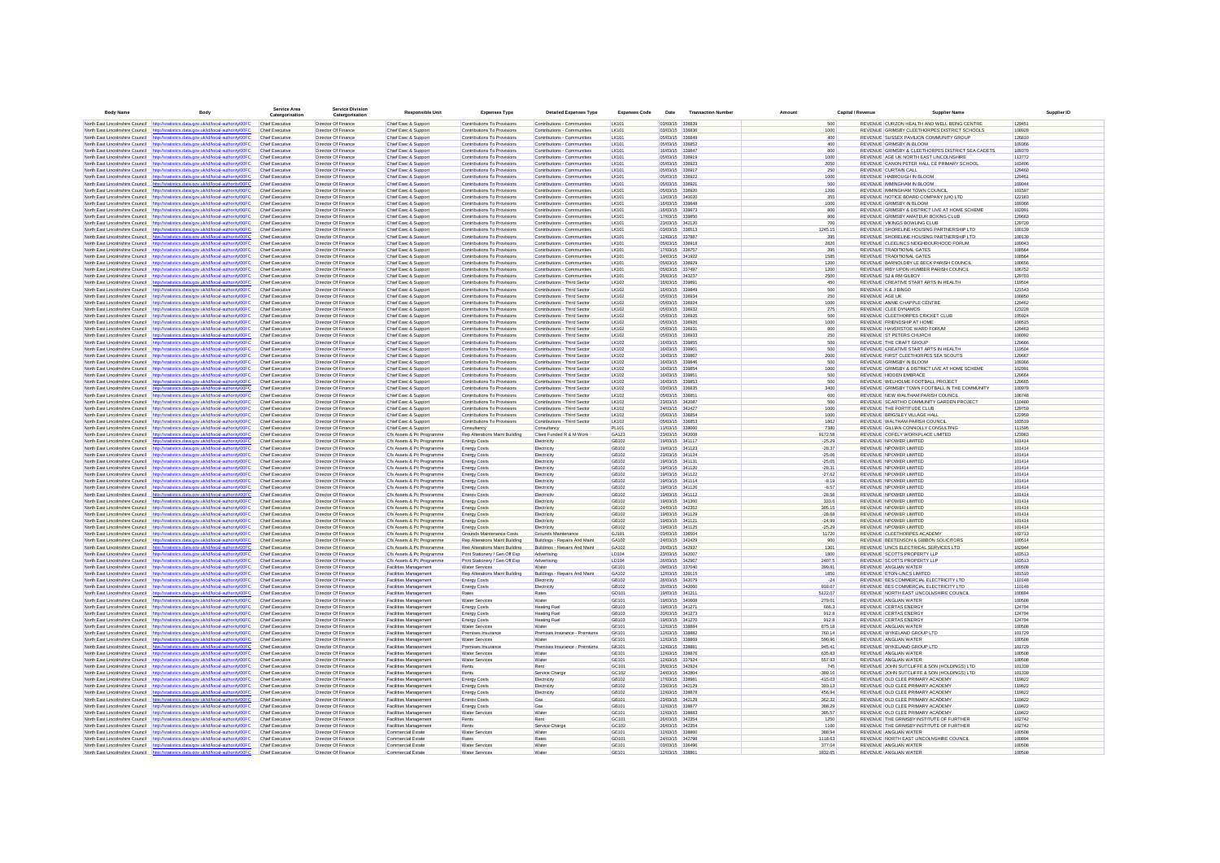| Body Name | Body | Service Area Catergorisation | Service Division Catergorisation | Responsible Unit | Expenses Type | Detailed Expenses Type | Expenses Code | Date | Transaction Number | Amount | Capital / Revenue | Supplier Name | Supplier ID |
|---|---|---|---|---|---|---|---|---|---|---|---|---|---|
| North East Lincolnshire Council | http://statistics.data.gov.uk/id/local-authority/00FC | Chief Executive | Director Of Finance | Chief Exec & Support | Contributions To Provisions | Contributions - Communities | LK101 | 03/03/15 | 336839 | 500 | REVENUE | CURZON HEALTH AND WELL BEING CENTRE | 129451 |
| North East Lincolnshire Council | http://statistics.data.gov.uk/id/local-authority/00FC | Chief Executive | Director Of Finance | Chief Exec & Support | Contributions To Provisions | Contributions - Communities | LK101 | 03/03/15 | 336836 | 1000 | REVENUE | GRIMSBY CLEETHORPES DISTRICT SCHOOLS | 106928 |
| North East Lincolnshire Council | http://statistics.data.gov.uk/id/local-authority/00FC | Chief Executive | Director Of Finance | Chief Exec & Support | Contributions To Provisions | Contributions - Communities | LK101 | 05/03/15 | 336849 | 400 | REVENUE | SUSSEX PAVILION COMMUNITY GROUP | 126810 |
| North East Lincolnshire Council | http://statistics.data.gov.uk/id/local-authority/00FC | Chief Executive | Director Of Finance | Chief Exec & Support | Contributions To Provisions | Contributions - Communities | LK101 | 05/03/15 | 336852 | 400 | REVENUE | GRIMSBY IN BLOOM | 109366 |
| North East Lincolnshire Council | http://statistics.data.gov.uk/id/local-authority/00FC | Chief Executive | Director Of Finance | Chief Exec & Support | Contributions To Provisions | Contributions - Communities | LK101 | 16/03/15 | 339847 | 800 | REVENUE | GRIMSBY & CLEETHORPES DISTRICT SEA CADETS | 109370 |
| North East Lincolnshire Council | http://statistics.data.gov.uk/id/local-authority/00FC | Chief Executive | Director Of Finance | Chief Exec & Support | Contributions To Provisions | Contributions - Communities | LK101 | 05/03/15 | 336919 | 1000 | REVENUE | AGE UK NORTH EAST LINCOLNSHIRE | 113772 |
| North East Lincolnshire Council | http://statistics.data.gov.uk/id/local-authority/00FC | Chief Executive | Director Of Finance | Chief Exec & Support | Contributions To Provisions | Contributions - Communities | LK101 | 05/03/15 | 336923 | 2050 | REVENUE | CANON PETER HALL CE PRIMARY SCHOOL | 103406 |
| North East Lincolnshire Council | http://statistics.data.gov.uk/id/local-authority/00FC | Chief Executive | Director Of Finance | Chief Exec & Support | Contributions To Provisions | Contributions - Communities | LK101 | 05/03/15 | 336917 | 250 | REVENUE | CURTAIN CALL | 129460 |
| North East Lincolnshire Council | http://statistics.data.gov.uk/id/local-authority/00FC | Chief Executive | Director Of Finance | Chief Exec & Support | Contributions To Provisions | Contributions - Communities | LK101 | 05/03/15 | 336922 | 1000 | REVENUE | HABROUGH IN BLOOM | 129461 |
| North East Lincolnshire Council | http://statistics.data.gov.uk/id/local-authority/00FC | Chief Executive | Director Of Finance | Chief Exec & Support | Contributions To Provisions | Contributions - Communities | LK101 | 05/03/15 | 336921 | 500 | REVENUE | IMMINGHAM IN BLOOM | 109044 |
| North East Lincolnshire Council | http://statistics.data.gov.uk/id/local-authority/00FC | Chief Executive | Director Of Finance | Chief Exec & Support | Contributions To Provisions | Contributions - Communities | LK101 | 05/03/15 | 336920 | 1200 | REVENUE | IMMINGHAM TOWN COUNCIL | 101507 |
| North East Lincolnshire Council | http://statistics.data.gov.uk/id/local-authority/00FC | Chief Executive | Director Of Finance | Chief Exec & Support | Contributions To Provisions | Contributions - Communities | LK101 | 12/03/15 | 340020 | 355 | REVENUE | NOTICE BOARD COMPANY (UK) LTD | 122183 |
| North East Lincolnshire Council | http://statistics.data.gov.uk/id/local-authority/00FC | Chief Executive | Director Of Finance | Chief Exec & Support | Contributions To Provisions | Contributions - Communities | LK101 | 16/03/15 | 339848 | 1000 | REVENUE | GRIMSBY IN BLOOM | 109366 |
| North East Lincolnshire Council | http://statistics.data.gov.uk/id/local-authority/00FC | Chief Executive | Director Of Finance | Chief Exec & Support | Contributions To Provisions | Contributions - Communities | LK101 | 16/03/15 | 339873 | 800 | REVENUE | GRIMSBY & DISTRICT LIVE AT HOME SCHEME | 102091 |
| North East Lincolnshire Council | http://statistics.data.gov.uk/id/local-authority/00FC | Chief Executive | Director Of Finance | Chief Exec & Support | Contributions To Provisions | Contributions - Communities | LK101 | 17/03/15 | 339850 | 800 | REVENUE | GRIMSBY AMATEUR BOXING CLUB | 129663 |
| North East Lincolnshire Council | http://statistics.data.gov.uk/id/local-authority/00FC | Chief Executive | Director Of Finance | Chief Exec & Support | Contributions To Provisions | Contributions - Communities | LK101 | 23/03/15 | 342120 | 700 | REVENUE | VIKINGS BOWLING CLUB | 129720 |
| North East Lincolnshire Council | http://statistics.data.gov.uk/id/local-authority/00FC | Chief Executive | Director Of Finance | Chief Exec & Support | Contributions To Provisions | Contributions - Communities | LK101 | 03/03/15 | 336513 | 1245.15 | REVENUE | SHORELINE HOUSING PARTNERSHIP LTD | 100139 |
| North East Lincolnshire Council | http://statistics.data.gov.uk/id/local-authority/00FC | Chief Executive | Director Of Finance | Chief Exec & Support | Contributions To Provisions | Contributions - Communities | LK101 | 12/03/15 | 337887 | 395 | REVENUE | SHORELINE HOUSING PARTNERSHIP LTD | 100139 |
| North East Lincolnshire Council | http://statistics.data.gov.uk/id/local-authority/00FC | Chief Executive | Director Of Finance | Chief Exec & Support | Contributions To Provisions | Contributions - Communities | LK101 | 05/03/15 | 336918 | 2826 | REVENUE | CLEELINCS NEIGHBOURHOOD FORUM | 109043 |
| North East Lincolnshire Council | http://statistics.data.gov.uk/id/local-authority/00FC | Chief Executive | Director Of Finance | Chief Exec & Support | Contributions To Provisions | Contributions - Communities | LK101 | 17/03/15 | 336757 | 395 | REVENUE | TRADITIONAL GATES | 108564 |
| North East Lincolnshire Council | http://statistics.data.gov.uk/id/local-authority/00FC | Chief Executive | Director Of Finance | Chief Exec & Support | Contributions To Provisions | Contributions - Communities | LK101 | 24/03/15 | 341922 | 1585 | REVENUE | TRADITIONAL GATES | 108564 |
| North East Lincolnshire Council | http://statistics.data.gov.uk/id/local-authority/00FC | Chief Executive | Director Of Finance | Chief Exec & Support | Contributions To Provisions | Contributions - Communities | LK101 | 05/03/15 | 336929 | 1200 | REVENUE | BARNOLDBY LE BECK PARISH COUNCIL | 100656 |
| North East Lincolnshire Council | http://statistics.data.gov.uk/id/local-authority/00FC | Chief Executive | Director Of Finance | Chief Exec & Support | Contributions To Provisions | Contributions - Communities | LK101 | 05/03/15 | 337497 | 1200 | REVENUE | IRBY UPON HUMBER PARISH COUNCIL | 106752 |
| North East Lincolnshire Council | http://statistics.data.gov.uk/id/local-authority/00FC | Chief Executive | Director Of Finance | Chief Exec & Support | Contributions To Provisions | Contributions - Communities | LK101 | 26/03/15 | 343237 | 2500 | REVENUE | SJ & RM GILBOY | 129703 |
| North East Lincolnshire Council | http://statistics.data.gov.uk/id/local-authority/00FC | Chief Executive | Director Of Finance | Chief Exec & Support | Contributions To Provisions | Contributions - Third Sector | LK102 | 16/03/15 | 339891 | 450 | REVENUE | CREATIVE START ARTS IN HEALTH | 119504 |
| North East Lincolnshire Council | http://statistics.data.gov.uk/id/local-authority/00FC | Chief Executive | Director Of Finance | Chief Exec & Support | Contributions To Provisions | Contributions - Third Sector | LK102 | 16/03/15 | 339849 | 500 | REVENUE | K & J BINGO | 121543 |
| North East Lincolnshire Council | http://statistics.data.gov.uk/id/local-authority/00FC | Chief Executive | Director Of Finance | Chief Exec & Support | Contributions To Provisions | Contributions - Third Sector | LK102 | 05/03/15 | 336934 | 250 | REVENUE | AGE UK | 108850 |
| North East Lincolnshire Council | http://statistics.data.gov.uk/id/local-authority/00FC | Chief Executive | Director Of Finance | Chief Exec & Support | Contributions To Provisions | Contributions - Third Sector | LK102 | 05/03/15 | 336924 | 1000 | REVENUE | ANNIE CHAPPLE CENTRE | 129462 |
| North East Lincolnshire Council | http://statistics.data.gov.uk/id/local-authority/00FC | Chief Executive | Director Of Finance | Chief Exec & Support | Contributions To Provisions | Contributions - Third Sector | LK102 | 05/03/15 | 336932 | 275 | REVENUE | CLEE DYNAMOS | 123228 |
| North East Lincolnshire Council | http://statistics.data.gov.uk/id/local-authority/00FC | Chief Executive | Director Of Finance | Chief Exec & Support | Contributions To Provisions | Contributions - Third Sector | LK102 | 05/03/15 | 336925 | 500 | REVENUE | CLEETHORPES CRICKET CLUB | 105926 |
| North East Lincolnshire Council | http://statistics.data.gov.uk/id/local-authority/00FC | Chief Executive | Director Of Finance | Chief Exec & Support | Contributions To Provisions | Contributions - Third Sector | LK102 | 05/03/15 | 336926 | 1000 | REVENUE | FRIENDSHIP AT HOME | 108515 |
| North East Lincolnshire Council | http://statistics.data.gov.uk/id/local-authority/00FC | Chief Executive | Director Of Finance | Chief Exec & Support | Contributions To Provisions | Contributions - Third Sector | LK102 | 05/03/15 | 336931 | 800 | REVENUE | HAVERSTOE WARD FORUM | 129463 |
| North East Lincolnshire Council | http://statistics.data.gov.uk/id/local-authority/00FC | Chief Executive | Director Of Finance | Chief Exec & Support | Contributions To Provisions | Contributions - Third Sector | LK102 | 05/03/15 | 336933 | 250 | REVENUE | ST PETERS CHURCH | 108092 |
| North East Lincolnshire Council | http://statistics.data.gov.uk/id/local-authority/00FC | Chief Executive | Director Of Finance | Chief Exec & Support | Contributions To Provisions | Contributions - Third Sector | LK102 | 16/03/15 | 339855 | 500 | REVENUE | THE CRAFT GROUP | 129666 |
| North East Lincolnshire Council | http://statistics.data.gov.uk/id/local-authority/00FC | Chief Executive | Director Of Finance | Chief Exec & Support | Contributions To Provisions | Contributions - Third Sector | LK102 | 16/03/15 | 339891 | 500 | REVENUE | CREATIVE START ARTS IN HEALTH | 119504 |
| North East Lincolnshire Council | http://statistics.data.gov.uk/id/local-authority/00FC | Chief Executive | Director Of Finance | Chief Exec & Support | Contributions To Provisions | Contributions - Third Sector | LK102 | 16/03/15 | 339867 | 2000 | REVENUE | FIRST CLEETHORPES SEA SCOUTS | 129667 |
| North East Lincolnshire Council | http://statistics.data.gov.uk/id/local-authority/00FC | Chief Executive | Director Of Finance | Chief Exec & Support | Contributions To Provisions | Contributions - Third Sector | LK102 | 16/03/15 | 339846 | 500 | REVENUE | GRIMSBY IN BLOOM | 109366 |
| North East Lincolnshire Council | http://statistics.data.gov.uk/id/local-authority/00FC | Chief Executive | Director Of Finance | Chief Exec & Support | Contributions To Provisions | Contributions - Third Sector | LK102 | 16/03/15 | 339854 | 1000 | REVENUE | GRIMSBY & DISTRICT LIVE AT HOME SCHEME | 102091 |
| North East Lincolnshire Council | http://statistics.data.gov.uk/id/local-authority/00FC | Chief Executive | Director Of Finance | Chief Exec & Support | Contributions To Provisions | Contributions - Third Sector | LK102 | 16/03/15 | 339851 | 500 | REVENUE | HIDDEN EMBRACE | 129664 |
| North East Lincolnshire Council | http://statistics.data.gov.uk/id/local-authority/00FC | Chief Executive | Director Of Finance | Chief Exec & Support | Contributions To Provisions | Contributions - Third Sector | LK102 | 16/03/15 | 339853 | 500 | REVENUE | WELHOLME FOOTBALL PROJECT | 129665 |
| North East Lincolnshire Council | http://statistics.data.gov.uk/id/local-authority/00FC | Chief Executive | Director Of Finance | Chief Exec & Support | Contributions To Provisions | Contributions - Third Sector | LK102 | 03/03/15 | 336835 | 3400 | REVENUE | GRIMSBY TOWN FOOTBALL IN THE COMMUNITY | 100978 |
| North East Lincolnshire Council | http://statistics.data.gov.uk/id/local-authority/00FC | Chief Executive | Director Of Finance | Chief Exec & Support | Contributions To Provisions | Contributions - Third Sector | LK102 | 05/03/15 | 336851 | 600 | REVENUE | NEW WALTHAM PARISH COUNCIL | 106748 |
| North East Lincolnshire Council | http://statistics.data.gov.uk/id/local-authority/00FC | Chief Executive | Director Of Finance | Chief Exec & Support | Contributions To Provisions | Contributions - Third Sector | LK102 | 23/03/15 | 342087 | 500 | REVENUE | SCARTHO COMMUNITY GARDEN PROJECT | 110480 |
| North East Lincolnshire Council | http://statistics.data.gov.uk/id/local-authority/00FC | Chief Executive | Director Of Finance | Chief Exec & Support | Contributions To Provisions | Contributions - Third Sector | LK102 | 24/03/15 | 342427 | 1000 | REVENUE | THE FORTITUDE CLUB | 129759 |
| North East Lincolnshire Council | http://statistics.data.gov.uk/id/local-authority/00FC | Chief Executive | Director Of Finance | Chief Exec & Support | Contributions To Provisions | Contributions - Third Sector | LK102 | 05/03/15 | 336854 | 1000 | REVENUE | BRIGSLEY VILLAGE HALL | 122959 |
| North East Lincolnshire Council | http://statistics.data.gov.uk/id/local-authority/00FC | Chief Executive | Director Of Finance | Chief Exec & Support | Contributions To Provisions | Contributions - Third Sector | LK102 | 05/03/15 | 336853 | 1862 | REVENUE | WALTHAM PARISH COUNCIL | 103519 |
| North East Lincolnshire Council | http://statistics.data.gov.uk/id/local-authority/00FC | Chief Executive | Director Of Finance | Chief Exec & Support | Consultancy | Consultancy | PL101 | 11/03/15 | 339090 | 7380 | REVENUE | GILLIAN CONNOLLY CONSULTING | 111595 |
| North East Lincolnshire Council | http://statistics.data.gov.uk/id/local-authority/00FC | Chief Executive | Director Of Finance | Cfs Assets & Pc Programme | Rep Alterations Maint Building | Client Funded R & M Work | GA123 | 23/03/15 | 343008 | 9172.58 | REVENUE | COFELY WORKPLACE LIMITED | 123983 |
| North East Lincolnshire Council | http://statistics.data.gov.uk/id/local-authority/00FC | Chief Executive | Director Of Finance | Cfs Assets & Pc Programme | Energy Costs | Electricity | GB102 | 19/03/15 | 341117 | -25.29 | REVENUE | NPOWER LIMITED | 101414 |
| North East Lincolnshire Council | http://statistics.data.gov.uk/id/local-authority/00FC | Chief Executive | Director Of Finance | Cfs Assets & Pc Programme | Energy Costs | Electricity | GB102 | 19/03/15 | 341123 | -28.37 | REVENUE | NPOWER LIMITED | 101414 |
| North East Lincolnshire Council | http://statistics.data.gov.uk/id/local-authority/00FC | Chief Executive | Director Of Finance | Cfs Assets & Pc Programme | Energy Costs | Electricity | GB102 | 23/03/15 | 341124 | -25.06 | REVENUE | NPOWER LIMITED | 101414 |
| North East Lincolnshire Council | http://statistics.data.gov.uk/id/local-authority/00FC | Chief Executive | Director Of Finance | Cfs Assets & Pc Programme | Energy Costs | Electricity | GB102 | 19/03/15 | 341131 | -25.05 | REVENUE | NPOWER LIMITED | 101414 |
| North East Lincolnshire Council | http://statistics.data.gov.uk/id/local-authority/00FC | Chief Executive | Director Of Finance | Cfs Assets & Pc Programme | Energy Costs | Electricity | GB102 | 19/03/15 | 341120 | -28.31 | REVENUE | NPOWER LIMITED | 101414 |
| North East Lincolnshire Council | http://statistics.data.gov.uk/id/local-authority/00FC | Chief Executive | Director Of Finance | Cfs Assets & Pc Programme | Energy Costs | Electricity | GB102 | 19/03/15 | 341122 | -27.62 | REVENUE | NPOWER LIMITED | 101414 |
| North East Lincolnshire Council | http://statistics.data.gov.uk/id/local-authority/00FC | Chief Executive | Director Of Finance | Cfs Assets & Pc Programme | Energy Costs | Electricity | GB102 | 19/03/15 | 341114 | -8.19 | REVENUE | NPOWER LIMITED | 101414 |
| North East Lincolnshire Council | http://statistics.data.gov.uk/id/local-authority/00FC | Chief Executive | Director Of Finance | Cfs Assets & Pc Programme | Energy Costs | Electricity | GB102 | 19/03/15 | 341126 | -8.57 | REVENUE | NPOWER LIMITED | 101414 |
| North East Lincolnshire Council | http://statistics.data.gov.uk/id/local-authority/00FC | Chief Executive | Director Of Finance | Cfs Assets & Pc Programme | Energy Costs | Electricity | GB102 | 19/03/15 | 341112 | -28.58 | REVENUE | NPOWER LIMITED | 101414 |
| North East Lincolnshire Council | http://statistics.data.gov.uk/id/local-authority/00FC | Chief Executive | Director Of Finance | Cfs Assets & Pc Programme | Energy Costs | Electricity | GB102 | 19/03/15 | 341390 | 333.6 | REVENUE | NPOWER LIMITED | 101414 |
| North East Lincolnshire Council | http://statistics.data.gov.uk/id/local-authority/00FC | Chief Executive | Director Of Finance | Cfs Assets & Pc Programme | Energy Costs | Electricity | GB102 | 24/03/15 | 342352 | 305.15 | REVENUE | NPOWER LIMITED | 101414 |
| North East Lincolnshire Council | http://statistics.data.gov.uk/id/local-authority/00FC | Chief Executive | Director Of Finance | Cfs Assets & Pc Programme | Energy Costs | Electricity | GB102 | 19/03/15 | 341129 | -28.68 | REVENUE | NPOWER LIMITED | 101414 |
| North East Lincolnshire Council | http://statistics.data.gov.uk/id/local-authority/00FC | Chief Executive | Director Of Finance | Cfs Assets & Pc Programme | Energy Costs | Electricity | GB102 | 19/03/15 | 341121 | -24.99 | REVENUE | NPOWER LIMITED | 101414 |
| North East Lincolnshire Council | http://statistics.data.gov.uk/id/local-authority/00FC | Chief Executive | Director Of Finance | Cfs Assets & Pc Programme | Energy Costs | Electricity | GB102 | 19/03/15 | 341125 | -25.29 | REVENUE | NPOWER LIMITED | 101414 |
| North East Lincolnshire Council | http://statistics.data.gov.uk/id/local-authority/00FC | Chief Executive | Director Of Finance | Cfs Assets & Pc Programme | Grounds Maintenance Costs | Grounds Maintenance | GJ101 | 03/03/15 | 336504 | 11720 | REVENUE | CLEETHORPES ACADEMY | 102713 |
| North East Lincolnshire Council | http://statistics.data.gov.uk/id/local-authority/00FC | Chief Executive | Director Of Finance | Cfs Assets & Pc Programme | Rep Alterations Maint Building | Buildings - Repairs And Maint | GA102 | 24/03/15 | 342429 | 900 | REVENUE | BEETENSON & GIBBON SOLICITORS | 100514 |
| North East Lincolnshire Council | http://statistics.data.gov.uk/id/local-authority/00FC | Chief Executive | Director Of Finance | Cfs Assets & Pc Programme | Rep Alterations Maint Building | Buildings - Repairs And Maint | GA102 | 26/03/15 | 342937 | 1301 | REVENUE | LINCS ELECTRICAL SERVICES LTD | 102044 |
| North East Lincolnshire Council | http://statistics.data.gov.uk/id/local-authority/00FC | Chief Executive | Director Of Finance | Cfs Assets & Pc Programme | Print Stationery / Gen Off Exp | Advertising | LD104 | 23/03/15 | 342007 | 1800 | REVENUE | SCOTTS PROPERTY LLP | 103513 |
| North East Lincolnshire Council | http://statistics.data.gov.uk/id/local-authority/00FC | Chief Executive | Director Of Finance | Cfs Assets & Pc Programme | Print Stationery / Gen Off Exp | Advertising | LD104 | 26/03/15 | 342967 | 2407.5 | REVENUE | SCOTTS PROPERTY LLP | 103513 |
| North East Lincolnshire Council | http://statistics.data.gov.uk/id/local-authority/00FC | Chief Executive | Director Of Finance | Facilities Management | Water Services | Water | GE101 | 09/03/15 | 337040 | 399.81 | REVENUE | ANGLIAN WATER | 100508 |
| North East Lincolnshire Council | http://statistics.data.gov.uk/id/local-authority/00FC | Chief Executive | Director Of Finance | Facilities Management | Rep Alterations Maint Building | Buildings - Repairs And Maint | GA102 | 12/03/15 | 339115 | 1850 | REVENUE | ETON-LINCS LIMITED | 101510 |
| North East Lincolnshire Council | http://statistics.data.gov.uk/id/local-authority/00FC | Chief Executive | Director Of Finance | Facilities Management | Energy Costs | Electricity | GB102 | 26/03/15 | 343079 | -24 | REVENUE | BES COMMERCIAL ELECTRICITY LTD | 110148 |
| North East Lincolnshire Council | http://statistics.data.gov.uk/id/local-authority/00FC | Chief Executive | Director Of Finance | Facilities Management | Energy Costs | Electricity | GB102 | 26/03/15 | 343090 | 918.07 | REVENUE | BES COMMERCIAL ELECTRICITY LTD | 110148 |
| North East Lincolnshire Council | http://statistics.data.gov.uk/id/local-authority/00FC | Chief Executive | Director Of Finance | Facilities Management | Rates | Rates | GD101 | 19/03/15 | 341211 | 5122.07 | REVENUE | NORTH EAST LINCOLNSHIRE COUNCIL | 100894 |
| North East Lincolnshire Council | http://statistics.data.gov.uk/id/local-authority/00FC | Chief Executive | Director Of Finance | Facilities Management | Water Services | Water | GE101 | 19/03/15 | 340938 | 279.01 | REVENUE | ANGLIAN WATER | 100508 |
| North East Lincolnshire Council | http://statistics.data.gov.uk/id/local-authority/00FC | Chief Executive | Director Of Finance | Facilities Management | Energy Costs | Heating Fuel | GB103 | 19/03/15 | 341271 | 666.3 | REVENUE | CERTAS ENERGY | 124794 |
| North East Lincolnshire Council | http://statistics.data.gov.uk/id/local-authority/00FC | Chief Executive | Director Of Finance | Facilities Management | Energy Costs | Heating Fuel | GB103 | 20/03/15 | 341273 | 912.8 | REVENUE | CERTAS ENERGY | 124794 |
| North East Lincolnshire Council | http://statistics.data.gov.uk/id/local-authority/00FC | Chief Executive | Director Of Finance | Facilities Management | Energy Costs | Heating Fuel | GB103 | 19/03/15 | 341270 | 912.8 | REVENUE | CERTAS ENERGY | 124794 |
| North East Lincolnshire Council | http://statistics.data.gov.uk/id/local-authority/00FC | Chief Executive | Director Of Finance | Facilities Management | Water Services | Water | GE101 | 12/03/15 | 338884 | 875.18 | REVENUE | ANGLIAN WATER | 100508 |
| North East Lincolnshire Council | http://statistics.data.gov.uk/id/local-authority/00FC | Chief Executive | Director Of Finance | Facilities Management | Premises Insurance | Premises Insurance - Premiums | GK101 | 12/03/15 | 338882 | 760.14 | REVENUE | WYKELAND GROUP LTD | 101729 |
| North East Lincolnshire Council | http://statistics.data.gov.uk/id/local-authority/00FC | Chief Executive | Director Of Finance | Facilities Management | Water Services | Water | GE101 | 12/03/15 | 338869 | 590.96 | REVENUE | ANGLIAN WATER | 100508 |
| North East Lincolnshire Council | http://statistics.data.gov.uk/id/local-authority/00FC | Chief Executive | Director Of Finance | Facilities Management | Premises Insurance | Premises Insurance - Premiums | GK101 | 12/03/15 | 338881 | 845.41 | REVENUE | WYKELAND GROUP LTD | 101729 |
| North East Lincolnshire Council | http://statistics.data.gov.uk/id/local-authority/00FC | Chief Executive | Director Of Finance | Facilities Management | Water Services | Water | GE101 | 12/03/15 | 338876 | 635.83 | REVENUE | ANGLIAN WATER | 100508 |
| North East Lincolnshire Council | http://statistics.data.gov.uk/id/local-authority/00FC | Chief Executive | Director Of Finance | Facilities Management | Water Services | Water | GE101 | 12/03/15 | 337924 | 557.93 | REVENUE | ANGLIAN WATER | 100508 |
| North East Lincolnshire Council | http://statistics.data.gov.uk/id/local-authority/00FC | Chief Executive | Director Of Finance | Facilities Management | Rents | Rent | GC101 | 26/03/15 | 342924 | 745 | REVENUE | JOHN SUTCLIFFE & SON (HOLDINGS) LTD | 101339 |
| North East Lincolnshire Council | http://statistics.data.gov.uk/id/local-authority/00FC | Chief Executive | Director Of Finance | Facilities Management | Rents | Service Charge | GC102 | 24/03/15 | 342804 | -389.16 | REVENUE | JOHN SUTCLIFFE & SON (HOLDINGS) LTD | 101339 |
| North East Lincolnshire Council | http://statistics.data.gov.uk/id/local-authority/00FC | Chief Executive | Director Of Finance | Facilities Management | Energy Costs | Electricity | GB102 | 17/03/15 | 338981 | -415.03 | REVENUE | OLD CLEE PRIMARY ACADEMY | 119822 |
| North East Lincolnshire Council | http://statistics.data.gov.uk/id/local-authority/00FC | Chief Executive | Director Of Finance | Facilities Management | Energy Costs | Electricity | GB102 | 23/03/15 | 342129 | 393.13 | REVENUE | OLD CLEE PRIMARY ACADEMY | 119822 |
| North East Lincolnshire Council | http://statistics.data.gov.uk/id/local-authority/00FC | Chief Executive | Director Of Finance | Facilities Management | Energy Costs | Electricity | GB102 | 12/03/15 | 338878 | 456.94 | REVENUE | OLD CLEE PRIMARY ACADEMY | 119822 |
| North East Lincolnshire Council | http://statistics.data.gov.uk/id/local-authority/00FC | Chief Executive | Director Of Finance | Facilities Management | Energy Costs | Gas | GB101 | 23/03/15 | 342129 | 362.32 | REVENUE | OLD CLEE PRIMARY ACADEMY | 119822 |
| North East Lincolnshire Council | http://statistics.data.gov.uk/id/local-authority/00FC | Chief Executive | Director Of Finance | Facilities Management | Energy Costs | Gas | GB101 | 12/03/15 | 338877 | 368.29 | REVENUE | OLD CLEE PRIMARY ACADEMY | 119822 |
| North East Lincolnshire Council | http://statistics.data.gov.uk/id/local-authority/00FC | Chief Executive | Director Of Finance | Facilities Management | Water Services | Water | GE101 | 12/03/15 | 338883 | 365.57 | REVENUE | OLD CLEE PRIMARY ACADEMY | 119822 |
| North East Lincolnshire Council | http://statistics.data.gov.uk/id/local-authority/00FC | Chief Executive | Director Of Finance | Facilities Management | Rents | Rent | GC101 | 26/03/15 | 342354 | 1250 | REVENUE | THE GRIMSBY INSTITUTE OF FURTHER | 102742 |
| North East Lincolnshire Council | http://statistics.data.gov.uk/id/local-authority/00FC | Chief Executive | Director Of Finance | Facilities Management | Rents | Service Charge | GC102 | 26/03/15 | 342354 | 1100 | REVENUE | THE GRIMSBY INSTITUTE OF FURTHER | 102742 |
| North East Lincolnshire Council | http://statistics.data.gov.uk/id/local-authority/00FC | Chief Executive | Director Of Finance | Commercial Estate | Water Services | Water | GE101 | 12/03/15 | 338860 | 368.94 | REVENUE | ANGLIAN WATER | 100508 |
| North East Lincolnshire Council | http://statistics.data.gov.uk/id/local-authority/00FC | Chief Executive | Director Of Finance | Commercial Estate | Rates | Rates | GD101 | 24/03/15 | 342798 | 1118.63 | REVENUE | NORTH EAST LINCOLNSHIRE COUNCIL | 100894 |
| North East Lincolnshire Council | http://statistics.data.gov.uk/id/local-authority/00FC | Chief Executive | Director Of Finance | Commercial Estate | Water Services | Water | GE101 | 03/03/15 | 336496 | 377.04 | REVENUE | ANGLIAN WATER | 100508 |
| North East Lincolnshire Council | http://statistics.data.gov.uk/id/local-authority/00FC | Chief Executive | Director Of Finance | Commercial Estate | Water Services | Water | GE101 | 12/03/15 | 338861 | 1832.05 | REVENUE | ANGLIAN WATER | 100508 |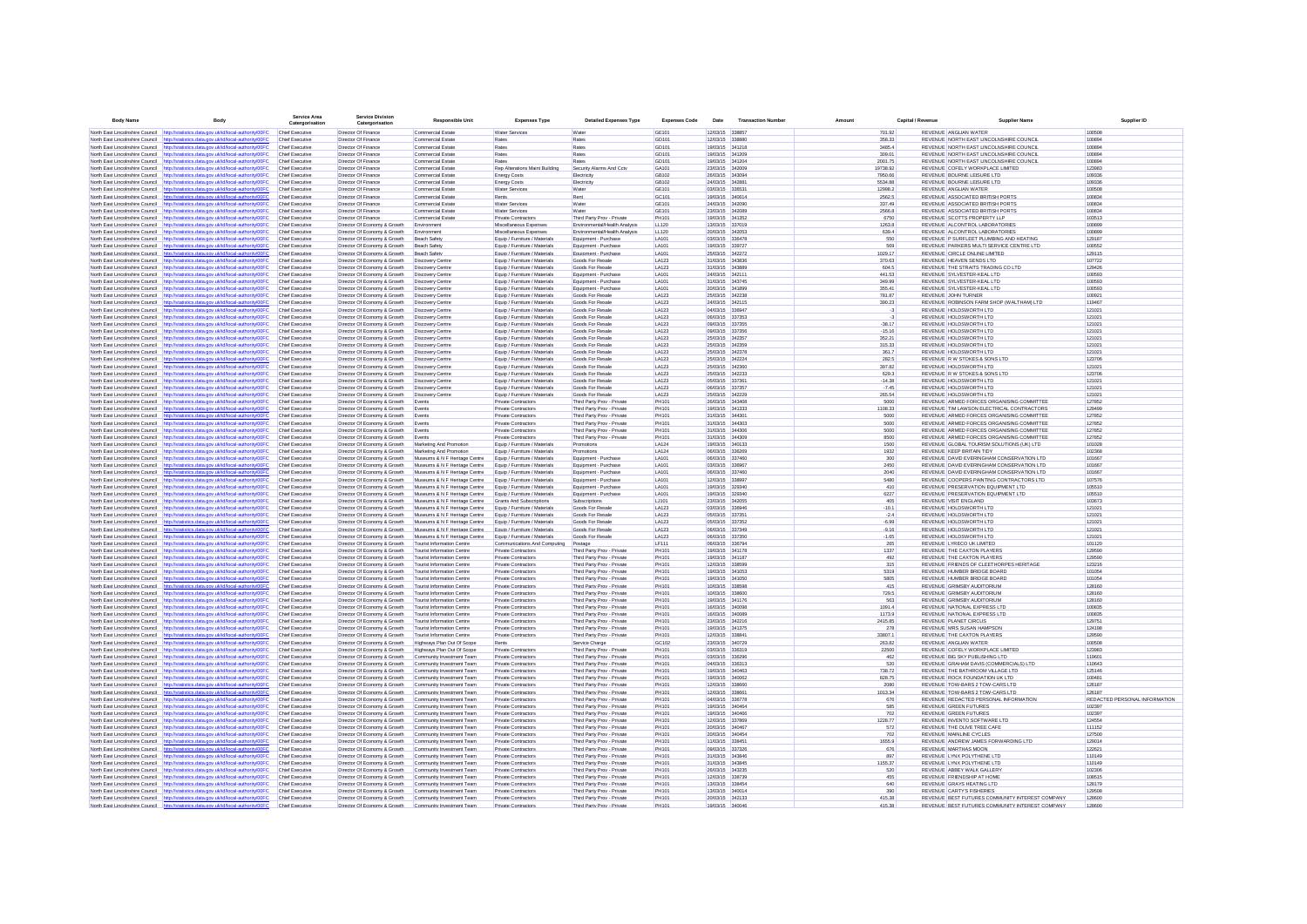| Body Name | Body | Service Area Catergorisation | Service Division Catergorisation | Responsible Unit | Expenses Type | Detailed Expenses Type | Expenses Code | Date | Transaction Number | Amount | Capital / Revenue | Supplier Name | Supplier ID |
|---|---|---|---|---|---|---|---|---|---|---|---|---|---|
| North East Lincolnshire Council | http://statistics.data.gov.uk/id/local-authority/00FC | Chief Executive | Director Of Finance | Commercial Estate | Water Services | Water | GE101 | 12/03/15 | 338857 | 701.92 | REVENUE | ANGLIAN WATER | 100508 |
| North East Lincolnshire Council | http://statistics.data.gov.uk/id/local-authority/00FC | Chief Executive | Director Of Finance | Commercial Estate | Rates | Rates | GD101 | 12/03/15 | 338880 | 358.33 | REVENUE | NORTH EAST LINCOLNSHIRE COUNCIL | 100894 |
| North East Lincolnshire Council | http://statistics.data.gov.uk/id/local-authority/00FC | Chief Executive | Director Of Finance | Commercial Estate | Rates | Rates | GD101 | 19/03/15 | 341218 | 3465.4 | REVENUE | NORTH EAST LINCOLNSHIRE COUNCIL | 100894 |
| North East Lincolnshire Council | http://statistics.data.gov.uk/id/local-authority/00FC | Chief Executive | Director Of Finance | Commercial Estate | Rates | Rates | GD101 | 19/03/15 | 341209 | 309.01 | REVENUE | NORTH EAST LINCOLNSHIRE COUNCIL | 100894 |
| North East Lincolnshire Council | http://statistics.data.gov.uk/id/local-authority/00FC | Chief Executive | Director Of Finance | Commercial Estate | Rates | Rates | GD101 | 19/03/15 | 341204 | 2001.75 | REVENUE | NORTH EAST LINCOLNSHIRE COUNCIL | 100894 |
| North East Lincolnshire Council | http://statistics.data.gov.uk/id/local-authority/00FC | Chief Executive | Director Of Finance | Commercial Estate | Rep Alterations Maint Building | Security Alarms And Cctv | GA101 | 23/03/15 | 342009 | 19738.92 | REVENUE | COFELY WORKPLACE LIMITED | 123983 |
| North East Lincolnshire Council | http://statistics.data.gov.uk/id/local-authority/00FC | Chief Executive | Director Of Finance | Commercial Estate | Energy Costs | Electricity | GB102 | 26/03/15 | 343094 | 7950.66 | REVENUE | BOURNE LEISURE LTD | 109336 |
| North East Lincolnshire Council | http://statistics.data.gov.uk/id/local-authority/00FC | Chief Executive | Director Of Finance | Commercial Estate | Energy Costs | Electricity | GB102 | 24/03/15 | 342881 | 5534.88 | REVENUE | BOURNE LEISURE LTD | 109336 |
| North East Lincolnshire Council | http://statistics.data.gov.uk/id/local-authority/00FC | Chief Executive | Director Of Finance | Commercial Estate | Water Services | Water | GE101 | 03/03/15 | 338531 | 12998.2 | REVENUE | ANGLIAN WATER | 100508 |
| North East Lincolnshire Council | http://statistics.data.gov.uk/id/local-authority/00FC | Chief Executive | Director Of Finance | Commercial Estate | Rents | Rent | GC101 | 19/03/15 | 340614 | 2562.5 | REVENUE | ASSOCIATED BRITISH PORTS | 100834 |
| North East Lincolnshire Council | http://statistics.data.gov.uk/id/local-authority/00FC | Chief Executive | Director Of Finance | Commercial Estate | Water Services | Water | GE101 | 24/03/15 | 342090 | 337.49 | REVENUE | ASSOCIATED BRITISH PORTS | 100834 |
| North East Lincolnshire Council | http://statistics.data.gov.uk/id/local-authority/00FC | Chief Executive | Director Of Finance | Commercial Estate | Water Services | Water | GE101 | 23/03/15 | 342089 | 2566.8 | REVENUE | ASSOCIATED BRITISH PORTS | 100834 |
| North East Lincolnshire Council | http://statistics.data.gov.uk/id/local-authority/00FC | Chief Executive | Director Of Finance | Commercial Estate | Private Contractors | Third Party Prov - Private | PH101 | 19/03/15 | 341352 | 6750 | REVENUE | SCOTTS PROPERTY LLP | 102513 |
| North East Lincolnshire Council | http://statistics.data.gov.uk/id/local-authority/00FC | Chief Executive | Director Of Economy & Growth | Environment | Miscellaneous Expenses | Environmental/Health Analysis | LL120 | 13/03/15 | 337019 | 1263.8 | REVENUE | ALCONTROL LABORATORIES | 100899 |
| North East Lincolnshire Council | http://statistics.data.gov.uk/id/local-authority/00FC | Chief Executive | Director Of Economy & Growth | Environment | Miscellaneous Expenses | Environmental/Health Analysis | LL120 | 20/03/15 | 343953 | 639.4 | REVENUE | ALCONTROL LABORATORIES | 100899 |
| North East Lincolnshire Council | http://statistics.data.gov.uk/id/local-authority/00FC | Chief Executive | Director Of Economy & Growth | Beach Safety | Equip / Furniture / Materials | Equipment - Purchase | LA101 | 03/03/15 | 336478 | 550 | REVENUE | P SURFLEET PLUMBING AND HEATING | 129187 |
| North East Lincolnshire Council | http://statistics.data.gov.uk/id/local-authority/00FC | Chief Executive | Director Of Economy & Growth | Beach Safety | Equip / Furniture / Materials | Equipment - Purchase | LA101 | 19/03/15 | 339727 | 569 | REVENUE | PARKERS MULTI SERVICE CENTRE LTD | 100552 |
| North East Lincolnshire Council | http://statistics.data.gov.uk/id/local-authority/00FC | Chief Executive | Director Of Economy & Growth | Beach Safety | Equip / Furniture / Materials | Equipment - Purchase | LA101 | 25/03/15 | 342272 | 1029.17 | REVENUE | CIRCLE ONLINE LIMITED | 129115 |
| North East Lincolnshire Council | http://statistics.data.gov.uk/id/local-authority/00FC | Chief Executive | Director Of Economy & Growth | Discovery Centre | Equip / Furniture / Materials | Goods For Resale | LA123 | 31/03/15 | 343836 | 370.63 | REVENUE | HEAVEN SENDS LTD | 107722 |
| North East Lincolnshire Council | http://statistics.data.gov.uk/id/local-authority/00FC | Chief Executive | Director Of Economy & Growth | Discovery Centre | Equip / Furniture / Materials | Goods For Resale | LA123 | 31/03/15 | 343889 | 604.5 | REVENUE | THE STRAITS TRADING CO LTD | 129426 |
| North East Lincolnshire Council | http://statistics.data.gov.uk/id/local-authority/00FC | Chief Executive | Director Of Economy & Growth | Discovery Centre | Equip / Furniture / Materials | Equipment - Purchase | LA101 | 24/03/15 | 342111 | 441.53 | REVENUE | SYLVESTER-KEAL LTD | 100593 |
| North East Lincolnshire Council | http://statistics.data.gov.uk/id/local-authority/00FC | Chief Executive | Director Of Economy & Growth | Discovery Centre | Equip / Furniture / Materials | Equipment - Purchase | LA101 | 31/03/15 | 343745 | 349.99 | REVENUE | SYLVESTER-KEAL LTD | 100593 |
| North East Lincolnshire Council | http://statistics.data.gov.uk/id/local-authority/00FC | Chief Executive | Director Of Economy & Growth | Discovery Centre | Equip / Furniture / Materials | Equipment - Purchase | LA101 | 20/03/15 | 341899 | 355.41 | REVENUE | SYLVESTER-KEAL LTD | 100593 |
| North East Lincolnshire Council | http://statistics.data.gov.uk/id/local-authority/00FC | Chief Executive | Director Of Economy & Growth | Discovery Centre | Equip / Furniture / Materials | Goods For Resale | LA123 | 25/03/15 | 342238 | 781.87 | REVENUE | JOHN TURNER | 100921 |
| North East Lincolnshire Council | http://statistics.data.gov.uk/id/local-authority/00FC | Chief Executive | Director Of Economy & Growth | Discovery Centre | Equip / Furniture / Materials | Goods For Resale | LA123 | 24/03/15 | 342115 | 390.23 | REVENUE | ROBINSON FARM SHOP (WALTHAM) LTD | 119467 |
| North East Lincolnshire Council | http://statistics.data.gov.uk/id/local-authority/00FC | Chief Executive | Director Of Economy & Growth | Discovery Centre | Equip / Furniture / Materials | Goods For Resale | LA123 | 04/03/15 | 336947 | -3 | REVENUE | HOLDSWORTH LTD | 121021 |
| North East Lincolnshire Council | http://statistics.data.gov.uk/id/local-authority/00FC | Chief Executive | Director Of Economy & Growth | Discovery Centre | Equip / Furniture / Materials | Goods For Resale | LA123 | 06/03/15 | 337353 | -3 | REVENUE | HOLDSWORTH LTD | 121021 |
| North East Lincolnshire Council | http://statistics.data.gov.uk/id/local-authority/00FC | Chief Executive | Director Of Economy & Growth | Discovery Centre | Equip / Furniture / Materials | Goods For Resale | LA123 | 09/03/15 | 337355 | -38.17 | REVENUE | HOLDSWORTH LTD | 121021 |
| North East Lincolnshire Council | http://statistics.data.gov.uk/id/local-authority/00FC | Chief Executive | Director Of Economy & Growth | Discovery Centre | Equip / Furniture / Materials | Goods For Resale | LA123 | 09/03/15 | 337356 | -15.16 | REVENUE | HOLDSWORTH LTD | 121021 |
| North East Lincolnshire Council | http://statistics.data.gov.uk/id/local-authority/00FC | Chief Executive | Director Of Economy & Growth | Discovery Centre | Equip / Furniture / Materials | Goods For Resale | LA123 | 25/03/15 | 342257 | 352.21 | REVENUE | HOLDSWORTH LTD | 121021 |
| North East Lincolnshire Council | http://statistics.data.gov.uk/id/local-authority/00FC | Chief Executive | Director Of Economy & Growth | Discovery Centre | Equip / Furniture / Materials | Goods For Resale | LA123 | 25/03/15 | 342259 | 315.33 | REVENUE | HOLDSWORTH LTD | 121021 |
| North East Lincolnshire Council | http://statistics.data.gov.uk/id/local-authority/00FC | Chief Executive | Director Of Economy & Growth | Discovery Centre | Equip / Furniture / Materials | Goods For Resale | LA123 | 25/03/15 | 342278 | 361.7 | REVENUE | HOLDSWORTH LTD | 121021 |
| North East Lincolnshire Council | http://statistics.data.gov.uk/id/local-authority/00FC | Chief Executive | Director Of Economy & Growth | Discovery Centre | Equip / Furniture / Materials | Goods For Resale | LA123 | 25/03/15 | 342224 | 292.5 | REVENUE | R W STOKES & SONS LTD | 123706 |
| North East Lincolnshire Council | http://statistics.data.gov.uk/id/local-authority/00FC | Chief Executive | Director Of Economy & Growth | Discovery Centre | Equip / Furniture / Materials | Goods For Resale | LA123 | 25/03/15 | 342260 | 397.82 | REVENUE | HOLDSWORTH LTD | 121021 |
| North East Lincolnshire Council | http://statistics.data.gov.uk/id/local-authority/00FC | Chief Executive | Director Of Economy & Growth | Discovery Centre | Equip / Furniture / Materials | Goods For Resale | LA123 | 25/03/15 | 342233 | 629.3 | REVENUE | R W STOKES & SONS LTD | 123706 |
| North East Lincolnshire Council | http://statistics.data.gov.uk/id/local-authority/00FC | Chief Executive | Director Of Economy & Growth | Discovery Centre | Equip / Furniture / Materials | Goods For Resale | LA123 | 05/03/15 | 337361 | -14.38 | REVENUE | HOLDSWORTH LTD | 121021 |
| North East Lincolnshire Council | http://statistics.data.gov.uk/id/local-authority/00FC | Chief Executive | Director Of Economy & Growth | Discovery Centre | Equip / Furniture / Materials | Goods For Resale | LA123 | 06/03/15 | 337357 | -7.45 | REVENUE | HOLDSWORTH LTD | 121021 |
| North East Lincolnshire Council | http://statistics.data.gov.uk/id/local-authority/00FC | Chief Executive | Director Of Economy & Growth | Discovery Centre | Equip / Furniture / Materials | Goods For Resale | LA123 | 25/03/15 | 342229 | 265.54 | REVENUE | HOLDSWORTH LTD | 121021 |
| North East Lincolnshire Council | http://statistics.data.gov.uk/id/local-authority/00FC | Chief Executive | Director Of Economy & Growth | Events | Private Contractors | Third Party Prov - Private | PH101 | 26/03/15 | 343408 | 5000 | REVENUE | ARMED FORCES ORGANISING COMMITTEE | 127852 |
| North East Lincolnshire Council | http://statistics.data.gov.uk/id/local-authority/00FC | Chief Executive | Director Of Economy & Growth | Events | Private Contractors | Third Party Prov - Private | PH101 | 19/03/15 | 341333 | 1108.33 | REVENUE | TIM LAWSON ELECTRICAL CONTRACTORS | 129499 |
| North East Lincolnshire Council | http://statistics.data.gov.uk/id/local-authority/00FC | Chief Executive | Director Of Economy & Growth | Events | Private Contractors | Third Party Prov - Private | PH101 | 31/03/15 | 344301 | 5000 | REVENUE | ARMED FORCES ORGANISING COMMITTEE | 127852 |
| North East Lincolnshire Council | http://statistics.data.gov.uk/id/local-authority/00FC | Chief Executive | Director Of Economy & Growth | Events | Private Contractors | Third Party Prov - Private | PH101 | 31/03/15 | 344303 | 5000 | REVENUE | ARMED FORCES ORGANISING COMMITTEE | 127852 |
| North East Lincolnshire Council | http://statistics.data.gov.uk/id/local-authority/00FC | Chief Executive | Director Of Economy & Growth | Events | Private Contractors | Third Party Prov - Private | PH101 | 31/03/15 | 344300 | 5000 | REVENUE | ARMED FORCES ORGANISING COMMITTEE | 127852 |
| North East Lincolnshire Council | http://statistics.data.gov.uk/id/local-authority/00FC | Chief Executive | Director Of Economy & Growth | Events | Private Contractors | Third Party Prov - Private | PH101 | 31/03/15 | 344309 | 8500 | REVENUE | ARMED FORCES ORGANISING COMMITTEE | 127852 |
| North East Lincolnshire Council | http://statistics.data.gov.uk/id/local-authority/00FC | Chief Executive | Director Of Economy & Growth | Marketing And Promotion | Equip / Furniture / Materials | Promotions | LA124 | 19/03/15 | 340133 | 1500 | REVENUE | GLOBAL TOURISM SOLUTIONS (UK) LTD | 101028 |
| North East Lincolnshire Council | http://statistics.data.gov.uk/id/local-authority/00FC | Chief Executive | Director Of Economy & Growth | Marketing And Promotion | Equip / Furniture / Materials | Promotions | LA124 | 06/03/15 | 336269 | 1932 | REVENUE | KEEP BRITAIN TIDY | 102368 |
| North East Lincolnshire Council | http://statistics.data.gov.uk/id/local-authority/00FC | Chief Executive | Director Of Economy & Growth | Museums & N F Heritage Centre | Equip / Furniture / Materials | Equipment - Purchase | LA101 | 06/03/15 | 337460 | 300 | REVENUE | DAVID EVERINGHAM CONSERVATION LTD | 101667 |
| North East Lincolnshire Council | http://statistics.data.gov.uk/id/local-authority/00FC | Chief Executive | Director Of Economy & Growth | Museums & N F Heritage Centre | Equip / Furniture / Materials | Equipment - Purchase | LA101 | 03/03/15 | 336967 | 2450 | REVENUE | DAVID EVERINGHAM CONSERVATION LTD | 101667 |
| North East Lincolnshire Council | http://statistics.data.gov.uk/id/local-authority/00FC | Chief Executive | Director Of Economy & Growth | Museums & N F Heritage Centre | Equip / Furniture / Materials | Equipment - Purchase | LA101 | 06/03/15 | 337460 | 2040 | REVENUE | DAVID EVERINGHAM CONSERVATION LTD | 101667 |
| North East Lincolnshire Council | http://statistics.data.gov.uk/id/local-authority/00FC | Chief Executive | Director Of Economy & Growth | Museums & N F Heritage Centre | Equip / Furniture / Materials | Equipment - Purchase | LA101 | 12/03/15 | 338997 | 5480 | REVENUE | COOPERS PAINTING CONTRACTORS LTD | 107576 |
| North East Lincolnshire Council | http://statistics.data.gov.uk/id/local-authority/00FC | Chief Executive | Director Of Economy & Growth | Museums & N F Heritage Centre | Equip / Furniture / Materials | Equipment - Purchase | LA101 | 19/03/15 | 329340 | 410 | REVENUE | PRESERVATION EQUIPMENT LTD | 105510 |
| North East Lincolnshire Council | http://statistics.data.gov.uk/id/local-authority/00FC | Chief Executive | Director Of Economy & Growth | Museums & N F Heritage Centre | Equip / Furniture / Materials | Equipment - Purchase | LA101 | 19/03/15 | 329340 | 6227 | REVENUE | PRESERVATION EQUIPMENT LTD | 105510 |
| North East Lincolnshire Council | http://statistics.data.gov.uk/id/local-authority/00FC | Chief Executive | Director Of Economy & Growth | Museums & N F Heritage Centre | Grants And Subscriptions | Subscriptions | LJ101 | 23/03/15 | 342055 | 405 | REVENUE | VISIT ENGLAND | 102673 |
| North East Lincolnshire Council | http://statistics.data.gov.uk/id/local-authority/00FC | Chief Executive | Director Of Economy & Growth | Museums & N F Heritage Centre | Equip / Furniture / Materials | Goods For Resale | LA123 | 03/03/15 | 336946 | -10.1 | REVENUE | HOLDSWORTH LTD | 121021 |
| North East Lincolnshire Council | http://statistics.data.gov.uk/id/local-authority/00FC | Chief Executive | Director Of Economy & Growth | Museums & N F Heritage Centre | Equip / Furniture / Materials | Goods For Resale | LA123 | 05/03/15 | 337351 | -2.4 | REVENUE | HOLDSWORTH LTD | 121021 |
| North East Lincolnshire Council | http://statistics.data.gov.uk/id/local-authority/00FC | Chief Executive | Director Of Economy & Growth | Museums & N F Heritage Centre | Equip / Furniture / Materials | Goods For Resale | LA123 | 05/03/15 | 337352 | -6.99 | REVENUE | HOLDSWORTH LTD | 121021 |
| North East Lincolnshire Council | http://statistics.data.gov.uk/id/local-authority/00FC | Chief Executive | Director Of Economy & Growth | Museums & N F Heritage Centre | Equip / Furniture / Materials | Goods For Resale | LA123 | 06/03/15 | 337349 | -9.16 | REVENUE | HOLDSWORTH LTD | 121021 |
| North East Lincolnshire Council | http://statistics.data.gov.uk/id/local-authority/00FC | Chief Executive | Director Of Economy & Growth | Museums & N F Heritage Centre | Equip / Furniture / Materials | Goods For Resale | LA123 | 06/03/15 | 337350 | -1.65 | REVENUE | HOLDSWORTH LTD | 121021 |
| North East Lincolnshire Council | http://statistics.data.gov.uk/id/local-authority/00FC | Chief Executive | Director Of Economy & Growth | Tourist Information Centre | Communications And Computing | Postage | LF111 | 06/03/15 | 336794 | 265 | REVENUE | LYRECO UK LIMITED | 101120 |
| North East Lincolnshire Council | http://statistics.data.gov.uk/id/local-authority/00FC | Chief Executive | Director Of Economy & Growth | Tourist Information Centre | Private Contractors | Third Party Prov - Private | PH101 | 19/03/15 | 341178 | 1337 | REVENUE | THE CAXTON PLAYERS | 129590 |
| North East Lincolnshire Council | http://statistics.data.gov.uk/id/local-authority/00FC | Chief Executive | Director Of Economy & Growth | Tourist Information Centre | Private Contractors | Third Party Prov - Private | PH101 | 19/03/15 | 341187 | 492 | REVENUE | THE CAXTON PLAYERS | 129590 |
| North East Lincolnshire Council | http://statistics.data.gov.uk/id/local-authority/00FC | Chief Executive | Director Of Economy & Growth | Tourist Information Centre | Private Contractors | Third Party Prov - Private | PH101 | 12/03/15 | 338599 | 315 | REVENUE | FRIENDS OF CLEETHORPES HERITAGE | 123216 |
| North East Lincolnshire Council | http://statistics.data.gov.uk/id/local-authority/00FC | Chief Executive | Director Of Economy & Growth | Tourist Information Centre | Private Contractors | Third Party Prov - Private | PH101 | 19/03/15 | 341053 | 5319 | REVENUE | HUMBER BRIDGE BOARD | 101054 |
| North East Lincolnshire Council | http://statistics.data.gov.uk/id/local-authority/00FC | Chief Executive | Director Of Economy & Growth | Tourist Information Centre | Private Contractors | Third Party Prov - Private | PH101 | 19/03/15 | 341050 | 5805 | REVENUE | HUMBER BRIDGE BOARD | 101054 |
| North East Lincolnshire Council | http://statistics.data.gov.uk/id/local-authority/00FC | Chief Executive | Director Of Economy & Growth | Tourist Information Centre | Private Contractors | Third Party Prov - Private | PH101 | 10/03/15 | 338598 | 415 | REVENUE | GRIMSBY AUDITORIUM | 128160 |
| North East Lincolnshire Council | http://statistics.data.gov.uk/id/local-authority/00FC | Chief Executive | Director Of Economy & Growth | Tourist Information Centre | Private Contractors | Third Party Prov - Private | PH101 | 10/03/15 | 338600 | 729.5 | REVENUE | GRIMSBY AUDITORIUM | 128160 |
| North East Lincolnshire Council | http://statistics.data.gov.uk/id/local-authority/00FC | Chief Executive | Director Of Economy & Growth | Tourist Information Centre | Private Contractors | Third Party Prov - Private | PH101 | 19/03/15 | 341176 | 563 | REVENUE | GRIMSBY AUDITORIUM | 128160 |
| North East Lincolnshire Council | http://statistics.data.gov.uk/id/local-authority/00FC | Chief Executive | Director Of Economy & Growth | Tourist Information Centre | Private Contractors | Third Party Prov - Private | PH101 | 16/03/15 | 340098 | 1091.4 | REVENUE | NATIONAL EXPRESS LTD | 100835 |
| North East Lincolnshire Council | http://statistics.data.gov.uk/id/local-authority/00FC | Chief Executive | Director Of Economy & Growth | Tourist Information Centre | Private Contractors | Third Party Prov - Private | PH101 | 16/03/15 | 340089 | 1173.9 | REVENUE | NATIONAL EXPRESS LTD | 100835 |
| North East Lincolnshire Council | http://statistics.data.gov.uk/id/local-authority/00FC | Chief Executive | Director Of Economy & Growth | Tourist Information Centre | Private Contractors | Third Party Prov - Private | PH101 | 23/03/15 | 342216 | 2415.85 | REVENUE | PLANET CIRCUS | 129751 |
| North East Lincolnshire Council | http://statistics.data.gov.uk/id/local-authority/00FC | Chief Executive | Director Of Economy & Growth | Tourist Information Centre | Private Contractors | Third Party Prov - Private | PH101 | 19/03/15 | 341375 | 278 | REVENUE | MRS SUSAN HAMPSON | 124198 |
| North East Lincolnshire Council | http://statistics.data.gov.uk/id/local-authority/00FC | Chief Executive | Director Of Economy & Growth | Tourist Information Centre | Private Contractors | Third Party Prov - Private | PH101 | 12/03/15 | 338841 | 33807.1 | REVENUE | THE CAXTON PLAYERS | 129590 |
| North East Lincolnshire Council | http://statistics.data.gov.uk/id/local-authority/00FC | Chief Executive | Director Of Economy & Growth | Highways Plan Out Of Scope | Rents | Service Charge | GC102 | 23/03/15 | 340729 | 263.82 | REVENUE | ANGLIAN WATER | 100508 |
| North East Lincolnshire Council | http://statistics.data.gov.uk/id/local-authority/00FC | Chief Executive | Director Of Economy & Growth | Highways Plan Out Of Scope | Private Contractors | Third Party Prov - Private | PH101 | 03/03/15 | 336319 | 22500 | REVENUE | COFELY WORKPLACE LIMITED | 123983 |
| North East Lincolnshire Council | http://statistics.data.gov.uk/id/local-authority/00FC | Chief Executive | Director Of Economy & Growth | Community Investment Team | Private Contractors | Third Party Prov - Private | PH101 | 03/03/15 | 336296 | 462 | REVENUE | BIG SKY PUBLISHING LTD | 110601 |
| North East Lincolnshire Council | http://statistics.data.gov.uk/id/local-authority/00FC | Chief Executive | Director Of Economy & Growth | Community Investment Team | Private Contractors | Third Party Prov - Private | PH101 | 04/03/15 | 336313 | 520 | REVENUE | GRAHAM DAVIS (COMMERCIALS) LTD | 110643 |
| North East Lincolnshire Council | http://statistics.data.gov.uk/id/local-authority/00FC | Chief Executive | Director Of Economy & Growth | Community Investment Team | Private Contractors | Third Party Prov - Private | PH101 | 19/03/15 | 340463 | 738.72 | REVENUE | THE BATHROOM VILLAGE LTD | 125146 |
| North East Lincolnshire Council | http://statistics.data.gov.uk/id/local-authority/00FC | Chief Executive | Director Of Economy & Growth | Community Investment Team | Private Contractors | Third Party Prov - Private | PH101 | 19/03/15 | 340062 | 628.75 | REVENUE | ROCK FOUNDATION UK LTD | 100481 |
| North East Lincolnshire Council | http://statistics.data.gov.uk/id/local-authority/00FC | Chief Executive | Director Of Economy & Growth | Community Investment Team | Private Contractors | Third Party Prov - Private | PH101 | 12/03/15 | 338660 | 2080 | REVENUE | TOW-BARS 2 TOW-CARS LTD | 126187 |
| North East Lincolnshire Council | http://statistics.data.gov.uk/id/local-authority/00FC | Chief Executive | Director Of Economy & Growth | Community Investment Team | Private Contractors | Third Party Prov - Private | PH101 | 12/03/15 | 338661 | 1013.34 | REVENUE | TOW-BARS 2 TOW-CARS LTD | 126187 |
| North East Lincolnshire Council | http://statistics.data.gov.uk/id/local-authority/00FC | Chief Executive | Director Of Economy & Growth | Community Investment Team | Private Contractors | Third Party Prov - Private | PH101 | 04/03/15 | 336778 | 676 | REVENUE | REDACTED PERSONAL INFORMATION | REDACTED PERSONAL INFORMATION |
| North East Lincolnshire Council | http://statistics.data.gov.uk/id/local-authority/00FC | Chief Executive | Director Of Economy & Growth | Community Investment Team | Private Contractors | Third Party Prov - Private | PH101 | 19/03/15 | 340464 | 585 | REVENUE | GREEN FUTURES | 102397 |
| North East Lincolnshire Council | http://statistics.data.gov.uk/id/local-authority/00FC | Chief Executive | Director Of Economy & Growth | Community Investment Team | Private Contractors | Third Party Prov - Private | PH101 | 19/03/15 | 340466 | 702 | REVENUE | GREEN FUTURES | 102397 |
| North East Lincolnshire Council | http://statistics.data.gov.uk/id/local-authority/00FC | Chief Executive | Director Of Economy & Growth | Community Investment Team | Private Contractors | Third Party Prov - Private | PH101 | 12/03/15 | 337869 | 1228.77 | REVENUE | INVENTO SOFTWARE LTD | 124554 |
| North East Lincolnshire Council | http://statistics.data.gov.uk/id/local-authority/00FC | Chief Executive | Director Of Economy & Growth | Community Investment Team | Private Contractors | Third Party Prov - Private | PH101 | 20/03/15 | 340467 | 572 | REVENUE | THE OLIVE TREE CAFE | 111152 |
| North East Lincolnshire Council | http://statistics.data.gov.uk/id/local-authority/00FC | Chief Executive | Director Of Economy & Growth | Community Investment Team | Private Contractors | Third Party Prov - Private | PH101 | 20/03/15 | 340454 | 702 | REVENUE | MAINLINE CYCLES | 127500 |
| North East Lincolnshire Council | http://statistics.data.gov.uk/id/local-authority/00FC | Chief Executive | Director Of Economy & Growth | Community Investment Team | Private Contractors | Third Party Prov - Private | PH101 | 11/03/15 | 338451 | 1655.9 | REVENUE | ANDREW JAMES FORWARDING LTD | 129014 |
| North East Lincolnshire Council | http://statistics.data.gov.uk/id/local-authority/00FC | Chief Executive | Director Of Economy & Growth | Community Investment Team | Private Contractors | Third Party Prov - Private | PH101 | 09/03/15 | 337326 | 676 | REVENUE | MARTHAS MOON | 122621 |
| North East Lincolnshire Council | http://statistics.data.gov.uk/id/local-authority/00FC | Chief Executive | Director Of Economy & Growth | Community Investment Team | Private Contractors | Third Party Prov - Private | PH101 | 31/03/15 | 343846 | 897 | REVENUE | LYNX POLYTHENE LTD | 110149 |
| North East Lincolnshire Council | http://statistics.data.gov.uk/id/local-authority/00FC | Chief Executive | Director Of Economy & Growth | Community Investment Team | Private Contractors | Third Party Prov - Private | PH101 | 31/03/15 | 343845 | 1355.37 | REVENUE | LYNX POLYTHENE LTD | 110149 |
| North East Lincolnshire Council | http://statistics.data.gov.uk/id/local-authority/00FC | Chief Executive | Director Of Economy & Growth | Community Investment Team | Private Contractors | Third Party Prov - Private | PH101 | 26/03/15 | 343235 | 520 | REVENUE | ABBEY WALK GALLERY | 102306 |
| North East Lincolnshire Council | http://statistics.data.gov.uk/id/local-authority/00FC | Chief Executive | Director Of Economy & Growth | Community Investment Team | Private Contractors | Third Party Prov - Private | PH101 | 12/03/15 | 338739 | 455 | REVENUE | FRIENDSHIP AT HOME | 108515 |
| North East Lincolnshire Council | http://statistics.data.gov.uk/id/local-authority/00FC | Chief Executive | Director Of Economy & Growth | Community Investment Team | Private Contractors | Third Party Prov - Private | PH101 | 13/03/15 | 338454 | 640 | REVENUE | GRAYS HEATING LTD | 128179 |
| North East Lincolnshire Council | http://statistics.data.gov.uk/id/local-authority/00FC | Chief Executive | Director Of Economy & Growth | Community Investment Team | Private Contractors | Third Party Prov - Private | PH101 | 13/03/15 | 340014 | 390 | REVENUE | CARTY'S FISHERIES | 129608 |
| North East Lincolnshire Council | http://statistics.data.gov.uk/id/local-authority/00FC | Chief Executive | Director Of Economy & Growth | Community Investment Team | Private Contractors | Third Party Prov - Private | PH101 | 20/03/15 | 342133 | 415.38 | REVENUE | BEST FUTURES COMMUNITY INTEREST COMPANY | 128600 |
| North East Lincolnshire Council | http://statistics.data.gov.uk/id/local-authority/00FC | Chief Executive | Director Of Economy & Growth | Community Investment Team | Private Contractors | Third Party Prov - Private | PH101 | 19/03/15 | 340046 | 415.38 | REVENUE | BEST FUTURES COMMUNITY INTEREST COMPANY | 128600 |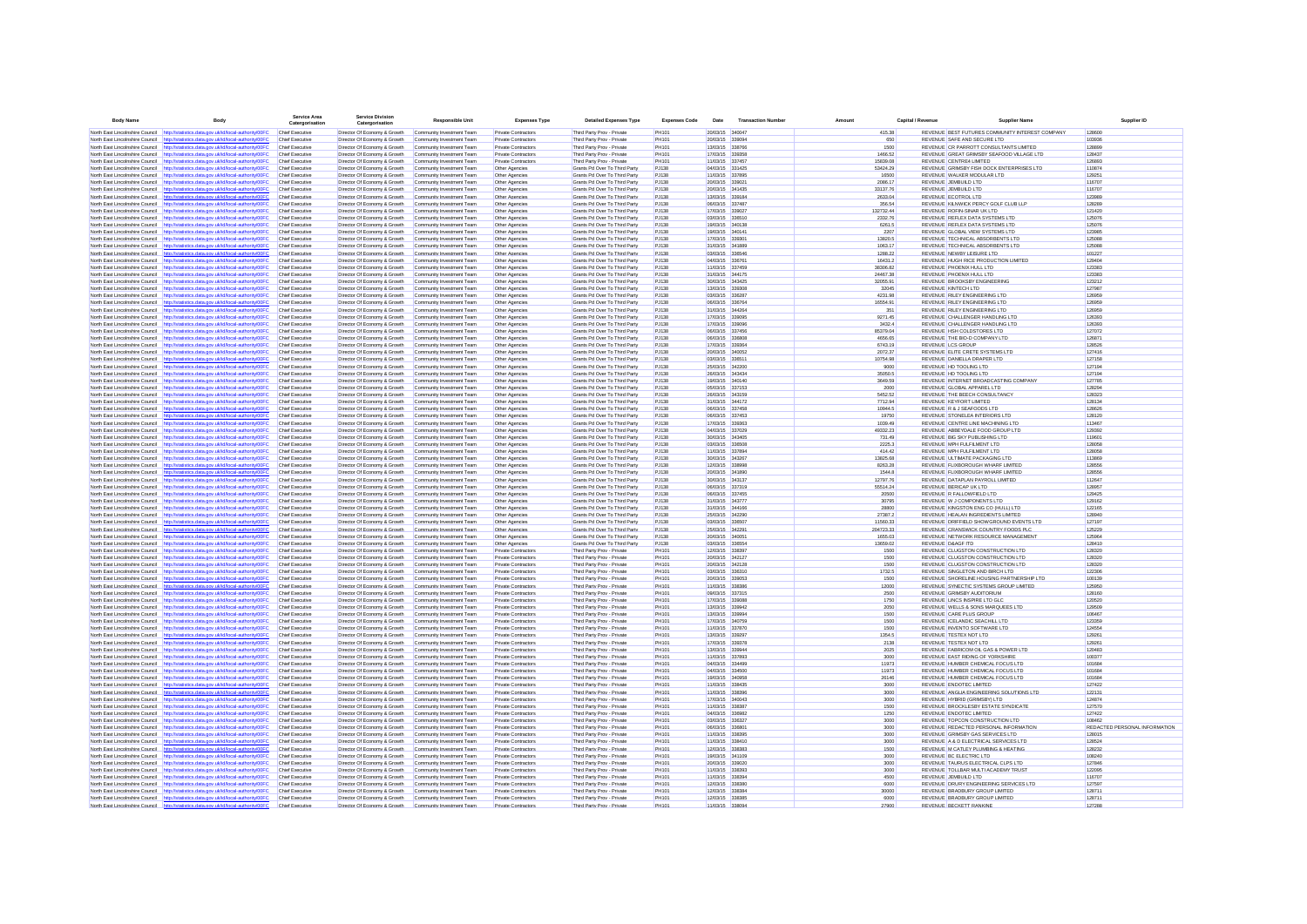| Body Name | Body | Service Area Catergorisation | Service Division Catergorisation | Responsible Unit | Expenses Type | Detailed Expenses Type | Expenses Code | Date | Transaction Number | Amount | Capital / Revenue | Supplier Name | Supplier ID |
|---|---|---|---|---|---|---|---|---|---|---|---|---|---|
| North East Lincolnshire Council | http://statistics.data.gov.uk/id/local-authority/00FC | Chief Executive | Director Of Economy & Growth | Community Investment Team | Private Contractors | Third Party Prov - Private | PH101 | 20/03/15 | 340047 | 415.38 | REVENUE | BEST FUTURES COMMUNITY INTEREST COMPANY | 128600 |
| North East Lincolnshire Council | http://statistics.data.gov.uk/id/local-authority/00FC | Chief Executive | Director Of Economy & Growth | Community Investment Team | Private Contractors | Third Party Prov - Private | PH101 | 20/03/15 | 339094 | 650 | REVENUE | SAFE AND SECURE LTD | 103936 |
| North East Lincolnshire Council | http://statistics.data.gov.uk/id/local-authority/00FC | Chief Executive | Director Of Economy & Growth | Community Investment Team | Private Contractors | Third Party Prov - Private | PH101 | 13/03/15 | 338766 | 1500 | REVENUE | CR PARROTT CONSULTANTS LIMITED | 128899 |
| North East Lincolnshire Council | http://statistics.data.gov.uk/id/local-authority/00FC | Chief Executive | Director Of Economy & Growth | Community Investment Team | Private Contractors | Third Party Prov - Private | PH101 | 17/03/15 | 339358 | 1466.52 | REVENUE | GREAT GRIMSBY SEAFOOD VILLAGE LTD | 128437 |
| North East Lincolnshire Council | http://statistics.data.gov.uk/id/local-authority/00FC | Chief Executive | Director Of Economy & Growth | Community Investment Team | Private Contractors | Third Party Prov - Private | PH101 | 11/03/15 | 337457 | 15839.08 | REVENUE | CENTREX LIMITED | 126893 |
| North East Lincolnshire Council | http://statistics.data.gov.uk/id/local-authority/00FC | Chief Executive | Director Of Economy & Growth | Community Investment Team | Other Agencies | Grants Pd Over To Third Party | PJ138 | 04/03/15 | 331425 | 53424.29 | REVENUE | GRIMSBY FISH DOCK ENTERPRISES LTD | 110874 |
| North East Lincolnshire Council | http://statistics.data.gov.uk/id/local-authority/00FC | Chief Executive | Director Of Economy & Growth | Community Investment Team | Other Agencies | Grants Pd Over To Third Party | PJ138 | 11/03/15 | 337895 | 16500 | REVENUE | WALKER MODULAR LTD | 129251 |
| North East Lincolnshire Council | http://statistics.data.gov.uk/id/local-authority/00FC | Chief Executive | Director Of Economy & Growth | Community Investment Team | Other Agencies | Grants Pd Over To Third Party | PJ138 | 20/03/15 | 339021 | 2086.17 | REVENUE | JEMBUILD LTD | 116707 |
| North East Lincolnshire Council | http://statistics.data.gov.uk/id/local-authority/00FC | Chief Executive | Director Of Economy & Growth | Community Investment Team | Other Agencies | Grants Pd Over To Third Party | PJ138 | 20/03/15 | 341435 | 33137.76 | REVENUE | JEMBUILD LTD | 116707 |
| North East Lincolnshire Council | http://statistics.data.gov.uk/id/local-authority/00FC | Chief Executive | Director Of Economy & Growth | Community Investment Team | Other Agencies | Grants Pd Over To Third Party | PJ138 | 13/03/15 | 339184 | 2633.04 | REVENUE | ECOTROL LTD | 123989 |
| North East Lincolnshire Council | http://statistics.data.gov.uk/id/local-authority/00FC | Chief Executive | Director Of Economy & Growth | Community Investment Team | Other Agencies | Grants Pd Over To Third Party | PJ138 | 06/03/15 | 337487 | 356.54 | REVENUE | KILNWICK PERCY GOLF CLUB LLP | 128289 |
| North East Lincolnshire Council | http://statistics.data.gov.uk/id/local-authority/00FC | Chief Executive | Director Of Economy & Growth | Community Investment Team | Other Agencies | Grants Pd Over To Third Party | PJ138 | 17/03/15 | 339027 | 132732.44 | REVENUE | ROFIN-SINAR UK LTD | 121420 |
| North East Lincolnshire Council | http://statistics.data.gov.uk/id/local-authority/00FC | Chief Executive | Director Of Economy & Growth | Community Investment Team | Other Agencies | Grants Pd Over To Third Party | PJ138 | 03/03/15 | 336510 | 2332.76 | REVENUE | REFLEX DATA SYSTEMS LTD | 125076 |
| North East Lincolnshire Council | http://statistics.data.gov.uk/id/local-authority/00FC | Chief Executive | Director Of Economy & Growth | Community Investment Team | Other Agencies | Grants Pd Over To Third Party | PJ138 | 19/03/15 | 340138 | 6261.5 | REVENUE | REFLEX DATA SYSTEMS LTD | 125076 |
| North East Lincolnshire Council | http://statistics.data.gov.uk/id/local-authority/00FC | Chief Executive | Director Of Economy & Growth | Community Investment Team | Other Agencies | Grants Pd Over To Third Party | PJ138 | 19/03/15 | 340141 | 2207 | REVENUE | GLOBAL VIEW SYSTEMS LTD | 123985 |
| North East Lincolnshire Council | http://statistics.data.gov.uk/id/local-authority/00FC | Chief Executive | Director Of Economy & Growth | Community Investment Team | Other Agencies | Grants Pd Over To Third Party | PJ138 | 17/03/15 | 339301 | 13929.5 | REVENUE | TECHNICAL ABSORBENTS LTD | 125088 |
| North East Lincolnshire Council | http://statistics.data.gov.uk/id/local-authority/00FC | Chief Executive | Director Of Economy & Growth | Community Investment Team | Other Agencies | Grants Pd Over To Third Party | PJ138 | 31/03/15 | 341889 | 1063.17 | REVENUE | TECHNICAL ABSORBENTS LTD | 125088 |
| North East Lincolnshire Council | http://statistics.data.gov.uk/id/local-authority/00FC | Chief Executive | Director Of Economy & Growth | Community Investment Team | Other Agencies | Grants Pd Over To Third Party | PJ138 | 03/03/15 | 336546 | 1288.22 | REVENUE | NEWBY LEISURE LTD | 101227 |
| North East Lincolnshire Council | http://statistics.data.gov.uk/id/local-authority/00FC | Chief Executive | Director Of Economy & Growth | Community Investment Team | Other Agencies | Grants Pd Over To Third Party | PJ138 | 04/03/15 | 336761 | 16431.2 | REVENUE | HUGH RICE PRODUCTION LIMITED | 129404 |
| North East Lincolnshire Council | http://statistics.data.gov.uk/id/local-authority/00FC | Chief Executive | Director Of Economy & Growth | Community Investment Team | Other Agencies | Grants Pd Over To Third Party | PJ138 | 11/03/15 | 337459 | 38006.82 | REVENUE | PHOENIX HULL LTD | 123383 |
| North East Lincolnshire Council | http://statistics.data.gov.uk/id/local-authority/00FC | Chief Executive | Director Of Economy & Growth | Community Investment Team | Other Agencies | Grants Pd Over To Third Party | PJ138 | 31/03/15 | 344175 | 24467.38 | REVENUE | PHOENIX HULL LTD | 123383 |
| North East Lincolnshire Council | http://statistics.data.gov.uk/id/local-authority/00FC | Chief Executive | Director Of Economy & Growth | Community Investment Team | Other Agencies | Grants Pd Over To Third Party | PJ138 | 30/03/15 | 343425 | 32655.91 | REVENUE | BROOKSBY ENGINEERING | 123212 |
| North East Lincolnshire Council | http://statistics.data.gov.uk/id/local-authority/00FC | Chief Executive | Director Of Economy & Growth | Community Investment Team | Other Agencies | Grants Pd Over To Third Party | PJ138 | 13/03/15 | 339308 | 32045 | REVENUE | KINTECH LTD | 127987 |
| North East Lincolnshire Council | http://statistics.data.gov.uk/id/local-authority/00FC | Chief Executive | Director Of Economy & Growth | Community Investment Team | Other Agencies | Grants Pd Over To Third Party | PJ138 | 03/03/15 | 336287 | 4231.98 | REVENUE | RILEY ENGINEERING LTD | 126959 |
| North East Lincolnshire Council | http://statistics.data.gov.uk/id/local-authority/00FC | Chief Executive | Director Of Economy & Growth | Community Investment Team | Other Agencies | Grants Pd Over To Third Party | PJ138 | 06/03/15 | 336764 | 15554.91 | REVENUE | RILEY ENGINEERING LTD | 126959 |
| North East Lincolnshire Council | http://statistics.data.gov.uk/id/local-authority/00FC | Chief Executive | Director Of Economy & Growth | Community Investment Team | Other Agencies | Grants Pd Over To Third Party | PJ138 | 31/03/15 | 344264 | 351 | REVENUE | RILEY ENGINEERING LTD | 126959 |
| North East Lincolnshire Council | http://statistics.data.gov.uk/id/local-authority/00FC | Chief Executive | Director Of Economy & Growth | Community Investment Team | Other Agencies | Grants Pd Over To Third Party | PJ138 | 17/03/15 | 339095 | 9271.45 | REVENUE | CHALLENGER HANDLING LTD | 126393 |
| North East Lincolnshire Council | http://statistics.data.gov.uk/id/local-authority/00FC | Chief Executive | Director Of Economy & Growth | Community Investment Team | Other Agencies | Grants Pd Over To Third Party | PJ138 | 17/03/15 | 339096 | 3432.4 | REVENUE | CHALLENGER HANDLING LTD | 126393 |
| North East Lincolnshire Council | http://statistics.data.gov.uk/id/local-authority/00FC | Chief Executive | Director Of Economy & Growth | Community Investment Team | Other Agencies | Grants Pd Over To Third Party | PJ138 | 06/03/15 | 337456 | 85379.04 | REVENUE | HSH COLDSTORES LTD | 127072 |
| North East Lincolnshire Council | http://statistics.data.gov.uk/id/local-authority/00FC | Chief Executive | Director Of Economy & Growth | Community Investment Team | Other Agencies | Grants Pd Over To Third Party | PJ138 | 06/03/15 | 336808 | 4656.65 | REVENUE | THE BIO-D COMPANY LTD | 126871 |
| North East Lincolnshire Council | http://statistics.data.gov.uk/id/local-authority/00FC | Chief Executive | Director Of Economy & Growth | Community Investment Team | Other Agencies | Grants Pd Over To Third Party | PJ138 | 17/03/15 | 336964 | 6743.19 | REVENUE | LCS GROUP | 128526 |
| North East Lincolnshire Council | http://statistics.data.gov.uk/id/local-authority/00FC | Chief Executive | Director Of Economy & Growth | Community Investment Team | Other Agencies | Grants Pd Over To Third Party | PJ138 | 20/03/15 | 340052 | 2072.37 | REVENUE | ELITE CRETE SYSTEMS LTD | 127416 |
| North East Lincolnshire Council | http://statistics.data.gov.uk/id/local-authority/00FC | Chief Executive | Director Of Economy & Growth | Community Investment Team | Other Agencies | Grants Pd Over To Third Party | PJ138 | 03/03/15 | 336511 | 10754.98 | REVENUE | DANIELLA DRAPER LTD | 127158 |
| North East Lincolnshire Council | http://statistics.data.gov.uk/id/local-authority/00FC | Chief Executive | Director Of Economy & Growth | Community Investment Team | Other Agencies | Grants Pd Over To Third Party | PJ138 | 25/03/15 | 342200 | 9000 | REVENUE | HD TOOLING LTD | 127194 |
| North East Lincolnshire Council | http://statistics.data.gov.uk/id/local-authority/00FC | Chief Executive | Director Of Economy & Growth | Community Investment Team | Other Agencies | Grants Pd Over To Third Party | PJ138 | 26/03/15 | 343434 | 35050.5 | REVENUE | HD TOOLING LTD | 127194 |
| North East Lincolnshire Council | http://statistics.data.gov.uk/id/local-authority/00FC | Chief Executive | Director Of Economy & Growth | Community Investment Team | Other Agencies | Grants Pd Over To Third Party | PJ138 | 19/03/15 | 340140 | 3649.59 | REVENUE | INTERNET BROADCASTING COMPANY | 127785 |
| North East Lincolnshire Council | http://statistics.data.gov.uk/id/local-authority/00FC | Chief Executive | Director Of Economy & Growth | Community Investment Team | Other Agencies | Grants Pd Over To Third Party | PJ138 | 05/03/15 | 337153 | 2000 | REVENUE | GLOBAL APPAREL LTD | 128294 |
| North East Lincolnshire Council | http://statistics.data.gov.uk/id/local-authority/00FC | Chief Executive | Director Of Economy & Growth | Community Investment Team | Other Agencies | Grants Pd Over To Third Party | PJ138 | 26/03/15 | 343159 | 5452.52 | REVENUE | THE BEECH CONSULTANCY | 128323 |
| North East Lincolnshire Council | http://statistics.data.gov.uk/id/local-authority/00FC | Chief Executive | Director Of Economy & Growth | Community Investment Team | Other Agencies | Grants Pd Over To Third Party | PJ138 | 31/03/15 | 344172 | 7712.94 | REVENUE | KEYFORT LIMITED | 128134 |
| North East Lincolnshire Council | http://statistics.data.gov.uk/id/local-authority/00FC | Chief Executive | Director Of Economy & Growth | Community Investment Team | Other Agencies | Grants Pd Over To Third Party | PJ138 | 06/03/15 | 337458 | 10944.5 | REVENUE | R & J SEAFOODS LTD | 128626 |
| North East Lincolnshire Council | http://statistics.data.gov.uk/id/local-authority/00FC | Chief Executive | Director Of Economy & Growth | Community Investment Team | Other Agencies | Grants Pd Over To Third Party | PJ138 | 06/03/15 | 337453 | 19750 | REVENUE | STONELEA INTERIORS LTD | 128120 |
| North East Lincolnshire Council | http://statistics.data.gov.uk/id/local-authority/00FC | Chief Executive | Director Of Economy & Growth | Community Investment Team | Other Agencies | Grants Pd Over To Third Party | PJ138 | 17/03/15 | 339303 | 1039.49 | REVENUE | CENTRE LINE MACHINING LTD | 113467 |
| North East Lincolnshire Council | http://statistics.data.gov.uk/id/local-authority/00FC | Chief Executive | Director Of Economy & Growth | Community Investment Team | Other Agencies | Grants Pd Over To Third Party | PJ138 | 04/03/15 | 337029 | 49332.23 | REVENUE | ABBEYDALE FOOD GROUP LTD | 129392 |
| North East Lincolnshire Council | http://statistics.data.gov.uk/id/local-authority/00FC | Chief Executive | Director Of Economy & Growth | Community Investment Team | Other Agencies | Grants Pd Over To Third Party | PJ138 | 30/03/15 | 343405 | 731.49 | REVENUE | BIG SKY PUBLISHING LTD | 110601 |
| North East Lincolnshire Council | http://statistics.data.gov.uk/id/local-authority/00FC | Chief Executive | Director Of Economy & Growth | Community Investment Team | Other Agencies | Grants Pd Over To Third Party | PJ138 | 03/03/15 | 336508 | 2225.3 | REVENUE | MPH FULFILMENT LTD | 128058 |
| North East Lincolnshire Council | http://statistics.data.gov.uk/id/local-authority/00FC | Chief Executive | Director Of Economy & Growth | Community Investment Team | Other Agencies | Grants Pd Over To Third Party | PJ138 | 11/03/15 | 337894 | 414.42 | REVENUE | MPH FULFILMENT LTD | 128058 |
| North East Lincolnshire Council | http://statistics.data.gov.uk/id/local-authority/00FC | Chief Executive | Director Of Economy & Growth | Community Investment Team | Other Agencies | Grants Pd Over To Third Party | PJ138 | 30/03/15 | 343207 | 13825.68 | REVENUE | ULTIMATE PACKAGING LTD | 113869 |
| North East Lincolnshire Council | http://statistics.data.gov.uk/id/local-authority/00FC | Chief Executive | Director Of Economy & Growth | Community Investment Team | Other Agencies | Grants Pd Over To Third Party | PJ138 | 12/03/15 | 338998 | 8263.28 | REVENUE | FLIXBOROUGH WHARF LIMITED | 128556 |
| North East Lincolnshire Council | http://statistics.data.gov.uk/id/local-authority/00FC | Chief Executive | Director Of Economy & Growth | Community Investment Team | Other Agencies | Grants Pd Over To Third Party | PJ138 | 20/03/15 | 341890 | 1544.8 | REVENUE | FLIXBOROUGH WHARF LIMITED | 128556 |
| North East Lincolnshire Council | http://statistics.data.gov.uk/id/local-authority/00FC | Chief Executive | Director Of Economy & Growth | Community Investment Team | Other Agencies | Grants Pd Over To Third Party | PJ138 | 30/03/15 | 343137 | 12797.76 | REVENUE | DATAPLAN PAYROLL LIMITED | 112647 |
| North East Lincolnshire Council | http://statistics.data.gov.uk/id/local-authority/00FC | Chief Executive | Director Of Economy & Growth | Community Investment Team | Other Agencies | Grants Pd Over To Third Party | PJ138 | 06/03/15 | 337319 | 55514.24 | REVENUE | BERICAP UK LTD | 128957 |
| North East Lincolnshire Council | http://statistics.data.gov.uk/id/local-authority/00FC | Chief Executive | Director Of Economy & Growth | Community Investment Team | Other Agencies | Grants Pd Over To Third Party | PJ138 | 06/03/15 | 337455 | 20500 | REVENUE | R FALLOWFIELD LTD | 129425 |
| North East Lincolnshire Council | http://statistics.data.gov.uk/id/local-authority/00FC | Chief Executive | Director Of Economy & Growth | Community Investment Team | Other Agencies | Grants Pd Over To Third Party | PJ138 | 31/03/15 | 343777 | 30795 | REVENUE | W J COMPONENTS LTD | 129162 |
| North East Lincolnshire Council | http://statistics.data.gov.uk/id/local-authority/00FC | Chief Executive | Director Of Economy & Growth | Community Investment Team | Other Agencies | Grants Pd Over To Third Party | PJ138 | 31/03/15 | 344166 | 28900 | REVENUE | KINGSTON ENG CO (HULL) LTD | 122165 |
| North East Lincolnshire Council | http://statistics.data.gov.uk/id/local-authority/00FC | Chief Executive | Director Of Economy & Growth | Community Investment Team | Other Agencies | Grants Pd Over To Third Party | PJ138 | 25/03/15 | 342290 | 27387.2 | REVENUE | HEALAN INGREDIENTS LIMITED | 128940 |
| North East Lincolnshire Council | http://statistics.data.gov.uk/id/local-authority/00FC | Chief Executive | Director Of Economy & Growth | Community Investment Team | Other Agencies | Grants Pd Over To Third Party | PJ138 | 03/03/15 | 336507 | 11560.33 | REVENUE | DRIFFIELD SHOWGROUND EVENTS LTD | 127197 |
| North East Lincolnshire Council | http://statistics.data.gov.uk/id/local-authority/00FC | Chief Executive | Director Of Economy & Growth | Community Investment Team | Other Agencies | Grants Pd Over To Third Party | PJ138 | 25/03/15 | 342291 | 204723.33 | REVENUE | CRANSWICK COUNTRY FOODS PLC | 125229 |
| North East Lincolnshire Council | http://statistics.data.gov.uk/id/local-authority/00FC | Chief Executive | Director Of Economy & Growth | Community Investment Team | Other Agencies | Grants Pd Over To Third Party | PJ138 | 20/03/15 | 340051 | 1655.03 | REVENUE | NETWORK RESOURCE MANAGEMENT | 125964 |
| North East Lincolnshire Council | http://statistics.data.gov.uk/id/local-authority/00FC | Chief Executive | Director Of Economy & Growth | Community Investment Team | Other Agencies | Grants Pd Over To Third Party | PJ138 | 03/03/15 | 336554 | 13659.02 | REVENUE | D&AGF ITD | 128410 |
| North East Lincolnshire Council | http://statistics.data.gov.uk/id/local-authority/00FC | Chief Executive | Director Of Economy & Growth | Community Investment Team | Private Contractors | Third Party Prov - Private | PH101 | 12/03/15 | 338397 | 1500 | REVENUE | CLUGSTON CONSTRUCTION LTD | 128320 |
| North East Lincolnshire Council | http://statistics.data.gov.uk/id/local-authority/00FC | Chief Executive | Director Of Economy & Growth | Community Investment Team | Private Contractors | Third Party Prov - Private | PH101 | 20/03/15 | 342127 | 1500 | REVENUE | CLUGSTON CONSTRUCTION LTD | 128320 |
| North East Lincolnshire Council | http://statistics.data.gov.uk/id/local-authority/00FC | Chief Executive | Director Of Economy & Growth | Community Investment Team | Private Contractors | Third Party Prov - Private | PH101 | 20/03/15 | 342128 | 1500 | REVENUE | CLUGSTON CONSTRUCTION LTD | 128320 |
| North East Lincolnshire Council | http://statistics.data.gov.uk/id/local-authority/00FC | Chief Executive | Director Of Economy & Growth | Community Investment Team | Private Contractors | Third Party Prov - Private | PH101 | 03/03/15 | 336310 | 1732.5 | REVENUE | SINGLETON AND BIRCH LTD | 122306 |
| North East Lincolnshire Council | http://statistics.data.gov.uk/id/local-authority/00FC | Chief Executive | Director Of Economy & Growth | Community Investment Team | Private Contractors | Third Party Prov - Private | PH101 | 20/03/15 | 339053 | 1500 | REVENUE | SHORELINE HOUSING PARTNERSHIP LTD | 100139 |
| North East Lincolnshire Council | http://statistics.data.gov.uk/id/local-authority/00FC | Chief Executive | Director Of Economy & Growth | Community Investment Team | Private Contractors | Third Party Prov - Private | PH101 | 11/03/15 | 338386 | 12000 | REVENUE | SYNECTIC SYSTEMS GROUP LIMITED | 125950 |
| North East Lincolnshire Council | http://statistics.data.gov.uk/id/local-authority/00FC | Chief Executive | Director Of Economy & Growth | Community Investment Team | Private Contractors | Third Party Prov - Private | PH101 | 06/03/15 | 337315 | 2500 | REVENUE | GRIMSBY AUDITORIUM | 128160 |
| North East Lincolnshire Council | http://statistics.data.gov.uk/id/local-authority/00FC | Chief Executive | Director Of Economy & Growth | Community Investment Team | Private Contractors | Third Party Prov - Private | PH101 | 17/03/15 | 339088 | 1750 | REVENUE | LINCS INSPIRE LTD GLC | 120520 |
| North East Lincolnshire Council | http://statistics.data.gov.uk/id/local-authority/00FC | Chief Executive | Director Of Economy & Growth | Community Investment Team | Private Contractors | Third Party Prov - Private | PH101 | 13/03/15 | 339842 | 2050 | REVENUE | WELLS & SONS MARQUEES LTD | 129609 |
| North East Lincolnshire Council | http://statistics.data.gov.uk/id/local-authority/00FC | Chief Executive | Director Of Economy & Growth | Community Investment Team | Private Contractors | Third Party Prov - Private | PH101 | 13/03/15 | 339994 | 1500 | REVENUE | CARE PLUS GROUP | 106467 |
| North East Lincolnshire Council | http://statistics.data.gov.uk/id/local-authority/00FC | Chief Executive | Director Of Economy & Growth | Community Investment Team | Private Contractors | Third Party Prov - Private | PH101 | 17/03/15 | 340759 | 1500 | REVENUE | ICELANDIC SEACHILL LTD | 123359 |
| North East Lincolnshire Council | http://statistics.data.gov.uk/id/local-authority/00FC | Chief Executive | Director Of Economy & Growth | Community Investment Team | Private Contractors | Third Party Prov - Private | PH101 | 11/03/15 | 337870 | 1500 | REVENUE | INVENTO SOFTWARE LTD | 124554 |
| North East Lincolnshire Council | http://statistics.data.gov.uk/id/local-authority/00FC | Chief Executive | Director Of Economy & Growth | Community Investment Team | Private Contractors | Third Party Prov - Private | PH101 | 13/03/15 | 339297 | 1354.5 | REVENUE | TESTEX NDT LTD | 129261 |
| North East Lincolnshire Council | http://statistics.data.gov.uk/id/local-authority/00FC | Chief Executive | Director Of Economy & Growth | Community Investment Team | Private Contractors | Third Party Prov - Private | PH101 | 17/03/15 | 339278 | 2138 | REVENUE | TESTEX NDT LTD | 129261 |
| North East Lincolnshire Council | http://statistics.data.gov.uk/id/local-authority/00FC | Chief Executive | Director Of Economy & Growth | Community Investment Team | Private Contractors | Third Party Prov - Private | PH101 | 13/03/15 | 339944 | 2025 | REVENUE | FABRICOM OIL GAS & POWER LTD | 120483 |
| North East Lincolnshire Council | http://statistics.data.gov.uk/id/local-authority/00FC | Chief Executive | Director Of Economy & Growth | Community Investment Team | Private Contractors | Third Party Prov - Private | PH101 | 11/03/15 | 337893 | 3000 | REVENUE | EAST RIDING OF YORKSHIRE | 100377 |
| North East Lincolnshire Council | http://statistics.data.gov.uk/id/local-authority/00FC | Chief Executive | Director Of Economy & Growth | Community Investment Team | Private Contractors | Third Party Prov - Private | PH101 | 04/03/15 | 334499 | 11973 | REVENUE | HUMBER CHEMICAL FOCUS LTD | 101684 |
| North East Lincolnshire Council | http://statistics.data.gov.uk/id/local-authority/00FC | Chief Executive | Director Of Economy & Growth | Community Investment Team | Private Contractors | Third Party Prov - Private | PH101 | 04/03/15 | 334500 | 11973 | REVENUE | HUMBER CHEMICAL FOCUS LTD | 101684 |
| North East Lincolnshire Council | http://statistics.data.gov.uk/id/local-authority/00FC | Chief Executive | Director Of Economy & Growth | Community Investment Team | Private Contractors | Third Party Prov - Private | PH101 | 19/03/15 | 340958 | 26146 | REVENUE | HUMBER CHEMICAL FOCUS LTD | 101684 |
| North East Lincolnshire Council | http://statistics.data.gov.uk/id/local-authority/00FC | Chief Executive | Director Of Economy & Growth | Community Investment Team | Private Contractors | Third Party Prov - Private | PH101 | 11/03/15 | 338435 | 3000 | REVENUE | ENDOTEC LIMITED | 127422 |
| North East Lincolnshire Council | http://statistics.data.gov.uk/id/local-authority/00FC | Chief Executive | Director Of Economy & Growth | Community Investment Team | Private Contractors | Third Party Prov - Private | PH101 | 11/03/15 | 338396 | 3000 | REVENUE | ANGLIA ENGINEERING SOLUTIONS LTD | 122131 |
| North East Lincolnshire Council | http://statistics.data.gov.uk/id/local-authority/00FC | Chief Executive | Director Of Economy & Growth | Community Investment Team | Private Contractors | Third Party Prov - Private | PH101 | 17/03/15 | 340043 | 3000 | REVENUE | HYBRID (GRIMSBY) LTD | 124874 |
| North East Lincolnshire Council | http://statistics.data.gov.uk/id/local-authority/00FC | Chief Executive | Director Of Economy & Growth | Community Investment Team | Private Contractors | Third Party Prov - Private | PH101 | 11/03/15 | 338387 | 1500 | REVENUE | BROCKLESBY ESTATE SYNDICATE | 127570 |
| North East Lincolnshire Council | http://statistics.data.gov.uk/id/local-authority/00FC | Chief Executive | Director Of Economy & Growth | Community Investment Team | Private Contractors | Third Party Prov - Private | PH101 | 04/03/15 | 336982 | 1250 | REVENUE | ENDOTEC LIMITED | 127422 |
| North East Lincolnshire Council | http://statistics.data.gov.uk/id/local-authority/00FC | Chief Executive | Director Of Economy & Growth | Community Investment Team | Private Contractors | Third Party Prov - Private | PH101 | 03/03/15 | 336327 | 3000 | REVENUE | TOPCON CONSTRUCTION LTD | 108462 |
| North East Lincolnshire Council | http://statistics.data.gov.uk/id/local-authority/00FC | Chief Executive | Director Of Economy & Growth | Community Investment Team | Private Contractors | Third Party Prov - Private | PH101 | 06/03/15 | 336901 | 3000 | REVENUE | REDACTED PERSONAL INFORMATION | REDACTED PERSONAL INFORMATION |
| North East Lincolnshire Council | http://statistics.data.gov.uk/id/local-authority/00FC | Chief Executive | Director Of Economy & Growth | Community Investment Team | Private Contractors | Third Party Prov - Private | PH101 | 11/03/15 | 338395 | 3000 | REVENUE | GRIMSBY GAS SERVICES LTD | 128015 |
| North East Lincolnshire Council | http://statistics.data.gov.uk/id/local-authority/00FC | Chief Executive | Director Of Economy & Growth | Community Investment Team | Private Contractors | Third Party Prov - Private | PH101 | 11/03/15 | 338410 | 3000 | REVENUE | A & D ELECTRICAL SERVICES LTD | 128524 |
| North East Lincolnshire Council | http://statistics.data.gov.uk/id/local-authority/00FC | Chief Executive | Director Of Economy & Growth | Community Investment Team | Private Contractors | Third Party Prov - Private | PH101 | 12/03/15 | 338383 | 1500 | REVENUE | M CATLEY PLUMBING & HEATING | 128232 |
| North East Lincolnshire Council | http://statistics.data.gov.uk/id/local-authority/00FC | Chief Executive | Director Of Economy & Growth | Community Investment Team | Private Contractors | Third Party Prov - Private | PH101 | 19/03/15 | 341109 | 3000 | REVENUE | BC ELECTRIC LTD | 108240 |
| North East Lincolnshire Council | http://statistics.data.gov.uk/id/local-authority/00FC | Chief Executive | Director Of Economy & Growth | Community Investment Team | Private Contractors | Third Party Prov - Private | PH101 | 20/03/15 | 339020 | 3000 | REVENUE | TAURUS ELECTRICAL CLPS LTD | 127846 |
| North East Lincolnshire Council | http://statistics.data.gov.uk/id/local-authority/00FC | Chief Executive | Director Of Economy & Growth | Community Investment Team | Private Contractors | Third Party Prov - Private | PH101 | 11/03/15 | 338393 | 3000 | REVENUE | TOLLBAR MULTI ACADEMY TRUST | 122095 |
| North East Lincolnshire Council | http://statistics.data.gov.uk/id/local-authority/00FC | Chief Executive | Director Of Economy & Growth | Community Investment Team | Private Contractors | Third Party Prov - Private | PH101 | 11/03/15 | 338394 | 4500 | REVENUE | JEMBUILD LTD | 116707 |
| North East Lincolnshire Council | http://statistics.data.gov.uk/id/local-authority/00FC | Chief Executive | Director Of Economy & Growth | Community Investment Team | Private Contractors | Third Party Prov - Private | PH101 | 12/03/15 | 338390 | 6000 | REVENUE | DRURY ENGINEERING SERVICES LTD | 127507 |
| North East Lincolnshire Council | http://statistics.data.gov.uk/id/local-authority/00FC | Chief Executive | Director Of Economy & Growth | Community Investment Team | Private Contractors | Third Party Prov - Private | PH101 | 12/03/15 | 338384 | 30000 | REVENUE | BRADBURY GROUP LIMITED | 128711 |
| North East Lincolnshire Council | http://statistics.data.gov.uk/id/local-authority/00FC | Chief Executive | Director Of Economy & Growth | Community Investment Team | Private Contractors | Third Party Prov - Private | PH101 | 12/03/15 | 338385 | 6000 | REVENUE | BRADBURY GROUP LIMITED | 128711 |
| North East Lincolnshire Council | http://statistics.data.gov.uk/id/local-authority/00FC | Chief Executive | Director Of Economy & Growth | Community Investment Team | Private Contractors | Third Party Prov - Private | PH101 | 11/03/15 | 338094 | 27900 | REVENUE | BECKETT RANKINE | 127288 |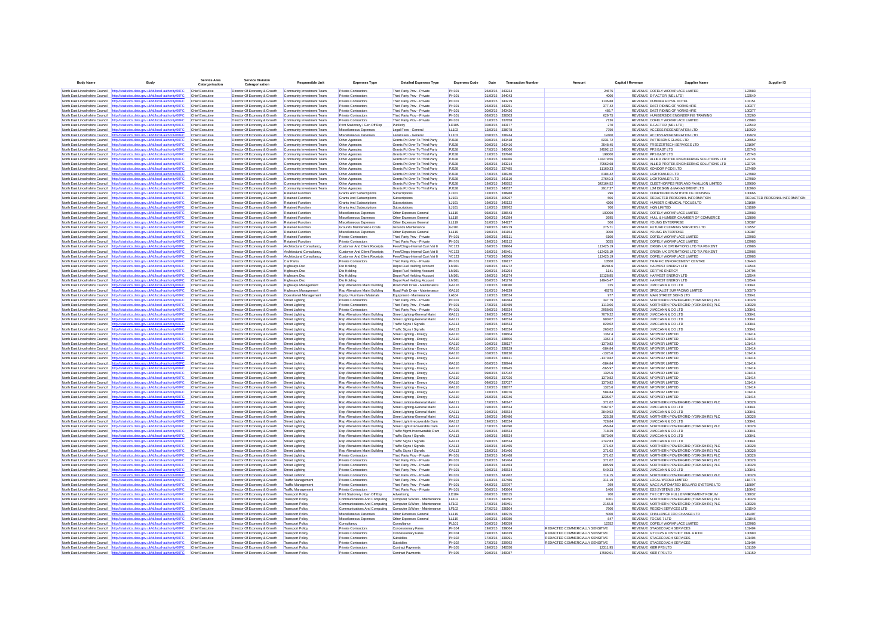| Body Name | Body | Service Area Catergorisation | Service Division Catergorisation | Responsible Unit | Expenses Type | Detailed Expenses Type | Expenses Code | Date | Transaction Number | Amount | Capital / Revenue | Supplier Name | Supplier ID |
|---|---|---|---|---|---|---|---|---|---|---|---|---|---|
| North East Lincolnshire Council | http://statistics.data.gov.uk/id/local-authority/00FC | Chief Executive | Director Of Economy & Growth | Community Investment Team | Private Contractors | Third Party Prov - Private | PH101 | 26/03/15 | 343234 | 24675 | REVENUE | COFELY WORKPLACE LIMITED | 123983 |
| North East Lincolnshire Council | http://statistics.data.gov.uk/id/local-authority/00FC | Chief Executive | Director Of Economy & Growth | Community Investment Team | Private Contractors | Third Party Prov - Private | PH101 | 31/03/15 | 344043 | 4000 | REVENUE | E-FACTOR (NEL LTD) | 122549 |
| North East Lincolnshire Council | http://statistics.data.gov.uk/id/local-authority/00FC | Chief Executive | Director Of Economy & Growth | Community Investment Team | Private Contractors | Third Party Prov - Private | PH101 | 26/03/15 | 343219 | 1136.88 | REVENUE | HUMBER ROYAL HOTEL | 103151 |
| North East Lincolnshire Council | http://statistics.data.gov.uk/id/local-authority/00FC | Chief Executive | Director Of Economy & Growth | Community Investment Team | Private Contractors | Third Party Prov - Private | PH101 | 26/03/15 | 343251 | 377.42 | REVENUE | EAST RIDING OF YORKSHIRE | 100377 |
| North East Lincolnshire Council | http://statistics.data.gov.uk/id/local-authority/00FC | Chief Executive | Director Of Economy & Growth | Community Investment Team | Private Contractors | Third Party Prov - Private | PH101 | 30/03/15 | 343426 | 465.7 | REVENUE | EAST RIDING OF YORKSHIRE | 100377 |
| North East Lincolnshire Council | http://statistics.data.gov.uk/id/local-authority/00FC | Chief Executive | Director Of Economy & Growth | Community Investment Team | Private Contractors | Third Party Prov - Private | PH101 | 03/03/15 | 336303 | 629.75 | REVENUE | HUMBERSIDE ENGINEERING TRAINING | 105260 |
| North East Lincolnshire Council | http://statistics.data.gov.uk/id/local-authority/00FC | Chief Executive | Director Of Economy & Growth | Community Investment Team | Private Contractors | Third Party Prov - Private | PH101 | 11/03/15 | 337858 | 7136 | REVENUE | COFELY WORKPLACE LIMITED | 123983 |
| North East Lincolnshire Council | http://statistics.data.gov.uk/id/local-authority/00FC | Chief Executive | Director Of Economy & Growth | Community Investment Team | Print Stationery / Gen Off Exp | Publicity | LD105 | 30/03/15 | 343177 | 270 | REVENUE | E-FACTOR (NEL LTD) | 122549 |
| North East Lincolnshire Council | http://statistics.data.gov.uk/id/local-authority/00FC | Chief Executive | Director Of Economy & Growth | Community Investment Team | Miscellaneous Expenses | Legal Fees - General | LL103 | 13/03/15 | 338978 | 7750 | REVENUE | ACCESS REGENERATION LTD | 119929 |
| North East Lincolnshire Council | http://statistics.data.gov.uk/id/local-authority/00FC | Chief Executive | Director Of Economy & Growth | Community Investment Team | Miscellaneous Expenses | Legal Fees - General | LL103 | 20/03/15 | 338744 | 12400 | REVENUE | ACCESS REGENERATION LTD | 119929 |
| North East Lincolnshire Council | http://statistics.data.gov.uk/id/local-authority/00FC | Chief Executive | Director Of Economy & Growth | Community Investment Team | Other Agencies | Grants Pd Over To Third Party | PJ138 | 30/03/15 | 343418 | 8231.72 | REVENUE | PATTESONS GLASS LTD | 126959 |
| North East Lincolnshire Council | http://statistics.data.gov.uk/id/local-authority/00FC | Chief Executive | Director Of Economy & Growth | Community Investment Team | Other Agencies | Grants Pd Over To Third Party | PJ138 | 30/03/15 | 343416 | 3546.45 | REVENUE | FREEZERTECH SERVICES LTD | 121607 |
| North East Lincolnshire Council | http://statistics.data.gov.uk/id/local-authority/00FC | Chief Executive | Director Of Economy & Growth | Community Investment Team | Other Agencies | Grants Pd Over To Third Party | PJ138 | 17/03/15 | 340080 | 24592.12 | REVENUE | PPS EAST LTD | 125743 |
| North East Lincolnshire Council | http://statistics.data.gov.uk/id/local-authority/00FC | Chief Executive | Director Of Economy & Growth | Community Investment Team | Other Agencies | Grants Pd Over To Third Party | PJ138 | 11/03/15 | 337840 | 198000 | REVENUE | PPS EAST LTD | 125743 |
| North East Lincolnshire Council | http://statistics.data.gov.uk/id/local-authority/00FC | Chief Executive | Director Of Economy & Growth | Community Investment Team | Other Agencies | Grants Pd Over To Third Party | PJ138 | 17/03/15 | 339398 | 133279.56 | REVENUE | ALLIED PROTEK ENGINEERING SOLUTIONS LTD | 122724 |
| North East Lincolnshire Council | http://statistics.data.gov.uk/id/local-authority/00FC | Chief Executive | Director Of Economy & Growth | Community Investment Team | Other Agencies | Grants Pd Over To Third Party | PJ138 | 26/03/15 | 343214 | 79562.68 | REVENUE | ALLIED PROTEK ENGINEERING SOLUTIONS LTD | 122724 |
| North East Lincolnshire Council | http://statistics.data.gov.uk/id/local-authority/00FC | Chief Executive | Director Of Economy & Growth | Community Investment Team | Other Agencies | Grants Pd Over To Third Party | PJ138 | 06/03/15 | 337485 | 11160.33 | REVENUE | KONDOR PODS LTD | 127489 |
| North East Lincolnshire Council | http://statistics.data.gov.uk/id/local-authority/00FC | Chief Executive | Director Of Economy & Growth | Community Investment Team | Other Agencies | Grants Pd Over To Third Party | PJ138 | 17/03/15 | 338740 | 8184.42 | REVENUE | LIGHTOWLER LTD | 127989 |
| North East Lincolnshire Council | http://statistics.data.gov.uk/id/local-authority/00FC | Chief Executive | Director Of Economy & Growth | Community Investment Team | Other Agencies | Grants Pd Over To Third Party | PJ138 | 20/03/15 | 341110 | 27649.3 | REVENUE | LIGHTOWLER LTD | 127989 |
| North East Lincolnshire Council | http://statistics.data.gov.uk/id/local-authority/00FC | Chief Executive | Director Of Economy & Growth | Community Investment Team | Other Agencies | Grants Pd Over To Third Party | PJ138 | 19/03/15 | 340652 | 342164.52 | REVENUE | CLEETHORPES PIER AND PAVILLION LIMITED | 129600 |
| North East Lincolnshire Council | http://statistics.data.gov.uk/id/local-authority/00FC | Chief Executive | Director Of Economy & Growth | Community Investment Team | Other Agencies | Grants Pd Over To Third Party | PJ138 | 19/03/15 | 340637 | 2917.37 | REVENUE | LJM DESIGN & MANAGEMENT LTD | 110960 |
| North East Lincolnshire Council | http://statistics.data.gov.uk/id/local-authority/00FC | Chief Executive | Director Of Economy & Growth | Retained Function | Grants And Subscriptions | Subscriptions | LJ101 | 12/03/15 | 338988 | 296 | REVENUE | CHARTERED INSTITUTE OF HOUSING | 100666 |
| North East Lincolnshire Council | http://statistics.data.gov.uk/id/local-authority/00FC | Chief Executive | Director Of Economy & Growth | Retained Function | Grants And Subscriptions | Subscriptions | LJ101 | 23/03/15 | 305267 | 506 | REVENUE | REDACTED PERSONAL INFORMATION | REDACTED PERSONAL INFORMATION |
| North East Lincolnshire Council | http://statistics.data.gov.uk/id/local-authority/00FC | Chief Executive | Director Of Economy & Growth | Retained Function | Grants And Subscriptions | Subscriptions | LJ101 | 19/03/15 | 340132 | 4200 | REVENUE | HUMBER CHEMICAL FOCUS LTD | 101684 |
| North East Lincolnshire Council | http://statistics.data.gov.uk/id/local-authority/00FC | Chief Executive | Director Of Economy & Growth | Retained Function | Grants And Subscriptions | Subscriptions | LJ101 | 11/03/15 | 338762 | 700 | REVENUE | HQN LIMITED | 101589 |
| North East Lincolnshire Council | http://statistics.data.gov.uk/id/local-authority/00FC | Chief Executive | Director Of Economy & Growth | Retained Function | Miscellaneous Expenses | Other Expenses General | LL119 | 03/03/15 | 336543 | 100000 | REVENUE | COFELY WORKPLACE LIMITED | 123983 |
| North East Lincolnshire Council | http://statistics.data.gov.uk/id/local-authority/00FC | Chief Executive | Director Of Economy & Growth | Retained Function | Miscellaneous Expenses | Other Expenses General | LL119 | 20/03/15 | 341384 | 2695 | REVENUE | HULL & HUMBER CHAMBER OF COMMERCE | 102808 |
| North East Lincolnshire Council | http://statistics.data.gov.uk/id/local-authority/00FC | Chief Executive | Director Of Economy & Growth | Retained Function | Miscellaneous Expenses | Other Expenses General | LL119 | 31/03/15 | 344037 | 500 | REVENUE | YOUNG ENTERPRISE | 106087 |
| North East Lincolnshire Council | http://statistics.data.gov.uk/id/local-authority/00FC | Chief Executive | Director Of Economy & Growth | Retained Function | Grounds Maintenance Costs | Grounds Maintenance | GJ101 | 19/03/15 | 340719 | 275.71 | REVENUE | FUTURE CLEANING SERVICES LTD | 102557 |
| North East Lincolnshire Council | http://statistics.data.gov.uk/id/local-authority/00FC | Chief Executive | Director Of Economy & Growth | Retained Function | Miscellaneous Expenses | Other Expenses General | LL119 | 19/03/15 | 341154 | 3000 | REVENUE | YOUNG ENTERPRISE | 106087 |
| North East Lincolnshire Council | http://statistics.data.gov.uk/id/local-authority/00FC | Chief Executive | Director Of Economy & Growth | Retained Function | Private Contractors | Third Party Prov - Private | PH101 | 19/03/15 | 340111 | 6100 | REVENUE | COFELY WORKPLACE LIMITED | 123983 |
| North East Lincolnshire Council | http://statistics.data.gov.uk/id/local-authority/00FC | Chief Executive | Director Of Economy & Growth | Retained Function | Private Contractors | Third Party Prov - Private | PH101 | 19/03/15 | 340112 | 3055 | REVENUE | COFELY WORKPLACE LIMITED | 123983 |
| North East Lincolnshire Council | http://statistics.data.gov.uk/id/local-authority/00FC | Chief Executive | Director Of Economy & Growth | Architectural Consultancy | Customer And Client Receipts | Fees/Chrgs-Internal Cust Val 8 | VC123 | 16/03/15 | 339864 | 113425.19 | REVENUE | ORIGIN UK OPERATIONS LTD T/A PB KENT | 123986 |
| North East Lincolnshire Council | http://statistics.data.gov.uk/id/local-authority/00FC | Chief Executive | Director Of Economy & Growth | Architectural Consultancy | Customer And Client Receipts | Fees/Chrgs-Internal Cust Val 8 | VC123 | 18/03/15 | 340461 | -113425.19 | REVENUE | ORIGIN UK OPERATIONS LTD T/A PB KENT | 123986 |
| North East Lincolnshire Council | http://statistics.data.gov.uk/id/local-authority/00FC | Chief Executive | Director Of Economy & Growth | Architectural Consultancy | Customer And Client Receipts | Fees/Chrgs-Internal Cust Val 8 | VC123 | 17/03/15 | 340508 | 113425.19 | REVENUE | COFELY WORKPLACE LIMITED | 123983 |
| North East Lincolnshire Council | http://statistics.data.gov.uk/id/local-authority/00FC | Chief Executive | Director Of Economy & Growth | Car Parks | Private Contractors | Third Party Prov - Private | PH101 | 12/03/15 | 339137 | 13500 | REVENUE | TRAFFIC ENFORCEMENT CENTRE | 106443 |
| North East Lincolnshire Council | http://statistics.data.gov.uk/id/local-authority/00FC | Chief Executive | Director Of Economy & Growth | Highways Dso | Dlo Holding | Depot Fuel Holding Account | LM101 | 19/03/15 | 341272 | 16284.6 | REVENUE | HARVEST ENERGY LTD | 102544 |
| North East Lincolnshire Council | http://statistics.data.gov.uk/id/local-authority/00FC | Chief Executive | Director Of Economy & Growth | Highways Dso | Dlo Holding | Depot Fuel Holding Account | LM101 | 20/03/15 | 341294 | 1141 | REVENUE | CERTAS ENERGY | 124784 |
| North East Lincolnshire Council | http://statistics.data.gov.uk/id/local-authority/00FC | Chief Executive | Director Of Economy & Growth | Highways Dso | Dlo Holding | Depot Fuel Holding Account | LM101 | 19/03/15 | 341274 | 15126.85 | REVENUE | HARVEST ENERGY LTD | 102544 |
| North East Lincolnshire Council | http://statistics.data.gov.uk/id/local-authority/00FC | Chief Executive | Director Of Economy & Growth | Highways Dso | Dlo Holding | Depot Fuel Holding Account | LM101 | 20/03/15 | 341276 | 14945.47 | REVENUE | HARVEST ENERGY LTD | 102544 |
| North East Lincolnshire Council | http://statistics.data.gov.uk/id/local-authority/00FC | Chief Executive | Director Of Economy & Growth | Highways Management | Rep Alterations Maint Building | Road Path Drain - Maintenance | GA116 | 12/03/15 | 338080 | 325 | REVENUE | J MCCANN & CO LTD | 100841 |
| North East Lincolnshire Council | http://statistics.data.gov.uk/id/local-authority/00FC | Chief Executive | Director Of Economy & Growth | Highways Management | Rep Alterations Maint Building | Road Path Drain - Maintenance | GA116 | 31/03/15 | 344239 | 48275 | REVENUE | SPECIALIST SURFACING LIMITED | 100579 |
| North East Lincolnshire Council | http://statistics.data.gov.uk/id/local-authority/00FC | Chief Executive | Director Of Economy & Growth | Operational Management | Equip / Furniture / Materials | Equipment - Maintenance | LA104 | 11/03/15 | 338524 | 977 | REVENUE | MAIN STREET SIGNS LTD | 105041 |
| North East Lincolnshire Council | http://statistics.data.gov.uk/id/local-authority/00FC | Chief Executive | Director Of Economy & Growth | Street Lighting | Private Contractors | Third Party Prov - Private | PH101 | 19/03/15 | 340484 | 347.79 | REVENUE | NORTHERN POWERGRID (YORKSHIRE) PLC | 100328 |
| North East Lincolnshire Council | http://statistics.data.gov.uk/id/local-authority/00FC | Chief Executive | Director Of Economy & Growth | Street Lighting | Private Contractors | Third Party Prov - Private | PH101 | 17/03/15 | 340489 | 1113.06 | REVENUE | NORTHERN POWERGRID (YORKSHIRE) PLC | 100328 |
| North East Lincolnshire Council | http://statistics.data.gov.uk/id/local-authority/00FC | Chief Executive | Director Of Economy & Growth | Street Lighting | Private Contractors | Third Party Prov - Private | PH101 | 19/03/15 | 340534 | 2958.05 | REVENUE | J MCCANN & CO LTD | 100841 |
| North East Lincolnshire Council | http://statistics.data.gov.uk/id/local-authority/00FC | Chief Executive | Director Of Economy & Growth | Street Lighting | Rep Alterations Maint Building | Street Lighting-General Maint | GA111 | 19/03/15 | 340534 | 7079.22 | REVENUE | J MCCANN & CO LTD | 100841 |
| North East Lincolnshire Council | http://statistics.data.gov.uk/id/local-authority/00FC | Chief Executive | Director Of Economy & Growth | Street Lighting | Rep Alterations Maint Building | Street Lighting-General Maint | GA111 | 19/03/15 | 340534 | 900.07 | REVENUE | J MCCANN & CO LTD | 100841 |
| North East Lincolnshire Council | http://statistics.data.gov.uk/id/local-authority/00FC | Chief Executive | Director Of Economy & Growth | Street Lighting | Rep Alterations Maint Building | Traffic Signs / Signals | GA113 | 19/03/15 | 340534 | 829.02 | REVENUE | J MCCANN & CO LTD | 100841 |
| North East Lincolnshire Council | http://statistics.data.gov.uk/id/local-authority/00FC | Chief Executive | Director Of Economy & Growth | Street Lighting | Rep Alterations Maint Building | Traffic Signs / Signals | GA113 | 19/03/15 | 340534 | 263.02 | REVENUE | J MCCANN & CO LTD | 100841 |
| North East Lincolnshire Council | http://statistics.data.gov.uk/id/local-authority/00FC | Chief Executive | Director Of Economy & Growth | Street Lighting | Rep Alterations Maint Building | Street Lighting - Energy | GA110 | 10/03/15 | 338604 | 1367.4 | REVENUE | NPOWER LIMITED | 101414 |
| North East Lincolnshire Council | http://statistics.data.gov.uk/id/local-authority/00FC | Chief Executive | Director Of Economy & Growth | Street Lighting | Rep Alterations Maint Building | Street Lighting - Energy | GA110 | 10/03/15 | 338606 | 1367.4 | REVENUE | NPOWER LIMITED | 101414 |
| North East Lincolnshire Council | http://statistics.data.gov.uk/id/local-authority/00FC | Chief Executive | Director Of Economy & Growth | Street Lighting | Rep Alterations Maint Building | Street Lighting - Energy | GA110 | 10/03/15 | 338127 | -1370.82 | REVENUE | NPOWER LIMITED | 101414 |
| North East Lincolnshire Council | http://statistics.data.gov.uk/id/local-authority/00FC | Chief Executive | Director Of Economy & Growth | Street Lighting | Rep Alterations Maint Building | Street Lighting - Energy | GA110 | 10/03/15 | 338129 | -584.84 | REVENUE | NPOWER LIMITED | 101414 |
| North East Lincolnshire Council | http://statistics.data.gov.uk/id/local-authority/00FC | Chief Executive | Director Of Economy & Growth | Street Lighting | Rep Alterations Maint Building | Street Lighting - Energy | GA110 | 10/03/15 | 338130 | -1326.6 | REVENUE | NPOWER LIMITED | 101414 |
| North East Lincolnshire Council | http://statistics.data.gov.uk/id/local-authority/00FC | Chief Executive | Director Of Economy & Growth | Street Lighting | Rep Alterations Maint Building | Street Lighting - Energy | GA110 | 10/03/15 | 338131 | -1370.82 | REVENUE | NPOWER LIMITED | 101414 |
| North East Lincolnshire Council | http://statistics.data.gov.uk/id/local-authority/00FC | Chief Executive | Director Of Economy & Growth | Street Lighting | Rep Alterations Maint Building | Street Lighting - Energy | GA110 | 05/03/15 | 336944 | -584.84 | REVENUE | NPOWER LIMITED | 101414 |
| North East Lincolnshire Council | http://statistics.data.gov.uk/id/local-authority/00FC | Chief Executive | Director Of Economy & Growth | Street Lighting | Rep Alterations Maint Building | Street Lighting - Energy | GA110 | 05/03/15 | 336945 | -565.97 | REVENUE | NPOWER LIMITED | 101414 |
| North East Lincolnshire Council | http://statistics.data.gov.uk/id/local-authority/00FC | Chief Executive | Director Of Economy & Growth | Street Lighting | Rep Alterations Maint Building | Street Lighting - Energy | GA110 | 09/03/15 | 337042 | 1326.6 | REVENUE | NPOWER LIMITED | 101414 |
| North East Lincolnshire Council | http://statistics.data.gov.uk/id/local-authority/00FC | Chief Executive | Director Of Economy & Growth | Street Lighting | Rep Alterations Maint Building | Street Lighting - Energy | GA110 | 09/03/15 | 337026 | 1370.82 | REVENUE | NPOWER LIMITED | 101414 |
| North East Lincolnshire Council | http://statistics.data.gov.uk/id/local-authority/00FC | Chief Executive | Director Of Economy & Growth | Street Lighting | Rep Alterations Maint Building | Street Lighting - Energy | GA110 | 09/03/15 | 337027 | 1370.82 | REVENUE | NPOWER LIMITED | 101414 |
| North East Lincolnshire Council | http://statistics.data.gov.uk/id/local-authority/00FC | Chief Executive | Director Of Economy & Growth | Street Lighting | Rep Alterations Maint Building | Street Lighting - Energy | GA110 | 12/03/15 | 338377 | 1326.6 | REVENUE | NPOWER LIMITED | 101414 |
| North East Lincolnshire Council | http://statistics.data.gov.uk/id/local-authority/00FC | Chief Executive | Director Of Economy & Growth | Street Lighting | Rep Alterations Maint Building | Street Lighting - Energy | GA110 | 12/03/15 | 338376 | 584.84 | REVENUE | NPOWER LIMITED | 101414 |
| North East Lincolnshire Council | http://statistics.data.gov.uk/id/local-authority/00FC | Chief Executive | Director Of Economy & Growth | Street Lighting | Rep Alterations Maint Building | Street Lighting - Energy | GA110 | 26/03/15 | 342346 | 1235.07 | REVENUE | NPOWER LIMITED | 101414 |
| North East Lincolnshire Council | http://statistics.data.gov.uk/id/local-authority/00FC | Chief Executive | Director Of Economy & Growth | Street Lighting | Rep Alterations Maint Building | Street Lighting-General Maint | GA111 | 17/03/15 | 340147 | 371.02 | REVENUE | NORTHERN POWERGRID (YORKSHIRE) PLC | 100328 |
| North East Lincolnshire Council | http://statistics.data.gov.uk/id/local-authority/00FC | Chief Executive | Director Of Economy & Growth | Street Lighting | Rep Alterations Maint Building | Street Lighting-General Maint | GA111 | 19/03/15 | 340534 | 5367.67 | REVENUE | J MCCANN & CO LTD | 100841 |
| North East Lincolnshire Council | http://statistics.data.gov.uk/id/local-authority/00FC | Chief Executive | Director Of Economy & Growth | Street Lighting | Rep Alterations Maint Building | Street Lighting-General Maint | GA111 | 19/03/15 | 340534 | 3849.52 | REVENUE | J MCCANN & CO LTD | 100841 |
| North East Lincolnshire Council | http://statistics.data.gov.uk/id/local-authority/00FC | Chief Executive | Director Of Economy & Growth | Street Lighting | Rep Alterations Maint Building | Street Lighting-General Maint | GA111 | 19/03/15 | 340486 | 325.38 | REVENUE | NORTHERN POWERGRID (YORKSHIRE) PLC | 100328 |
| North East Lincolnshire Council | http://statistics.data.gov.uk/id/local-authority/00FC | Chief Executive | Director Of Economy & Growth | Street Lighting | Rep Alterations Maint Building | Street Light-Irrecoverable Dam | GA112 | 19/03/15 | 340534 | 728.84 | REVENUE | J MCCANN & CO LTD | 100841 |
| North East Lincolnshire Council | http://statistics.data.gov.uk/id/local-authority/00FC | Chief Executive | Director Of Economy & Growth | Street Lighting | Rep Alterations Maint Building | Street Light-Irrecoverable Dam | GA112 | 17/03/15 | 340490 | 456.84 | REVENUE | NORTHERN POWERGRID (YORKSHIRE) PLC | 100328 |
| North East Lincolnshire Council | http://statistics.data.gov.uk/id/local-authority/00FC | Chief Executive | Director Of Economy & Growth | Street Lighting | Rep Alterations Maint Building | Traffic Mgmt-Irrecoverable Dam | GA115 | 19/03/15 | 340534 | 718.29 | REVENUE | J MCCANN & CO LTD | 100841 |
| North East Lincolnshire Council | http://statistics.data.gov.uk/id/local-authority/00FC | Chief Executive | Director Of Economy & Growth | Street Lighting | Rep Alterations Maint Building | Traffic Signs / Signals | GA113 | 19/03/15 | 340534 | 5873.09 | REVENUE | J MCCANN & CO LTD | 100841 |
| North East Lincolnshire Council | http://statistics.data.gov.uk/id/local-authority/00FC | Chief Executive | Director Of Economy & Growth | Street Lighting | Rep Alterations Maint Building | Traffic Signs / Signals | GA113 | 19/03/15 | 340534 | 2742.83 | REVENUE | J MCCANN & CO LTD | 100841 |
| North East Lincolnshire Council | http://statistics.data.gov.uk/id/local-authority/00FC | Chief Executive | Director Of Economy & Growth | Street Lighting | Rep Alterations Maint Building | Traffic Signs / Signals | GA113 | 23/03/15 | 341465 | 371.02 | REVENUE | NORTHERN POWERGRID (YORKSHIRE) PLC | 100328 |
| North East Lincolnshire Council | http://statistics.data.gov.uk/id/local-authority/00FC | Chief Executive | Director Of Economy & Growth | Street Lighting | Rep Alterations Maint Building | Traffic Signs / Signals | GA113 | 23/03/15 | 341466 | 371.02 | REVENUE | NORTHERN POWERGRID (YORKSHIRE) PLC | 100328 |
| North East Lincolnshire Council | http://statistics.data.gov.uk/id/local-authority/00FC | Chief Executive | Director Of Economy & Growth | Street Lighting | Private Contractors | Third Party Prov - Private | PH101 | 23/03/15 | 341468 | 371.02 | REVENUE | NORTHERN POWERGRID (YORKSHIRE) PLC | 100328 |
| North East Lincolnshire Council | http://statistics.data.gov.uk/id/local-authority/00FC | Chief Executive | Director Of Economy & Growth | Street Lighting | Private Contractors | Third Party Prov - Private | PH101 | 23/03/15 | 341464 | 371.02 | REVENUE | NORTHERN POWERGRID (YORKSHIRE) PLC | 100328 |
| North East Lincolnshire Council | http://statistics.data.gov.uk/id/local-authority/00FC | Chief Executive | Director Of Economy & Growth | Street Lighting | Private Contractors | Third Party Prov - Private | PH101 | 23/03/15 | 341463 | 805.99 | REVENUE | NORTHERN POWERGRID (YORKSHIRE) PLC | 100328 |
| North East Lincolnshire Council | http://statistics.data.gov.uk/id/local-authority/00FC | Chief Executive | Director Of Economy & Growth | Street Lighting | Private Contractors | Third Party Prov - Private | PH101 | 19/03/15 | 340534 | 540.23 | REVENUE | J MCCANN & CO LTD | 100841 |
| North East Lincolnshire Council | http://statistics.data.gov.uk/id/local-authority/00FC | Chief Executive | Director Of Economy & Growth | Street Lighting | Private Contractors | Third Party Prov - Private | PH101 | 23/03/15 | 341462 | 714.15 | REVENUE | NORTHERN POWERGRID (YORKSHIRE) PLC | 100328 |
| North East Lincolnshire Council | http://statistics.data.gov.uk/id/local-authority/00FC | Chief Executive | Director Of Economy & Growth | Traffic Management | Private Contractors | Third Party Prov - Private | PH101 | 11/03/15 | 337486 | 311.19 | REVENUE | LOCAL WORLD LIMITED | 116774 |
| North East Lincolnshire Council | http://statistics.data.gov.uk/id/local-authority/00FC | Chief Executive | Director Of Economy & Growth | Traffic Management | Private Contractors | Third Party Prov - Private | PH101 | 04/03/15 | 330797 | 399 | REVENUE | MACS AUTOMATED BOLLARD SYSTEMS LTD | 116897 |
| North East Lincolnshire Council | http://statistics.data.gov.uk/id/local-authority/00FC | Chief Executive | Director Of Economy & Growth | Traffic Management | Private Contractors | Third Party Prov - Private | PH101 | 10/03/15 | 343664 | 1400 | REVENUE | ESS SYSTEMS LTD | 116642 |
| North East Lincolnshire Council | http://statistics.data.gov.uk/id/local-authority/00FC | Chief Executive | Director Of Economy & Growth | Transport Policy | Print Stationery / Gen Off Exp | Advertising | LD104 | 03/03/15 | 336315 | 700 | REVENUE | THE CITY OF HULL ENVIRONMENT FORUM | 108032 |
| North East Lincolnshire Council | http://statistics.data.gov.uk/id/local-authority/00FC | Chief Executive | Director Of Economy & Growth | Transport Policy | Communications And Computing | Computer S/Ware - Maintenance | LF102 | 17/03/15 | 340492 | 1001 | REVENUE | NORTHERN POWERGRID (YORKSHIRE) PLC | 100328 |
| North East Lincolnshire Council | http://statistics.data.gov.uk/id/local-authority/00FC | Chief Executive | Director Of Economy & Growth | Transport Policy | Communications And Computing | Computer S/Ware - Maintenance | LF102 | 17/03/15 | 340491 | 2165.8 | REVENUE | NORTHERN POWERGRID (YORKSHIRE) PLC | 100328 |
| North East Lincolnshire Council | http://statistics.data.gov.uk/id/local-authority/00FC | Chief Executive | Director Of Economy & Growth | Transport Policy | Communications And Computing | Computer S/Ware - Maintenance | LF102 | 27/02/15 | 336104 | 7500 | REVENUE | REGION SERVICES LTD | 101540 |
| North East Lincolnshire Council | http://statistics.data.gov.uk/id/local-authority/00FC | Chief Executive | Director Of Economy & Growth | Transport Policy | Miscellaneous Expenses | Other Expenses General | LL119 | 20/03/15 | 340975 | 5000 | REVENUE | CHALLENGE FOR CHANGE LTD | 119407 |
| North East Lincolnshire Council | http://statistics.data.gov.uk/id/local-authority/00FC | Chief Executive | Director Of Economy & Growth | Transport Policy | Miscellaneous Expenses | Other Expenses General | LL119 | 19/03/15 | 340980 | 847 | REVENUE | FOCUS 7 LTD | 101046 |
| North East Lincolnshire Council | http://statistics.data.gov.uk/id/local-authority/00FC | Chief Executive | Director Of Economy & Growth | Transport Policy | Consultancy | Consultancy | PL101 | 20/03/15 | 340059 | 12352 | REVENUE | COFELY WORKPLACE LIMITED | 123983 |
| North East Lincolnshire Council | http://statistics.data.gov.uk/id/local-authority/00FC | Chief Executive | Director Of Economy & Growth | Transport Policy | Private Contractors | Concessionary Fares | PH104 | 19/03/15 | 339664 | REDACTED COMMERCIALLY SENSITIVE | REVENUE | STAGECOACH SERVICES | 101404 |
| North East Lincolnshire Council | http://statistics.data.gov.uk/id/local-authority/00FC | Chief Executive | Director Of Economy & Growth | Transport Policy | Private Contractors | Concessionary Fares | PH104 | 19/03/15 | 340439 | REDACTED COMMERCIALLY SENSITIVE | REVENUE | GY CUPS & DISTRICT DIAL A RIDE | 100960 |
| North East Lincolnshire Council | http://statistics.data.gov.uk/id/local-authority/00FC | Chief Executive | Director Of Economy & Growth | Transport Policy | Private Contractors | Subsidies | PH102 | 17/03/15 | 339991 | REDACTED COMMERCIALLY SENSITIVE | REVENUE | STAGECOACH SERVICES | 101404 |
| North East Lincolnshire Council | http://statistics.data.gov.uk/id/local-authority/00FC | Chief Executive | Director Of Economy & Growth | Transport Policy | Private Contractors | Subsidies | PH102 | 17/03/15 | 339992 | REDACTED COMMERCIALLY SENSITIVE | REVENUE | STAGECOACH SERVICES | 101404 |
| North East Lincolnshire Council | http://statistics.data.gov.uk/id/local-authority/00FC | Chief Executive | Director Of Economy & Growth | Transport Policy | Private Contractors | Contract Payments | PH105 | 19/03/15 | 340550 | 12311.95 | REVENUE | KIER FPS LTD | 101159 |
| North East Lincolnshire Council | http://statistics.data.gov.uk/id/local-authority/00FC | Chief Executive | Director Of Economy & Growth | Transport Policy | Private Contractors | Contract Payments | PH105 | 20/03/15 | 340087 | 17502.01 | REVENUE | KIER FPS LTD | 101159 |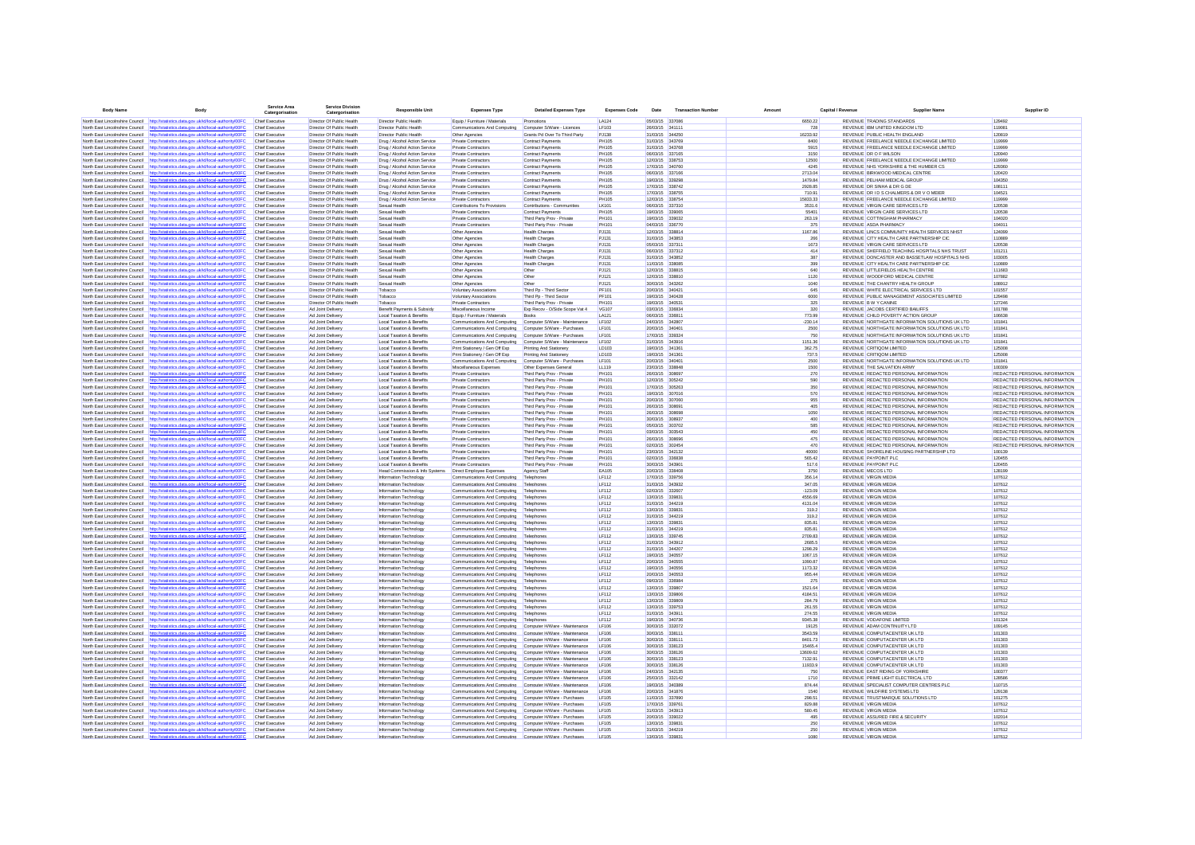| Body Name | Body | Service Area Catergorisation | Service Division Catergorisation | Responsible Unit | Expenses Type | Detailed Expenses Type | Expenses Code | Date | Transaction Number | Amount | Capital / Revenue | Supplier Name | Supplier ID |
|---|---|---|---|---|---|---|---|---|---|---|---|---|---|
| North East Lincolnshire Council | http://statistics.data.gov.uk/id/local-authority/00FC | Chief Executive | Director Of Public Health | Director Public Health | Equip / Furniture / Materials | Promotions | LA124 | 05/03/15 | 337086 | 6650.22 | REVENUE | TRADING STANDARDS | 129492 |
| North East Lincolnshire Council | http://statistics.data.gov.uk/id/local-authority/00FC | Chief Executive | Director Of Public Health | Director Public Health | Communications And Computing | Computer S/Ware - Licences | LF103 | 26/03/15 | 341111 | 728 | REVENUE | IBM UNITED KINGDOM LTD | 119081 |
| North East Lincolnshire Council | http://statistics.data.gov.uk/id/local-authority/00FC | Chief Executive | Director Of Public Health | Director Public Health | Other Agencies | Grants Pd Over To Third Party | PJ138 | 31/03/15 | 344250 | 16233.92 | REVENUE | PUBLIC HEALTH ENGLAND | 120619 |
| North East Lincolnshire Council | http://statistics.data.gov.uk/id/local-authority/00FC | Chief Executive | Director Of Public Health | Drug / Alcohol Action Service | Private Contractors | Contract Payments | PH105 | 31/03/15 | 343709 | 8400 | REVENUE | FREELANCE NEEDLE EXCHANGE LIMITED | 119999 |
| North East Lincolnshire Council | http://statistics.data.gov.uk/id/local-authority/00FC | Chief Executive | Director Of Public Health | Drug / Alcohol Action Service | Private Contractors | Contract Payments | PH105 | 31/03/15 | 343768 | 5915 | REVENUE | FREELANCE NEEDLE EXCHANGE LIMITED | 119999 |
| North East Lincolnshire Council | http://statistics.data.gov.uk/id/local-authority/00FC | Chief Executive | Director Of Public Health | Drug / Alcohol Action Service | Private Contractors | Contract Payments | PH105 | 06/03/15 | 337165 | 3150 | REVENUE | DR O F WILSON | 120940 |
| North East Lincolnshire Council | http://statistics.data.gov.uk/id/local-authority/00FC | Chief Executive | Director Of Public Health | Drug / Alcohol Action Service | Private Contractors | Contract Payments | PH105 | 12/03/15 | 338753 | 12500 | REVENUE | FREELANCE NEEDLE EXCHANGE LIMITED | 119999 |
| North East Lincolnshire Council | http://statistics.data.gov.uk/id/local-authority/00FC | Chief Executive | Director Of Public Health | Drug / Alcohol Action Service | Private Contractors | Contract Payments | PH105 | 17/03/15 | 340760 | 4245 | REVENUE | NHS YORKSHIRE & THE HUMBER CS | 126060 |
| North East Lincolnshire Council | http://statistics.data.gov.uk/id/local-authority/00FC | Chief Executive | Director Of Public Health | Drug / Alcohol Action Service | Private Contractors | Contract Payments | PH105 | 06/03/15 | 337166 | 2713.04 | REVENUE | BIRKWOOD MEDICAL CENTRE | 120420 |
| North East Lincolnshire Council | http://statistics.data.gov.uk/id/local-authority/00FC | Chief Executive | Director Of Public Health | Drug / Alcohol Action Service | Private Contractors | Contract Payments | PH105 | 19/03/15 | 339298 | 1479.84 | REVENUE | PELHAM MEDICAL GROUP | 104350 |
| North East Lincolnshire Council | http://statistics.data.gov.uk/id/local-authority/00FC | Chief Executive | Director Of Public Health | Drug / Alcohol Action Service | Private Contractors | Contract Payments | PH105 | 17/03/15 | 338742 | 2928.85 | REVENUE | DR SINHA & DR G DE | 108111 |
| North East Lincolnshire Council | http://statistics.data.gov.uk/id/local-authority/00FC | Chief Executive | Director Of Public Health | Drug / Alcohol Action Service | Private Contractors | Contract Payments | PH105 | 17/03/15 | 338755 | 710.91 | REVENUE | DR I D S CHALMERS & DR V O MEIER | 104521 |
| North East Lincolnshire Council | http://statistics.data.gov.uk/id/local-authority/00FC | Chief Executive | Director Of Public Health | Drug / Alcohol Action Service | Private Contractors | Contract Payments | PH105 | 12/03/15 | 338754 | 15833.33 | REVENUE | FREELANCE NEEDLE EXCHANGE LIMITED | 119999 |
| North East Lincolnshire Council | http://statistics.data.gov.uk/id/local-authority/00FC | Chief Executive | Director Of Public Health | Sexual Health | Contributions To Provisions | Contributions - Communities | LK101 | 06/03/15 | 337310 | 3531.6 | REVENUE | VIRGIN CARE SERVICES LTD | 120538 |
| North East Lincolnshire Council | http://statistics.data.gov.uk/id/local-authority/00FC | Chief Executive | Director Of Public Health | Sexual Health | Private Contractors | Contract Payments | PH105 | 19/03/15 | 339065 | 55401 | REVENUE | VIRGIN CARE SERVICES LTD | 120538 |
| North East Lincolnshire Council | http://statistics.data.gov.uk/id/local-authority/00FC | Chief Executive | Director Of Public Health | Sexual Health | Private Contractors | Third Party Prov - Private | PH101 | 19/03/15 | 339032 | 263.19 | REVENUE | COTTINGHAM PHARMACY | 104020 |
| North East Lincolnshire Council | http://statistics.data.gov.uk/id/local-authority/00FC | Chief Executive | Director Of Public Health | Sexual Health | Private Contractors | Third Party Prov - Private | PH101 | 04/03/15 | 336770 | 375 | REVENUE | ASDA PHARMACY | 104011 |
| North East Lincolnshire Council | http://statistics.data.gov.uk/id/local-authority/00FC | Chief Executive | Director Of Public Health | Sexual Health | Other Agencies | Health Charges | PJ131 | 12/03/15 | 338814 | 1167.86 | REVENUE | LINCS COMMUNITY HEALTH SERVICES NHST | 124099 |
| North East Lincolnshire Council | http://statistics.data.gov.uk/id/local-authority/00FC | Chief Executive | Director Of Public Health | Sexual Health | Other Agencies | Health Charges | PJ131 | 31/03/15 | 343853 | 266 | REVENUE | CITY HEALTH CARE PARTNERSHIP CIC | 110869 |
| North East Lincolnshire Council | http://statistics.data.gov.uk/id/local-authority/00FC | Chief Executive | Director Of Public Health | Sexual Health | Other Agencies | Health Charges | PJ131 | 05/03/15 | 337311 | 1673 | REVENUE | VIRGIN CARE SERVICES LTD | 120538 |
| North East Lincolnshire Council | http://statistics.data.gov.uk/id/local-authority/00FC | Chief Executive | Director Of Public Health | Sexual Health | Other Agencies | Health Charges | PJ131 | 06/03/15 | 337312 | 414 | REVENUE | SHEFFIELD TEACHING HOSPITALS NHS TRUST | 101211 |
| North East Lincolnshire Council | http://statistics.data.gov.uk/id/local-authority/00FC | Chief Executive | Director Of Public Health | Sexual Health | Other Agencies | Health Charges | PJ131 | 31/03/15 | 343852 | 387 | REVENUE | DONCASTER AND BASSETLAW HOSPITALS NHS | 103005 |
| North East Lincolnshire Council | http://statistics.data.gov.uk/id/local-authority/00FC | Chief Executive | Director Of Public Health | Sexual Health | Other Agencies | Health Charges | PJ131 | 11/03/15 | 338085 | 399 | REVENUE | CITY HEALTH CARE PARTNERSHIP CIC | 110869 |
| North East Lincolnshire Council | http://statistics.data.gov.uk/id/local-authority/00FC | Chief Executive | Director Of Public Health | Sexual Health | Other Agencies | Other | PJ121 | 12/03/15 | 338815 | 640 | REVENUE | LITTLEFIELDS HEALTH CENTRE | 111683 |
| North East Lincolnshire Council | http://statistics.data.gov.uk/id/local-authority/00FC | Chief Executive | Director Of Public Health | Sexual Health | Other Agencies | Other | PJ121 | 12/03/15 | 338810 | 1120 | REVENUE | WOODFORD MEDICAL CENTRE | 107882 |
| North East Lincolnshire Council | http://statistics.data.gov.uk/id/local-authority/00FC | Chief Executive | Director Of Public Health | Sexual Health | Other Agencies | Other | PJ121 | 30/03/15 | 343262 | 1040 | REVENUE | THE CHANTRY HEALTH GROUP | 108912 |
| North East Lincolnshire Council | http://statistics.data.gov.uk/id/local-authority/00FC | Chief Executive | Director Of Public Health | Tobacco | Voluntary Associations | Third Pp - Third Sector | PF101 | 20/03/15 | 340421 | 645 | REVENUE | WHITE ELECTRICAL SERVICES LTD | 101557 |
| North East Lincolnshire Council | http://statistics.data.gov.uk/id/local-authority/00FC | Chief Executive | Director Of Public Health | Tobacco | Voluntary Associations | Third Pp - Third Sector | PF101 | 19/03/15 | 340438 | 6000 | REVENUE | PUBLIC MANAGEMENT ASSOCIATES LIMITED | 129498 |
| North East Lincolnshire Council | http://statistics.data.gov.uk/id/local-authority/00FC | Chief Executive | Director Of Public Health | Tobacco | Private Contractors | Third Party Prov - Private | PH101 | 19/03/15 | 340531 | 325 | REVENUE | B W Y CANINE | 127246 |
| North East Lincolnshire Council | http://statistics.data.gov.uk/id/local-authority/00FC | Chief Executive | Ad Joint Delivery | Benefit Payments & Subsidy | Miscellaneous Income | Exp Recov - O/Side Scope Vat 4 | VG107 | 03/03/15 | 336834 | 320 | REVENUE | JACOBS CERTIFIED BAILIFFS | 101788 |
| North East Lincolnshire Council | http://statistics.data.gov.uk/id/local-authority/00FC | Chief Executive | Ad Joint Delivery | Local Taxation & Benefits | Equip / Furniture / Materials | Books | LA121 | 06/03/15 | 336811 | 773.99 | REVENUE | CHILD POVERTY ACTION GROUP | 106638 |
| North East Lincolnshire Council | http://statistics.data.gov.uk/id/local-authority/00FC | Chief Executive | Ad Joint Delivery | Local Taxation & Benefits | Communications And Computing | Computer S/Ware - Maintenance | LF102 | 24/03/15 | 342807 | -230.14 | REVENUE | NORTHGATE INFORMATION SOLUTIONS UK LTD | 101841 |
| North East Lincolnshire Council | http://statistics.data.gov.uk/id/local-authority/00FC | Chief Executive | Ad Joint Delivery | Local Taxation & Benefits | Communications And Computing | Computer S/Ware - Purchases | LF101 | 20/03/15 | 340401 | 2500 | REVENUE | NORTHGATE INFORMATION SOLUTIONS UK LTD | 101841 |
| North East Lincolnshire Council | http://statistics.data.gov.uk/id/local-authority/00FC | Chief Executive | Ad Joint Delivery | Local Taxation & Benefits | Communications And Computing | Computer S/Ware - Purchases | LF101 | 17/03/15 | 339324 | 750 | REVENUE | NORTHGATE INFORMATION SOLUTIONS UK LTD | 101841 |
| North East Lincolnshire Council | http://statistics.data.gov.uk/id/local-authority/00FC | Chief Executive | Ad Joint Delivery | Local Taxation & Benefits | Communications And Computing | Computer S/Ware - Maintenance | LF102 | 31/03/15 | 343936 | 1151.36 | REVENUE | NORTHGATE INFORMATION SOLUTIONS UK LTD | 101841 |
| North East Lincolnshire Council | http://statistics.data.gov.uk/id/local-authority/00FC | Chief Executive | Ad Joint Delivery | Local Taxation & Benefits | Print Stationery / Gen Off Exp | Printing And Stationery | LD103 | 19/03/15 | 341361 | 362.75 | REVENUE | CRITIQOM LIMITED | 125008 |
| North East Lincolnshire Council | http://statistics.data.gov.uk/id/local-authority/00FC | Chief Executive | Ad Joint Delivery | Local Taxation & Benefits | Print Stationery / Gen Off Exp | Printing And Stationery | LD103 | 19/03/15 | 341361 | 737.5 | REVENUE | CRITIQOM LIMITED | 125008 |
| North East Lincolnshire Council | http://statistics.data.gov.uk/id/local-authority/00FC | Chief Executive | Ad Joint Delivery | Local Taxation & Benefits | Communications And Computing | Computer S/Ware - Purchases | LF101 | 20/03/15 | 340401 | 2500 | REVENUE | NORTHGATE INFORMATION SOLUTIONS UK LTD | 101841 |
| North East Lincolnshire Council | http://statistics.data.gov.uk/id/local-authority/00FC | Chief Executive | Ad Joint Delivery | Local Taxation & Benefits | Miscellaneous Expenses | Other Expenses General | LL119 | 23/03/15 | 338848 | 1500 | REVENUE | THE SALVATION ARMY | 100309 |
| North East Lincolnshire Council | http://statistics.data.gov.uk/id/local-authority/00FC | Chief Executive | Ad Joint Delivery | Local Taxation & Benefits | Private Contractors | Third Party Prov - Private | PH101 | 26/03/15 | 308697 | 270 | REVENUE | REDACTED PERSONAL INFORMATION | REDACTED PERSONAL INFORMATION |
| North East Lincolnshire Council | http://statistics.data.gov.uk/id/local-authority/00FC | Chief Executive | Ad Joint Delivery | Local Taxation & Benefits | Private Contractors | Third Party Prov - Private | PH101 | 12/03/15 | 305242 | 590 | REVENUE | REDACTED PERSONAL INFORMATION | REDACTED PERSONAL INFORMATION |
| North East Lincolnshire Council | http://statistics.data.gov.uk/id/local-authority/00FC | Chief Executive | Ad Joint Delivery | Local Taxation & Benefits | Private Contractors | Third Party Prov - Private | PH101 | 17/03/15 | 305263 | 350 | REVENUE | REDACTED PERSONAL INFORMATION | REDACTED PERSONAL INFORMATION |
| North East Lincolnshire Council | http://statistics.data.gov.uk/id/local-authority/00FC | Chief Executive | Ad Joint Delivery | Local Taxation & Benefits | Private Contractors | Third Party Prov - Private | PH101 | 19/03/15 | 307016 | 570 | REVENUE | REDACTED PERSONAL INFORMATION | REDACTED PERSONAL INFORMATION |
| North East Lincolnshire Council | http://statistics.data.gov.uk/id/local-authority/00FC | Chief Executive | Ad Joint Delivery | Local Taxation & Benefits | Private Contractors | Third Party Prov - Private | PH101 | 20/03/15 | 307090 | 955 | REVENUE | REDACTED PERSONAL INFORMATION | REDACTED PERSONAL INFORMATION |
| North East Lincolnshire Council | http://statistics.data.gov.uk/id/local-authority/00FC | Chief Executive | Ad Joint Delivery | Local Taxation & Benefits | Private Contractors | Third Party Prov - Private | PH101 | 26/03/15 | 308691 | 465 | REVENUE | REDACTED PERSONAL INFORMATION | REDACTED PERSONAL INFORMATION |
| North East Lincolnshire Council | http://statistics.data.gov.uk/id/local-authority/00FC | Chief Executive | Ad Joint Delivery | Local Taxation & Benefits | Private Contractors | Third Party Prov - Private | PH101 | 26/03/15 | 308698 | 1050 | REVENUE | REDACTED PERSONAL INFORMATION | REDACTED PERSONAL INFORMATION |
| North East Lincolnshire Council | http://statistics.data.gov.uk/id/local-authority/00FC | Chief Executive | Ad Joint Delivery | Local Taxation & Benefits | Private Contractors | Third Party Prov - Private | PH101 | 30/03/15 | 308937 | 400 | REVENUE | REDACTED PERSONAL INFORMATION | REDACTED PERSONAL INFORMATION |
| North East Lincolnshire Council | http://statistics.data.gov.uk/id/local-authority/00FC | Chief Executive | Ad Joint Delivery | Local Taxation & Benefits | Private Contractors | Third Party Prov - Private | PH101 | 05/03/15 | 303702 | 585 | REVENUE | REDACTED PERSONAL INFORMATION | REDACTED PERSONAL INFORMATION |
| North East Lincolnshire Council | http://statistics.data.gov.uk/id/local-authority/00FC | Chief Executive | Ad Joint Delivery | Local Taxation & Benefits | Private Contractors | Third Party Prov - Private | PH101 | 03/03/15 | 302948 | 450 | REVENUE | REDACTED PERSONAL INFORMATION | REDACTED PERSONAL INFORMATION |
| North East Lincolnshire Council | http://statistics.data.gov.uk/id/local-authority/00FC | Chief Executive | Ad Joint Delivery | Local Taxation & Benefits | Private Contractors | Third Party Prov - Private | PH101 | 26/03/15 | 308696 | 475 | REVENUE | REDACTED PERSONAL INFORMATION | REDACTED PERSONAL INFORMATION |
| North East Lincolnshire Council | http://statistics.data.gov.uk/id/local-authority/00FC | Chief Executive | Ad Joint Delivery | Local Taxation & Benefits | Private Contractors | Third Party Prov - Private | PH101 | 02/03/15 | 302454 | 470 | REVENUE | REDACTED PERSONAL INFORMATION | REDACTED PERSONAL INFORMATION |
| North East Lincolnshire Council | http://statistics.data.gov.uk/id/local-authority/00FC | Chief Executive | Ad Joint Delivery | Local Taxation & Benefits | Private Contractors | Third Party Prov - Private | PH101 | 23/03/15 | 342132 | 40000 | REVENUE | SHORELINE HOUSING PARTNERSHIP LTD | 100139 |
| North East Lincolnshire Council | http://statistics.data.gov.uk/id/local-authority/00FC | Chief Executive | Ad Joint Delivery | Local Taxation & Benefits | Private Contractors | Third Party Prov - Private | PH101 | 02/03/15 | 336838 | 565.42 | REVENUE | PAYPOINT PLC | 120455 |
| North East Lincolnshire Council | http://statistics.data.gov.uk/id/local-authority/00FC | Chief Executive | Ad Joint Delivery | Local Taxation & Benefits | Private Contractors | Third Party Prov - Private | PH101 | 30/03/15 | 343901 | 517.6 | REVENUE | PAYPOINT PLC | 120455 |
| North East Lincolnshire Council | http://statistics.data.gov.uk/id/local-authority/00FC | Chief Executive | Ad Joint Delivery | Head Commission & Info Systems | Direct Employee Expenses | Agency Staff | EA105 | 20/03/15 | 338408 | 3750 | REVENUE | MECOS LTD | 128199 |
| North East Lincolnshire Council | http://statistics.data.gov.uk/id/local-authority/00FC | Chief Executive | Ad Joint Delivery | Information Technology | Communications And Computing | Telephones | LF112 | 17/03/15 | 339756 | 356.14 | REVENUE | VIRGIN MEDIA | 107612 |
| North East Lincolnshire Council | http://statistics.data.gov.uk/id/local-authority/00FC | Chief Executive | Ad Joint Delivery | Information Technology | Communications And Computing | Telephones | LF112 | 31/03/15 | 343932 | 347.05 | REVENUE | VIRGIN MEDIA | 107612 |
| North East Lincolnshire Council | http://statistics.data.gov.uk/id/local-authority/00FC | Chief Executive | Ad Joint Delivery | Information Technology | Communications And Computing | Telephones | LF112 | 02/03/15 | 332907 | -123.09 | REVENUE | VIRGIN MEDIA | 107612 |
| North East Lincolnshire Council | http://statistics.data.gov.uk/id/local-authority/00FC | Chief Executive | Ad Joint Delivery | Information Technology | Communications And Computing | Telephones | LF112 | 13/03/15 | 339831 | 4556.69 | REVENUE | VIRGIN MEDIA | 107612 |
| North East Lincolnshire Council | http://statistics.data.gov.uk/id/local-authority/00FC | Chief Executive | Ad Joint Delivery | Information Technology | Communications And Computing | Telephones | LF112 | 31/03/15 | 344219 | 4131.04 | REVENUE | VIRGIN MEDIA | 107612 |
| North East Lincolnshire Council | http://statistics.data.gov.uk/id/local-authority/00FC | Chief Executive | Ad Joint Delivery | Information Technology | Communications And Computing | Telephones | LF112 | 13/03/15 | 339831 | 319.2 | REVENUE | VIRGIN MEDIA | 107612 |
| North East Lincolnshire Council | http://statistics.data.gov.uk/id/local-authority/00FC | Chief Executive | Ad Joint Delivery | Information Technology | Communications And Computing | Telephones | LF112 | 31/03/15 | 344219 | 319.2 | REVENUE | VIRGIN MEDIA | 107612 |
| North East Lincolnshire Council | http://statistics.data.gov.uk/id/local-authority/00FC | Chief Executive | Ad Joint Delivery | Information Technology | Communications And Computing | Telephones | LF112 | 13/03/15 | 339831 | 835.81 | REVENUE | VIRGIN MEDIA | 107612 |
| North East Lincolnshire Council | http://statistics.data.gov.uk/id/local-authority/00FC | Chief Executive | Ad Joint Delivery | Information Technology | Communications And Computing | Telephones | LF112 | 31/03/15 | 344219 | 835.81 | REVENUE | VIRGIN MEDIA | 107612 |
| North East Lincolnshire Council | http://statistics.data.gov.uk/id/local-authority/00FC | Chief Executive | Ad Joint Delivery | Information Technology | Communications And Computing | Telephones | LF112 | 13/03/15 | 339745 | 2709.83 | REVENUE | VIRGIN MEDIA | 107612 |
| North East Lincolnshire Council | http://statistics.data.gov.uk/id/local-authority/00FC | Chief Executive | Ad Joint Delivery | Information Technology | Communications And Computing | Telephones | LF112 | 31/03/15 | 343912 | 2685.5 | REVENUE | VIRGIN MEDIA | 107612 |
| North East Lincolnshire Council | http://statistics.data.gov.uk/id/local-authority/00FC | Chief Executive | Ad Joint Delivery | Information Technology | Communications And Computing | Telephones | LF112 | 31/03/15 | 344207 | 1298.29 | REVENUE | VIRGIN MEDIA | 107612 |
| North East Lincolnshire Council | http://statistics.data.gov.uk/id/local-authority/00FC | Chief Executive | Ad Joint Delivery | Information Technology | Communications And Computing | Telephones | LF112 | 19/03/15 | 340057 | 1067.15 | REVENUE | VIRGIN MEDIA | 107612 |
| North East Lincolnshire Council | http://statistics.data.gov.uk/id/local-authority/00FC | Chief Executive | Ad Joint Delivery | Information Technology | Communications And Computing | Telephones | LF112 | 20/03/15 | 340555 | 1060.87 | REVENUE | VIRGIN MEDIA | 107612 |
| North East Lincolnshire Council | http://statistics.data.gov.uk/id/local-authority/00FC | Chief Executive | Ad Joint Delivery | Information Technology | Communications And Computing | Telephones | LF112 | 19/03/15 | 340056 | 1173.32 | REVENUE | VIRGIN MEDIA | 107612 |
| North East Lincolnshire Council | http://statistics.data.gov.uk/id/local-authority/00FC | Chief Executive | Ad Joint Delivery | Information Technology | Communications And Computing | Telephones | LF112 | 20/03/15 | 340553 | 955.44 | REVENUE | VIRGIN MEDIA | 107612 |
| North East Lincolnshire Council | http://statistics.data.gov.uk/id/local-authority/00FC | Chief Executive | Ad Joint Delivery | Information Technology | Communications And Computing | Telephones | LF112 | 09/03/15 | 338984 | 275 | REVENUE | VIRGIN MEDIA | 107612 |
| North East Lincolnshire Council | http://statistics.data.gov.uk/id/local-authority/00FC | Chief Executive | Ad Joint Delivery | Information Technology | Communications And Computing | Telephones | LF112 | 13/03/15 | 339807 | 1521.64 | REVENUE | VIRGIN MEDIA | 107612 |
| North East Lincolnshire Council | http://statistics.data.gov.uk/id/local-authority/00FC | Chief Executive | Ad Joint Delivery | Information Technology | Communications And Computing | Telephones | LF112 | 13/03/15 | 339806 | 4184.51 | REVENUE | VIRGIN MEDIA | 107612 |
| North East Lincolnshire Council | http://statistics.data.gov.uk/id/local-authority/00FC | Chief Executive | Ad Joint Delivery | Information Technology | Communications And Computing | Telephones | LF112 | 13/03/15 | 339809 | 264.79 | REVENUE | VIRGIN MEDIA | 107612 |
| North East Lincolnshire Council | http://statistics.data.gov.uk/id/local-authority/00FC | Chief Executive | Ad Joint Delivery | Information Technology | Communications And Computing | Telephones | LF112 | 13/03/15 | 339753 | 261.55 | REVENUE | VIRGIN MEDIA | 107612 |
| North East Lincolnshire Council | http://statistics.data.gov.uk/id/local-authority/00FC | Chief Executive | Ad Joint Delivery | Information Technology | Communications And Computing | Telephones | LF112 | 31/03/15 | 343911 | 274.55 | REVENUE | VIRGIN MEDIA | 107612 |
| North East Lincolnshire Council | http://statistics.data.gov.uk/id/local-authority/00FC | Chief Executive | Ad Joint Delivery | Information Technology | Communications And Computing | Telephones | LF112 | 19/03/15 | 340736 | 1045.38 | REVENUE | VODAFONE LIMITED | 101324 |
| North East Lincolnshire Council | http://statistics.data.gov.uk/id/local-authority/00FC | Chief Executive | Ad Joint Delivery | Information Technology | Communications And Computing | Computer H/Ware - Maintenance | LF106 | 30/03/15 | 333072 | 19125 | REVENUE | ADAM CONTINUITY LTD | 109145 |
| North East Lincolnshire Council | http://statistics.data.gov.uk/id/local-authority/00FC | Chief Executive | Ad Joint Delivery | Information Technology | Communications And Computing | Computer H/Ware - Maintenance | LF106 | 30/03/15 | 336111 | 3543.59 | REVENUE | COMPUTACENTER UK LTD | 101303 |
| North East Lincolnshire Council | http://statistics.data.gov.uk/id/local-authority/00FC | Chief Executive | Ad Joint Delivery | Information Technology | Communications And Computing | Computer H/Ware - Maintenance | LF106 | 30/03/15 | 336111 | 8401.73 | REVENUE | COMPUTACENTER UK LTD | 101303 |
| North East Lincolnshire Council | http://statistics.data.gov.uk/id/local-authority/00FC | Chief Executive | Ad Joint Delivery | Information Technology | Communications And Computing | Computer H/Ware - Maintenance | LF106 | 30/03/15 | 336123 | 15465.4 | REVENUE | COMPUTACENTER UK LTD | 101303 |
| North East Lincolnshire Council | http://statistics.data.gov.uk/id/local-authority/00FC | Chief Executive | Ad Joint Delivery | Information Technology | Communications And Computing | Computer H/Ware - Maintenance | LF106 | 30/03/15 | 336126 | 13609.62 | REVENUE | COMPUTACENTER UK LTD | 101303 |
| North East Lincolnshire Council | http://statistics.data.gov.uk/id/local-authority/00FC | Chief Executive | Ad Joint Delivery | Information Technology | Communications And Computing | Computer H/Ware - Maintenance | LF106 | 30/03/15 | 336123 | 7132.91 | REVENUE | COMPUTACENTER UK LTD | 101303 |
| North East Lincolnshire Council | http://statistics.data.gov.uk/id/local-authority/00FC | Chief Executive | Ad Joint Delivery | Information Technology | Communications And Computing | Computer H/Ware - Maintenance | LF106 | 30/03/15 | 336126 | 11933.9 | REVENUE | COMPUTACENTER UK LTD | 101303 |
| North East Lincolnshire Council | http://statistics.data.gov.uk/id/local-authority/00FC | Chief Executive | Ad Joint Delivery | Information Technology | Communications And Computing | Computer H/Ware - Maintenance | LF106 | 24/03/15 | 342135 | 750 | REVENUE | EAST RIDING OF YORKSHIRE | 100377 |
| North East Lincolnshire Council | http://statistics.data.gov.uk/id/local-authority/00FC | Chief Executive | Ad Joint Delivery | Information Technology | Communications And Computing | Computer H/Ware - Maintenance | LF106 | 25/03/15 | 332142 | 1710 | REVENUE | PRIME LIGHT ELECTRICAL LTD | 128586 |
| North East Lincolnshire Council | http://statistics.data.gov.uk/id/local-authority/00FC | Chief Executive | Ad Joint Delivery | Information Technology | Communications And Computing | Computer H/Ware - Maintenance | LF106 | 19/03/15 | 340399 | 874.44 | REVENUE | SPECIALIST COMPUTER CENTRES PLC | 110715 |
| North East Lincolnshire Council | http://statistics.data.gov.uk/id/local-authority/00FC | Chief Executive | Ad Joint Delivery | Information Technology | Communications And Computing | Computer H/Ware - Maintenance | LF106 | 20/03/15 | 341876 | 1540 | REVENUE | WILDFIRE SYSTEMS LTD | 129138 |
| North East Lincolnshire Council | http://statistics.data.gov.uk/id/local-authority/00FC | Chief Executive | Ad Joint Delivery | Information Technology | Communications And Computing | Computer H/Ware - Purchases | LF105 | 11/03/15 | 337890 | 298.51 | REVENUE | TRUSTMARQUE SOLUTIONS LTD | 101275 |
| North East Lincolnshire Council | http://statistics.data.gov.uk/id/local-authority/00FC | Chief Executive | Ad Joint Delivery | Information Technology | Communications And Computing | Computer H/Ware - Purchases | LF105 | 17/03/15 | 339761 | 829.88 | REVENUE | VIRGIN MEDIA | 107612 |
| North East Lincolnshire Council | http://statistics.data.gov.uk/id/local-authority/00FC | Chief Executive | Ad Joint Delivery | Information Technology | Communications And Computing | Computer H/Ware - Purchases | LF105 | 31/03/15 | 343913 | 580.45 | REVENUE | VIRGIN MEDIA | 107612 |
| North East Lincolnshire Council | http://statistics.data.gov.uk/id/local-authority/00FC | Chief Executive | Ad Joint Delivery | Information Technology | Communications And Computing | Computer H/Ware - Purchases | LF105 | 20/03/15 | 339022 | 495 | REVENUE | ASSURED FIRE & SECURITY | 102014 |
| North East Lincolnshire Council | http://statistics.data.gov.uk/id/local-authority/00FC | Chief Executive | Ad Joint Delivery | Information Technology | Communications And Computing | Computer H/Ware - Purchases | LF105 | 13/03/15 | 339831 | 250 | REVENUE | VIRGIN MEDIA | 107612 |
| North East Lincolnshire Council | http://statistics.data.gov.uk/id/local-authority/00FC | Chief Executive | Ad Joint Delivery | Information Technology | Communications And Computing | Computer H/Ware - Purchases | LF105 | 31/03/15 | 344219 | 250 | REVENUE | VIRGIN MEDIA | 107612 |
| North East Lincolnshire Council | http://statistics.data.gov.uk/id/local-authority/00FC | Chief Executive | Ad Joint Delivery | Information Technology | Communications And Computing | Computer H/Ware - Purchases | LF105 | 13/03/15 | 339831 | 1080 | REVENUE | VIRGIN MEDIA | 107612 |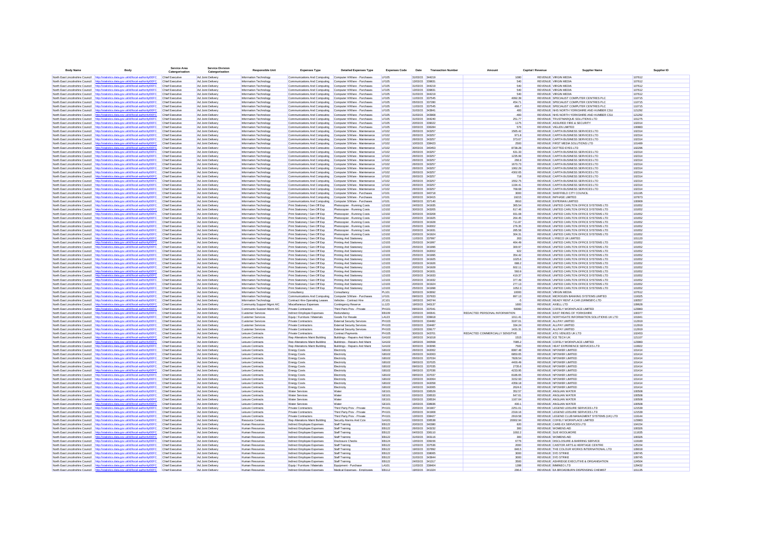| Body Name | Body | Service Area Categorisation | Service Division Categorisation | Responsible Unit | Expenses Type | Detailed Expenses Type | Expenses Code | Date | Transaction Number | Amount | Capital / Revenue | Supplier Name | Supplier ID |
|---|---|---|---|---|---|---|---|---|---|---|---|---|---|
| North East Lincolnshire Council | http://statistics.data.gov.uk/id/local-authority/00FC | Chief Executive | Ad Joint Delivery | Information Technology | Communications And Computing | Computer H/Ware - Purchases | LF105 | 31/03/15 | 344219 | 1080 | REVENUE | VIRGIN MEDIA | 107612 |
| North East Lincolnshire Council | http://statistics.data.gov.uk/id/local-authority/00FC | Chief Executive | Ad Joint Delivery | Information Technology | Communications And Computing | Computer H/Ware - Purchases | LF105 | 13/03/15 | 339831 | 540 | REVENUE | VIRGIN MEDIA | 107612 |
| North East Lincolnshire Council | http://statistics.data.gov.uk/id/local-authority/00FC | Chief Executive | Ad Joint Delivery | Information Technology | Communications And Computing | Computer H/Ware - Purchases | LF105 | 31/03/15 | 344219 | 540 | REVENUE | VIRGIN MEDIA | 107612 |
| North East Lincolnshire Council | http://statistics.data.gov.uk/id/local-authority/00FC | Chief Executive | Ad Joint Delivery | Information Technology | Communications And Computing | Computer H/Ware - Purchases | LF105 | 13/03/15 | 339831 | 540 | REVENUE | VIRGIN MEDIA | 107612 |
| North East Lincolnshire Council | http://statistics.data.gov.uk/id/local-authority/00FC | Chief Executive | Ad Joint Delivery | Information Technology | Communications And Computing | Computer H/Ware - Purchases | LF105 | 31/03/15 | 344219 | 540 | REVENUE | VIRGIN MEDIA | 107612 |
| North East Lincolnshire Council | http://statistics.data.gov.uk/id/local-authority/00FC | Chief Executive | Ad Joint Delivery | Information Technology | Communications And Computing | Computer H/Ware - Purchases | LF105 | 11/03/15 | 337545 | 4092.39 | REVENUE | SPECIALIST COMPUTER CENTRES PLC | 110715 |
| North East Lincolnshire Council | http://statistics.data.gov.uk/id/local-authority/00FC | Chief Executive | Ad Joint Delivery | Information Technology | Communications And Computing | Computer H/Ware - Purchases | LF105 | 05/03/15 | 337280 | 454.71 | REVENUE | SPECIALIST COMPUTER CENTRES PLC | 110715 |
| North East Lincolnshire Council | http://statistics.data.gov.uk/id/local-authority/00FC | Chief Executive | Ad Joint Delivery | Information Technology | Communications And Computing | Computer H/Ware - Purchases | LF105 | 11/03/15 | 337545 | 466.7 | REVENUE | SPECIALIST COMPUTER CENTRES PLC | 110715 |
| North East Lincolnshire Council | http://statistics.data.gov.uk/id/local-authority/00FC | Chief Executive | Ad Joint Delivery | Information Technology | Communications And Computing | Computer H/Ware - Purchases | LF105 | 31/03/15 | 343841 | 400 | REVENUE | NHS NORTH YORKSHIRE AND HUMBER CSU | 121292 |
| North East Lincolnshire Council | http://statistics.data.gov.uk/id/local-authority/00FC | Chief Executive | Ad Joint Delivery | Information Technology | Communications And Computing | Computer H/Ware - Purchases | LF105 | 31/03/15 | 343908 | -400 | REVENUE | NHS NORTH YORKSHIRE AND HUMBER CSU | 121292 |
| North East Lincolnshire Council | http://statistics.data.gov.uk/id/local-authority/00FC | Chief Executive | Ad Joint Delivery | Information Technology | Communications And Computing | Computer H/Ware - Purchases | LF105 | 31/03/15 | 344240 | 251.77 | REVENUE | TRUSTMARQUE SOLUTIONS LTD | 101275 |
| North East Lincolnshire Council | http://statistics.data.gov.uk/id/local-authority/00FC | Chief Executive | Ad Joint Delivery | Information Technology | Communications And Computing | Computer H/Ware - Purchases | LF105 | 20/03/15 | 339022 | 1175 | REVENUE | ASSURED FIRE & SECURITY | 102014 |
| North East Lincolnshire Council | http://statistics.data.gov.uk/id/local-authority/00FC | Chief Executive | Ad Joint Delivery | Information Technology | Communications And Computing | Computer H/Ware - Purchases | LF105 | 03/03/15 | 336284 | 576 | REVENUE | VIGLEN LIMITED | 100883 |
| North East Lincolnshire Council | http://statistics.data.gov.uk/id/local-authority/00FC | Chief Executive | Ad Joint Delivery | Information Technology | Communications And Computing | Computer S/Ware - Maintenance | LF102 | 26/03/15 | 343257 | 1565.42 | REVENUE | CAPITA BUSINESS SERVICES LTD | 102314 |
| North East Lincolnshire Council | http://statistics.data.gov.uk/id/local-authority/00FC | Chief Executive | Ad Joint Delivery | Information Technology | Communications And Computing | Computer S/Ware - Maintenance | LF102 | 26/03/15 | 343257 | 971.8 | REVENUE | CAPITA BUSINESS SERVICES LTD | 102314 |
| North East Lincolnshire Council | http://statistics.data.gov.uk/id/local-authority/00FC | Chief Executive | Ad Joint Delivery | Information Technology | Communications And Computing | Computer S/Ware - Maintenance | LF102 | 26/03/15 | 343257 | 373.67 | REVENUE | CAPITA BUSINESS SERVICES LTD | 102314 |
| North East Lincolnshire Council | http://statistics.data.gov.uk/id/local-authority/00FC | Chief Executive | Ad Joint Delivery | Information Technology | Communications And Computing | Computer S/Ware - Maintenance | LF102 | 10/03/15 | 338423 | 2500 | REVENUE | FIRST MEDIA SOLUTIONS LTD | 101469 |
| North East Lincolnshire Council | http://statistics.data.gov.uk/id/local-authority/00FC | Chief Executive | Ad Joint Delivery | Information Technology | Communications And Computing | Computer S/Ware - Maintenance | LF102 | 30/03/15 | 340453 | 8738.28 | REVENUE | DOTTED EYES LTD | 102296 |
| North East Lincolnshire Council | http://statistics.data.gov.uk/id/local-authority/00FC | Chief Executive | Ad Joint Delivery | Information Technology | Communications And Computing | Computer S/Ware - Maintenance | LF102 | 26/03/15 | 343257 | 631.33 | REVENUE | CAPITA BUSINESS SERVICES LTD | 102314 |
| North East Lincolnshire Council | http://statistics.data.gov.uk/id/local-authority/00FC | Chief Executive | Ad Joint Delivery | Information Technology | Communications And Computing | Computer S/Ware - Maintenance | LF102 | 26/03/15 | 343257 | 1235.99 | REVENUE | CAPITA BUSINESS SERVICES LTD | 102314 |
| North East Lincolnshire Council | http://statistics.data.gov.uk/id/local-authority/00FC | Chief Executive | Ad Joint Delivery | Information Technology | Communications And Computing | Computer S/Ware - Maintenance | LF102 | 26/03/15 | 343257 | 266.9 | REVENUE | CAPITA BUSINESS SERVICES LTD | 102314 |
| North East Lincolnshire Council | http://statistics.data.gov.uk/id/local-authority/00FC | Chief Executive | Ad Joint Delivery | Information Technology | Communications And Computing | Computer S/Ware - Maintenance | LF102 | 26/03/15 | 343257 | 1670.73 | REVENUE | CAPITA BUSINESS SERVICES LTD | 102314 |
| North East Lincolnshire Council | http://statistics.data.gov.uk/id/local-authority/00FC | Chief Executive | Ad Joint Delivery | Information Technology | Communications And Computing | Computer S/Ware - Maintenance | LF102 | 26/03/15 | 343257 | 1062.29 | REVENUE | CAPITA BUSINESS SERVICES LTD | 102314 |
| North East Lincolnshire Council | http://statistics.data.gov.uk/id/local-authority/00FC | Chief Executive | Ad Joint Delivery | Information Technology | Communications And Computing | Computer S/Ware - Maintenance | LF102 | 26/03/15 | 343257 | 4302.65 | REVENUE | CAPITA BUSINESS SERVICES LTD | 102314 |
| North East Lincolnshire Council | http://statistics.data.gov.uk/id/local-authority/00FC | Chief Executive | Ad Joint Delivery | Information Technology | Communications And Computing | Computer S/Ware - Maintenance | LF102 | 26/03/15 | 343257 | 718 | REVENUE | CAPITA BUSINESS SERVICES LTD | 102314 |
| North East Lincolnshire Council | http://statistics.data.gov.uk/id/local-authority/00FC | Chief Executive | Ad Joint Delivery | Information Technology | Communications And Computing | Computer S/Ware - Maintenance | LF102 | 26/03/15 | 343257 | 1552.75 | REVENUE | CAPITA BUSINESS SERVICES LTD | 102314 |
| North East Lincolnshire Council | http://statistics.data.gov.uk/id/local-authority/00FC | Chief Executive | Ad Joint Delivery | Information Technology | Communications And Computing | Computer S/Ware - Maintenance | LF102 | 26/03/15 | 343257 | 1194.41 | REVENUE | CAPITA BUSINESS SERVICES LTD | 102314 |
| North East Lincolnshire Council | http://statistics.data.gov.uk/id/local-authority/00FC | Chief Executive | Ad Joint Delivery | Information Technology | Communications And Computing | Computer S/Ware - Maintenance | LF102 | 26/03/15 | 343257 | 768.68 | REVENUE | CAPITA BUSINESS SERVICES LTD | 102314 |
| North East Lincolnshire Council | http://statistics.data.gov.uk/id/local-authority/00FC | Chief Executive | Ad Joint Delivery | Information Technology | Communications And Computing | Computer S/Ware - Purchases | LF101 | 19/03/15 | 340718 | 3000 | REVENUE | SHEFFIELD CITY COUNCIL | 101195 |
| North East Lincolnshire Council | http://statistics.data.gov.uk/id/local-authority/00FC | Chief Executive | Ad Joint Delivery | Information Technology | Communications And Computing | Computer S/Ware - Purchases | LF101 | 30/03/15 | 343415 | 19215 | REVENUE | INPHASE LIMITED | 107873 |
| North East Lincolnshire Council | http://statistics.data.gov.uk/id/local-authority/00FC | Chief Executive | Ad Joint Delivery | Information Technology | Communications And Computing | Computer S/Ware - Purchases | LF101 | 09/03/15 | 337143 | 8910 | REVENUE | EXPERIAN LIMITED | 100609 |
| North East Lincolnshire Council | http://statistics.data.gov.uk/id/local-authority/00FC | Chief Executive | Ad Joint Delivery | Information Technology | Print Stationery / Gen Off Exp | Photocopier - Running Costs | LD102 | 24/03/15 | 341935 | 365.54 | REVENUE | UNITED CARLTON OFFICE SYSTEMS LTD | 101652 |
| North East Lincolnshire Council | http://statistics.data.gov.uk/id/local-authority/00FC | Chief Executive | Ad Joint Delivery | Information Technology | Print Stationery / Gen Off Exp | Photocopier - Running Costs | LD102 | 30/03/15 | 343205 | 617.46 | REVENUE | UNITED CARLTON OFFICE SYSTEMS LTD | 101652 |
| North East Lincolnshire Council | http://statistics.data.gov.uk/id/local-authority/00FC | Chief Executive | Ad Joint Delivery | Information Technology | Print Stationery / Gen Off Exp | Photocopier - Running Costs | LD102 | 30/03/15 | 343208 | 931.08 | REVENUE | UNITED CARLTON OFFICE SYSTEMS LTD | 101652 |
| North East Lincolnshire Council | http://statistics.data.gov.uk/id/local-authority/00FC | Chief Executive | Ad Joint Delivery | Information Technology | Print Stationery / Gen Off Exp | Photocopier - Running Costs | LD102 | 20/03/15 | 341925 | 264.45 | REVENUE | UNITED CARLTON OFFICE SYSTEMS LTD | 101652 |
| North East Lincolnshire Council | http://statistics.data.gov.uk/id/local-authority/00FC | Chief Executive | Ad Joint Delivery | Information Technology | Print Stationery / Gen Off Exp | Photocopier - Running Costs | LD102 | 20/03/15 | 341928 | 711.87 | REVENUE | UNITED CARLTON OFFICE SYSTEMS LTD | 101652 |
| North East Lincolnshire Council | http://statistics.data.gov.uk/id/local-authority/00FC | Chief Executive | Ad Joint Delivery | Information Technology | Print Stationery / Gen Off Exp | Photocopier - Running Costs | LD102 | 25/03/15 | 342002 | 276.35 | REVENUE | UNITED CARLTON OFFICE SYSTEMS LTD | 101652 |
| North East Lincolnshire Council | http://statistics.data.gov.uk/id/local-authority/00FC | Chief Executive | Ad Joint Delivery | Information Technology | Print Stationery / Gen Off Exp | Photocopier - Running Costs | LD102 | 20/03/15 | 341931 | 285.58 | REVENUE | UNITED CARLTON OFFICE SYSTEMS LTD | 101652 |
| North East Lincolnshire Council | http://statistics.data.gov.uk/id/local-authority/00FC | Chief Executive | Ad Joint Delivery | Information Technology | Print Stationery / Gen Off Exp | Photocopier - Running Costs | LD102 | 20/03/15 | 341924 | 304.31 | REVENUE | UNITED CARLTON OFFICE SYSTEMS LTD | 101652 |
| North East Lincolnshire Council | http://statistics.data.gov.uk/id/local-authority/00FC | Chief Executive | Ad Joint Delivery | Information Technology | Print Stationery / Gen Off Exp | Printing And Stationery | LD103 | 11/03/15 | 337997 | 263 | REVENUE | LYRECO UK LIMITED | 101120 |
| North East Lincolnshire Council | http://statistics.data.gov.uk/id/local-authority/00FC | Chief Executive | Ad Joint Delivery | Information Technology | Print Stationery / Gen Off Exp | Printing And Stationery | LD103 | 25/03/15 | 341997 | 464.49 | REVENUE | UNITED CARLTON OFFICE SYSTEMS LTD | 101652 |
| North East Lincolnshire Council | http://statistics.data.gov.uk/id/local-authority/00FC | Chief Executive | Ad Joint Delivery | Information Technology | Print Stationery / Gen Off Exp | Printing And Stationery | LD103 | 25/03/15 | 341996 | 300.97 | REVENUE | UNITED CARLTON OFFICE SYSTEMS LTD | 101652 |
| North East Lincolnshire Council | http://statistics.data.gov.uk/id/local-authority/00FC | Chief Executive | Ad Joint Delivery | Information Technology | Print Stationery / Gen Off Exp | Printing And Stationery | LD103 | 25/03/15 | 342002 | 922 | REVENUE | UNITED CARLTON OFFICE SYSTEMS LTD | 101652 |
| North East Lincolnshire Council | http://statistics.data.gov.uk/id/local-authority/00FC | Chief Executive | Ad Joint Delivery | Information Technology | Print Stationery / Gen Off Exp | Printing And Stationery | LD103 | 25/03/15 | 341995 | 354.42 | REVENUE | UNITED CARLTON OFFICE SYSTEMS LTD | 101652 |
| North East Lincolnshire Council | http://statistics.data.gov.uk/id/local-authority/00FC | Chief Executive | Ad Joint Delivery | Information Technology | Print Stationery / Gen Off Exp | Printing And Stationery | LD103 | 20/03/15 | 341925 | 1025.6 | REVENUE | UNITED CARLTON OFFICE SYSTEMS LTD | 101652 |
| North East Lincolnshire Council | http://statistics.data.gov.uk/id/local-authority/00FC | Chief Executive | Ad Joint Delivery | Information Technology | Print Stationery / Gen Off Exp | Printing And Stationery | LD103 | 20/03/15 | 341926 | 688.2 | REVENUE | UNITED CARLTON OFFICE SYSTEMS LTD | 101652 |
| North East Lincolnshire Council | http://statistics.data.gov.uk/id/local-authority/00FC | Chief Executive | Ad Joint Delivery | Information Technology | Print Stationery / Gen Off Exp | Printing And Stationery | LD103 | 20/03/15 | 341928 | 602.11 | REVENUE | UNITED CARLTON OFFICE SYSTEMS LTD | 101652 |
| North East Lincolnshire Council | http://statistics.data.gov.uk/id/local-authority/00FC | Chief Executive | Ad Joint Delivery | Information Technology | Print Stationery / Gen Off Exp | Printing And Stationery | LD103 | 20/03/15 | 341931 | 560.9 | REVENUE | UNITED CARLTON OFFICE SYSTEMS LTD | 101652 |
| North East Lincolnshire Council | http://statistics.data.gov.uk/id/local-authority/00FC | Chief Executive | Ad Joint Delivery | Information Technology | Print Stationery / Gen Off Exp | Printing And Stationery | LD103 | 20/03/15 | 341933 | 419.37 | REVENUE | UNITED CARLTON OFFICE SYSTEMS LTD | 101652 |
| North East Lincolnshire Council | http://statistics.data.gov.uk/id/local-authority/00FC | Chief Executive | Ad Joint Delivery | Information Technology | Print Stationery / Gen Off Exp | Printing And Stationery | LD103 | 20/03/15 | 341932 | 377.49 | REVENUE | UNITED CARLTON OFFICE SYSTEMS LTD | 101652 |
| North East Lincolnshire Council | http://statistics.data.gov.uk/id/local-authority/00FC | Chief Executive | Ad Joint Delivery | Information Technology | Print Stationery / Gen Off Exp | Printing And Stationery | LD103 | 20/03/15 | 341924 | 277.13 | REVENUE | UNITED CARLTON OFFICE SYSTEMS LTD | 101652 |
| North East Lincolnshire Council | http://statistics.data.gov.uk/id/local-authority/00FC | Chief Executive | Ad Joint Delivery | Information Technology | Print Stationery / Gen Off Exp | Printing And Stationery | LD103 | 25/03/15 | 341998 | 1052.3 | REVENUE | UNITED CARLTON OFFICE SYSTEMS LTD | 101652 |
| North East Lincolnshire Council | http://statistics.data.gov.uk/id/local-authority/00FC | Chief Executive | Ad Joint Delivery | Information Technology | Consultancy | Consultancy | PL101 | 30/03/15 | 343692 | 10000 | REVENUE | VIRGIN MEDIA | 107612 |
| North East Lincolnshire Council | http://statistics.data.gov.uk/id/local-authority/00FC | Chief Executive | Ad Joint Delivery | Information Technology | Communications And Computing | Computer S/Ware - Purchases | LF101 | 09/03/15 | 337933 | 897.13 | REVENUE | MICROGEN BANKING SYSTEMS LIMITED | 119325 |
| North East Lincolnshire Council | http://statistics.data.gov.uk/id/local-authority/00FC | Chief Executive | Ad Joint Delivery | Information Technology | Contract Hire-Operating Leases | Vehicles - Contract Hire | JC101 | 19/03/15 | 340744 | -5 | REVENUE | READY RENT A CAR (GRIMSBY) LTD | 100557 |
| North East Lincolnshire Council | http://statistics.data.gov.uk/id/local-authority/00FC | Chief Executive | Ad Joint Delivery | Community Support Mgmt A/C | Miscellaneous Expenses | Contingency Reserve | LL123 | 19/03/15 | 340137 | 1600 | REVENUE | AXIELL LTD | 109626 |
| North East Lincolnshire Council | http://statistics.data.gov.uk/id/local-authority/00FC | Chief Executive | Ad Joint Delivery | Community Support Mgmt A/C | Private Contractors | Third Party Prov - Private | PH101 | 09/03/15 | 337041 | 50000 | REVENUE | COFELY WORKPLACE LIMITED | 123983 |
| North East Lincolnshire Council | http://statistics.data.gov.uk/id/local-authority/00FC | Chief Executive | Ad Joint Delivery | Customer Services | Indirect Employee Expenses | Redundancy | EB109 | 20/03/15 | 340641 | REDACTED PERSONAL INFORMATION | REVENUE | EAST RIDING OF YORKSHIRE | 100377 |
| North East Lincolnshire Council | http://statistics.data.gov.uk/id/local-authority/00FC | Chief Executive | Ad Joint Delivery | Customer Services | Equip / Furniture / Materials | Goods For Resale | LA123 | 13/03/15 | 339918 | 1011.41 | REVENUE | NORTHGATE INFORMATION SOLUTIONS UK LTD | 101841 |
| North East Lincolnshire Council | http://statistics.data.gov.uk/id/local-authority/00FC | Chief Executive | Ad Joint Delivery | Customer Services | Private Contractors | External Security Services | PH103 | 03/03/15 | 334482 | 3197.01 | REVENUE | ALLPAY LIMITED | 112919 |
| North East Lincolnshire Council | http://statistics.data.gov.uk/id/local-authority/00FC | Chief Executive | Ad Joint Delivery | Customer Services | Private Contractors | External Security Services | PH103 | 03/03/15 | 334487 | 334.24 | REVENUE | ALLPAY LIMITED | 112919 |
| North East Lincolnshire Council | http://statistics.data.gov.uk/id/local-authority/00FC | Chief Executive | Ad Joint Delivery | Customer Services | Private Contractors | External Security Services | PH103 | 13/03/15 | 339177 | 1431.31 | REVENUE | ALLPAY LIMITED | 112919 |
| North East Lincolnshire Council | http://statistics.data.gov.uk/id/local-authority/00FC | Chief Executive | Ad Joint Delivery | Leisure Contracts | Private Contractors | Contract Payments | PH105 | 30/03/15 | 342701 | REDACTED COMMERCIALLY SENSITIVE | REVENUE | ATG VENUES UK LTD | 102453 |
| North East Lincolnshire Council | http://statistics.data.gov.uk/id/local-authority/00FC | Chief Executive | Ad Joint Delivery | Leisure Contracts | Rep Alterations Maint Building | Buildings - Repairs And Maint | GA102 | 19/03/15 | 341018 | 1515 | REVENUE | ICE TECH UK | 121107 |
| North East Lincolnshire Council | http://statistics.data.gov.uk/id/local-authority/00FC | Chief Executive | Ad Joint Delivery | Leisure Contracts | Rep Alterations Maint Building | Buildings - Repairs And Maint | GA102 | 19/03/15 | 340568 | 7085.2 | REVENUE | COFELY WORKPLACE LIMITED | 123983 |
| North East Lincolnshire Council | http://statistics.data.gov.uk/id/local-authority/00FC | Chief Executive | Ad Joint Delivery | Leisure Contracts | Rep Alterations Maint Building | Buildings - Repairs And Maint | GA102 | 30/03/15 | 343096 | 7500 | REVENUE | HEAT EXPERIENCE SERVICES LTD | 119922 |
| North East Lincolnshire Council | http://statistics.data.gov.uk/id/local-authority/00FC | Chief Executive | Ad Joint Delivery | Leisure Contracts | Energy Costs | Electricity | GB102 | 26/03/15 | 342062 | 8067.48 | REVENUE | NPOWER LIMITED | 101414 |
| North East Lincolnshire Council | http://statistics.data.gov.uk/id/local-authority/00FC | Chief Executive | Ad Joint Delivery | Leisure Contracts | Energy Costs | Electricity | GB102 | 26/03/15 | 342063 | 6850.65 | REVENUE | NPOWER LIMITED | 101414 |
| North East Lincolnshire Council | http://statistics.data.gov.uk/id/local-authority/00FC | Chief Executive | Ad Joint Delivery | Leisure Contracts | Energy Costs | Electricity | GB102 | 05/03/15 | 337034 | 7828.54 | REVENUE | NPOWER LIMITED | 101414 |
| North East Lincolnshire Council | http://statistics.data.gov.uk/id/local-authority/00FC | Chief Executive | Ad Joint Delivery | Leisure Contracts | Energy Costs | Electricity | GB102 | 09/03/15 | 337025 | 4400.49 | REVENUE | NPOWER LIMITED | 101414 |
| North East Lincolnshire Council | http://statistics.data.gov.uk/id/local-authority/00FC | Chief Executive | Ad Joint Delivery | Leisure Contracts | Energy Costs | Electricity | GB102 | 09/03/15 | 337035 | 2735.6 | REVENUE | NPOWER LIMITED | 101414 |
| North East Lincolnshire Council | http://statistics.data.gov.uk/id/local-authority/00FC | Chief Executive | Ad Joint Delivery | Leisure Contracts | Energy Costs | Electricity | GB102 | 09/03/15 | 337036 | 4233.95 | REVENUE | NPOWER LIMITED | 101414 |
| North East Lincolnshire Council | http://statistics.data.gov.uk/id/local-authority/00FC | Chief Executive | Ad Joint Delivery | Leisure Contracts | Energy Costs | Electricity | GB102 | 09/03/15 | 337037 | 8186.65 | REVENUE | NPOWER LIMITED | 101414 |
| North East Lincolnshire Council | http://statistics.data.gov.uk/id/local-authority/00FC | Chief Executive | Ad Joint Delivery | Leisure Contracts | Energy Costs | Electricity | GB102 | 23/03/15 | 342064 | 3152.93 | REVENUE | NPOWER LIMITED | 101414 |
| North East Lincolnshire Council | http://statistics.data.gov.uk/id/local-authority/00FC | Chief Executive | Ad Joint Delivery | Leisure Contracts | Energy Costs | Electricity | GB102 | 23/03/15 | 342058 | 4358.18 | REVENUE | NPOWER LIMITED | 101414 |
| North East Lincolnshire Council | http://statistics.data.gov.uk/id/local-authority/00FC | Chief Executive | Ad Joint Delivery | Leisure Contracts | Energy Costs | Electricity | GB102 | 24/03/15 | 342065 | 2624.6 | REVENUE | NPOWER LIMITED | 101414 |
| North East Lincolnshire Council | http://statistics.data.gov.uk/id/local-authority/00FC | Chief Executive | Ad Joint Delivery | Leisure Contracts | Water Services | Water | GE101 | 03/03/15 | 336529 | 352.57 | REVENUE | ANGLIAN WATER | 100508 |
| North East Lincolnshire Council | http://statistics.data.gov.uk/id/local-authority/00FC | Chief Executive | Ad Joint Delivery | Leisure Contracts | Water Services | Water | GE101 | 03/03/15 | 336533 | 647.61 | REVENUE | ANGLIAN WATER | 100508 |
| North East Lincolnshire Council | http://statistics.data.gov.uk/id/local-authority/00FC | Chief Executive | Ad Joint Delivery | Leisure Contracts | Water Services | Water | GE101 | 03/03/15 | 336534 | 1167.64 | REVENUE | ANGLIAN WATER | 100508 |
| North East Lincolnshire Council | http://statistics.data.gov.uk/id/local-authority/00FC | Chief Executive | Ad Joint Delivery | Leisure Contracts | Water Services | Water | GE101 | 16/03/15 | 338936 | 400.1 | REVENUE | ANGLIAN WATER | 100508 |
| North East Lincolnshire Council | http://statistics.data.gov.uk/id/local-authority/00FC | Chief Executive | Ad Joint Delivery | Leisure Contracts | Private Contractors | Third Party Prov - Private | PH101 | 20/03/15 | 341907 | 2251.01 | REVENUE | LEGEND LEISURE SERVICES LTD | 121539 |
| North East Lincolnshire Council | http://statistics.data.gov.uk/id/local-authority/00FC | Chief Executive | Ad Joint Delivery | Leisure Contracts | Private Contractors | Third Party Prov - Private | PH101 | 20/03/15 | 341908 | 2318.16 | REVENUE | LEGEND LEISURE SERVICES LTD | 121539 |
| North East Lincolnshire Council | http://statistics.data.gov.uk/id/local-authority/00FC | Chief Executive | Ad Joint Delivery | Leisure Contracts | Private Contractors | Third Party Prov - Private | PH101 | 13/03/15 | 336427 | 2919.58 | REVENUE | LEGEND CLUB MANAGMENT SYSTEMS (UK) LTD | 119144 |
| North East Lincolnshire Council | http://statistics.data.gov.uk/id/local-authority/00FC | Chief Executive | Ad Joint Delivery | Resource Centres | Rep Alterations Maint Building | Security Alarms And Cctv | GA101 | 03/03/15 | 336538 | 20002.94 | REVENUE | COFELY WORKPLACE LIMITED | 123983 |
| North East Lincolnshire Council | http://statistics.data.gov.uk/id/local-authority/00FC | Chief Executive | Ad Joint Delivery | Human Resources | Indirect Employee Expenses | Staff Training | EB122 | 20/03/15 | 340380 | 820 | REVENUE | CARE-EX SERVICES LTD | 104154 |
| North East Lincolnshire Council | http://statistics.data.gov.uk/id/local-authority/00FC | Chief Executive | Ad Joint Delivery | Human Resources | Indirect Employee Expenses | Staff Training | EB122 | 26/03/15 | 343232 | 300 | REVENUE | WOMENS AID | 100326 |
| North East Lincolnshire Council | http://statistics.data.gov.uk/id/local-authority/00FC | Chief Executive | Ad Joint Delivery | Human Resources | Indirect Employee Expenses | Staff Training | EB122 | 04/03/15 | 336110 | 1002.2 | REVENUE | SUE WOOLMORE | 111635 |
| North East Lincolnshire Council | http://statistics.data.gov.uk/id/local-authority/00FC | Chief Executive | Ad Joint Delivery | Human Resources | Indirect Employee Expenses | Staff Training | EB122 | 31/03/15 | 343116 | 300 | REVENUE | WOMENS AID | 100326 |
| North East Lincolnshire Council | http://statistics.data.gov.uk/id/local-authority/00FC | Chief Executive | Ad Joint Delivery | Human Resources | Indirect Employee Expenses | Disclosure Checks | EB124 | 13/03/15 | 339156 | 6776 | REVENUE | DISCLOSURE & BARRING SERVICE | 119160 |
| North East Lincolnshire Council | http://statistics.data.gov.uk/id/local-authority/00FC | Chief Executive | Ad Joint Delivery | Human Resources | Indirect Employee Expenses | Staff Training | EB122 | 12/03/15 | 337536 | 2000 | REVENUE | CAISTOR ARTS & HERITAGE CENTRE | 125154 |
| North East Lincolnshire Council | http://statistics.data.gov.uk/id/local-authority/00FC | Chief Executive | Ad Joint Delivery | Human Resources | Indirect Employee Expenses | Staff Training | EB122 | 19/03/15 | 337892 | 846.5 | REVENUE | THE COLOUR WORKS INTERNATIONAL LTD | 108018 |
| North East Lincolnshire Council | http://statistics.data.gov.uk/id/local-authority/00FC | Chief Executive | Ad Joint Delivery | Human Resources | Indirect Employee Expenses | Staff Training | EB122 | 12/03/15 | 338005 | 3000 | REVENUE | SYD STRIKE | 109745 |
| North East Lincolnshire Council | http://statistics.data.gov.uk/id/local-authority/00FC | Chief Executive | Ad Joint Delivery | Human Resources | Indirect Employee Expenses | Staff Training | EB122 | 31/03/15 | 343844 | 3000 | REVENUE | SYD STRIKE | 109745 |
| North East Lincolnshire Council | http://statistics.data.gov.uk/id/local-authority/00FC | Chief Executive | Ad Joint Delivery | Human Resources | Indirect Employee Expenses | Staff Training | EB122 | 24/03/15 | 341317 | 3500 | REVENUE | ASHRIDGE EXECUTIVE & ORGANISATION | 124504 |
| North East Lincolnshire Council | http://statistics.data.gov.uk/id/local-authority/00FC | Chief Executive | Ad Joint Delivery | Human Resources | Equip / Furniture / Materials | Equipment - Purchase | LA101 | 11/03/15 | 338404 | 1288 | REVENUE | IMMINEO LTD | 129432 |
| North East Lincolnshire Council | http://statistics.data.gov.uk/id/local-authority/00FC | Chief Executive | Ad Joint Delivery | Human Resources | Indirect Employee Expenses | Medical Expenses - Employees | EB112 | 19/03/15 | 341324 | 296.6 | REVENUE | EA BROADBURN DISPENSING CHEMIST | 101135 |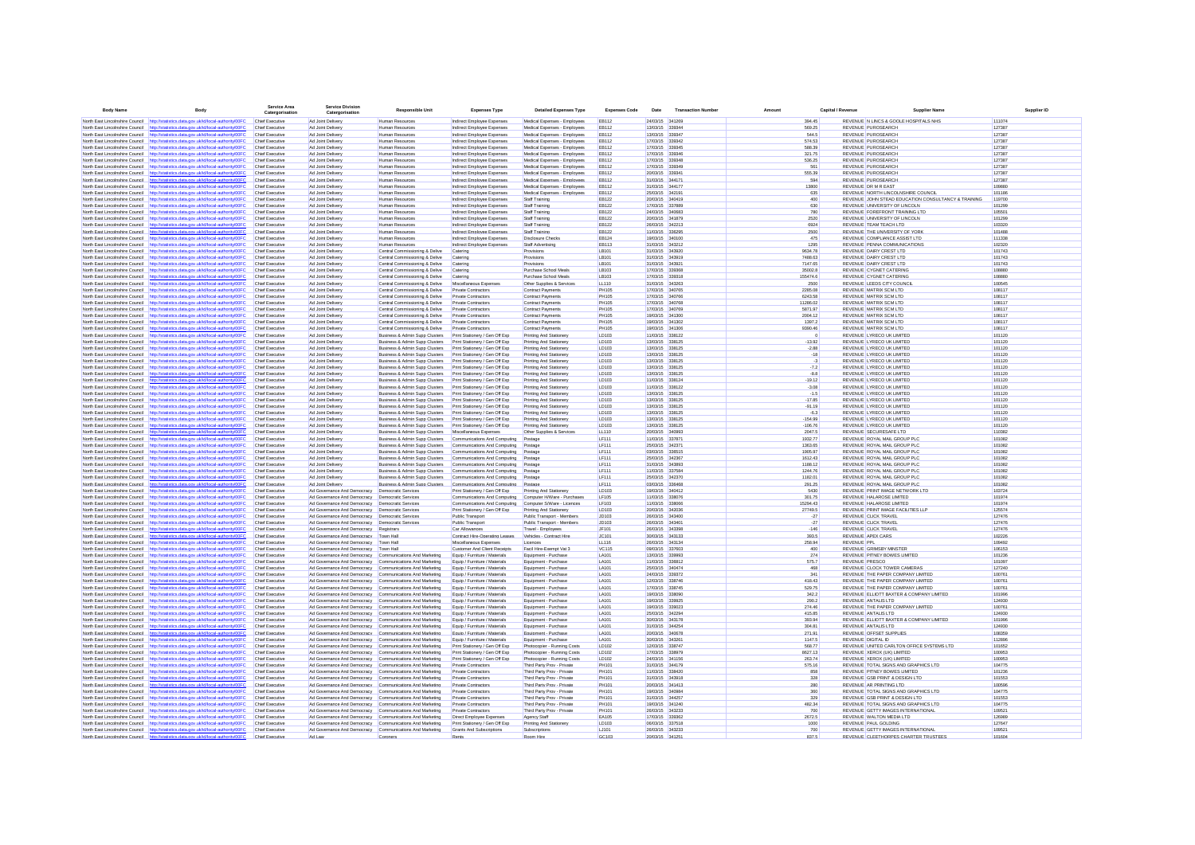| Body Name | Body | Service Area Catergorisation | Service Division Catergorisation | Responsible Unit | Expenses Type | Detailed Expenses Type | Expenses Code | Date | Transaction Number | Amount | Capital / Revenue | Supplier Name | Supplier ID |
|---|---|---|---|---|---|---|---|---|---|---|---|---|---|
| North East Lincolnshire Council | http://statistics.data.gov.uk/id/local-authority/00FC | Chief Executive | Ad Joint Delivery | Human Resources | Indirect Employee Expenses | Medical Expenses - Employees | EB112 | 24/03/15 | 341269 | 394.45 | REVENUE | N LINCS & GOOLE HOSPITALS NHS | 111074 |
| North East Lincolnshire Council | http://statistics.data.gov.uk/id/local-authority/00FC | Chief Executive | Ad Joint Delivery | Human Resources | Indirect Employee Expenses | Medical Expenses - Employees | EB112 | 13/03/15 | 339344 | 569.25 | REVENUE | PUROSEARCH | 127387 |
| North East Lincolnshire Council | http://statistics.data.gov.uk/id/local-authority/00FC | Chief Executive | Ad Joint Delivery | Human Resources | Indirect Employee Expenses | Medical Expenses - Employees | EB112 | 13/03/15 | 339347 | 544.5 | REVENUE | PUROSEARCH | 127387 |
| North East Lincolnshire Council | http://statistics.data.gov.uk/id/local-authority/00FC | Chief Executive | Ad Joint Delivery | Human Resources | Indirect Employee Expenses | Medical Expenses - Employees | EB112 | 17/03/15 | 339342 | 574.53 | REVENUE | PUROSEARCH | 127387 |
| North East Lincolnshire Council | http://statistics.data.gov.uk/id/local-authority/00FC | Chief Executive | Ad Joint Delivery | Human Resources | Indirect Employee Expenses | Medical Expenses - Employees | EB112 | 17/03/15 | 339345 | 588.39 | REVENUE | PUROSEARCH | 127387 |
| North East Lincolnshire Council | http://statistics.data.gov.uk/id/local-authority/00FC | Chief Executive | Ad Joint Delivery | Human Resources | Indirect Employee Expenses | Medical Expenses - Employees | EB112 | 17/03/15 | 339346 | 321.75 | REVENUE | PUROSEARCH | 127387 |
| North East Lincolnshire Council | http://statistics.data.gov.uk/id/local-authority/00FC | Chief Executive | Ad Joint Delivery | Human Resources | Indirect Employee Expenses | Medical Expenses - Employees | EB112 | 17/03/15 | 339348 | 536.25 | REVENUE | PUROSEARCH | 127387 |
| North East Lincolnshire Council | http://statistics.data.gov.uk/id/local-authority/00FC | Chief Executive | Ad Joint Delivery | Human Resources | Indirect Employee Expenses | Medical Expenses - Employees | EB112 | 17/03/15 | 339349 | 561 | REVENUE | PUROSEARCH | 127387 |
| North East Lincolnshire Council | http://statistics.data.gov.uk/id/local-authority/00FC | Chief Executive | Ad Joint Delivery | Human Resources | Indirect Employee Expenses | Medical Expenses - Employees | EB112 | 20/03/15 | 339341 | 555.39 | REVENUE | PUROSEARCH | 127387 |
| North East Lincolnshire Council | http://statistics.data.gov.uk/id/local-authority/00FC | Chief Executive | Ad Joint Delivery | Human Resources | Indirect Employee Expenses | Medical Expenses - Employees | EB112 | 31/03/15 | 344171 | 594 | REVENUE | PUROSEARCH | 127387 |
| North East Lincolnshire Council | http://statistics.data.gov.uk/id/local-authority/00FC | Chief Executive | Ad Joint Delivery | Human Resources | Indirect Employee Expenses | Medical Expenses - Employees | EB112 | 31/03/15 | 344177 | 13800 | REVENUE | DR M R EAST | 109880 |
| North East Lincolnshire Council | http://statistics.data.gov.uk/id/local-authority/00FC | Chief Executive | Ad Joint Delivery | Human Resources | Indirect Employee Expenses | Medical Expenses - Employees | EB112 | 25/03/15 | 342191 | 635 | REVENUE | NORTH LINCOLNSHIRE COUNCIL | 101186 |
| North East Lincolnshire Council | http://statistics.data.gov.uk/id/local-authority/00FC | Chief Executive | Ad Joint Delivery | Human Resources | Indirect Employee Expenses | Staff Training | EB122 | 20/03/15 | 340419 | 400 | REVENUE | JOHN STEAD EDUCATION CONSULTANCY & TRAINING | 119700 |
| North East Lincolnshire Council | http://statistics.data.gov.uk/id/local-authority/00FC | Chief Executive | Ad Joint Delivery | Human Resources | Indirect Employee Expenses | Staff Training | EB122 | 17/03/15 | 337889 | 630 | REVENUE | UNIVERSITY OF LINCOLN | 101299 |
| North East Lincolnshire Council | http://statistics.data.gov.uk/id/local-authority/00FC | Chief Executive | Ad Joint Delivery | Human Resources | Indirect Employee Expenses | Staff Training | EB122 | 24/03/15 | 340683 | 780 | REVENUE | FOREFRONT TRAINING LTD | 105501 |
| North East Lincolnshire Council | http://statistics.data.gov.uk/id/local-authority/00FC | Chief Executive | Ad Joint Delivery | Human Resources | Indirect Employee Expenses | Staff Training | EB122 | 20/03/15 | 341879 | 2520 | REVENUE | UNIVERSITY OF LINCOLN | 101299 |
| North East Lincolnshire Council | http://statistics.data.gov.uk/id/local-authority/00FC | Chief Executive | Ad Joint Delivery | Human Resources | Indirect Employee Expenses | Staff Training | EB122 | 26/03/15 | 342213 | 6924 | REVENUE | TEAM TEACH LTD | 102320 |
| North East Lincolnshire Council | http://statistics.data.gov.uk/id/local-authority/00FC | Chief Executive | Ad Joint Delivery | Human Resources | Indirect Employee Expenses | Staff Training | EB122 | 11/03/15 | 336295 | 2500 | REVENUE | THE UNIVERSITY OF YORK | 101468 |
| North East Lincolnshire Council | http://statistics.data.gov.uk/id/local-authority/00FC | Chief Executive | Ad Joint Delivery | Human Resources | Indirect Employee Expenses | Disclosure Checks | EB124 | 19/03/15 | 340100 | 475 | REVENUE | COMPLIANCE ASSIST LTD | 111338 |
| North East Lincolnshire Council | http://statistics.data.gov.uk/id/local-authority/00FC | Chief Executive | Ad Joint Delivery | Human Resources | Indirect Employee Expenses | Staff Advertising | EB113 | 31/03/15 | 343212 | 1295 | REVENUE | PENNA COMMUNICATIONS | 102920 |
| North East Lincolnshire Council | http://statistics.data.gov.uk/id/local-authority/00FC | Chief Executive | Ad Joint Delivery | Central Commissioning & Delive | Catering | Provisions | LB101 | 31/03/15 | 343920 | 9634.78 | REVENUE | DAIRY CREST LTD | 101743 |
| North East Lincolnshire Council | http://statistics.data.gov.uk/id/local-authority/00FC | Chief Executive | Ad Joint Delivery | Central Commissioning & Delive | Catering | Provisions | LB101 | 31/03/15 | 343919 | 7468.63 | REVENUE | DAIRY CREST LTD | 101743 |
| North East Lincolnshire Council | http://statistics.data.gov.uk/id/local-authority/00FC | Chief Executive | Ad Joint Delivery | Central Commissioning & Delive | Catering | Provisions | LB101 | 31/03/15 | 343921 | 7147.65 | REVENUE | DAIRY CREST LTD | 101743 |
| North East Lincolnshire Council | http://statistics.data.gov.uk/id/local-authority/00FC | Chief Executive | Ad Joint Delivery | Central Commissioning & Delive | Catering | Purchase School Meals | LB103 | 17/03/15 | 339368 | 35002.8 | REVENUE | CYGNET CATERING | 108880 |
| North East Lincolnshire Council | http://statistics.data.gov.uk/id/local-authority/00FC | Chief Executive | Ad Joint Delivery | Central Commissioning & Delive | Catering | Purchase School Meals | LB103 | 17/03/15 | 339318 | 155474.6 | REVENUE | CYGNET CATERING | 108880 |
| North East Lincolnshire Council | http://statistics.data.gov.uk/id/local-authority/00FC | Chief Executive | Ad Joint Delivery | Central Commissioning & Delive | Miscellaneous Expenses | Other Supplies & Services | LL110 | 31/03/15 | 343263 | 2500 | REVENUE | LEEDS CITY COUNCIL | 100545 |
| North East Lincolnshire Council | http://statistics.data.gov.uk/id/local-authority/00FC | Chief Executive | Ad Joint Delivery | Central Commissioning & Delive | Private Contractors | Contract Payments | PH105 | 17/03/15 | 340765 | 2285.08 | REVENUE | MATRIX SCM LTD | 108117 |
| North East Lincolnshire Council | http://statistics.data.gov.uk/id/local-authority/00FC | Chief Executive | Ad Joint Delivery | Central Commissioning & Delive | Private Contractors | Contract Payments | PH105 | 17/03/15 | 340766 | 6243.58 | REVENUE | MATRIX SCM LTD | 108117 |
| North East Lincolnshire Council | http://statistics.data.gov.uk/id/local-authority/00FC | Chief Executive | Ad Joint Delivery | Central Commissioning & Delive | Private Contractors | Contract Payments | PH105 | 17/03/15 | 340768 | 11286.02 | REVENUE | MATRIX SCM LTD | 108117 |
| North East Lincolnshire Council | http://statistics.data.gov.uk/id/local-authority/00FC | Chief Executive | Ad Joint Delivery | Central Commissioning & Delive | Private Contractors | Contract Payments | PH105 | 17/03/15 | 340769 | 5871.97 | REVENUE | MATRIX SCM LTD | 108117 |
| North East Lincolnshire Council | http://statistics.data.gov.uk/id/local-authority/00FC | Chief Executive | Ad Joint Delivery | Central Commissioning & Delive | Private Contractors | Contract Payments | PH105 | 19/03/15 | 341300 | 2004.12 | REVENUE | MATRIX SCM LTD | 108117 |
| North East Lincolnshire Council | http://statistics.data.gov.uk/id/local-authority/00FC | Chief Executive | Ad Joint Delivery | Central Commissioning & Delive | Private Contractors | Contract Payments | PH105 | 19/03/15 | 341302 | 1397.2 | REVENUE | MATRIX SCM LTD | 108117 |
| North East Lincolnshire Council | http://statistics.data.gov.uk/id/local-authority/00FC | Chief Executive | Ad Joint Delivery | Central Commissioning & Delive | Private Contractors | Contract Payments | PH105 | 19/03/15 | 341306 | 9390.46 | REVENUE | MATRIX SCM LTD | 108117 |
| North East Lincolnshire Council | http://statistics.data.gov.uk/id/local-authority/00FC | Chief Executive | Ad Joint Delivery | Business & Admin Supp Clusters | Print Stationery / Gen Off Exp | Printing And Stationery | LD103 | 11/03/15 | 338122 | 0 | REVENUE | LYRECO UK LIMITED | 101120 |
| North East Lincolnshire Council | http://statistics.data.gov.uk/id/local-authority/00FC | Chief Executive | Ad Joint Delivery | Business & Admin Supp Clusters | Print Stationery / Gen Off Exp | Printing And Stationery | LD103 | 13/03/15 | 338125 | -13.92 | REVENUE | LYRECO UK LIMITED | 101120 |
| North East Lincolnshire Council | http://statistics.data.gov.uk/id/local-authority/00FC | Chief Executive | Ad Joint Delivery | Business & Admin Supp Clusters | Print Stationery / Gen Off Exp | Printing And Stationery | LD103 | 13/03/15 | 338125 | -2.88 | REVENUE | LYRECO UK LIMITED | 101120 |
| North East Lincolnshire Council | http://statistics.data.gov.uk/id/local-authority/00FC | Chief Executive | Ad Joint Delivery | Business & Admin Supp Clusters | Print Stationery / Gen Off Exp | Printing And Stationery | LD103 | 13/03/15 | 338125 | -18 | REVENUE | LYRECO UK LIMITED | 101120 |
| North East Lincolnshire Council | http://statistics.data.gov.uk/id/local-authority/00FC | Chief Executive | Ad Joint Delivery | Business & Admin Supp Clusters | Print Stationery / Gen Off Exp | Printing And Stationery | LD103 | 13/03/15 | 338125 | -3 | REVENUE | LYRECO UK LIMITED | 101120 |
| North East Lincolnshire Council | http://statistics.data.gov.uk/id/local-authority/00FC | Chief Executive | Ad Joint Delivery | Business & Admin Supp Clusters | Print Stationery / Gen Off Exp | Printing And Stationery | LD103 | 13/03/15 | 338125 | -7.2 | REVENUE | LYRECO UK LIMITED | 101120 |
| North East Lincolnshire Council | http://statistics.data.gov.uk/id/local-authority/00FC | Chief Executive | Ad Joint Delivery | Business & Admin Supp Clusters | Print Stationery / Gen Off Exp | Printing And Stationery | LD103 | 13/03/15 | 338125 | -8.8 | REVENUE | LYRECO UK LIMITED | 101120 |
| North East Lincolnshire Council | http://statistics.data.gov.uk/id/local-authority/00FC | Chief Executive | Ad Joint Delivery | Business & Admin Supp Clusters | Print Stationery / Gen Off Exp | Printing And Stationery | LD103 | 11/03/15 | 338124 | -19.12 | REVENUE | LYRECO UK LIMITED | 101120 |
| North East Lincolnshire Council | http://statistics.data.gov.uk/id/local-authority/00FC | Chief Executive | Ad Joint Delivery | Business & Admin Supp Clusters | Print Stationery / Gen Off Exp | Printing And Stationery | LD103 | 11/03/15 | 338122 | -3.08 | REVENUE | LYRECO UK LIMITED | 101120 |
| North East Lincolnshire Council | http://statistics.data.gov.uk/id/local-authority/00FC | Chief Executive | Ad Joint Delivery | Business & Admin Supp Clusters | Print Stationery / Gen Off Exp | Printing And Stationery | LD103 | 13/03/15 | 338125 | -1.5 | REVENUE | LYRECO UK LIMITED | 101120 |
| North East Lincolnshire Council | http://statistics.data.gov.uk/id/local-authority/00FC | Chief Executive | Ad Joint Delivery | Business & Admin Supp Clusters | Print Stationery / Gen Off Exp | Printing And Stationery | LD103 | 13/03/15 | 338125 | -17.85 | REVENUE | LYRECO UK LIMITED | 101120 |
| North East Lincolnshire Council | http://statistics.data.gov.uk/id/local-authority/00FC | Chief Executive | Ad Joint Delivery | Business & Admin Supp Clusters | Print Stationery / Gen Off Exp | Printing And Stationery | LD103 | 13/03/15 | 338125 | -91.19 | REVENUE | LYRECO UK LIMITED | 101120 |
| North East Lincolnshire Council | http://statistics.data.gov.uk/id/local-authority/00FC | Chief Executive | Ad Joint Delivery | Business & Admin Supp Clusters | Print Stationery / Gen Off Exp | Printing And Stationery | LD103 | 13/03/15 | 338125 | -6.3 | REVENUE | LYRECO UK LIMITED | 101120 |
| North East Lincolnshire Council | http://statistics.data.gov.uk/id/local-authority/00FC | Chief Executive | Ad Joint Delivery | Business & Admin Supp Clusters | Print Stationery / Gen Off Exp | Printing And Stationery | LD103 | 13/03/15 | 338125 | -154.99 | REVENUE | LYRECO UK LIMITED | 101120 |
| North East Lincolnshire Council | http://statistics.data.gov.uk/id/local-authority/00FC | Chief Executive | Ad Joint Delivery | Business & Admin Supp Clusters | Print Stationery / Gen Off Exp | Printing And Stationery | LD103 | 13/03/15 | 338125 | -106.76 | REVENUE | LYRECO UK LIMITED | 101120 |
| North East Lincolnshire Council | http://statistics.data.gov.uk/id/local-authority/00FC | Chief Executive | Ad Joint Delivery | Business & Admin Supp Clusters | Miscellaneous Expenses | Other Supplies & Services | LL110 | 20/03/15 | 340993 | 2047.5 | REVENUE | SECURESAFE LTD | 110362 |
| North East Lincolnshire Council | http://statistics.data.gov.uk/id/local-authority/00FC | Chief Executive | Ad Joint Delivery | Business & Admin Supp Clusters | Communications And Computing | Postage | LF111 | 11/03/15 | 337871 | 1932.77 | REVENUE | ROYAL MAIL GROUP PLC | 101082 |
| North East Lincolnshire Council | http://statistics.data.gov.uk/id/local-authority/00FC | Chief Executive | Ad Joint Delivery | Business & Admin Supp Clusters | Communications And Computing | Postage | LF111 | 25/03/15 | 342371 | 1363.65 | REVENUE | ROYAL MAIL GROUP PLC | 101082 |
| North East Lincolnshire Council | http://statistics.data.gov.uk/id/local-authority/00FC | Chief Executive | Ad Joint Delivery | Business & Admin Supp Clusters | Communications And Computing | Postage | LF111 | 03/03/15 | 336515 | 1905.97 | REVENUE | ROYAL MAIL GROUP PLC | 101082 |
| North East Lincolnshire Council | http://statistics.data.gov.uk/id/local-authority/00FC | Chief Executive | Ad Joint Delivery | Business & Admin Supp Clusters | Communications And Computing | Postage | LF111 | 25/03/15 | 342367 | 1612.43 | REVENUE | ROYAL MAIL GROUP PLC | 101082 |
| North East Lincolnshire Council | http://statistics.data.gov.uk/id/local-authority/00FC | Chief Executive | Ad Joint Delivery | Business & Admin Supp Clusters | Communications And Computing | Postage | LF111 | 31/03/15 | 343993 | 1188.12 | REVENUE | ROYAL MAIL GROUP PLC | 101082 |
| North East Lincolnshire Council | http://statistics.data.gov.uk/id/local-authority/00FC | Chief Executive | Ad Joint Delivery | Business & Admin Supp Clusters | Communications And Computing | Postage | LF111 | 11/03/15 | 337584 | 1244.76 | REVENUE | ROYAL MAIL GROUP PLC | 101082 |
| North East Lincolnshire Council | http://statistics.data.gov.uk/id/local-authority/00FC | Chief Executive | Ad Joint Delivery | Business & Admin Supp Clusters | Communications And Computing | Postage | LF111 | 25/03/15 | 342370 | 1182.01 | REVENUE | ROYAL MAIL GROUP PLC | 101082 |
| North East Lincolnshire Council | http://statistics.data.gov.uk/id/local-authority/00FC | Chief Executive | Ad Joint Delivery | Business & Admin Supp Clusters | Communications And Computing | Postage | LF111 | 03/03/15 | 336468 | 291.25 | REVENUE | ROYAL MAIL GROUP PLC | 101082 |
| North East Lincolnshire Council | http://statistics.data.gov.uk/id/local-authority/00FC | Chief Executive | Ad Governance And Democracy | Democratic Services | Print Stationery / Gen Off Exp | Printing And Stationery | LD103 | 19/03/15 | 340412 | 5430 | REVENUE | PRINT IMAGE NETWORK LTD | 103724 |
| North East Lincolnshire Council | http://statistics.data.gov.uk/id/local-authority/00FC | Chief Executive | Ad Governance And Democracy | Democratic Services | Communications And Computing | Computer H/Ware - Purchases | LF105 | 11/03/15 | 338076 | 301.75 | REVENUE | HALAROSE LIMITED | 101974 |
| North East Lincolnshire Council | http://statistics.data.gov.uk/id/local-authority/00FC | Chief Executive | Ad Governance And Democracy | Democratic Services | Communications And Computing | Computer S/Ware - Licences | LF103 | 11/03/15 | 338096 | 15294.43 | REVENUE | HALAROSE LIMITED | 101974 |
| North East Lincolnshire Council | http://statistics.data.gov.uk/id/local-authority/00FC | Chief Executive | Ad Governance And Democracy | Democratic Services | Print Stationery / Gen Off Exp | Printing And Stationery | LD103 | 20/03/15 | 342036 | 27749.5 | REVENUE | PRINT IMAGE FACILITIES LLP | 125574 |
| North East Lincolnshire Council | http://statistics.data.gov.uk/id/local-authority/00FC | Chief Executive | Ad Governance And Democracy | Democratic Services | Public Transport | Public Transport - Members | JD103 | 26/03/15 | 343400 | -27 | REVENUE | CLICK TRAVEL | 127476 |
| North East Lincolnshire Council | http://statistics.data.gov.uk/id/local-authority/00FC | Chief Executive | Ad Governance And Democracy | Democratic Services | Public Transport | Public Transport - Members | JD103 | 26/03/15 | 343401 | -27 | REVENUE | CLICK TRAVEL | 127476 |
| North East Lincolnshire Council | http://statistics.data.gov.uk/id/local-authority/00FC | Chief Executive | Ad Governance And Democracy | Registrars | Car Allowances | Travel - Employees | JF101 | 26/03/15 | 343398 | -146 | REVENUE | CLICK TRAVEL | 127476 |
| North East Lincolnshire Council | http://statistics.data.gov.uk/id/local-authority/00FC | Chief Executive | Ad Governance And Democracy | Town Hall | Contract Hire-Operating Leases | Vehicles - Contract Hire | JC101 | 26/03/15 | 343133 | 393.5 | REVENUE | APEX CARS | 102226 |
| North East Lincolnshire Council | http://statistics.data.gov.uk/id/local-authority/00FC | Chief Executive | Ad Governance And Democracy | Town Hall | Miscellaneous Expenses | Licences | LL116 | 26/03/15 | 343134 | 258.94 | REVENUE | PPL | 109492 |
| North East Lincolnshire Council | http://statistics.data.gov.uk/id/local-authority/00FC | Chief Executive | Ad Governance And Democracy | Town Hall | Customer And Client Receipts | Facil Hire-Exempt Vat 3 | VC115 | 09/03/15 | 337603 | 400 | REVENUE | GRIMSBY MINSTER | 106153 |
| North East Lincolnshire Council | http://statistics.data.gov.uk/id/local-authority/00FC | Chief Executive | Ad Governance And Democracy | Communications And Marketing | Equip / Furniture / Materials | Equipment - Purchase | LA101 | 13/03/15 | 339993 | 274 | REVENUE | PITNEY BOWES LIMITED | 101226 |
| North East Lincolnshire Council | http://statistics.data.gov.uk/id/local-authority/00FC | Chief Executive | Ad Governance And Democracy | Communications And Marketing | Equip / Furniture / Materials | Equipment - Purchase | LA101 | 11/03/15 | 336812 | 575.7 | REVENUE | PRESCO | 101097 |
| North East Lincolnshire Council | http://statistics.data.gov.uk/id/local-authority/00FC | Chief Executive | Ad Governance And Democracy | Communications And Marketing | Equip / Furniture / Materials | Equipment - Purchase | LA101 | 25/03/15 | 340474 | 468 | REVENUE | CLOCK TOWER CAMERAS | 127240 |
| North East Lincolnshire Council | http://statistics.data.gov.uk/id/local-authority/00FC | Chief Executive | Ad Governance And Democracy | Communications And Marketing | Equip / Furniture / Materials | Equipment - Purchase | LA101 | 24/03/15 | 339372 | 341 | REVENUE | THE PAPER COMPANY LIMITED | 100761 |
| North East Lincolnshire Council | http://statistics.data.gov.uk/id/local-authority/00FC | Chief Executive | Ad Governance And Democracy | Communications And Marketing | Equip / Furniture / Materials | Equipment - Purchase | LA101 | 12/03/15 | 338746 | 418.43 | REVENUE | THE PAPER COMPANY LIMITED | 100761 |
| North East Lincolnshire Council | http://statistics.data.gov.uk/id/local-authority/00FC | Chief Executive | Ad Governance And Democracy | Communications And Marketing | Equip / Furniture / Materials | Equipment - Purchase | LA101 | 17/03/15 | 338745 | 529.75 | REVENUE | THE PAPER COMPANY LIMITED | 100761 |
| North East Lincolnshire Council | http://statistics.data.gov.uk/id/local-authority/00FC | Chief Executive | Ad Governance And Democracy | Communications And Marketing | Equip / Furniture / Materials | Equipment - Purchase | LA101 | 19/03/15 | 338890 | 342.2 | REVENUE | ELLIOTT BAXTER & COMPANY LIMITED | 101986 |
| North East Lincolnshire Council | http://statistics.data.gov.uk/id/local-authority/00FC | Chief Executive | Ad Governance And Democracy | Communications And Marketing | Equip / Furniture / Materials | Equipment - Purchase | LA101 | 19/03/15 | 339025 | 290.2 | REVENUE | ANTALIS LTD | 124930 |
| North East Lincolnshire Council | http://statistics.data.gov.uk/id/local-authority/00FC | Chief Executive | Ad Governance And Democracy | Communications And Marketing | Equip / Furniture / Materials | Equipment - Purchase | LA101 | 19/03/15 | 339023 | 274.46 | REVENUE | THE PAPER COMPANY LIMITED | 100761 |
| North East Lincolnshire Council | http://statistics.data.gov.uk/id/local-authority/00FC | Chief Executive | Ad Governance And Democracy | Communications And Marketing | Equip / Furniture / Materials | Equipment - Purchase | LA101 | 25/03/15 | 342294 | 415.85 | REVENUE | ANTALIS LTD | 124930 |
| North East Lincolnshire Council | http://statistics.data.gov.uk/id/local-authority/00FC | Chief Executive | Ad Governance And Democracy | Communications And Marketing | Equip / Furniture / Materials | Equipment - Purchase | LA101 | 30/03/15 | 343178 | 393.94 | REVENUE | ELLIOTT BAXTER & COMPANY LIMITED | 101986 |
| North East Lincolnshire Council | http://statistics.data.gov.uk/id/local-authority/00FC | Chief Executive | Ad Governance And Democracy | Communications And Marketing | Equip / Furniture / Materials | Equipment - Purchase | LA101 | 31/03/15 | 344254 | 304.81 | REVENUE | ANTALIS LTD | 124930 |
| North East Lincolnshire Council | http://statistics.data.gov.uk/id/local-authority/00FC | Chief Executive | Ad Governance And Democracy | Communications And Marketing | Equip / Furniture / Materials | Equipment - Purchase | LA101 | 20/03/15 | 340678 | 271.91 | REVENUE | OFFSET SUPPLIES | 108259 |
| North East Lincolnshire Council | http://statistics.data.gov.uk/id/local-authority/00FC | Chief Executive | Ad Governance And Democracy | Communications And Marketing | Equip / Furniture / Materials | Equipment - Purchase | LA101 | 30/03/15 | 343261 | 1147.5 | REVENUE | DIGITAL ID | 112696 |
| North East Lincolnshire Council | http://statistics.data.gov.uk/id/local-authority/00FC | Chief Executive | Ad Governance And Democracy | Communications And Marketing | Print Stationery / Gen Off Exp | Photocopier - Running Costs | LD102 | 12/03/15 | 338747 | 568.77 | REVENUE | UNITED CARLTON OFFICE SYSTEMS LTD | 101652 |
| North East Lincolnshire Council | http://statistics.data.gov.uk/id/local-authority/00FC | Chief Executive | Ad Governance And Democracy | Communications And Marketing | Print Stationery / Gen Off Exp | Photocopier - Running Costs | LD102 | 17/03/15 | 338979 | 8627.13 | REVENUE | XEROX (UK) LIMITED | 100953 |
| North East Lincolnshire Council | http://statistics.data.gov.uk/id/local-authority/00FC | Chief Executive | Ad Governance And Democracy | Communications And Marketing | Print Stationery / Gen Off Exp | Photocopier - Running Costs | LD102 | 24/03/15 | 341156 | 263.74 | REVENUE | XEROX (UK) LIMITED | 100953 |
| North East Lincolnshire Council | http://statistics.data.gov.uk/id/local-authority/00FC | Chief Executive | Ad Governance And Democracy | Communications And Marketing | Private Contractors | Third Party Prov - Private | PH101 | 31/03/15 | 344179 | 575.16 | REVENUE | TOTAL SIGNS AND GRAPHICS LTD | 104775 |
| North East Lincolnshire Council | http://statistics.data.gov.uk/id/local-authority/00FC | Chief Executive | Ad Governance And Democracy | Communications And Marketing | Private Contractors | Third Party Prov - Private | PH101 | 11/03/15 | 338420 | 858 | REVENUE | PITNEY BOWES LIMITED | 101226 |
| North East Lincolnshire Council | http://statistics.data.gov.uk/id/local-authority/00FC | Chief Executive | Ad Governance And Democracy | Communications And Marketing | Private Contractors | Third Party Prov - Private | PH101 | 31/03/15 | 343918 | 328 | REVENUE | GSB PRINT & DESIGN LTD | 101553 |
| North East Lincolnshire Council | http://statistics.data.gov.uk/id/local-authority/00FC | Chief Executive | Ad Governance And Democracy | Communications And Marketing | Private Contractors | Third Party Prov - Private | PH101 | 20/03/15 | 341413 | 280 | REVENUE | AR PRINTING LTD | 100596 |
| North East Lincolnshire Council | http://statistics.data.gov.uk/id/local-authority/00FC | Chief Executive | Ad Governance And Democracy | Communications And Marketing | Private Contractors | Third Party Prov - Private | PH101 | 19/03/15 | 340984 | 360 | REVENUE | TOTAL SIGNS AND GRAPHICS LTD | 104775 |
| North East Lincolnshire Council | http://statistics.data.gov.uk/id/local-authority/00FC | Chief Executive | Ad Governance And Democracy | Communications And Marketing | Private Contractors | Third Party Prov - Private | PH101 | 31/03/15 | 344257 | 329 | REVENUE | GSB PRINT & DESIGN LTD | 101553 |
| North East Lincolnshire Council | http://statistics.data.gov.uk/id/local-authority/00FC | Chief Executive | Ad Governance And Democracy | Communications And Marketing | Private Contractors | Third Party Prov - Private | PH101 | 19/03/15 | 341240 | 482.34 | REVENUE | TOTAL SIGNS AND GRAPHICS LTD | 104775 |
| North East Lincolnshire Council | http://statistics.data.gov.uk/id/local-authority/00FC | Chief Executive | Ad Governance And Democracy | Communications And Marketing | Private Contractors | Third Party Prov - Private | PH101 | 26/03/15 | 343233 | 700 | REVENUE | GETTY IMAGES INTERNATIONAL | 109521 |
| North East Lincolnshire Council | http://statistics.data.gov.uk/id/local-authority/00FC | Chief Executive | Ad Governance And Democracy | Communications And Marketing | Direct Employee Expenses | Agency Staff | EA105 | 17/03/15 | 339362 | 2672.5 | REVENUE | WALTON MEDIA LTD | 126989 |
| North East Lincolnshire Council | http://statistics.data.gov.uk/id/local-authority/00FC | Chief Executive | Ad Governance And Democracy | Communications And Marketing | Print Stationery / Gen Off Exp | Printing And Stationery | LD103 | 06/03/15 | 337518 | 1000 | REVENUE | PAUL GOLDING | 127647 |
| North East Lincolnshire Council | http://statistics.data.gov.uk/id/local-authority/00FC | Chief Executive | Ad Governance And Democracy | Communications And Marketing | Grants And Subscriptions | Subscriptions | LJ101 | 26/03/15 | 343233 | 700 | REVENUE | GETTY IMAGES INTERNATIONAL | 109521 |
| North East Lincolnshire Council | http://statistics.data.gov.uk/id/local-authority/00FC | Chief Executive | Ad Law | Coroners | Rents | Room Hire | GC103 | 20/03/15 | 341251 | 837.5 | REVENUE | CLEETHORPES CHARTER TRUSTEES | 101604 |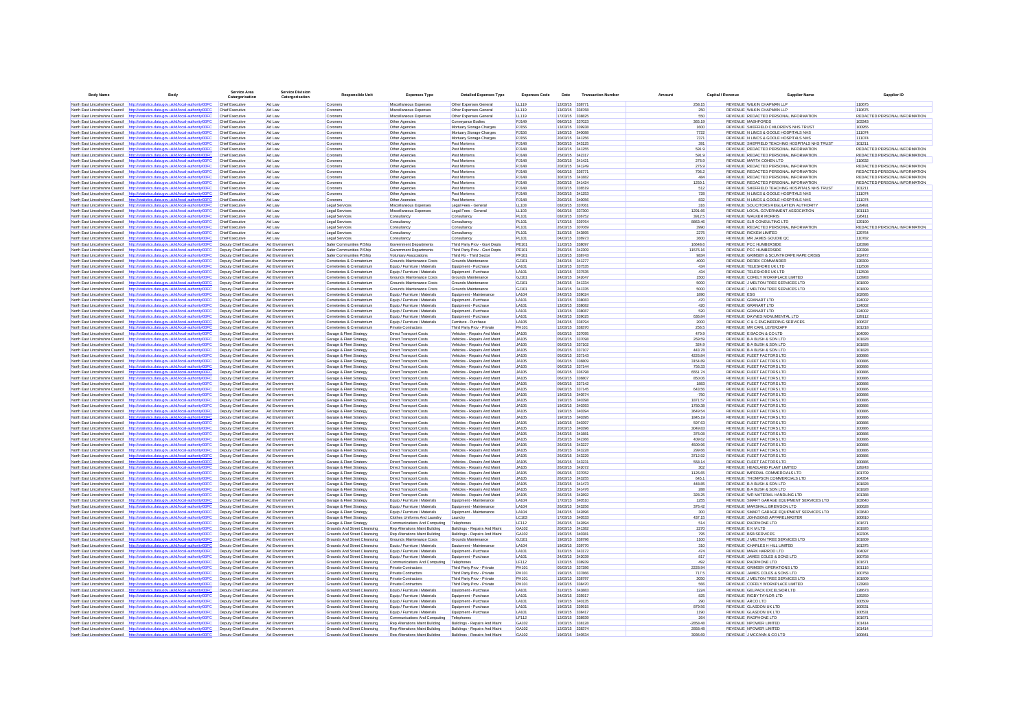| Body Name | Body | Service Area Catergorisation | Service Division Catergorisation | Responsible Unit | Expenses Type | Detailed Expenses Type | Expenses Code | Date | Transaction Number | Amount | Capital / Revenue | Supplier Name | Supplier ID |
|---|---|---|---|---|---|---|---|---|---|---|---|---|---|
| North East Lincolnshire Council | http://statistics.data.gov.uk/id/local-authority/00FC | Chief Executive | Ad Law | Coroners | Miscellaneous Expenses | Other Expenses General | LL119 | 12/03/15 | 338771 | 258.15 | REVENUE | WILKIN CHAPMAN LLP | 110675 |
| North East Lincolnshire Council | http://statistics.data.gov.uk/id/local-authority/00FC | Chief Executive | Ad Law | Coroners | Miscellaneous Expenses | Other Expenses General | LL119 | 13/03/15 | 338768 | 250 | REVENUE | WILKIN CHAPMAN LLP | 110675 |
| North East Lincolnshire Council | http://statistics.data.gov.uk/id/local-authority/00FC | Chief Executive | Ad Law | Coroners | Miscellaneous Expenses | Other Expenses General | LL119 | 17/03/15 | 338825 | 550 | REVENUE | REDACTED PERSONAL INFORMATION | REDACTED PERSONAL INFORMATION |
| North East Lincolnshire Council | http://statistics.data.gov.uk/id/local-authority/00FC | Chief Executive | Ad Law | Coroners | Other Agencies | Conveyance Bodies | PJ149 | 09/03/15 | 337023 | 365.19 | REVENUE | MASHFORDS | 100343 |
| North East Lincolnshire Council | http://statistics.data.gov.uk/id/local-authority/00FC | Chief Executive | Ad Law | Coroners | Other Agencies | Mortuary Storage Charges | PJ156 | 13/03/15 | 339938 | 1600 | REVENUE | SHEFFIELD CHILDREN'S NHS TRUST | 100665 |
| North East Lincolnshire Council | http://statistics.data.gov.uk/id/local-authority/00FC | Chief Executive | Ad Law | Coroners | Other Agencies | Mortuary Storage Charges | PJ156 | 19/03/15 | 340088 | 7722 | REVENUE | N LINCS & GOOLE HOSPITALS NHS | 111074 |
| North East Lincolnshire Council | http://statistics.data.gov.uk/id/local-authority/00FC | Chief Executive | Ad Law | Coroners | Other Agencies | Mortuary Storage Charges | PJ156 | 20/03/15 | 341256 | 7371 | REVENUE | N LINCS & GOOLE HOSPITALS NHS | 111074 |
| North East Lincolnshire Council | http://statistics.data.gov.uk/id/local-authority/00FC | Chief Executive | Ad Law | Coroners | Other Agencies | Post Mortems | PJ148 | 30/03/15 | 343125 | 391 | REVENUE | SHEFFIELD TEACHING HOSPITALS NHS TRUST | 101211 |
| North East Lincolnshire Council | http://statistics.data.gov.uk/id/local-authority/00FC | Chief Executive | Ad Law | Coroners | Other Agencies | Post Mortems | PJ148 | 18/03/15 | 341255 | 591.9 | REVENUE | REDACTED PERSONAL INFORMATION | REDACTED PERSONAL INFORMATION |
| North East Lincolnshire Council | http://statistics.data.gov.uk/id/local-authority/00FC | Chief Executive | Ad Law | Coroners | Other Agencies | Post Mortems | PJ148 | 25/03/15 | 342317 | 591.9 | REVENUE | REDACTED PERSONAL INFORMATION | REDACTED PERSONAL INFORMATION |
| North East Lincolnshire Council | http://statistics.data.gov.uk/id/local-authority/00FC | Chief Executive | Ad Law | Coroners | Other Agencies | Post Mortems | PJ148 | 20/03/15 | 341421 | 276.9 | REVENUE | MARTA COHEN LTD | 110632 |
| North East Lincolnshire Council | http://statistics.data.gov.uk/id/local-authority/00FC | Chief Executive | Ad Law | Coroners | Other Agencies | Post Mortems | PJ148 | 20/03/15 | 341249 | 276.9 | REVENUE | REDACTED PERSONAL INFORMATION | REDACTED PERSONAL INFORMATION |
| North East Lincolnshire Council | http://statistics.data.gov.uk/id/local-authority/00FC | Chief Executive | Ad Law | Coroners | Other Agencies | Post Mortems | PJ148 | 06/03/15 | 336771 | 706.2 | REVENUE | REDACTED PERSONAL INFORMATION | REDACTED PERSONAL INFORMATION |
| North East Lincolnshire Council | http://statistics.data.gov.uk/id/local-authority/00FC | Chief Executive | Ad Law | Coroners | Other Agencies | Post Mortems | PJ148 | 30/03/15 | 341882 | 484 | REVENUE | REDACTED PERSONAL INFORMATION | REDACTED PERSONAL INFORMATION |
| North East Lincolnshire Council | http://statistics.data.gov.uk/id/local-authority/00FC | Chief Executive | Ad Law | Coroners | Other Agencies | Post Mortems | PJ148 | 20/03/15 | 341424 | 1250.1 | REVENUE | REDACTED PERSONAL INFORMATION | REDACTED PERSONAL INFORMATION |
| North East Lincolnshire Council | http://statistics.data.gov.uk/id/local-authority/00FC | Chief Executive | Ad Law | Coroners | Other Agencies | Post Mortems | PJ148 | 03/03/15 | 336519 | 512 | REVENUE | SHEFFIELD TEACHING HOSPITALS NHS TRUST | 101211 |
| North East Lincolnshire Council | http://statistics.data.gov.uk/id/local-authority/00FC | Chief Executive | Ad Law | Coroners | Other Agencies | Post Mortems | PJ148 | 20/03/15 | 341253 | 728 | REVENUE | N LINCS & GOOLE HOSPITALS NHS | 111074 |
| North East Lincolnshire Council | http://statistics.data.gov.uk/id/local-authority/00FC | Chief Executive | Ad Law | Coroners | Other Agencies | Post Mortems | PJ148 | 20/03/15 | 340056 | 832 | REVENUE | N LINCS & GOOLE HOSPITALS NHS | 111074 |
| North East Lincolnshire Council | http://statistics.data.gov.uk/id/local-authority/00FC | Chief Executive | Ad Law | Legal Services | Miscellaneous Expenses | Legal Fees - General | LL103 | 03/03/15 | 337061 | 316 | REVENUE | SOLICITORS REGULATION AUTHORITY | 129491 |
| North East Lincolnshire Council | http://statistics.data.gov.uk/id/local-authority/00FC | Chief Executive | Ad Law | Legal Services | Miscellaneous Expenses | Legal Fees - General | LL103 | 06/03/15 | 337300 | 1291.66 | REVENUE | LOCAL GOVERNMENT ASSOCIATION | 101113 |
| North East Lincolnshire Council | http://statistics.data.gov.uk/id/local-authority/00FC | Chief Executive | Ad Law | Legal Services | Consultancy | Consultancy | PL101 | 03/03/15 | 336752 | 3912.5 | REVENUE | WALKER MORRIS | 126411 |
| North East Lincolnshire Council | http://statistics.data.gov.uk/id/local-authority/00FC | Chief Executive | Ad Law | Legal Services | Consultancy | Consultancy | PL101 | 17/03/15 | 339764 | 8863.46 | REVENUE | SLR CONSULTING LTD | 129190 |
| North East Lincolnshire Council | http://statistics.data.gov.uk/id/local-authority/00FC | Chief Executive | Ad Law | Legal Services | Consultancy | Consultancy | PL101 | 26/03/15 | 307069 | 3990 | REVENUE | REDACTED PERSONAL INFORMATION | REDACTED PERSONAL INFORMATION |
| North East Lincolnshire Council | http://statistics.data.gov.uk/id/local-authority/00FC | Chief Executive | Ad Law | Legal Services | Consultancy | Consultancy | PL101 | 31/03/15 | 343895 | 2275 | REVENUE | RICKEM LIMITED | 129764 |
| North East Lincolnshire Council | http://statistics.data.gov.uk/id/local-authority/00FC | Chief Executive | Ad Law | Legal Services | Consultancy | Consultancy | PL101 | 04/03/15 | 336973 | 3500 | REVENUE | MR JAMES GOUDIE QC | 110782 |
| North East Lincolnshire Council | http://statistics.data.gov.uk/id/local-authority/00FC | Deputy Chief Executive | Ad Environment | Safer Communities P/Ship | Government Departments | Third Party Prov - Govt Depts | PE101 | 11/03/15 | 338097 | 16648.6 | REVENUE | PCC HUMBERSIDE | 120398 |
| North East Lincolnshire Council | http://statistics.data.gov.uk/id/local-authority/00FC | Deputy Chief Executive | Ad Environment | Safer Communities P/Ship | Government Departments | Third Party Prov - Govt Depts | PE101 | 25/03/15 | 342309 | 11576.16 | REVENUE | PCC HUMBERSIDE | 120398 |
| North East Lincolnshire Council | http://statistics.data.gov.uk/id/local-authority/00FC | Deputy Chief Executive | Ad Environment | Safer Communities P/Ship | Voluntary Associations | Third Pp - Third Sector | PF101 | 12/03/15 | 338743 | 9834 | REVENUE | GRIMSBY & SCUNTHORPE RAPE CRISIS | 102472 |
| North East Lincolnshire Council | http://statistics.data.gov.uk/id/local-authority/00FC | Deputy Chief Executive | Ad Environment | Cemeteries & Crematorium | Grounds Maintenance Costs | Grounds Maintenance | GJ101 | 24/03/15 | 341277 | 4000 | REVENUE | DEREK COMMANDER | 128309 |
| North East Lincolnshire Council | http://statistics.data.gov.uk/id/local-authority/00FC | Deputy Chief Executive | Ad Environment | Cemeteries & Crematorium | Equip / Furniture / Materials | Equipment - Purchase | LA101 | 13/03/15 | 337535 | 434 | REVENUE | TELESHORE UK LTD | 112508 |
| North East Lincolnshire Council | http://statistics.data.gov.uk/id/local-authority/00FC | Deputy Chief Executive | Ad Environment | Cemeteries & Crematorium | Equip / Furniture / Materials | Equipment - Purchase | LA101 | 13/03/15 | 337535 | 434 | REVENUE | TELESHORE UK LTD | 112508 |
| North East Lincolnshire Council | http://statistics.data.gov.uk/id/local-authority/00FC | Deputy Chief Executive | Ad Environment | Cemeteries & Crematorium | Grounds Maintenance Costs | Grounds Maintenance | GJ101 | 24/03/15 | 342047 | 1500 | REVENUE | COFELY WORKPLACE LIMITED | 123983 |
| North East Lincolnshire Council | http://statistics.data.gov.uk/id/local-authority/00FC | Deputy Chief Executive | Ad Environment | Cemeteries & Crematorium | Grounds Maintenance Costs | Grounds Maintenance | GJ101 | 24/03/15 | 341334 | 5000 | REVENUE | J MELTON TREE SERVICES LTD | 101809 |
| North East Lincolnshire Council | http://statistics.data.gov.uk/id/local-authority/00FC | Deputy Chief Executive | Ad Environment | Cemeteries & Crematorium | Grounds Maintenance Costs | Grounds Maintenance | GJ101 | 24/03/15 | 341335 | 5000 | REVENUE | J MELTON TREE SERVICES LTD | 101809 |
| North East Lincolnshire Council | http://statistics.data.gov.uk/id/local-authority/00FC | Deputy Chief Executive | Ad Environment | Cemeteries & Crematorium | Equip / Furniture / Materials | Equipment - Maintenance | LA104 | 24/03/15 | 339024 | 1890 | REVENUE | ESG | 102685 |
| North East Lincolnshire Council | http://statistics.data.gov.uk/id/local-authority/00FC | Deputy Chief Executive | Ad Environment | Cemeteries & Crematorium | Equip / Furniture / Materials | Equipment - Purchase | LA101 | 13/03/15 | 338083 | 470 | REVENUE | GRANIART LTD | 124002 |
| North East Lincolnshire Council | http://statistics.data.gov.uk/id/local-authority/00FC | Deputy Chief Executive | Ad Environment | Cemeteries & Crematorium | Equip / Furniture / Materials | Equipment - Purchase | LA101 | 13/03/15 | 338082 | 420 | REVENUE | GRANIART LTD | 124002 |
| North East Lincolnshire Council | http://statistics.data.gov.uk/id/local-authority/00FC | Deputy Chief Executive | Ad Environment | Cemeteries & Crematorium | Equip / Furniture / Materials | Equipment - Purchase | LA101 | 13/03/15 | 338087 | 520 | REVENUE | GRANIART LTD | 124002 |
| North East Lincolnshire Council | http://statistics.data.gov.uk/id/local-authority/00FC | Deputy Chief Executive | Ad Environment | Cemeteries & Crematorium | Equip / Furniture / Materials | Equipment - Purchase | LA101 | 24/03/15 | 339025 | 626.84 | REVENUE | DAYNES MONUMENTAL LTD | 129112 |
| North East Lincolnshire Council | http://statistics.data.gov.uk/id/local-authority/00FC | Deputy Chief Executive | Ad Environment | Cemeteries & Crematorium | Equip / Furniture / Materials | Furniture - Purchase | LA105 | 24/03/15 | 338794 | 2000 | REVENUE | C & G ENGINEERING SERVICES | 100637 |
| North East Lincolnshire Council | http://statistics.data.gov.uk/id/local-authority/00FC | Deputy Chief Executive | Ad Environment | Cemeteries & Crematorium | Private Contractors | Third Party Prov - Private | PH101 | 12/03/15 | 338370 | 256.5 | REVENUE | MR CARL LEYERZAPF | 101218 |
| North East Lincolnshire Council | http://statistics.data.gov.uk/id/local-authority/00FC | Deputy Chief Executive | Ad Environment | Garage & Fleet Strategy | Direct Transport Costs | Vehicles - Repairs And Maint | JA105 | 05/03/15 | 337095 | 470.9 | REVENUE | E BACON & CO LTD | 104090 |
| North East Lincolnshire Council | http://statistics.data.gov.uk/id/local-authority/00FC | Deputy Chief Executive | Ad Environment | Garage & Fleet Strategy | Direct Transport Costs | Vehicles - Repairs And Maint | JA105 | 05/03/15 | 337098 | 269.59 | REVENUE | B A BUSH & SON LTD | 101828 |
| North East Lincolnshire Council | http://statistics.data.gov.uk/id/local-authority/00FC | Deputy Chief Executive | Ad Environment | Garage & Fleet Strategy | Direct Transport Costs | Vehicles - Repairs And Maint | JA105 | 05/03/15 | 337102 | 324.9 | REVENUE | B A BUSH & SON LTD | 101828 |
| North East Lincolnshire Council | http://statistics.data.gov.uk/id/local-authority/00FC | Deputy Chief Executive | Ad Environment | Garage & Fleet Strategy | Direct Transport Costs | Vehicles - Repairs And Maint | JA105 | 05/03/15 | 337107 | 443.78 | REVENUE | B A BUSH & SON LTD | 101828 |
| North East Lincolnshire Council | http://statistics.data.gov.uk/id/local-authority/00FC | Deputy Chief Executive | Ad Environment | Garage & Fleet Strategy | Direct Transport Costs | Vehicles - Repairs And Maint | JA105 | 05/03/15 | 337143 | 4226.84 | REVENUE | FLEET FACTORS LTD | 100886 |
| North East Lincolnshire Council | http://statistics.data.gov.uk/id/local-authority/00FC | Deputy Chief Executive | Ad Environment | Garage & Fleet Strategy | Direct Transport Costs | Vehicles - Repairs And Maint | JA105 | 06/03/15 | 336809 | 3154.89 | REVENUE | FLEET FACTORS LTD | 100886 |
| North East Lincolnshire Council | http://statistics.data.gov.uk/id/local-authority/00FC | Deputy Chief Executive | Ad Environment | Garage & Fleet Strategy | Direct Transport Costs | Vehicles - Repairs And Maint | JA105 | 06/03/15 | 337144 | 756.33 | REVENUE | FLEET FACTORS LTD | 100886 |
| North East Lincolnshire Council | http://statistics.data.gov.uk/id/local-authority/00FC | Deputy Chief Executive | Ad Environment | Garage & Fleet Strategy | Direct Transport Costs | Vehicles - Repairs And Maint | JA105 | 06/03/15 | 336798 | 6551.74 | REVENUE | FLEET FACTORS LTD | 100886 |
| North East Lincolnshire Council | http://statistics.data.gov.uk/id/local-authority/00FC | Deputy Chief Executive | Ad Environment | Garage & Fleet Strategy | Direct Transport Costs | Vehicles - Repairs And Maint | JA105 | 06/03/15 | 336807 | 850.06 | REVENUE | FLEET FACTORS LTD | 100886 |
| North East Lincolnshire Council | http://statistics.data.gov.uk/id/local-authority/00FC | Deputy Chief Executive | Ad Environment | Garage & Fleet Strategy | Direct Transport Costs | Vehicles - Repairs And Maint | JA105 | 09/03/15 | 337142 | 1883 | REVENUE | FLEET FACTORS LTD | 100886 |
| North East Lincolnshire Council | http://statistics.data.gov.uk/id/local-authority/00FC | Deputy Chief Executive | Ad Environment | Garage & Fleet Strategy | Direct Transport Costs | Vehicles - Repairs And Maint | JA105 | 09/03/15 | 337145 | 643.56 | REVENUE | FLEET FACTORS LTD | 100886 |
| North East Lincolnshire Council | http://statistics.data.gov.uk/id/local-authority/00FC | Deputy Chief Executive | Ad Environment | Garage & Fleet Strategy | Direct Transport Costs | Vehicles - Repairs And Maint | JA105 | 19/03/15 | 340574 | -750 | REVENUE | FLEET FACTORS LTD | 100886 |
| North East Lincolnshire Council | http://statistics.data.gov.uk/id/local-authority/00FC | Deputy Chief Executive | Ad Environment | Garage & Fleet Strategy | Direct Transport Costs | Vehicles - Repairs And Maint | JA105 | 19/03/15 | 340398 | 1871.57 | REVENUE | FLEET FACTORS LTD | 100886 |
| North East Lincolnshire Council | http://statistics.data.gov.uk/id/local-authority/00FC | Deputy Chief Executive | Ad Environment | Garage & Fleet Strategy | Direct Transport Costs | Vehicles - Repairs And Maint | JA105 | 19/03/15 | 340393 | 1780.38 | REVENUE | FLEET FACTORS LTD | 100886 |
| North East Lincolnshire Council | http://statistics.data.gov.uk/id/local-authority/00FC | Deputy Chief Executive | Ad Environment | Garage & Fleet Strategy | Direct Transport Costs | Vehicles - Repairs And Maint | JA105 | 19/03/15 | 340394 | 3649.54 | REVENUE | FLEET FACTORS LTD | 100886 |
| North East Lincolnshire Council | http://statistics.data.gov.uk/id/local-authority/00FC | Deputy Chief Executive | Ad Environment | Garage & Fleet Strategy | Direct Transport Costs | Vehicles - Repairs And Maint | JA105 | 19/03/15 | 340395 | 1845.19 | REVENUE | FLEET FACTORS LTD | 100886 |
| North East Lincolnshire Council | http://statistics.data.gov.uk/id/local-authority/00FC | Deputy Chief Executive | Ad Environment | Garage & Fleet Strategy | Direct Transport Costs | Vehicles - Repairs And Maint | JA105 | 19/03/15 | 340397 | 597.63 | REVENUE | FLEET FACTORS LTD | 100886 |
| North East Lincolnshire Council | http://statistics.data.gov.uk/id/local-authority/00FC | Deputy Chief Executive | Ad Environment | Garage & Fleet Strategy | Direct Transport Costs | Vehicles - Repairs And Maint | JA105 | 20/03/15 | 340396 | 3049.83 | REVENUE | FLEET FACTORS LTD | 100886 |
| North East Lincolnshire Council | http://statistics.data.gov.uk/id/local-authority/00FC | Deputy Chief Executive | Ad Environment | Garage & Fleet Strategy | Direct Transport Costs | Vehicles - Repairs And Maint | JA105 | 24/03/15 | 341881 | 376.08 | REVENUE | FLEET FACTORS LTD | 100886 |
| North East Lincolnshire Council | http://statistics.data.gov.uk/id/local-authority/00FC | Deputy Chief Executive | Ad Environment | Garage & Fleet Strategy | Direct Transport Costs | Vehicles - Repairs And Maint | JA105 | 25/03/15 | 342366 | 409.62 | REVENUE | FLEET FACTORS LTD | 100886 |
| North East Lincolnshire Council | http://statistics.data.gov.uk/id/local-authority/00FC | Deputy Chief Executive | Ad Environment | Garage & Fleet Strategy | Direct Transport Costs | Vehicles - Repairs And Maint | JA105 | 26/03/15 | 343227 | 4500.96 | REVENUE | FLEET FACTORS LTD | 100886 |
| North East Lincolnshire Council | http://statistics.data.gov.uk/id/local-authority/00FC | Deputy Chief Executive | Ad Environment | Garage & Fleet Strategy | Direct Transport Costs | Vehicles - Repairs And Maint | JA105 | 26/03/15 | 343228 | 299.66 | REVENUE | FLEET FACTORS LTD | 100886 |
| North East Lincolnshire Council | http://statistics.data.gov.uk/id/local-authority/00FC | Deputy Chief Executive | Ad Environment | Garage & Fleet Strategy | Direct Transport Costs | Vehicles - Repairs And Maint | JA105 | 26/03/15 | 343229 | 3712.92 | REVENUE | FLEET FACTORS LTD | 100886 |
| North East Lincolnshire Council | http://statistics.data.gov.uk/id/local-authority/00FC | Deputy Chief Executive | Ad Environment | Garage & Fleet Strategy | Direct Transport Costs | Vehicles - Repairs And Maint | JA105 | 26/03/15 | 343231 | 558.14 | REVENUE | FLEET FACTORS LTD | 100886 |
| North East Lincolnshire Council | http://statistics.data.gov.uk/id/local-authority/00FC | Deputy Chief Executive | Ad Environment | Garage & Fleet Strategy | Direct Transport Costs | Vehicles - Repairs And Maint | JA105 | 26/03/15 | 343272 | 302 | REVENUE | HEADLAND PLANT LIMITED | 126243 |
| North East Lincolnshire Council | http://statistics.data.gov.uk/id/local-authority/00FC | Deputy Chief Executive | Ad Environment | Garage & Fleet Strategy | Direct Transport Costs | Vehicles - Repairs And Maint | JA105 | 05/03/15 | 337052 | 1126.65 | REVENUE | IMPERIAL COMMERCIALS LTD | 101709 |
| North East Lincolnshire Council | http://statistics.data.gov.uk/id/local-authority/00FC | Deputy Chief Executive | Ad Environment | Garage & Fleet Strategy | Direct Transport Costs | Vehicles - Repairs And Maint | JA105 | 26/03/15 | 343255 | 645.1 | REVENUE | THOMPSON COMMERCIALS LTD | 104354 |
| North East Lincolnshire Council | http://statistics.data.gov.uk/id/local-authority/00FC | Deputy Chief Executive | Ad Environment | Garage & Fleet Strategy | Direct Transport Costs | Vehicles - Repairs And Maint | JA105 | 23/03/15 | 341473 | 448.85 | REVENUE | B A BUSH & SON LTD | 101828 |
| North East Lincolnshire Council | http://statistics.data.gov.uk/id/local-authority/00FC | Deputy Chief Executive | Ad Environment | Garage & Fleet Strategy | Direct Transport Costs | Vehicles - Repairs And Maint | JA105 | 23/03/15 | 341476 | 288 | REVENUE | B A BUSH & SON LTD | 101828 |
| North East Lincolnshire Council | http://statistics.data.gov.uk/id/local-authority/00FC | Deputy Chief Executive | Ad Environment | Garage & Fleet Strategy | Direct Transport Costs | Vehicles - Repairs And Maint | JA105 | 26/03/15 | 342892 | 328.25 | REVENUE | WR MATERIAL HANDLING LTD | 101388 |
| North East Lincolnshire Council | http://statistics.data.gov.uk/id/local-authority/00FC | Deputy Chief Executive | Ad Environment | Garage & Fleet Strategy | Equip / Furniture / Materials | Equipment - Maintenance | LA104 | 17/03/15 | 340510 | 1255 | REVENUE | SMART GARAGE EQUIPMENT SERVICES LTD | 103640 |
| North East Lincolnshire Council | http://statistics.data.gov.uk/id/local-authority/00FC | Deputy Chief Executive | Ad Environment | Garage & Fleet Strategy | Equip / Furniture / Materials | Equipment - Maintenance | LA104 | 26/03/15 | 342556 | 376.42 | REVENUE | MARSHALL BREWSON LTD | 100628 |
| North East Lincolnshire Council | http://statistics.data.gov.uk/id/local-authority/00FC | Deputy Chief Executive | Ad Environment | Garage & Fleet Strategy | Equip / Furniture / Materials | Equipment - Maintenance | LA104 | 24/03/15 | 342896 | 300 | REVENUE | SMART GARAGE EQUIPMENT SERVICES LTD | 103640 |
| North East Lincolnshire Council | http://statistics.data.gov.uk/id/local-authority/00FC | Deputy Chief Executive | Ad Environment | Garage & Fleet Strategy | Clothes Uniforms And Laundry | Laundry | LC103 | 17/03/15 | 340513 | 437.15 | REVENUE | JOHNSONS APPARELMASTER | 100810 |
| North East Lincolnshire Council | http://statistics.data.gov.uk/id/local-authority/00FC | Deputy Chief Executive | Ad Environment | Garage & Fleet Strategy | Communications And Computing | Telephones | LF112 | 26/03/15 | 342894 | 514 | REVENUE | RADPHONE LTD | 101671 |
| North East Lincolnshire Council | http://statistics.data.gov.uk/id/local-authority/00FC | Deputy Chief Executive | Ad Environment | Grounds And Street Cleansing | Rep Alterations Maint Building | Buildings - Repairs And Maint | GA102 | 20/03/15 | 341382 | 2270 | REVENUE | E K M LTD | 101926 |
| North East Lincolnshire Council | http://statistics.data.gov.uk/id/local-authority/00FC | Deputy Chief Executive | Ad Environment | Grounds And Street Cleansing | Rep Alterations Maint Building | Buildings - Repairs And Maint | GA102 | 18/03/15 | 340381 | 795 | REVENUE | BSB SERVICES | 102305 |
| North East Lincolnshire Council | http://statistics.data.gov.uk/id/local-authority/00FC | Deputy Chief Executive | Ad Environment | Grounds And Street Cleansing | Grounds Maintenance Costs | Grounds Maintenance | GJ101 | 19/03/15 | 338796 | 1100 | REVENUE | J MELTON TREE SERVICES LTD | 101809 |
| North East Lincolnshire Council | http://statistics.data.gov.uk/id/local-authority/00FC | Deputy Chief Executive | Ad Environment | Grounds And Street Cleansing | Equip / Furniture / Materials | Equipment - Maintenance | LA104 | 19/03/15 | 339770 | 310 | REVENUE | CHARLES H HILL LIMITED | 101375 |
| North East Lincolnshire Council | http://statistics.data.gov.uk/id/local-authority/00FC | Deputy Chief Executive | Ad Environment | Grounds And Street Cleansing | Equip / Furniture / Materials | Equipment - Purchase | LA101 | 31/03/15 | 343172 | 474 | REVENUE | MARK HARROD LTD | 104097 |
| North East Lincolnshire Council | http://statistics.data.gov.uk/id/local-authority/00FC | Deputy Chief Executive | Ad Environment | Grounds And Street Cleansing | Equip / Furniture / Materials | Equipment - Purchase | LA101 | 24/03/15 | 342039 | 817 | REVENUE | JAMES COLES & SONS LTD | 100758 |
| North East Lincolnshire Council | http://statistics.data.gov.uk/id/local-authority/00FC | Deputy Chief Executive | Ad Environment | Grounds And Street Cleansing | Communications And Computing | Telephones | LF112 | 12/03/15 | 338939 | 492 | REVENUE | RADPHONE LTD | 101671 |
| North East Lincolnshire Council | http://statistics.data.gov.uk/id/local-authority/00FC | Deputy Chief Executive | Ad Environment | Grounds And Street Cleansing | Private Contractors | Third Party Prov - Private | PH101 | 05/03/15 | 337286 | 2228.94 | REVENUE | GRIMSBY OPERATIONS LTD | 101116 |
| North East Lincolnshire Council | http://statistics.data.gov.uk/id/local-authority/00FC | Deputy Chief Executive | Ad Environment | Grounds And Street Cleansing | Private Contractors | Third Party Prov - Private | PH101 | 19/03/15 | 337866 | 717.5 | REVENUE | JAMES COLES & SONS LTD | 100758 |
| North East Lincolnshire Council | http://statistics.data.gov.uk/id/local-authority/00FC | Deputy Chief Executive | Ad Environment | Grounds And Street Cleansing | Private Contractors | Third Party Prov - Private | PH101 | 12/03/15 | 338797 | 3050 | REVENUE | J MELTON TREE SERVICES LTD | 101809 |
| North East Lincolnshire Council | http://statistics.data.gov.uk/id/local-authority/00FC | Deputy Chief Executive | Ad Environment | Grounds And Street Cleansing | Private Contractors | Third Party Prov - Private | PH101 | 19/03/15 | 338470 | 566 | REVENUE | COFELY WORKPLACE LIMITED | 123983 |
| North East Lincolnshire Council | http://statistics.data.gov.uk/id/local-authority/00FC | Deputy Chief Executive | Ad Environment | Grounds And Street Cleansing | Equip / Furniture / Materials | Equipment - Purchase | LA101 | 31/03/15 | 343883 | 1224 | REVENUE | GELPACK EXCELSIOR LTD | 128673 |
| North East Lincolnshire Council | http://statistics.data.gov.uk/id/local-authority/00FC | Deputy Chief Executive | Ad Environment | Grounds And Street Cleansing | Equip / Furniture / Materials | Equipment - Purchase | LA101 | 24/03/15 | 335917 | 825 | REVENUE | RIGBY TAYLOR LTD | 129259 |
| North East Lincolnshire Council | http://statistics.data.gov.uk/id/local-authority/00FC | Deputy Chief Executive | Ad Environment | Grounds And Street Cleansing | Equip / Furniture / Materials | Equipment - Purchase | LA101 | 19/03/15 | 340135 | 290 | REVENUE | ARCO LTD | 100509 |
| North East Lincolnshire Council | http://statistics.data.gov.uk/id/local-authority/00FC | Deputy Chief Executive | Ad Environment | Grounds And Street Cleansing | Equip / Furniture / Materials | Equipment - Purchase | LA101 | 19/03/15 | 339915 | 879.56 | REVENUE | GLASDON UK LTD | 100531 |
| North East Lincolnshire Council | http://statistics.data.gov.uk/id/local-authority/00FC | Deputy Chief Executive | Ad Environment | Grounds And Street Cleansing | Equip / Furniture / Materials | Equipment - Purchase | LA101 | 19/03/15 | 339417 | 1190 | REVENUE | GLASDON UK LTD | 100531 |
| North East Lincolnshire Council | http://statistics.data.gov.uk/id/local-authority/00FC | Deputy Chief Executive | Ad Environment | Grounds And Street Cleansing | Communications And Computing | Telephones | LF112 | 12/03/15 | 338939 | 264 | REVENUE | RADPHONE LTD | 101671 |
| North East Lincolnshire Council | http://statistics.data.gov.uk/id/local-authority/00FC | Deputy Chief Executive | Ad Environment | Grounds And Street Cleansing | Rep Alterations Maint Building | Buildings - Repairs And Maint | GA102 | 10/03/15 | 336128 | -2858.48 | REVENUE | NPOWER LIMITED | 101414 |
| North East Lincolnshire Council | http://statistics.data.gov.uk/id/local-authority/00FC | Deputy Chief Executive | Ad Environment | Grounds And Street Cleansing | Rep Alterations Maint Building | Buildings - Repairs And Maint | GA102 | 12/03/15 | 338374 | 2858.48 | REVENUE | NPOWER LIMITED | 101414 |
| North East Lincolnshire Council | http://statistics.data.gov.uk/id/local-authority/00FC | Deputy Chief Executive | Ad Environment | Grounds And Street Cleansing | Rep Alterations Maint Building | Buildings - Repairs And Maint | GA102 | 19/03/15 | 340534 | 3936.69 | REVENUE | J MCCANN & CO LTD | 100841 |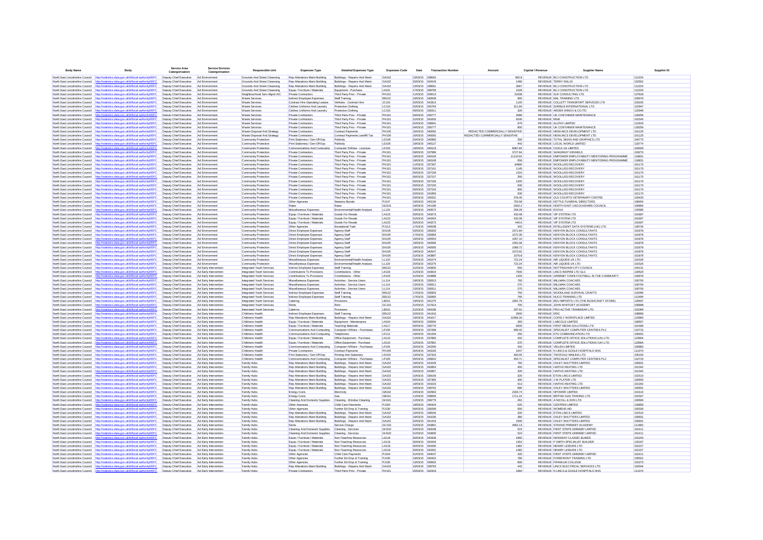| Body Name | Body | Service Area Catergorisation | Service Division Catergorisation | Responsible Unit | Expenses Type | Detailed Expenses Type | Expenses Code | Date | Transaction Number | Amount | Capital / Revenue | Supplier Name | Supplier ID |
|---|---|---|---|---|---|---|---|---|---|---|---|---|---|
| North East Lincolnshire Council | http://statistics.data.gov.uk/id/local-authority/00FC | Deputy Chief Executive | Ad Environment | Grounds And Street Cleansing | Rep Alterations Maint Building | Buildings - Repairs And Maint | GA102 | 13/03/15 | 338062 | 992.8 | REVENUE | BCJ CONSTRUCTION LTD | 112224 |
| North East Lincolnshire Council | http://statistics.data.gov.uk/id/local-authority/00FC | Deputy Chief Executive | Ad Environment | Grounds And Street Cleansing | Rep Alterations Maint Building | Buildings - Repairs And Maint | GA102 | 20/03/15 | 342043 | 1490 | REVENUE | TERRY WILLIS | 102562 |
| North East Lincolnshire Council | http://statistics.data.gov.uk/id/local-authority/00FC | Deputy Chief Executive | Ad Environment | Grounds And Street Cleansing | Rep Alterations Maint Building | Buildings - Repairs And Maint | GA102 | 13/03/15 | 338061 | 3087 | REVENUE | BCJ CONSTRUCTION LTD | 112224 |
| North East Lincolnshire Council | http://statistics.data.gov.uk/id/local-authority/00FC | Deputy Chief Executive | Ad Environment | Grounds And Street Cleansing | Equip / Furniture / Materials | Equipment - Purchase | LA101 | 17/03/15 | 338756 | 1029 | REVENUE | BCJ CONSTRUCTION LTD | 112224 |
| North East Lincolnshire Council | http://statistics.data.gov.uk/id/local-authority/00FC | Deputy Chief Executive | Ad Environment | Neighbourhood Serv Mgmt A/C | Private Contractors | Third Party Prov - Private | PH101 | 11/03/15 | 334013 | 21638 | REVENUE | SLR CONSULTING LTD | 127818 |
| North East Lincolnshire Council | http://statistics.data.gov.uk/id/local-authority/00FC | Deputy Chief Executive | Ad Environment | Waste Services | Indirect Employee Expenses | Staff Training | EB122 | 19/03/15 | 340649 | 900 | REVENUE | MAL TRAINING LTD | 105979 |
| North East Lincolnshire Council | http://statistics.data.gov.uk/id/local-authority/00FC | Deputy Chief Executive | Ad Environment | Waste Services | Contract Hire-Operating Leases | Vehicles - Contract Hire | JC101 | 20/03/15 | 341912 | 1120 | REVENUE | COLLETT TRANSPORT SERVICES LTD | 103105 |
| North East Lincolnshire Council | http://statistics.data.gov.uk/id/local-authority/00FC | Deputy Chief Executive | Ad Environment | Waste Services | Clothes Uniforms And Laundry | Protective Clothing | LC101 | 20/03/15 | 340764 | 311.84 | REVENUE | SORBUS INTERNATIONAL LTD | 122947 |
| North East Lincolnshire Council | http://statistics.data.gov.uk/id/local-authority/00FC | Deputy Chief Executive | Ad Environment | Waste Services | Clothes Uniforms And Laundry | Protective Clothing | LC101 | 09/03/15 | 336311 | 320 | REVENUE | ARDEN WINCH & CO LTD | 122948 |
| North East Lincolnshire Council | http://statistics.data.gov.uk/id/local-authority/00FC | Deputy Chief Executive | Ad Environment | Waste Services | Private Contractors | Third Party Prov - Private | PH101 | 04/03/15 | 336777 | 2080 | REVENUE | UK CONTAINER MAINTENANCE | 129256 |
| North East Lincolnshire Council | http://statistics.data.gov.uk/id/local-authority/00FC | Deputy Chief Executive | Ad Environment | Waste Services | Private Contractors | Third Party Prov - Private | PH101 | 31/03/15 | 343432 | 9240 | REVENUE | MGB | 101544 |
| North East Lincolnshire Council | http://statistics.data.gov.uk/id/local-authority/00FC | Deputy Chief Executive | Ad Environment | Waste Services | Private Contractors | Third Party Prov - Private | PH101 | 02/03/15 | 336841 | 679 | REVENUE | ALLPAY LIMITED | 112919 |
| North East Lincolnshire Council | http://statistics.data.gov.uk/id/local-authority/00FC | Deputy Chief Executive | Ad Environment | Waste Services | Private Contractors | Third Party Prov - Private | PH101 | 04/03/15 | 336777 | 800 | REVENUE | UK CONTAINER MAINTENANCE | 129256 |
| North East Lincolnshire Council | http://statistics.data.gov.uk/id/local-authority/00FC | Deputy Chief Executive | Ad Environment | Waste Disposal And Strategy | Private Contractors | Contract Payments | PH105 | 16/03/15 | 340092 | REDACTED COMMERCIALLY SENSITIVE | REVENUE | NEWLINCS DEVELOPMENT LTD | 101125 |
| North East Lincolnshire Council | http://statistics.data.gov.uk/id/local-authority/00FC | Deputy Chief Executive | Ad Environment | Waste Disposal And Strategy | Private Contractors | Contract Payments Landfill Tax | PH106 | 16/03/15 | 340092 | REDACTED COMMERCIALLY SENSITIVE | REVENUE | NEWLINCS DEVELOPMENT LTD | 101125 |
| North East Lincolnshire Council | http://statistics.data.gov.uk/id/local-authority/00FC | Deputy Chief Executive | Ad Environment | Community Protection | Print Stationery / Gen Off Exp | Publicity | LD105 | 20/03/15 | 340983 | 350 | REVENUE | TOTAL SIGNS AND GRAPHICS LTD | 104775 |
| North East Lincolnshire Council | http://statistics.data.gov.uk/id/local-authority/00FC | Deputy Chief Executive | Ad Environment | Community Protection | Print Stationery / Gen Off Exp | Publicity | LD105 | 19/03/15 | 340127 | 443 | REVENUE | LOCAL WORLD LIMITED | 118774 |
| North East Lincolnshire Council | http://statistics.data.gov.uk/id/local-authority/00FC | Deputy Chief Executive | Ad Environment | Community Protection | Communications And Computing | Computer S/Ware - Licences | LF103 | 19/03/15 | 340123 | 8987.83 | REVENUE | CIVICA UK LIMITED | 103029 |
| North East Lincolnshire Council | http://statistics.data.gov.uk/id/local-authority/00FC | Deputy Chief Executive | Ad Environment | Community Protection | Private Contractors | Third Party Prov - Private | PH101 | 09/03/15 | 337999 | 3727.84 | REVENUE | SANGREAT KENNELS | 103270 |
| North East Lincolnshire Council | http://statistics.data.gov.uk/id/local-authority/00FC | Deputy Chief Executive | Ad Environment | Community Protection | Private Contractors | Third Party Prov - Private | PH101 | 19/03/15 | 340106 | 11110.62 | REVENUE | EMPOWER EMPLOYABILITY MENTORING PROGRAMME | 118831 |
| North East Lincolnshire Council | http://statistics.data.gov.uk/id/local-authority/00FC | Deputy Chief Executive | Ad Environment | Community Protection | Private Contractors | Third Party Prov - Private | PH101 | 19/03/15 | 340108 | 659 | REVENUE | EMPOWER EMPLOYABILITY MENTORING PROGRAMME | 118831 |
| North East Lincolnshire Council | http://statistics.data.gov.uk/id/local-authority/00FC | Deputy Chief Executive | Ad Environment | Community Protection | Private Contractors | Third Party Prov - Private | PH101 | 11/03/15 | 337287 | 34895 | REVENUE | WOOLLISS RECOVERY | 101170 |
| North East Lincolnshire Council | http://statistics.data.gov.uk/id/local-authority/00FC | Deputy Chief Executive | Ad Environment | Community Protection | Private Contractors | Third Party Prov - Private | PH101 | 05/03/15 | 337161 | 1145 | REVENUE | WOOLLISS RECOVERY | 101170 |
| North East Lincolnshire Council | http://statistics.data.gov.uk/id/local-authority/00FC | Deputy Chief Executive | Ad Environment | Community Protection | Private Contractors | Third Party Prov - Private | PH101 | 05/03/15 | 337159 | 1315 | REVENUE | WOOLLISS RECOVERY | 101170 |
| North East Lincolnshire Council | http://statistics.data.gov.uk/id/local-authority/00FC | Deputy Chief Executive | Ad Environment | Community Protection | Private Contractors | Third Party Prov - Private | PH101 | 06/03/15 | 337157 | 350 | REVENUE | WOOLLISS RECOVERY | 101170 |
| North East Lincolnshire Council | http://statistics.data.gov.uk/id/local-authority/00FC | Deputy Chief Executive | Ad Environment | Community Protection | Private Contractors | Third Party Prov - Private | PH101 | 06/03/15 | 337156 | 1205 | REVENUE | WOOLLISS RECOVERY | 101170 |
| North East Lincolnshire Council | http://statistics.data.gov.uk/id/local-authority/00FC | Deputy Chief Executive | Ad Environment | Community Protection | Private Contractors | Third Party Prov - Private | PH101 | 05/03/15 | 337155 | 630 | REVENUE | WOOLLISS RECOVERY | 101170 |
| North East Lincolnshire Council | http://statistics.data.gov.uk/id/local-authority/00FC | Deputy Chief Executive | Ad Environment | Community Protection | Private Contractors | Third Party Prov - Private | PH101 | 06/03/15 | 337154 | 900 | REVENUE | WOOLLISS RECOVERY | 101170 |
| North East Lincolnshire Council | http://statistics.data.gov.uk/id/local-authority/00FC | Deputy Chief Executive | Ad Environment | Community Protection | Private Contractors | Third Party Prov - Private | PH101 | 20/03/15 | 341893 | 630 | REVENUE | WOOLLISS RECOVERY | 101170 |
| North East Lincolnshire Council | http://statistics.data.gov.uk/id/local-authority/00FC | Deputy Chief Executive | Ad Environment | Community Protection | Private Contractors | Third Party Prov - Private | PH101 | 03/03/15 | 336331 | 378.45 | REVENUE | OLD COURTS VETERINARY CENTRE | 103433 |
| North East Lincolnshire Council | http://statistics.data.gov.uk/id/local-authority/00FC | Deputy Chief Executive | Ad Environment | Community Protection | Other Agencies | Statutory Burials | PJ147 | 19/03/15 | 340130 | 750.58 | REVENUE | KETTLE FUNERAL DIRECTORS | 108454 |
| North East Lincolnshire Council | http://statistics.data.gov.uk/id/local-authority/00FC | Deputy Chief Executive | Ad Environment | Community Protection | Rates | Rates | GD101 | 19/03/15 | 341186 | 2920.2 | REVENUE | NORTH EAST LINCOLNSHIRE COUNCIL | 100894 |
| North East Lincolnshire Council | http://statistics.data.gov.uk/id/local-authority/00FC | Deputy Chief Executive | Ad Environment | Community Protection | Miscellaneous Expenses | Environmental/Health Analysis | LL120 | 19/03/15 | 340572 | 258.29 | REVENUE | EXOVA | 120585 |
| North East Lincolnshire Council | http://statistics.data.gov.uk/id/local-authority/00FC | Deputy Chief Executive | Ad Environment | Community Protection | Equip / Furniture / Materials | Goods For Resale | LA123 | 30/03/15 | 343273 | 432.08 | REVENUE | VIP SYSTEM LTD | 101697 |
| North East Lincolnshire Council | http://statistics.data.gov.uk/id/local-authority/00FC | Deputy Chief Executive | Ad Environment | Community Protection | Equip / Furniture / Materials | Goods For Resale | LA123 | 31/03/15 | 344034 | 432.08 | REVENUE | VIP SYSTEM LTD | 101697 |
| North East Lincolnshire Council | http://statistics.data.gov.uk/id/local-authority/00FC | Deputy Chief Executive | Ad Environment | Community Protection | Equip / Furniture / Materials | Goods For Resale | LA123 | 30/03/15 | 343273 | 440.6 | REVENUE | VIP SYSTEM LTD | 101697 |
| North East Lincolnshire Council | http://statistics.data.gov.uk/id/local-authority/00FC | Deputy Chief Executive | Ad Environment | Community Protection | Other Agencies | Exceptional Task | PJ113 | 17/03/15 | 339308 | 342 | REVENUE | INTELLIGENT DATA SYSTEMS (UK) LTD | 128734 |
| North East Lincolnshire Council | http://statistics.data.gov.uk/id/local-authority/00FC | Deputy Chief Executive | Ad Environment | Community Protection | Direct Employee Expenses | Agency Staff | EA105 | 03/03/15 | 336333 | 1071.84 | REVENUE | KENYON BLOCK CONSULTANTS | 101878 |
| North East Lincolnshire Council | http://statistics.data.gov.uk/id/local-authority/00FC | Deputy Chief Executive | Ad Environment | Community Protection | Direct Employee Expenses | Agency Staff | EA105 | 17/03/15 | 339383 | 1072.36 | REVENUE | KENYON BLOCK CONSULTANTS | 101878 |
| North East Lincolnshire Council | http://statistics.data.gov.uk/id/local-authority/00FC | Deputy Chief Executive | Ad Environment | Community Protection | Direct Employee Expenses | Agency Staff | EA105 | 19/03/15 | 340554 | 1067.16 | REVENUE | KENYON BLOCK CONSULTANTS | 101878 |
| North East Lincolnshire Council | http://statistics.data.gov.uk/id/local-authority/00FC | Deputy Chief Executive | Ad Environment | Community Protection | Direct Employee Expenses | Agency Staff | EA105 | 19/03/15 | 340566 | 1091.08 | REVENUE | KENYON BLOCK CONSULTANTS | 101878 |
| North East Lincolnshire Council | http://statistics.data.gov.uk/id/local-authority/00FC | Deputy Chief Executive | Ad Environment | Community Protection | Direct Employee Expenses | Agency Staff | EA105 | 19/03/15 | 340565 | 1068.72 | REVENUE | KENYON BLOCK CONSULTANTS | 101878 |
| North East Lincolnshire Council | http://statistics.data.gov.uk/id/local-authority/00FC | Deputy Chief Executive | Ad Environment | Community Protection | Direct Employee Expenses | Agency Staff | EA105 | 19/03/15 | 340547 | 1073.92 | REVENUE | KENYON BLOCK CONSULTANTS | 101878 |
| North East Lincolnshire Council | http://statistics.data.gov.uk/id/local-authority/00FC | Deputy Chief Executive | Ad Environment | Community Protection | Direct Employee Expenses | Agency Staff | EA105 | 31/03/15 | 343887 | 1070.8 | REVENUE | KENYON BLOCK CONSULTANTS | 101878 |
| North East Lincolnshire Council | http://statistics.data.gov.uk/id/local-authority/00FC | Deputy Chief Executive | Ad Environment | Community Protection | Miscellaneous Expenses | Environmental/Health Analysis | LL120 | 25/03/15 | 342274 | 722.24 | REVENUE | AIR LIQUIDE UK LTD | 101526 |
| North East Lincolnshire Council | http://statistics.data.gov.uk/id/local-authority/00FC | Deputy Chief Executive | Ad Environment | Community Protection | Miscellaneous Expenses | Environmental/Health Analysis | LL120 | 25/03/15 | 342275 | 722.24 | REVENUE | AIR LIQUIDE UK LTD | 101526 |
| North East Lincolnshire Council | http://statistics.data.gov.uk/id/local-authority/00FC | Deputy Chief Executive | Ad Early Intervention | Integrated Youth Services | Indirect Employee Expenses | Staff Training | EB122 | 31/03/15 | 343820 | 650 | REVENUE | NOTTINGHAM CITY COUNCIL | 104131 |
| North East Lincolnshire Council | http://statistics.data.gov.uk/id/local-authority/00FC | Deputy Chief Executive | Ad Early Intervention | Integrated Youth Services | Contributions To Provisions | Contributions - Other | LK103 | 31/03/15 | 343819 | 7500 | REVENUE | LINCS INSPIRE LTD GLC | 120520 |
| North East Lincolnshire Council | http://statistics.data.gov.uk/id/local-authority/00FC | Deputy Chief Executive | Ad Early Intervention | Integrated Youth Services | Contributions To Provisions | Contributions - Other | LK103 | 31/03/15 | 343888 | 1333 | REVENUE | GRIMSBY TOWN FOOTBALL IN THE COMMUNITY | 100978 |
| North East Lincolnshire Council | http://statistics.data.gov.uk/id/local-authority/00FC | Deputy Chief Executive | Ad Early Intervention | Integrated Youth Services | Miscellaneous Expenses | Activities - Service Users | LL114 | 19/03/15 | 339313 | 760 | REVENUE | MILLMAN COACHES | 100700 |
| North East Lincolnshire Council | http://statistics.data.gov.uk/id/local-authority/00FC | Deputy Chief Executive | Ad Early Intervention | Integrated Youth Services | Miscellaneous Expenses | Activities - Service Users | LL114 | 13/03/15 | 339311 | 275 | REVENUE | MILLMAN COACHES | 100700 |
| North East Lincolnshire Council | http://statistics.data.gov.uk/id/local-authority/00FC | Deputy Chief Executive | Ad Early Intervention | Integrated Youth Services | Miscellaneous Expenses | Activities - Service Users | LL114 | 13/03/15 | 339311 | 275 | REVENUE | MILLMAN COACHES | 100700 |
| North East Lincolnshire Council | http://statistics.data.gov.uk/id/local-authority/00FC | Deputy Chief Executive | Ad Early Intervention | Integrated Youth Services | Indirect Employee Expenses | Staff Training | EB122 | 17/03/15 | 336903 | 750 | REVENUE | WOODLAND SURVIVAL CRAFTS | 124286 |
| North East Lincolnshire Council | http://statistics.data.gov.uk/id/local-authority/00FC | Deputy Chief Executive | Ad Early Intervention | Integrated Youth Services | Indirect Employee Expenses | Staff Training | EB122 | 17/03/15 | 339395 | 795 | REVENUE | NUCO TRAINING LTD | 112495 |
| North East Lincolnshire Council | http://statistics.data.gov.uk/id/local-authority/00FC | Deputy Chief Executive | Ad Early Intervention | Integrated Youth Services | Catering | Provisions | LB101 | 19/03/15 | 341275 | 1891.79 | REVENUE | BDU IMPORTS LTD (THE BUSHCRAFT STORE) | 129497 |
| North East Lincolnshire Council | http://statistics.data.gov.uk/id/local-authority/00FC | Deputy Chief Executive | Ad Early Intervention | Integrated Youth Services | Rents | Rent | GC101 | 31/03/15 | 317914 | 700 | REVENUE | JOHN WHITGIFT ACADEMY | 106898 |
| North East Lincolnshire Council | http://statistics.data.gov.uk/id/local-authority/00FC | Deputy Chief Executive | Ad Early Intervention | Integrated Youth Services | Catering | Provisions | LB101 | 31/03/15 | 344196 | 297.91 | REVENUE | PRO-ACTIVE TEAMWEAR LTD | 101069 |
| North East Lincolnshire Council | http://statistics.data.gov.uk/id/local-authority/00FC | Deputy Chief Executive | Ad Early Intervention | Childrens Health | Indirect Employee Expenses | Staff Training | EB122 | 20/03/15 | 341410 | 2000 | REVENUE | ERIC | 108869 |
| North East Lincolnshire Council | http://statistics.data.gov.uk/id/local-authority/00FC | Deputy Chief Executive | Ad Early Intervention | Childrens Health | Rep Alterations Maint Building | Buildings - Repairs And Maint | GA102 | 19/03/15 | 341017 | 12466.34 | REVENUE | COFELY WORKPLACE LIMITED | 123993 |
| North East Lincolnshire Council | http://statistics.data.gov.uk/id/local-authority/00FC | Deputy Chief Executive | Ad Early Intervention | Childrens Health | Equip / Furniture / Materials | Equipment - Maintenance | LA104 | 06/03/15 | 338590 | 393 | REVENUE | LABCOLD LIMITED | 109507 |
| North East Lincolnshire Council | http://statistics.data.gov.uk/id/local-authority/00FC | Deputy Chief Executive | Ad Early Intervention | Childrens Health | Equip / Furniture / Materials | Teaching Materials | LA117 | 06/03/15 | 336776 | 6000 | REVENUE | FIRST MEDIA SOLUTIONS LTD | 101469 |
| North East Lincolnshire Council | http://statistics.data.gov.uk/id/local-authority/00FC | Deputy Chief Executive | Ad Early Intervention | Childrens Health | Communications And Computing | Computer H/Ware - Purchases | LF105 | 05/03/15 | 337289 | 909.42 | REVENUE | SPECIALIST COMPUTER CENTRES PLC | 110715 |
| North East Lincolnshire Council | http://statistics.data.gov.uk/id/local-authority/00FC | Deputy Chief Executive | Ad Early Intervention | Childrens Health | Communications And Computing | Telephones | LF112 | 19/03/15 | 341434 | 250 | REVENUE | ETS COMMUNICATION LTD | 105452 |
| North East Lincolnshire Council | http://statistics.data.gov.uk/id/local-authority/00FC | Deputy Chief Executive | Ad Early Intervention | Childrens Health | Equip / Furniture / Materials | Office Equipment - Purchase | LA110 | 11/03/15 | 337883 | 432 | REVENUE | COMPLETE OFFICE SOLUTIONS (UK) LTD | 123664 |
| North East Lincolnshire Council | http://statistics.data.gov.uk/id/local-authority/00FC | Deputy Chief Executive | Ad Early Intervention | Childrens Health | Equip / Furniture / Materials | Office Equipment - Purchase | LA110 | 12/03/15 | 337861 | 370 | REVENUE | COMPLETE OFFICE SOLUTIONS (UK) LTD | 123664 |
| North East Lincolnshire Council | http://statistics.data.gov.uk/id/local-authority/00FC | Deputy Chief Executive | Ad Early Intervention | Childrens Health | Communications And Computing | Computer H/Ware - Purchases | LF105 | 25/03/15 | 342295 | 432 | REVENUE | VIGLEN LIMITED | 100883 |
| North East Lincolnshire Council | http://statistics.data.gov.uk/id/local-authority/00FC | Deputy Chief Executive | Ad Early Intervention | Childrens Health | Private Contractors | Contract Payments | PH105 | 30/03/15 | 343193 | 1047 | REVENUE | N LINCS & GOOLE HOSPITALS NHS | 111074 |
| North East Lincolnshire Council | http://statistics.data.gov.uk/id/local-authority/00FC | Deputy Chief Executive | Ad Early Intervention | Childrens Health | Print Stationery / Gen Off Exp | Printing And Stationery | LD103 | 13/03/15 | 337316 | 400.05 | REVENUE | TWOFOLD MAILING LTD | 105163 |
| North East Lincolnshire Council | http://statistics.data.gov.uk/id/local-authority/00FC | Deputy Chief Executive | Ad Early Intervention | Childrens Health | Communications And Computing | Computer H/Ware - Purchases | LF105 | 06/03/15 | 336910 | 454.71 | REVENUE | SPECIALIST COMPUTER CENTRES PLC | 110715 |
| North East Lincolnshire Council | http://statistics.data.gov.uk/id/local-authority/00FC | Deputy Chief Executive | Ad Early Intervention | Family Hubs | Rep Alterations Maint Building | Buildings - Repairs And Maint | GA102 | 19/03/15 | 341029 | 760 | REVENUE | OXLEY SHUTTERS LIMITED | 100931 |
| North East Lincolnshire Council | http://statistics.data.gov.uk/id/local-authority/00FC | Deputy Chief Executive | Ad Early Intervention | Family Hubs | Rep Alterations Maint Building | Buildings - Repairs And Maint | GA102 | 26/03/15 | 342854 | 400 | REVENUE | HAITHS HEATING LTD | 101342 |
| North East Lincolnshire Council | http://statistics.data.gov.uk/id/local-authority/00FC | Deputy Chief Executive | Ad Early Intervention | Family Hubs | Rep Alterations Maint Building | Buildings - Repairs And Maint | GA102 | 26/03/15 | 342857 | 320 | REVENUE | HAITHS HEATING LTD | 101342 |
| North East Lincolnshire Council | http://statistics.data.gov.uk/id/local-authority/00FC | Deputy Chief Executive | Ad Early Intervention | Family Hubs | Rep Alterations Maint Building | Buildings - Repairs And Maint | GA102 | 10/03/15 | 338106 | 320 | REVENUE | ETON-LINCS LIMITED | 101510 |
| North East Lincolnshire Council | http://statistics.data.gov.uk/id/local-authority/00FC | Deputy Chief Executive | Ad Early Intervention | Family Hubs | Rep Alterations Maint Building | Buildings - Repairs And Maint | GA102 | 05/03/15 | 337365 | 300 | REVENUE | J W PLATER LTD | 100555 |
| North East Lincolnshire Council | http://statistics.data.gov.uk/id/local-authority/00FC | Deputy Chief Executive | Ad Early Intervention | Family Hubs | Rep Alterations Maint Building | Buildings - Repairs And Maint | GA102 | 19/03/15 | 341023 | 513 | REVENUE | HAITHS HEATING LTD | 101342 |
| North East Lincolnshire Council | http://statistics.data.gov.uk/id/local-authority/00FC | Deputy Chief Executive | Ad Early Intervention | Family Hubs | Rep Alterations Maint Building | Buildings - Repairs And Maint | GA102 | 16/03/15 | 339762 | 680 | REVENUE | OXLEY SHUTTERS LIMITED | 100931 |
| North East Lincolnshire Council | http://statistics.data.gov.uk/id/local-authority/00FC | Deputy Chief Executive | Ad Early Intervention | Family Hubs | Energy Costs | Electricity | GB102 | 24/03/15 | 342963 | 2304.74 | REVENUE | NPOWER LIMITED | 101414 |
| North East Lincolnshire Council | http://statistics.data.gov.uk/id/local-authority/00FC | Deputy Chief Executive | Ad Early Intervention | Family Hubs | Energy Costs | Gas | GB101 | 11/03/15 | 338659 | 1711.22 | REVENUE | BRITISH GAS TRADING LTD | 101507 |
| North East Lincolnshire Council | http://statistics.data.gov.uk/id/local-authority/00FC | Deputy Chief Executive | Ad Early Intervention | Family Hubs | Cleaning And Domestic Supplies | Cleaning - Window Cleaning | GH101 | 12/03/15 | 338775 | 262 | REVENUE | A NICOLL & SON LTD | 100694 |
| North East Lincolnshire Council | http://statistics.data.gov.uk/id/local-authority/00FC | Deputy Chief Executive | Ad Early Intervention | Family Hubs | Other Agencies | Child Care Payments | PJ104 | 19/03/15 | 340424 | 525 | REVENUE | CENTRE4 LIMITED | 126893 |
| North East Lincolnshire Council | http://statistics.data.gov.uk/id/local-authority/00FC | Deputy Chief Executive | Ad Early Intervention | Family Hubs | Other Agencies | Further Ed Emp & Training | PJ130 | 06/03/15 | 336299 | 550 | REVENUE | WOMENS AID | 100326 |
| North East Lincolnshire Council | http://statistics.data.gov.uk/id/local-authority/00FC | Deputy Chief Executive | Ad Early Intervention | Family Hubs | Rep Alterations Maint Building | Buildings - Repairs And Maint | GA102 | 10/03/15 | 338106 | 320 | REVENUE | ETON-LINCS LIMITED | 101510 |
| North East Lincolnshire Council | http://statistics.data.gov.uk/id/local-authority/00FC | Deputy Chief Executive | Ad Early Intervention | Family Hubs | Rep Alterations Maint Building | Buildings - Repairs And Maint | GA102 | 19/03/15 | 341036 | 380 | REVENUE | OXLEY SHUTTERS LIMITED | 100931 |
| North East Lincolnshire Council | http://statistics.data.gov.uk/id/local-authority/00FC | Deputy Chief Executive | Ad Early Intervention | Family Hubs | Rep Alterations Maint Building | Buildings - Repairs And Maint | GA102 | 20/03/15 | 341419 | 1500 | REVENUE | OXLEY SHUTTERS LIMITED | 100931 |
| North East Lincolnshire Council | http://statistics.data.gov.uk/id/local-authority/00FC | Deputy Chief Executive | Ad Early Intervention | Family Hubs | Rents | Service Charge | GC102 | 31/03/15 | 343851 | 4962.13 | REVENUE | STRAND PRIMARY ACADEMY | 111862 |
| North East Lincolnshire Council | http://statistics.data.gov.uk/id/local-authority/00FC | Deputy Chief Executive | Ad Early Intervention | Family Hubs | Cleaning And Domestic Supplies | Cleaning - Services | GH102 | 20/03/15 | 340048 | 524 | REVENUE | FIRST STEPS GRIMSBY LIMITED | 101411 |
| North East Lincolnshire Council | http://statistics.data.gov.uk/id/local-authority/00FC | Deputy Chief Executive | Ad Early Intervention | Family Hubs | Cleaning And Domestic Supplies | Cleaning - Services | GH102 | 31/03/15 | 343830 | 524 | REVENUE | FIRST STEPS GRIMSBY LIMITED | 101411 |
| North East Lincolnshire Council | http://statistics.data.gov.uk/id/local-authority/00FC | Deputy Chief Executive | Ad Early Intervention | Family Hubs | Equip / Furniture / Materials | Non-Teaching Resources | LA118 | 30/03/15 | 343428 | 1990 | REVENUE | KENSWAY CLASSIC BLINDS | 101243 |
| North East Lincolnshire Council | http://statistics.data.gov.uk/id/local-authority/00FC | Deputy Chief Executive | Ad Early Intervention | Family Hubs | Equip / Furniture / Materials | Non-Teaching Resources | LA118 | 30/03/15 | 343429 | 1354 | REVENUE | P SMITH SPECIALIST BUILDER | 125167 |
| North East Lincolnshire Council | http://statistics.data.gov.uk/id/local-authority/00FC | Deputy Chief Executive | Ad Early Intervention | Family Hubs | Equip / Furniture / Materials | Non-Teaching Resources | LA118 | 30/03/15 | 343430 | 1482 | REVENUE | NEWBY LEISURE LTD | 101227 |
| North East Lincolnshire Council | http://statistics.data.gov.uk/id/local-authority/00FC | Deputy Chief Executive | Ad Early Intervention | Family Hubs | Equip / Furniture / Materials | Non-Teaching Resources | LA118 | 30/03/15 | 343431 | 1482 | REVENUE | NEWBY LEISURE LTD | 101227 |
| North East Lincolnshire Council | http://statistics.data.gov.uk/id/local-authority/00FC | Deputy Chief Executive | Ad Early Intervention | Family Hubs | Other Agencies | Child Care Payments | PJ104 | 31/03/15 | 344049 | 420 | REVENUE | FIRST STEPS GRIMSBY LIMITED | 101411 |
| North East Lincolnshire Council | http://statistics.data.gov.uk/id/local-authority/00FC | Deputy Chief Executive | Ad Early Intervention | Family Hubs | Other Agencies | Further Ed Emp & Training | PJ130 | 19/03/15 | 340422 | 780 | REVENUE | FOREFRONT TRAINING LTD | 105501 |
| North East Lincolnshire Council | http://statistics.data.gov.uk/id/local-authority/00FC | Deputy Chief Executive | Ad Early Intervention | Family Hubs | Other Agencies | Further Ed Emp & Training | PJ130 | 13/03/15 | 339932 | 800 | REVENUE | FRANKLIN COLLEGE | 101073 |
| North East Lincolnshire Council | http://statistics.data.gov.uk/id/local-authority/00FC | Deputy Chief Executive | Ad Early Intervention | Family Hubs | Rep Alterations Maint Building | Buildings - Repairs And Maint | GA102 | 16/03/15 | 339763 | 442 | REVENUE | LINCS ELECTRICAL SERVICES LTD | 102044 |
| North East Lincolnshire Council | http://statistics.data.gov.uk/id/local-authority/00FC | Deputy Chief Executive | Ad Early Intervention | Family Hubs | Private Contractors | Third Party Prov - Private | PH101 | 25/03/15 | 342319 | 1684 | REVENUE | N LINCS & GOOLE HOSPITALS NHS | 111074 |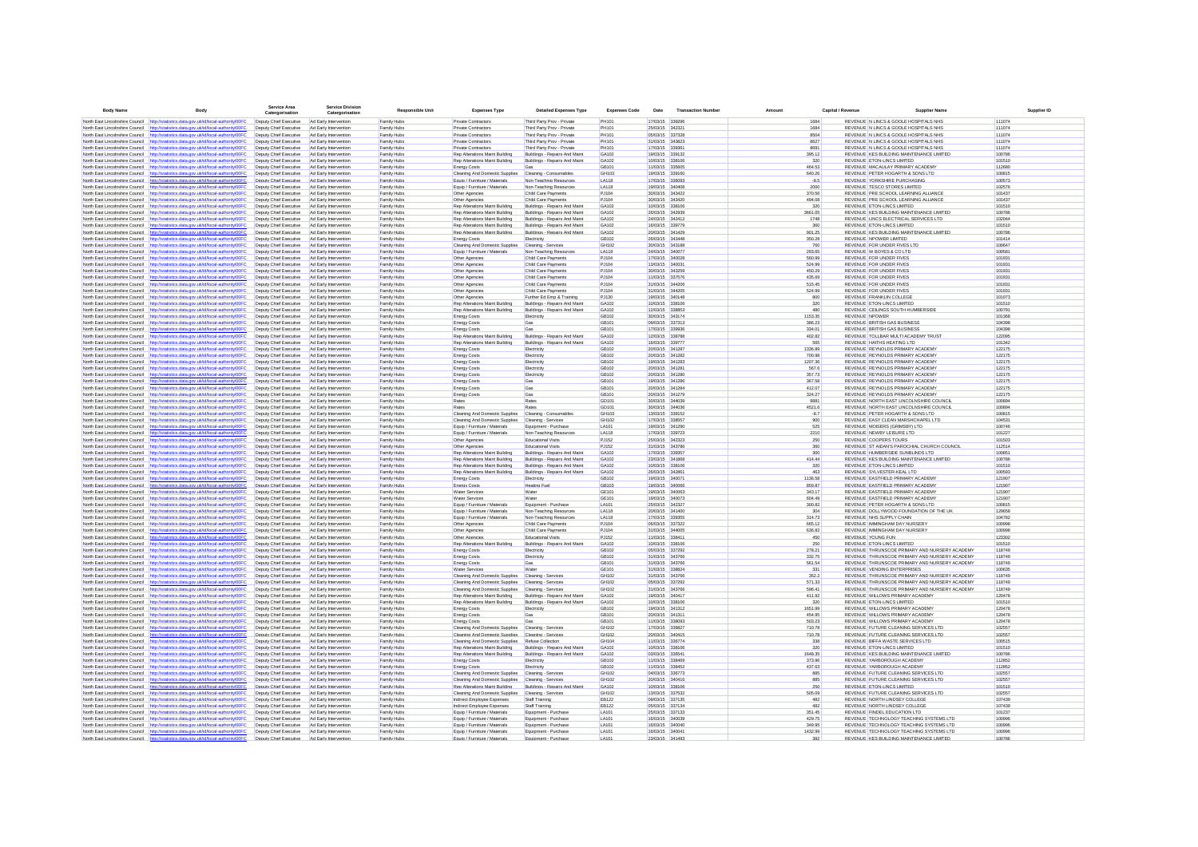| Body Name | Body | Service Area Catergorisation | Service Division Catergorisation | Responsible Unit | Expenses Type | Detailed Expenses Type | Expenses Code | Date | Transaction Number | Amount | Capital / Revenue | Supplier Name | Supplier ID |
|---|---|---|---|---|---|---|---|---|---|---|---|---|---|
| North East Lincolnshire Council | http://statistics.data.gov.uk/id/local-authority/00FC | Deputy Chief Executive | Ad Early Intervention | Family Hubs | Private Contractors | Third Party Prov - Private | PH101 | 17/03/15 | 339296 | 1684 | REVENUE | N LINCS & GOOLE HOSPITALS NHS | 111074 |
| North East Lincolnshire Council | http://statistics.data.gov.uk/id/local-authority/00FC | Deputy Chief Executive | Ad Early Intervention | Family Hubs | Private Contractors | Third Party Prov - Private | PH101 | 25/03/15 | 342321 | 1684 | REVENUE | N LINCS & GOOLE HOSPITALS NHS | 111074 |
| North East Lincolnshire Council | http://statistics.data.gov.uk/id/local-authority/00FC | Deputy Chief Executive | Ad Early Intervention | Family Hubs | Private Contractors | Third Party Prov - Private | PH101 | 05/03/15 | 337328 | 8504 | REVENUE | N LINCS & GOOLE HOSPITALS NHS | 111074 |
| North East Lincolnshire Council | http://statistics.data.gov.uk/id/local-authority/00FC | Deputy Chief Executive | Ad Early Intervention | Family Hubs | Private Contractors | Third Party Prov - Private | PH101 | 31/03/15 | 343823 | 8627 | REVENUE | N LINCS & GOOLE HOSPITALS NHS | 111074 |
| North East Lincolnshire Council | http://statistics.data.gov.uk/id/local-authority/00FC | Deputy Chief Executive | Ad Early Intervention | Family Hubs | Private Contractors | Third Party Prov - Private | PH101 | 17/03/15 | 339361 | 8691 | REVENUE | N LINCS & GOOLE HOSPITALS NHS | 111074 |
| North East Lincolnshire Council | http://statistics.data.gov.uk/id/local-authority/00FC | Deputy Chief Executive | Ad Early Intervention | Family Hubs | Rep Alterations Maint Building | Buildings - Repairs And Maint | GA102 | 19/03/15 | 339132 | 395.12 | REVENUE | KES BUILDING MAINTENANCE LIMITED | 100786 |
| North East Lincolnshire Council | http://statistics.data.gov.uk/id/local-authority/00FC | Deputy Chief Executive | Ad Early Intervention | Family Hubs | Rep Alterations Maint Building | Buildings - Repairs And Maint | GA102 | 10/03/15 | 338106 | 320 | REVENUE | ETON-LINCS LIMITED | 101510 |
| North East Lincolnshire Council | http://statistics.data.gov.uk/id/local-authority/00FC | Deputy Chief Executive | Ad Early Intervention | Family Hubs | Energy Costs | Gas | GB101 | 11/03/15 | 335905 | 464.53 | REVENUE | MACAULAY PRIMARY ACADEMY | 112680 |
| North East Lincolnshire Council | http://statistics.data.gov.uk/id/local-authority/00FC | Deputy Chief Executive | Ad Early Intervention | Family Hubs | Cleaning And Domestic Supplies | Cleaning - Consumables | GH103 | 18/03/15 | 339160 | 640.26 | REVENUE | PETER HOGARTH & SONS LTD | 100815 |
| North East Lincolnshire Council | http://statistics.data.gov.uk/id/local-authority/00FC | Deputy Chief Executive | Ad Early Intervention | Family Hubs | Equip / Furniture / Materials | Non-Teaching Resources | LA118 | 17/03/15 | 339093 | -8.5 | REVENUE | YORKSHIRE PURCHASING | 100573 |
| North East Lincolnshire Council | http://statistics.data.gov.uk/id/local-authority/00FC | Deputy Chief Executive | Ad Early Intervention | Family Hubs | Equip / Furniture / Materials | Non-Teaching Resources | LA118 | 19/03/15 | 340408 | 2000 | REVENUE | TESCO STORES LIMITED | 102576 |
| North East Lincolnshire Council | http://statistics.data.gov.uk/id/local-authority/00FC | Deputy Chief Executive | Ad Early Intervention | Family Hubs | Other Agencies | Child Care Payments | PJ104 | 30/03/15 | 343422 | 370.56 | REVENUE | PRE SCHOOL LEARNING ALLIANCE | 101437 |
| North East Lincolnshire Council | http://statistics.data.gov.uk/id/local-authority/00FC | Deputy Chief Executive | Ad Early Intervention | Family Hubs | Other Agencies | Child Care Payments | PJ104 | 30/03/15 | 343420 | 494.08 | REVENUE | PRE SCHOOL LEARNING ALLIANCE | 101437 |
| North East Lincolnshire Council | http://statistics.data.gov.uk/id/local-authority/00FC | Deputy Chief Executive | Ad Early Intervention | Family Hubs | Rep Alterations Maint Building | Buildings - Repairs And Maint | GA102 | 10/03/15 | 338106 | 320 | REVENUE | ETON-LINCS LIMITED | 101510 |
| North East Lincolnshire Council | http://statistics.data.gov.uk/id/local-authority/00FC | Deputy Chief Executive | Ad Early Intervention | Family Hubs | Rep Alterations Maint Building | Buildings - Repairs And Maint | GA102 | 26/03/15 | 342939 | 3661.05 | REVENUE | KES BUILDING MAINTENANCE LIMITED | 100786 |
| North East Lincolnshire Council | http://statistics.data.gov.uk/id/local-authority/00FC | Deputy Chief Executive | Ad Early Intervention | Family Hubs | Rep Alterations Maint Building | Buildings - Repairs And Maint | GA102 | 24/03/15 | 342412 | 1748 | REVENUE | LINCS ELECTRICAL SERVICES LTD | 102044 |
| North East Lincolnshire Council | http://statistics.data.gov.uk/id/local-authority/00FC | Deputy Chief Executive | Ad Early Intervention | Family Hubs | Rep Alterations Maint Building | Buildings - Repairs And Maint | GA102 | 16/03/15 | 339779 | 360 | REVENUE | ETON-LINCS LIMITED | 101510 |
| North East Lincolnshire Council | http://statistics.data.gov.uk/id/local-authority/00FC | Deputy Chief Executive | Ad Early Intervention | Family Hubs | Rep Alterations Maint Building | Buildings - Repairs And Maint | GA102 | 20/03/15 | 341439 | 901.25 | REVENUE | KES BUILDING MAINTENANCE LIMITED | 100786 |
| North East Lincolnshire Council | http://statistics.data.gov.uk/id/local-authority/00FC | Deputy Chief Executive | Ad Early Intervention | Family Hubs | Energy Costs | Electricity | GB102 | 26/03/15 | 343448 | 350.28 | REVENUE | NPOWER LIMITED | 101414 |
| North East Lincolnshire Council | http://statistics.data.gov.uk/id/local-authority/00FC | Deputy Chief Executive | Ad Early Intervention | Family Hubs | Cleaning And Domestic Supplies | Cleaning - Services | GH102 | 30/03/15 | 343188 | 760 | REVENUE | FOR UNDER FIVES LTD | 100647 |
| North East Lincolnshire Council | http://statistics.data.gov.uk/id/local-authority/00FC | Deputy Chief Executive | Ad Early Intervention | Family Hubs | Equip / Furniture / Materials | Non-Teaching Resources | LA118 | 24/03/15 | 340077 | 293.65 | REVENUE | W BOYES & CO LTD | 100581 |
| North East Lincolnshire Council | http://statistics.data.gov.uk/id/local-authority/00FC | Deputy Chief Executive | Ad Early Intervention | Family Hubs | Other Agencies | Child Care Payments | PJ104 | 17/03/15 | 340028 | 560.99 | REVENUE | FOR UNDER FIVES | 101931 |
| North East Lincolnshire Council | http://statistics.data.gov.uk/id/local-authority/00FC | Deputy Chief Executive | Ad Early Intervention | Family Hubs | Other Agencies | Child Care Payments | PJ104 | 13/03/15 | 340031 | 524.99 | REVENUE | FOR UNDER FIVES | 101931 |
| North East Lincolnshire Council | http://statistics.data.gov.uk/id/local-authority/00FC | Deputy Chief Executive | Ad Early Intervention | Family Hubs | Other Agencies | Child Care Payments | PJ104 | 30/03/15 | 343259 | 450.29 | REVENUE | FOR UNDER FIVES | 101931 |
| North East Lincolnshire Council | http://statistics.data.gov.uk/id/local-authority/00FC | Deputy Chief Executive | Ad Early Intervention | Family Hubs | Other Agencies | Child Care Payments | PJ104 | 11/03/15 | 337576 | 435.69 | REVENUE | FOR UNDER FIVES | 101931 |
| North East Lincolnshire Council | http://statistics.data.gov.uk/id/local-authority/00FC | Deputy Chief Executive | Ad Early Intervention | Family Hubs | Other Agencies | Child Care Payments | PJ104 | 31/03/15 | 344206 | 515.45 | REVENUE | FOR UNDER FIVES | 101931 |
| North East Lincolnshire Council | http://statistics.data.gov.uk/id/local-authority/00FC | Deputy Chief Executive | Ad Early Intervention | Family Hubs | Other Agencies | Child Care Payments | PJ104 | 31/03/15 | 344205 | 524.99 | REVENUE | FOR UNDER FIVES | 101931 |
| North East Lincolnshire Council | http://statistics.data.gov.uk/id/local-authority/00FC | Deputy Chief Executive | Ad Early Intervention | Family Hubs | Other Agencies | Further Ed Emp & Training | PJ130 | 19/03/15 | 340148 | 800 | REVENUE | FRANKLIN COLLEGE | 101073 |
| North East Lincolnshire Council | http://statistics.data.gov.uk/id/local-authority/00FC | Deputy Chief Executive | Ad Early Intervention | Family Hubs | Rep Alterations Maint Building | Buildings - Repairs And Maint | GA102 | 10/03/15 | 338106 | 320 | REVENUE | ETON-LINCS LIMITED | 101510 |
| North East Lincolnshire Council | http://statistics.data.gov.uk/id/local-authority/00FC | Deputy Chief Executive | Ad Early Intervention | Family Hubs | Rep Alterations Maint Building | Buildings - Repairs And Maint | GA102 | 12/03/15 | 338853 | 480 | REVENUE | CEILINGS SOUTH HUMBERSIDE | 100791 |
| North East Lincolnshire Council | http://statistics.data.gov.uk/id/local-authority/00FC | Deputy Chief Executive | Ad Early Intervention | Family Hubs | Energy Costs | Electricity | GB102 | 30/03/15 | 343174 | 1153.35 | REVENUE | NPOWER | 101368 |
| North East Lincolnshire Council | http://statistics.data.gov.uk/id/local-authority/00FC | Deputy Chief Executive | Ad Early Intervention | Family Hubs | Energy Costs | Gas | GB101 | 09/03/15 | 337313 | 366.23 | REVENUE | BRITISH GAS BUSINESS | 104398 |
| North East Lincolnshire Council | http://statistics.data.gov.uk/id/local-authority/00FC | Deputy Chief Executive | Ad Early Intervention | Family Hubs | Energy Costs | Gas | GB101 | 17/03/15 | 339936 | 334.01 | REVENUE | BRITISH GAS BUSINESS | 104398 |
| North East Lincolnshire Council | http://statistics.data.gov.uk/id/local-authority/00FC | Deputy Chief Executive | Ad Early Intervention | Family Hubs | Rep Alterations Maint Building | Buildings - Repairs And Maint | GA102 | 12/03/15 | 338788 | 402.82 | REVENUE | TOLLBAR MULTI ACADEMY TRUST | 122095 |
| North East Lincolnshire Council | http://statistics.data.gov.uk/id/local-authority/00FC | Deputy Chief Executive | Ad Early Intervention | Family Hubs | Rep Alterations Maint Building | Buildings - Repairs And Maint | GA102 | 16/03/15 | 339777 | 565 | REVENUE | HAITHS HEATING LTD | 101342 |
| North East Lincolnshire Council | http://statistics.data.gov.uk/id/local-authority/00FC | Deputy Chief Executive | Ad Early Intervention | Family Hubs | Energy Costs | Electricity | GB102 | 20/03/15 | 341287 | 1336.89 | REVENUE | REYNOLDS PRIMARY ACADEMY | 122175 |
| North East Lincolnshire Council | http://statistics.data.gov.uk/id/local-authority/00FC | Deputy Chief Executive | Ad Early Intervention | Family Hubs | Energy Costs | Electricity | GB102 | 20/03/15 | 341282 | 700.98 | REVENUE | REYNOLDS PRIMARY ACADEMY | 122175 |
| North East Lincolnshire Council | http://statistics.data.gov.uk/id/local-authority/00FC | Deputy Chief Executive | Ad Early Intervention | Family Hubs | Energy Costs | Electricity | GB102 | 19/03/15 | 341283 | 1207.36 | REVENUE | REYNOLDS PRIMARY ACADEMY | 122175 |
| North East Lincolnshire Council | http://statistics.data.gov.uk/id/local-authority/00FC | Deputy Chief Executive | Ad Early Intervention | Family Hubs | Energy Costs | Electricity | GB102 | 20/03/15 | 341281 | 567.6 | REVENUE | REYNOLDS PRIMARY ACADEMY | 122175 |
| North East Lincolnshire Council | http://statistics.data.gov.uk/id/local-authority/00FC | Deputy Chief Executive | Ad Early Intervention | Family Hubs | Energy Costs | Electricity | GB102 | 20/03/15 | 341280 | 357.73 | REVENUE | REYNOLDS PRIMARY ACADEMY | 122175 |
| North East Lincolnshire Council | http://statistics.data.gov.uk/id/local-authority/00FC | Deputy Chief Executive | Ad Early Intervention | Family Hubs | Energy Costs | Gas | GB101 | 19/03/15 | 341286 | 367.58 | REVENUE | REYNOLDS PRIMARY ACADEMY | 122175 |
| North East Lincolnshire Council | http://statistics.data.gov.uk/id/local-authority/00FC | Deputy Chief Executive | Ad Early Intervention | Family Hubs | Energy Costs | Gas | GB101 | 20/03/15 | 341284 | 412.07 | REVENUE | REYNOLDS PRIMARY ACADEMY | 122175 |
| North East Lincolnshire Council | http://statistics.data.gov.uk/id/local-authority/00FC | Deputy Chief Executive | Ad Early Intervention | Family Hubs | Energy Costs | Gas | GB101 | 20/03/15 | 341279 | 324.27 | REVENUE | REYNOLDS PRIMARY ACADEMY | 122175 |
| North East Lincolnshire Council | http://statistics.data.gov.uk/id/local-authority/00FC | Deputy Chief Executive | Ad Early Intervention | Family Hubs | Rates | Rates | GD101 | 30/03/15 | 344039 | 9881 | REVENUE | NORTH EAST LINCOLNSHIRE COUNCIL | 100894 |
| North East Lincolnshire Council | http://statistics.data.gov.uk/id/local-authority/00FC | Deputy Chief Executive | Ad Early Intervention | Family Hubs | Rates | Rates | GD101 | 30/03/15 | 344036 | 4521.6 | REVENUE | NORTH EAST LINCOLNSHIRE COUNCIL | 100894 |
| North East Lincolnshire Council | http://statistics.data.gov.uk/id/local-authority/00FC | Deputy Chief Executive | Ad Early Intervention | Family Hubs | Cleaning And Domestic Supplies | Cleaning - Consumables | GH103 | 13/03/15 | 339152 | -8.7 | REVENUE | PETER HOGARTH & SONS LTD | 100815 |
| North East Lincolnshire Council | http://statistics.data.gov.uk/id/local-authority/00FC | Deputy Chief Executive | Ad Early Intervention | Family Hubs | Cleaning And Domestic Supplies | Cleaning - Services | GH102 | 17/03/15 | 338557 | 900 | REVENUE | EASY CLEAN MARSHCHAPEL LTD | 104531 |
| North East Lincolnshire Council | http://statistics.data.gov.uk/id/local-authority/00FC | Deputy Chief Executive | Ad Early Intervention | Family Hubs | Equip / Furniture / Materials | Equipment - Purchase | LA101 | 19/03/15 | 341290 | 525 | REVENUE | MOSERS (GRIMSBY) LTD | 100746 |
| North East Lincolnshire Council | http://statistics.data.gov.uk/id/local-authority/00FC | Deputy Chief Executive | Ad Early Intervention | Family Hubs | Equip / Furniture / Materials | Non-Teaching Resources | LA118 | 17/03/15 | 339723 | 2210 | REVENUE | NEWBY LEISURE LTD | 101227 |
| North East Lincolnshire Council | http://statistics.data.gov.uk/id/local-authority/00FC | Deputy Chief Executive | Ad Early Intervention | Family Hubs | Other Agencies | Educational Visits | PJ152 | 25/03/15 | 342323 | 250 | REVENUE | COOPERS TOURS | 101503 |
| North East Lincolnshire Council | http://statistics.data.gov.uk/id/local-authority/00FC | Deputy Chief Executive | Ad Early Intervention | Family Hubs | Other Agencies | Educational Visits | PJ152 | 31/03/15 | 343786 | 360 | REVENUE | ST AIDAN'S PAROCHIAL CHURCH COUNCIL | 112514 |
| North East Lincolnshire Council | http://statistics.data.gov.uk/id/local-authority/00FC | Deputy Chief Executive | Ad Early Intervention | Family Hubs | Rep Alterations Maint Building | Buildings - Repairs And Maint | GA102 | 17/03/15 | 339357 | 300 | REVENUE | HUMBERSIDE SUNBLINDS LTD | 100851 |
| North East Lincolnshire Council | http://statistics.data.gov.uk/id/local-authority/00FC | Deputy Chief Executive | Ad Early Intervention | Family Hubs | Rep Alterations Maint Building | Buildings - Repairs And Maint | GA102 | 23/03/15 | 341868 | 414.44 | REVENUE | KES BUILDING MAINTENANCE LIMITED | 100786 |
| North East Lincolnshire Council | http://statistics.data.gov.uk/id/local-authority/00FC | Deputy Chief Executive | Ad Early Intervention | Family Hubs | Rep Alterations Maint Building | Buildings - Repairs And Maint | GA102 | 10/03/15 | 338106 | 320 | REVENUE | ETON-LINCS LIMITED | 101510 |
| North East Lincolnshire Council | http://statistics.data.gov.uk/id/local-authority/00FC | Deputy Chief Executive | Ad Early Intervention | Family Hubs | Rep Alterations Maint Building | Buildings - Repairs And Maint | GA102 | 26/03/15 | 342891 | 463 | REVENUE | SYLVESTER-KEAL LTD | 100593 |
| North East Lincolnshire Council | http://statistics.data.gov.uk/id/local-authority/00FC | Deputy Chief Executive | Ad Early Intervention | Family Hubs | Energy Costs | Electricity | GB102 | 19/03/15 | 340071 | 1136.58 | REVENUE | EASTFIELD PRIMARY ACADEMY | 121907 |
| North East Lincolnshire Council | http://statistics.data.gov.uk/id/local-authority/00FC | Deputy Chief Executive | Ad Early Intervention | Family Hubs | Energy Costs | Heating Fuel | GB103 | 19/03/15 | 340066 | 859.87 | REVENUE | EASTFIELD PRIMARY ACADEMY | 121907 |
| North East Lincolnshire Council | http://statistics.data.gov.uk/id/local-authority/00FC | Deputy Chief Executive | Ad Early Intervention | Family Hubs | Water Services | Water | GE101 | 19/03/15 | 340063 | 343.17 | REVENUE | EASTFIELD PRIMARY ACADEMY | 121907 |
| North East Lincolnshire Council | http://statistics.data.gov.uk/id/local-authority/00FC | Deputy Chief Executive | Ad Early Intervention | Family Hubs | Water Services | Water | GE101 | 18/03/15 | 340073 | 604.49 | REVENUE | EASTFIELD PRIMARY ACADEMY | 121907 |
| North East Lincolnshire Council | http://statistics.data.gov.uk/id/local-authority/00FC | Deputy Chief Executive | Ad Early Intervention | Family Hubs | Equip / Furniture / Materials | Equipment - Purchase | LA101 | 25/03/15 | 342327 | 300.82 | REVENUE | PETER HOGARTH & SONS LTD | 100815 |
| North East Lincolnshire Council | http://statistics.data.gov.uk/id/local-authority/00FC | Deputy Chief Executive | Ad Early Intervention | Family Hubs | Equip / Furniture / Materials | Non-Teaching Resources | LA118 | 20/03/15 | 341400 | 304 | REVENUE | DOLLYWOOD FOUNDATION OF THE UK | 129658 |
| North East Lincolnshire Council | http://statistics.data.gov.uk/id/local-authority/00FC | Deputy Chief Executive | Ad Early Intervention | Family Hubs | Equip / Furniture / Materials | Non-Teaching Resources | LA118 | 17/03/15 | 339355 | 314.73 | REVENUE | NHS SUPPLY CHAIN | 104782 |
| North East Lincolnshire Council | http://statistics.data.gov.uk/id/local-authority/00FC | Deputy Chief Executive | Ad Early Intervention | Family Hubs | Other Agencies | Child Care Payments | PJ104 | 06/03/15 | 337322 | 665.12 | REVENUE | IMMINGHAM DAY NURSERY | 100998 |
| North East Lincolnshire Council | http://statistics.data.gov.uk/id/local-authority/00FC | Deputy Chief Executive | Ad Early Intervention | Family Hubs | Other Agencies | Child Care Payments | PJ104 | 31/03/15 | 344005 | 626.82 | REVENUE | IMMINGHAM DAY NURSERY | 100998 |
| North East Lincolnshire Council | http://statistics.data.gov.uk/id/local-authority/00FC | Deputy Chief Executive | Ad Early Intervention | Family Hubs | Other Agencies | Educational Visits | PJ152 | 11/03/15 | 338411 | 450 | REVENUE | YOUNG FUN | 123302 |
| North East Lincolnshire Council | http://statistics.data.gov.uk/id/local-authority/00FC | Deputy Chief Executive | Ad Early Intervention | Family Hubs | Rep Alterations Maint Building | Buildings - Repairs And Maint | GA102 | 10/03/15 | 338106 | 250 | REVENUE | ETON-LINCS LIMITED | 101510 |
| North East Lincolnshire Council | http://statistics.data.gov.uk/id/local-authority/00FC | Deputy Chief Executive | Ad Early Intervention | Family Hubs | Energy Costs | Electricity | GB102 | 05/03/15 | 337292 | 278.21 | REVENUE | THRUNSCOE PRIMARY AND NURSERY ACADEMY | 118749 |
| North East Lincolnshire Council | http://statistics.data.gov.uk/id/local-authority/00FC | Deputy Chief Executive | Ad Early Intervention | Family Hubs | Energy Costs | Electricity | GB102 | 31/03/15 | 343766 | 332.75 | REVENUE | THRUNSCOE PRIMARY AND NURSERY ACADEMY | 118749 |
| North East Lincolnshire Council | http://statistics.data.gov.uk/id/local-authority/00FC | Deputy Chief Executive | Ad Early Intervention | Family Hubs | Energy Costs | Gas | GB101 | 31/03/15 | 343766 | 561.54 | REVENUE | THRUNSCOE PRIMARY AND NURSERY ACADEMY | 118749 |
| North East Lincolnshire Council | http://statistics.data.gov.uk/id/local-authority/00FC | Deputy Chief Executive | Ad Early Intervention | Family Hubs | Water Services | Water | GE101 | 31/03/15 | 338824 | 331 | REVENUE | VENDING ENTERPRISES | 100635 |
| North East Lincolnshire Council | http://statistics.data.gov.uk/id/local-authority/00FC | Deputy Chief Executive | Ad Early Intervention | Family Hubs | Cleaning And Domestic Supplies | Cleaning - Services | GH102 | 31/03/15 | 343766 | 352.2 | REVENUE | THRUNSCOE PRIMARY AND NURSERY ACADEMY | 118749 |
| North East Lincolnshire Council | http://statistics.data.gov.uk/id/local-authority/00FC | Deputy Chief Executive | Ad Early Intervention | Family Hubs | Cleaning And Domestic Supplies | Cleaning - Services | GH102 | 05/03/15 | 337292 | 571.33 | REVENUE | THRUNSCOE PRIMARY AND NURSERY ACADEMY | 118749 |
| North East Lincolnshire Council | http://statistics.data.gov.uk/id/local-authority/00FC | Deputy Chief Executive | Ad Early Intervention | Family Hubs | Cleaning And Domestic Supplies | Cleaning - Services | GH102 | 31/03/15 | 343766 | 596.41 | REVENUE | THRUNSCOE PRIMARY AND NURSERY ACADEMY | 118749 |
| North East Lincolnshire Council | http://statistics.data.gov.uk/id/local-authority/00FC | Deputy Chief Executive | Ad Early Intervention | Family Hubs | Rep Alterations Maint Building | Buildings - Repairs And Maint | GA102 | 19/03/15 | 340417 | 411.92 | REVENUE | WILLOWS PRIMARY ACADEMY | 120478 |
| North East Lincolnshire Council | http://statistics.data.gov.uk/id/local-authority/00FC | Deputy Chief Executive | Ad Early Intervention | Family Hubs | Rep Alterations Maint Building | Buildings - Repairs And Maint | GA102 | 10/03/15 | 338106 | 320 | REVENUE | ETON-LINCS LIMITED | 101510 |
| North East Lincolnshire Council | http://statistics.data.gov.uk/id/local-authority/00FC | Deputy Chief Executive | Ad Early Intervention | Family Hubs | Energy Costs | Electricity | GB102 | 19/03/15 | 341312 | 1651.99 | REVENUE | WILLOWS PRIMARY ACADEMY | 120478 |
| North East Lincolnshire Council | http://statistics.data.gov.uk/id/local-authority/00FC | Deputy Chief Executive | Ad Early Intervention | Family Hubs | Energy Costs | Gas | GB101 | 20/03/15 | 341311 | 454.95 | REVENUE | WILLOWS PRIMARY ACADEMY | 120478 |
| North East Lincolnshire Council | http://statistics.data.gov.uk/id/local-authority/00FC | Deputy Chief Executive | Ad Early Intervention | Family Hubs | Energy Costs | Gas | GB101 | 11/03/15 | 338093 | 503.23 | REVENUE | WILLOWS PRIMARY ACADEMY | 120478 |
| North East Lincolnshire Council | http://statistics.data.gov.uk/id/local-authority/00FC | Deputy Chief Executive | Ad Early Intervention | Family Hubs | Cleaning And Domestic Supplies | Cleaning - Services | GH102 | 17/03/15 | 339827 | 710.78 | REVENUE | FUTURE CLEANING SERVICES LTD | 102557 |
| North East Lincolnshire Council | http://statistics.data.gov.uk/id/local-authority/00FC | Deputy Chief Executive | Ad Early Intervention | Family Hubs | Cleaning And Domestic Supplies | Cleaning - Services | GH102 | 20/03/15 | 340415 | 710.78 | REVENUE | FUTURE CLEANING SERVICES LTD | 102557 |
| North East Lincolnshire Council | http://statistics.data.gov.uk/id/local-authority/00FC | Deputy Chief Executive | Ad Early Intervention | Family Hubs | Cleaning And Domestic Supplies | Refuse Collection | GH104 | 11/03/15 | 336774 | 338 | REVENUE | BIFFA WASTE SERVICES LTD | 100515 |
| North East Lincolnshire Council | http://statistics.data.gov.uk/id/local-authority/00FC | Deputy Chief Executive | Ad Early Intervention | Family Hubs | Rep Alterations Maint Building | Buildings - Repairs And Maint | GA102 | 10/03/15 | 338106 | 320 | REVENUE | ETON-LINCS LIMITED | 101510 |
| North East Lincolnshire Council | http://statistics.data.gov.uk/id/local-authority/00FC | Deputy Chief Executive | Ad Early Intervention | Family Hubs | Rep Alterations Maint Building | Buildings - Repairs And Maint | GA102 | 03/03/15 | 336541 | 1648.35 | REVENUE | KES BUILDING MAINTENANCE LIMITED | 100786 |
| North East Lincolnshire Council | http://statistics.data.gov.uk/id/local-authority/00FC | Deputy Chief Executive | Ad Early Intervention | Family Hubs | Energy Costs | Electricity | GB102 | 11/03/15 | 338449 | 373.96 | REVENUE | YARBOROUGH ACADEMY | 112852 |
| North East Lincolnshire Council | http://statistics.data.gov.uk/id/local-authority/00FC | Deputy Chief Executive | Ad Early Intervention | Family Hubs | Energy Costs | Electricity | GB102 | 11/03/15 | 338452 | 437.63 | REVENUE | YARBOROUGH ACADEMY | 112852 |
| North East Lincolnshire Council | http://statistics.data.gov.uk/id/local-authority/00FC | Deputy Chief Executive | Ad Early Intervention | Family Hubs | Cleaning And Domestic Supplies | Cleaning - Services | GH102 | 04/03/15 | 336773 | 885 | REVENUE | FUTURE CLEANING SERVICES LTD | 102557 |
| North East Lincolnshire Council | http://statistics.data.gov.uk/id/local-authority/00FC | Deputy Chief Executive | Ad Early Intervention | Family Hubs | Cleaning And Domestic Supplies | Cleaning - Services | GH102 | 20/03/15 | 340416 | 885 | REVENUE | FUTURE CLEANING SERVICES LTD | 102557 |
| North East Lincolnshire Council | http://statistics.data.gov.uk/id/local-authority/00FC | Deputy Chief Executive | Ad Early Intervention | Family Hubs | Rep Alterations Maint Building | Buildings - Repairs And Maint | GA102 | 10/03/15 | 338106 | 250 | REVENUE | ETON-LINCS LIMITED | 101510 |
| North East Lincolnshire Council | http://statistics.data.gov.uk/id/local-authority/00FC | Deputy Chief Executive | Ad Early Intervention | Family Hubs | Cleaning And Domestic Supplies | Cleaning - Services | GH102 | 13/03/15 | 337532 | 505.09 | REVENUE | FUTURE CLEANING SERVICES LTD | 102557 |
| North East Lincolnshire Council | http://statistics.data.gov.uk/id/local-authority/00FC | Deputy Chief Executive | Ad Early Intervention | Family Hubs | Indirect Employee Expenses | Staff Training | EB122 | 09/03/15 | 337135 | 482 | REVENUE | NORTH LINDSEY COLLEGE | 107439 |
| North East Lincolnshire Council | http://statistics.data.gov.uk/id/local-authority/00FC | Deputy Chief Executive | Ad Early Intervention | Family Hubs | Indirect Employee Expenses | Staff Training | EB122 | 05/03/15 | 337134 | 482 | REVENUE | NORTH LINDSEY COLLEGE | 107439 |
| North East Lincolnshire Council | http://statistics.data.gov.uk/id/local-authority/00FC | Deputy Chief Executive | Ad Early Intervention | Family Hubs | Equip / Furniture / Materials | Equipment - Purchase | LA101 | 25/03/15 | 337133 | 351.45 | REVENUE | FINDEL EDUCATION LTD | 101237 |
| North East Lincolnshire Council | http://statistics.data.gov.uk/id/local-authority/00FC | Deputy Chief Executive | Ad Early Intervention | Family Hubs | Equip / Furniture / Materials | Equipment - Purchase | LA101 | 16/03/15 | 340039 | 429.75 | REVENUE | TECHNOLOGY TEACHING SYSTEMS LTD | 100996 |
| North East Lincolnshire Council | http://statistics.data.gov.uk/id/local-authority/00FC | Deputy Chief Executive | Ad Early Intervention | Family Hubs | Equip / Furniture / Materials | Equipment - Purchase | LA101 | 16/03/15 | 340040 | 349.95 | REVENUE | TECHNOLOGY TEACHING SYSTEMS LTD | 100996 |
| North East Lincolnshire Council | http://statistics.data.gov.uk/id/local-authority/00FC | Deputy Chief Executive | Ad Early Intervention | Family Hubs | Equip / Furniture / Materials | Equipment - Purchase | LA101 | 16/03/15 | 340041 | 1432.99 | REVENUE | TECHNOLOGY TEACHING SYSTEMS LTD | 100996 |
| North East Lincolnshire Council | http://statistics.data.gov.uk/id/local-authority/00FC | Deputy Chief Executive | Ad Early Intervention | Family Hubs | Equip / Furniture / Materials | Equipment - Purchase | LA101 | 23/03/15 | 341493 | 382 | REVENUE | KES BUILDING MAINTENANCE LIMITED | 100786 |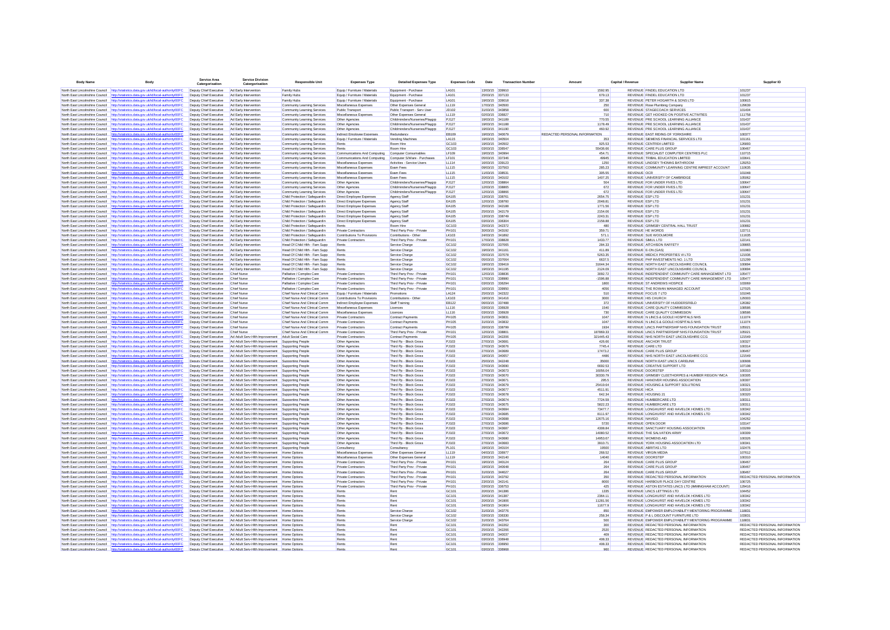| Body Name | Body | Service Area Catergorisation | Service Division Catergorisation | Responsible Unit | Expenses Type | Detailed Expenses Type | Expenses Code | Date | Transaction Number | Amount | Capital / Revenue | Supplier Name | Supplier ID |
|---|---|---|---|---|---|---|---|---|---|---|---|---|---|
| North East Lincolnshire Council | http://statistics.data.gov.uk/id/local-authority/00FC | Deputy Chief Executive | Ad Early Intervention | Family Hubs | Equip / Furniture / Materials | Equipment - Purchase | LA101 | 13/03/15 | 339910 | 1592.95 | REVENUE | FINDEL EDUCATION LTD | 101237 |
| North East Lincolnshire Council | http://statistics.data.gov.uk/id/local-authority/00FC | Deputy Chief Executive | Ad Early Intervention | Family Hubs | Equip / Furniture / Materials | Equipment - Purchase | LA101 | 25/03/15 | 337133 | 679.13 | REVENUE | FINDEL EDUCATION LTD | 101237 |
| North East Lincolnshire Council | http://statistics.data.gov.uk/id/local-authority/00FC | Deputy Chief Executive | Ad Early Intervention | Family Hubs | Equip / Furniture / Materials | Equipment - Purchase | LA101 | 19/03/15 | 339018 | 337.38 | REVENUE | PETER HOGARTH & SONS LTD | 100815 |
| North East Lincolnshire Council | http://statistics.data.gov.uk/id/local-authority/00FC | Deputy Chief Executive | Ad Early Intervention | Community Learning Services | Miscellaneous Expenses | Other Expenses General | LL119 | 17/03/15 | 340930 | 250 | REVENUE | Rose Plumbing Company | 129639 |
| North East Lincolnshire Council | http://statistics.data.gov.uk/id/local-authority/00FC | Deputy Chief Executive | Ad Early Intervention | Community Learning Services | Public Transport | Public Transport - Serv User | JD102 | 31/03/15 | 343858 | 600 | REVENUE | STAGECOACH SERVICES | 101404 |
| North East Lincolnshire Council | http://statistics.data.gov.uk/id/local-authority/00FC | Deputy Chief Executive | Ad Early Intervention | Community Learning Services | Miscellaneous Expenses | Other Expenses General | LL119 | 02/03/15 | 336827 | 710 | REVENUE | GET HOOKED ON POSITIVE ACTIVITIES | 111758 |
| North East Lincolnshire Council | http://statistics.data.gov.uk/id/local-authority/00FC | Deputy Chief Executive | Ad Early Intervention | Community Learning Services | Other Agencies | Childminders/Nurseries/Playgrp | PJ127 | 19/03/15 | 341189 | 770.55 | REVENUE | PRE SCHOOL LEARNING ALLIANCE | 101437 |
| North East Lincolnshire Council | http://statistics.data.gov.uk/id/local-authority/00FC | Deputy Chief Executive | Ad Early Intervention | Community Learning Services | Other Agencies | Childminders/Nurseries/Playgrp | PJ127 | 19/03/15 | 341188 | 1178.49 | REVENUE | PRE SCHOOL LEARNING ALLIANCE | 101437 |
| North East Lincolnshire Council | http://statistics.data.gov.uk/id/local-authority/00FC | Deputy Chief Executive | Ad Early Intervention | Community Learning Services | Other Agencies | Childminders/Nurseries/Playgrp | PJ127 | 19/03/15 | 341190 | 460.92 | REVENUE | PRE SCHOOL LEARNING ALLIANCE | 101437 |
| North East Lincolnshire Council | http://statistics.data.gov.uk/id/local-authority/00FC | Deputy Chief Executive | Ad Early Intervention | Community Learning Services | Indirect Employee Expenses | Redundancy | EB109 | 18/03/15 | 340679 | REDACTED PERSONAL INFORMATION | REVENUE | EAST RIDING OF YORKSHIRE | 100377 |
| North East Lincolnshire Council | http://statistics.data.gov.uk/id/local-authority/00FC | Deputy Chief Executive | Ad Early Intervention | Community Learning Services | Equip / Furniture / Materials | Vending Machines | LA115 | 19/03/15 | 340904 | 353 | REVENUE | SIEMENS FINANCIAL SERVICES LTD | 101161 |
| North East Lincolnshire Council | http://statistics.data.gov.uk/id/local-authority/00FC | Deputy Chief Executive | Ad Early Intervention | Community Learning Services | Rents | Room Hire | GC103 | 19/03/15 | 340932 | 925.53 | REVENUE | CENTRE4 LIMITED | 126663 |
| North East Lincolnshire Council | http://statistics.data.gov.uk/id/local-authority/00FC | Deputy Chief Executive | Ad Early Intervention | Community Learning Services | Rents | Room Hire | GC103 | 03/03/15 | 336547 | 55436.66 | REVENUE | CARE PLUS GROUP | 106467 |
| North East Lincolnshire Council | http://statistics.data.gov.uk/id/local-authority/00FC | Deputy Chief Executive | Ad Early Intervention | Community Learning Services | Communications And Computing | Computer Consumables | LF109 | 19/03/15 | 340994 | 454.71 | REVENUE | SPECIALIST COMPUTER CENTRES PLC | 110715 |
| North East Lincolnshire Council | http://statistics.data.gov.uk/id/local-authority/00FC | Deputy Chief Executive | Ad Early Intervention | Community Learning Services | Communications And Computing | Computer S/Ware - Purchases | LF101 | 05/03/15 | 337346 | 49945 | REVENUE | TRIBAL EDUCATION LIMITED | 103641 |
| North East Lincolnshire Council | http://statistics.data.gov.uk/id/local-authority/00FC | Deputy Chief Executive | Ad Early Intervention | Community Learning Services | Miscellaneous Expenses | Activities - Service Users | LL114 | 16/03/15 | 339123 | 1250 | REVENUE | LINDSEY THOMAS BATHROOM | 129253 |
| North East Lincolnshire Council | http://statistics.data.gov.uk/id/local-authority/00FC | Deputy Chief Executive | Ad Early Intervention | Community Learning Services | Miscellaneous Expenses | Exam Fees | LL115 | 09/03/15 | 337563 | 265.23 | REVENUE | COMMUNITY LEARNING CENTRE IMPREST ACCOUNT | 110635 |
| North East Lincolnshire Council | http://statistics.data.gov.uk/id/local-authority/00FC | Deputy Chief Executive | Ad Early Intervention | Community Learning Services | Miscellaneous Expenses | Exam Fees | LL115 | 11/03/15 | 338531 | 305.55 | REVENUE | OCR | 101048 |
| North East Lincolnshire Council | http://statistics.data.gov.uk/id/local-authority/00FC | Deputy Chief Executive | Ad Early Intervention | Community Learning Services | Miscellaneous Expenses | Exam Fees | LL115 | 20/03/15 | 340102 | 1407.25 | REVENUE | UNIVERSITY OF CAMBRIDGE | 105062 |
| North East Lincolnshire Council | http://statistics.data.gov.uk/id/local-authority/00FC | Deputy Chief Executive | Ad Early Intervention | Community Learning Services | Other Agencies | Childminders/Nurseries/Playgrp | PJ127 | 12/03/15 | 338864 | 504 | REVENUE | FOR UNDER FIVES LTD | 100647 |
| North East Lincolnshire Council | http://statistics.data.gov.uk/id/local-authority/00FC | Deputy Chief Executive | Ad Early Intervention | Community Learning Services | Other Agencies | Childminders/Nurseries/Playgrp | PJ127 | 12/03/15 | 338865 | 672 | REVENUE | FOR UNDER FIVES LTD | 100647 |
| North East Lincolnshire Council | http://statistics.data.gov.uk/id/local-authority/00FC | Deputy Chief Executive | Ad Early Intervention | Community Learning Services | Other Agencies | Childminders/Nurseries/Playgrp | PJ127 | 12/03/15 | 338866 | 672 | REVENUE | FOR UNDER FIVES LTD | 100647 |
| North East Lincolnshire Council | http://statistics.data.gov.uk/id/local-authority/00FC | Deputy Chief Executive | Ad Early Intervention | Child Protection / Safeguardin | Direct Employee Expenses | Agency Staff | EA105 | 12/03/15 | 338761 | 2654.75 | REVENUE | ESP LTD | 101231 |
| North East Lincolnshire Council | http://statistics.data.gov.uk/id/local-authority/00FC | Deputy Chief Executive | Ad Early Intervention | Child Protection / Safeguardin | Direct Employee Expenses | Agency Staff | EA105 | 12/03/15 | 338760 | 2048.81 | REVENUE | ESP LTD | 101231 |
| North East Lincolnshire Council | http://statistics.data.gov.uk/id/local-authority/00FC | Deputy Chief Executive | Ad Early Intervention | Child Protection / Safeguardin | Direct Employee Expenses | Agency Staff | EA105 | 25/03/15 | 342188 | 1771.56 | REVENUE | ESP LTD | 101231 |
| North East Lincolnshire Council | http://statistics.data.gov.uk/id/local-authority/00FC | Deputy Chief Executive | Ad Early Intervention | Child Protection / Safeguardin | Direct Employee Expenses | Agency Staff | EA105 | 25/03/15 | 342179 | 2154.06 | REVENUE | ESP LTD | 101231 |
| North East Lincolnshire Council | http://statistics.data.gov.uk/id/local-authority/00FC | Deputy Chief Executive | Ad Early Intervention | Child Protection / Safeguardin | Direct Employee Expenses | Agency Staff | EA105 | 13/03/15 | 338749 | 2243.31 | REVENUE | ESP LTD | 101231 |
| North East Lincolnshire Council | http://statistics.data.gov.uk/id/local-authority/00FC | Deputy Chief Executive | Ad Early Intervention | Child Protection / Safeguardin | Direct Employee Expenses | Agency Staff | EA105 | 03/03/15 | 336304 | 2158.88 | REVENUE | ESP LTD | 101231 |
| North East Lincolnshire Council | http://statistics.data.gov.uk/id/local-authority/00FC | Deputy Chief Executive | Ad Early Intervention | Child Protection / Safeguardin | Rents | Room Hire | GC103 | 25/03/15 | 342372 | 480 | REVENUE | GRIMSBY CENTRAL HALL TRUST | 100882 |
| North East Lincolnshire Council | http://statistics.data.gov.uk/id/local-authority/00FC | Deputy Chief Executive | Ad Early Intervention | Child Protection / Safeguardin | Private Contractors | Third Party Prov - Private | PH101 | 30/03/15 | 343192 | 359.71 | REVENUE | HE WORDS | 122711 |
| North East Lincolnshire Council | http://statistics.data.gov.uk/id/local-authority/00FC | Deputy Chief Executive | Ad Early Intervention | Child Protection / Safeguardin | Contributions To Provisions | Contributions - Other | LK103 | 24/03/15 | 341892 | 571.1 | REVENUE | SUE WOOLMORE | 111635 |
| North East Lincolnshire Council | http://statistics.data.gov.uk/id/local-authority/00FC | Deputy Chief Executive | Ad Early Intervention | Child Protection / Safeguardin | Private Contractors | Third Party Prov - Private | PH101 | 17/03/15 | 338828 | 1433.77 | REVENUE | SIMUL LTD | 122141 |
| North East Lincolnshire Council | http://statistics.data.gov.uk/id/local-authority/00FC | Deputy Chief Executive | Ad Early Intervention | Head Of Child Hlth - Fam Supp | Rents | Service Charge | GC102 | 05/03/15 | 337065 | 284.33 | REVENUE | AITCHISON RAFFETY | 109865 |
| North East Lincolnshire Council | http://statistics.data.gov.uk/id/local-authority/00FC | Deputy Chief Executive | Ad Early Intervention | Head Of Child Hlth - Fam Supp | Rents | Service Charge | GC102 | 19/03/15 | 341161 | 411.89 | REVENUE | E-ON (GAS) | 101993 |
| North East Lincolnshire Council | http://statistics.data.gov.uk/id/local-authority/00FC | Deputy Chief Executive | Ad Early Intervention | Head Of Child Hlth - Fam Supp | Rents | Service Charge | GC102 | 05/03/15 | 337078 | 5263.35 | REVENUE | MEDICX PROPERTIES VI LTD | 121936 |
| North East Lincolnshire Council | http://statistics.data.gov.uk/id/local-authority/00FC | Deputy Chief Executive | Ad Early Intervention | Head Of Child Hlth - Fam Supp | Rents | Service Charge | GC102 | 05/03/15 | 337064 | 6637.5 | REVENUE | PHP INVESTMENTS NO. 1 LTD | 121299 |
| North East Lincolnshire Council | http://statistics.data.gov.uk/id/local-authority/00FC | Deputy Chief Executive | Ad Early Intervention | Head Of Child Hlth - Fam Supp | Rents | Service Charge | GC102 | 19/03/15 | 339419 | 31644.34 | REVENUE | NORTH EAST LINCOLNSHIRE COUNCIL | 100894 |
| North East Lincolnshire Council | http://statistics.data.gov.uk/id/local-authority/00FC | Deputy Chief Executive | Ad Early Intervention | Head Of Child Hlth - Fam Supp | Rents | Service Charge | GC102 | 19/03/15 | 341195 | 2124.09 | REVENUE | NORTH EAST LINCOLNSHIRE COUNCIL | 100894 |
| North East Lincolnshire Council | http://statistics.data.gov.uk/id/local-authority/00FC | Deputy Chief Executive | Chief Nurse | Palliative / Complex Care | Private Contractors | Third Party Prov - Private | PH101 | 12/03/15 | 338836 | 3092.72 | REVENUE | INDEPENDENT COMMUNITY CARE MANAGEMENT LTD | 105477 |
| North East Lincolnshire Council | http://statistics.data.gov.uk/id/local-authority/00FC | Deputy Chief Executive | Chief Nurse | Palliative / Complex Care | Private Contractors | Third Party Prov - Private | PH101 | 17/03/15 | 338680 | -1596.88 | REVENUE | INDEPENDENT COMMUNITY CARE MANAGEMENT LTD | 105477 |
| North East Lincolnshire Council | http://statistics.data.gov.uk/id/local-authority/00FC | Deputy Chief Executive | Chief Nurse | Palliative / Complex Care | Private Contractors | Third Party Prov - Private | PH101 | 03/03/15 | 336294 | 1800 | REVENUE | ST ANDREWS HOSPICE | 103909 |
| North East Lincolnshire Council | http://statistics.data.gov.uk/id/local-authority/00FC | Deputy Chief Executive | Chief Nurse | Palliative / Complex Care | Private Contractors | Third Party Prov - Private | PH101 | 16/03/15 | 339950 | 4056 | REVENUE | THE ROWAN MANAGED ACCOUNT | 127025 |
| North East Lincolnshire Council | http://statistics.data.gov.uk/id/local-authority/00FC | Deputy Chief Executive | Chief Nurse | Chief Nurse And Clinical Comm | Equip / Furniture / Materials | Promotions | LA124 | 25/03/15 | 342322 | 510 | REVENUE | FOCUS 7 LTD | 101046 |
| North East Lincolnshire Council | http://statistics.data.gov.uk/id/local-authority/00FC | Deputy Chief Executive | Chief Nurse | Chief Nurse And Clinical Comm | Contributions To Provisions | Contributions - Other | LK103 | 19/03/15 | 341416 | 3000 | REVENUE | HIS CHURCH | 126003 |
| North East Lincolnshire Council | http://statistics.data.gov.uk/id/local-authority/00FC | Deputy Chief Executive | Chief Nurse | Chief Nurse And Clinical Comm | Indirect Employee Expenses | Staff Training | EB122 | 06/03/15 | 337488 | 372 | REVENUE | UNIVERSITY OF HUDDERSFIELD | 126382 |
| North East Lincolnshire Council | http://statistics.data.gov.uk/id/local-authority/00FC | Deputy Chief Executive | Chief Nurse | Chief Nurse And Clinical Comm | Miscellaneous Expenses | Licences | LL116 | 03/03/15 | 336928 | 1540 | REVENUE | CARE QUALITY COMMISSION | 108586 |
| North East Lincolnshire Council | http://statistics.data.gov.uk/id/local-authority/00FC | Deputy Chief Executive | Chief Nurse | Chief Nurse And Clinical Comm | Miscellaneous Expenses | Licences | LL116 | 03/03/15 | 336928 | 730 | REVENUE | CARE QUALITY COMMISSION | 108586 |
| North East Lincolnshire Council | http://statistics.data.gov.uk/id/local-authority/00FC | Deputy Chief Executive | Chief Nurse | Chief Nurse And Clinical Comm | Private Contractors | Contract Payments | PH105 | 31/03/15 | 343831 | 1047 | REVENUE | N LINCS & GOOLE HOSPITALS NHS | 111074 |
| North East Lincolnshire Council | http://statistics.data.gov.uk/id/local-authority/00FC | Deputy Chief Executive | Chief Nurse | Chief Nurse And Clinical Comm | Private Contractors | Contract Payments | PH105 | 31/03/15 | 343832 | 1047 | REVENUE | N LINCS & GOOLE HOSPITALS NHS | 111074 |
| North East Lincolnshire Council | http://statistics.data.gov.uk/id/local-authority/00FC | Deputy Chief Executive | Chief Nurse | Chief Nurse And Clinical Comm | Private Contractors | Contract Payments | PH105 | 26/03/15 | 336799 | 1934 | REVENUE | LINCS PARTNERSHIP NHS FOUNDATION TRUST | 105021 |
| North East Lincolnshire Council | http://statistics.data.gov.uk/id/local-authority/00FC | Deputy Chief Executive | Chief Nurse | Chief Nurse And Clinical Comm | Private Contractors | Third Party Prov - Private | PH101 | 12/03/15 | 338801 | 187869.33 | REVENUE | LINCS PARTNERSHIP NHS FOUNDATION TRUST | 105021 |
| North East Lincolnshire Council | http://statistics.data.gov.uk/id/local-authority/00FC | Deputy Chief Executive | Ad Adult Serv-Hlth Improvement | Adult Social Care | Private Contractors | Contract Payments | PH105 | 23/03/15 | 342206 | 321445.43 | REVENUE | NHS NORTH EAST LINCOLNSHIRE CCG | 121549 |
| North East Lincolnshire Council | http://statistics.data.gov.uk/id/local-authority/00FC | Deputy Chief Executive | Ad Adult Serv-Hlth Improvement | Supporting People | Other Agencies | Third Pp - Block Gross | PJ103 | 27/03/15 | 343681 | 426.66 | REVENUE | ANCHOR TRUST | 100327 |
| North East Lincolnshire Council | http://statistics.data.gov.uk/id/local-authority/00FC | Deputy Chief Executive | Ad Adult Serv-Hlth Improvement | Supporting People | Other Agencies | Third Pp - Block Gross | PJ103 | 27/03/15 | 343676 | 7745.4 | REVENUE | CARE LTD | 100314 |
| North East Lincolnshire Council | http://statistics.data.gov.uk/id/local-authority/00FC | Deputy Chief Executive | Ad Adult Serv-Hlth Improvement | Supporting People | Other Agencies | Third Pp - Block Gross | PJ103 | 27/03/15 | 343689 | 17473.2 | REVENUE | CARE PLUS GROUP | 106467 |
| North East Lincolnshire Council | http://statistics.data.gov.uk/id/local-authority/00FC | Deputy Chief Executive | Ad Adult Serv-Hlth Improvement | Supporting People | Other Agencies | Third Pp - Block Gross | PJ103 | 19/03/15 | 340057 | 4486 | REVENUE | NHS NORTH EAST LINCOLNSHIRE CCG | 121549 |
| North East Lincolnshire Council | http://statistics.data.gov.uk/id/local-authority/00FC | Deputy Chief Executive | Ad Adult Serv-Hlth Improvement | Supporting People | Other Agencies | Third Pp - Block Gross | PJ103 | 25/03/15 | 342248 | 35000 | REVENUE | NORTH EAST LINCS CARELINK | 100908 |
| North East Lincolnshire Council | http://statistics.data.gov.uk/id/local-authority/00FC | Deputy Chief Executive | Ad Adult Serv-Hlth Improvement | Supporting People | Other Agencies | Third Pp - Block Gross | PJ103 | 27/03/15 | 343690 | 6692.53 | REVENUE | CREATIVE SUPPORT LTD | 107198 |
| North East Lincolnshire Council | http://statistics.data.gov.uk/id/local-authority/00FC | Deputy Chief Executive | Ad Adult Serv-Hlth Improvement | Supporting People | Other Agencies | Third Pp - Block Gross | PJ103 | 27/03/15 | 343673 | 16056.04 | REVENUE | DOORSTEP | 100310 |
| North East Lincolnshire Council | http://statistics.data.gov.uk/id/local-authority/00FC | Deputy Chief Executive | Ad Adult Serv-Hlth Improvement | Supporting People | Other Agencies | Third Pp - Block Gross | PJ103 | 27/03/15 | 343670 | 30030.79 | REVENUE | GRIMSBY CLEETHORPES & HUMBER REGION YMCA | 100305 |
| North East Lincolnshire Council | http://statistics.data.gov.uk/id/local-authority/00FC | Deputy Chief Executive | Ad Adult Serv-Hlth Improvement | Supporting People | Other Agencies | Third Pp - Block Gross | PJ103 | 27/03/15 | 343671 | 295.5 | REVENUE | HANOVER HOUSING ASSOCIATION | 100307 |
| North East Lincolnshire Council | http://statistics.data.gov.uk/id/local-authority/00FC | Deputy Chief Executive | Ad Adult Serv-Hlth Improvement | Supporting People | Other Agencies | Third Pp - Block Gross | PJ103 | 27/03/15 | 343679 | 25419.64 | REVENUE | HOUSING & SUPPORT SOLUTIONS | 100321 |
| North East Lincolnshire Council | http://statistics.data.gov.uk/id/local-authority/00FC | Deputy Chief Executive | Ad Adult Serv-Hlth Improvement | Supporting People | Other Agencies | Third Pp - Block Gross | PJ103 | 27/03/15 | 343677 | 4511.91 | REVENUE | HICA | 100319 |
| North East Lincolnshire Council | http://statistics.data.gov.uk/id/local-authority/00FC | Deputy Chief Executive | Ad Adult Serv-Hlth Improvement | Supporting People | Other Agencies | Third Pp - Block Gross | PJ103 | 27/03/15 | 343678 | 642.34 | REVENUE | HOUSING 21 | 100320 |
| North East Lincolnshire Council | http://statistics.data.gov.uk/id/local-authority/00FC | Deputy Chief Executive | Ad Adult Serv-Hlth Improvement | Supporting People | Other Agencies | Third Pp - Block Gross | PJ103 | 27/03/15 | 343674 | 7724.59 | REVENUE | HUMBERCARE LTD | 100311 |
| North East Lincolnshire Council | http://statistics.data.gov.uk/id/local-authority/00FC | Deputy Chief Executive | Ad Adult Serv-Hlth Improvement | Supporting People | Other Agencies | Third Pp - Block Gross | PJ103 | 27/03/15 | 343675 | 5822.23 | REVENUE | HUMBERCARE LTD | 100311 |
| North East Lincolnshire Council | http://statistics.data.gov.uk/id/local-authority/00FC | Deputy Chief Executive | Ad Adult Serv-Hlth Improvement | Supporting People | Other Agencies | Third Pp - Block Gross | PJ103 | 27/03/15 | 343684 | 73477.7 | REVENUE | LONGHURST AND HAVELOK HOMES LTD | 100342 |
| North East Lincolnshire Council | http://statistics.data.gov.uk/id/local-authority/00FC | Deputy Chief Executive | Ad Adult Serv-Hlth Improvement | Supporting People | Other Agencies | Third Pp - Block Gross | PJ103 | 27/03/15 | 343685 | 8111.97 | REVENUE | LONGHURST AND HAVELOK HOMES LTD | 100342 |
| North East Lincolnshire Council | http://statistics.data.gov.uk/id/local-authority/00FC | Deputy Chief Executive | Ad Adult Serv-Hlth Improvement | Supporting People | Other Agencies | Third Pp - Block Gross | PJ103 | 27/03/15 | 343688 | 12675.16 | REVENUE | NAVIGO | 104262 |
| North East Lincolnshire Council | http://statistics.data.gov.uk/id/local-authority/00FC | Deputy Chief Executive | Ad Adult Serv-Hlth Improvement | Supporting People | Other Agencies | Third Pp - Block Gross | PJ103 | 27/03/15 | 343686 | 5720 | REVENUE | OPEN DOOR | 103147 |
| North East Lincolnshire Council | http://statistics.data.gov.uk/id/local-authority/00FC | Deputy Chief Executive | Ad Adult Serv-Hlth Improvement | Supporting People | Other Agencies | Third Pp - Block Gross | PJ103 | 27/03/15 | 343687 | 4308.84 | REVENUE | SANCTUARY HOUSING ASSOCIATION | 103289 |
| North East Lincolnshire Council | http://statistics.data.gov.uk/id/local-authority/00FC | Deputy Chief Executive | Ad Adult Serv-Hlth Improvement | Supporting People | Other Agencies | Third Pp - Block Gross | PJ103 | 27/03/15 | 343672 | 14080.52 | REVENUE | THE SALVATION ARMY | 100309 |
| North East Lincolnshire Council | http://statistics.data.gov.uk/id/local-authority/00FC | Deputy Chief Executive | Ad Adult Serv-Hlth Improvement | Supporting People | Other Agencies | Third Pp - Block Gross | PJ103 | 27/03/15 | 343680 | 14953.67 | REVENUE | WOMENS AID | 100326 |
| North East Lincolnshire Council | http://statistics.data.gov.uk/id/local-authority/00FC | Deputy Chief Executive | Ad Adult Serv-Hlth Improvement | Supporting People | Other Agencies | Third Pp - Block Gross | PJ103 | 27/03/15 | 343683 | 3910.71 | REVENUE | YORK HOUSING ASSOCIATION LTD | 100341 |
| North East Lincolnshire Council | http://statistics.data.gov.uk/id/local-authority/00FC | Deputy Chief Executive | Ad Adult Serv-Hlth Improvement | Supporting People | Consultancy | Consultancy | PL101 | 19/03/15 | 340104 | 19500 | REVENUE | ABRITAS LTD | 102476 |
| North East Lincolnshire Council | http://statistics.data.gov.uk/id/local-authority/00FC | Deputy Chief Executive | Ad Adult Serv-Hlth Improvement | Home Options | Miscellaneous Expenses | Other Expenses General | LL119 | 04/03/15 | 336977 | 268.52 | REVENUE | VIRGIN MEDIA | 107612 |
| North East Lincolnshire Council | http://statistics.data.gov.uk/id/local-authority/00FC | Deputy Chief Executive | Ad Adult Serv-Hlth Improvement | Home Options | Miscellaneous Expenses | Other Expenses General | LL119 | 23/03/15 | 342140 | 14040 | REVENUE | DOORSTEP | 100310 |
| North East Lincolnshire Council | http://statistics.data.gov.uk/id/local-authority/00FC | Deputy Chief Executive | Ad Adult Serv-Hlth Improvement | Home Options | Private Contractors | Third Party Prov - Private | PH101 | 19/03/15 | 340124 | 264 | REVENUE | CARE PLUS GROUP | 106467 |
| North East Lincolnshire Council | http://statistics.data.gov.uk/id/local-authority/00FC | Deputy Chief Executive | Ad Adult Serv-Hlth Improvement | Home Options | Private Contractors | Third Party Prov - Private | PH101 | 19/03/15 | 340948 | 264 | REVENUE | CARE PLUS GROUP | 106467 |
| North East Lincolnshire Council | http://statistics.data.gov.uk/id/local-authority/00FC | Deputy Chief Executive | Ad Adult Serv-Hlth Improvement | Home Options | Private Contractors | Third Party Prov - Private | PH101 | 31/03/15 | 344027 | 264 | REVENUE | CARE PLUS GROUP | 106467 |
| North East Lincolnshire Council | http://statistics.data.gov.uk/id/local-authority/00FC | Deputy Chief Executive | Ad Adult Serv-Hlth Improvement | Home Options | Private Contractors | Third Party Prov - Private | PH101 | 31/03/15 | 343792 | 350 | REVENUE | REDACTED PERSONAL INFORMATION | REDACTED PERSONAL INFORMATION |
| North East Lincolnshire Council | http://statistics.data.gov.uk/id/local-authority/00FC | Deputy Chief Executive | Ad Adult Serv-Hlth Improvement | Home Options | Private Contractors | Third Party Prov - Private | PH101 | 23/03/15 | 342141 | 8000 | REVENUE | HARBOUR PLACE DAY CENTRE | 108725 |
| North East Lincolnshire Council | http://statistics.data.gov.uk/id/local-authority/00FC | Deputy Chief Executive | Ad Adult Serv-Hlth Improvement | Home Options | Private Contractors | Third Party Prov - Private | PH101 | 03/03/15 | 336753 | 425 | REVENUE | ASTON ESTATES LINCS LTD (IMMINGHAM ACCOUNT) | 129416 |
| North East Lincolnshire Council | http://statistics.data.gov.uk/id/local-authority/00FC | Deputy Chief Executive | Ad Adult Serv-Hlth Improvement | Home Options | Rents | Rent | GC101 | 20/03/15 | 341386 | 1335 | REVENUE | LINCS LETTINGS LTD | 104452 |
| North East Lincolnshire Council | http://statistics.data.gov.uk/id/local-authority/00FC | Deputy Chief Executive | Ad Adult Serv-Hlth Improvement | Home Options | Rents | Rent | GC101 | 20/03/15 | 341387 | 2364.11 | REVENUE | LONGHURST AND HAVELOK HOMES LTD | 100342 |
| North East Lincolnshire Council | http://statistics.data.gov.uk/id/local-authority/00FC | Deputy Chief Executive | Ad Adult Serv-Hlth Improvement | Home Options | Rents | Rent | GC101 | 24/03/15 | 341906 | 11281.56 | REVENUE | LONGHURST AND HAVELOK HOMES LTD | 100342 |
| North East Lincolnshire Council | http://statistics.data.gov.uk/id/local-authority/00FC | Deputy Chief Executive | Ad Adult Serv-Hlth Improvement | Home Options | Rents | Rent | GC101 | 24/03/15 | 341904 | 11677.9 | REVENUE | LONGHURST AND HAVELOK HOMES LTD | 100342 |
| North East Lincolnshire Council | http://statistics.data.gov.uk/id/local-authority/00FC | Deputy Chief Executive | Ad Adult Serv-Hlth Improvement | Home Options | Rents | Service Charge | GC102 | 31/03/15 | 343776 | 850 | REVENUE | EMPOWER EMPLOYABILITY MENTORING PROGRAMME | 118801 |
| North East Lincolnshire Council | http://statistics.data.gov.uk/id/local-authority/00FC | Deputy Chief Executive | Ad Adult Serv-Hlth Improvement | Home Options | Rents | Service Charge | GC102 | 03/03/15 | 336330 | 258.34 | REVENUE | P & L DISCOUNT FURNITURE LTD | 103831 |
| North East Lincolnshire Council | http://statistics.data.gov.uk/id/local-authority/00FC | Deputy Chief Executive | Ad Adult Serv-Hlth Improvement | Home Options | Rents | Service Charge | GC102 | 31/03/15 | 343764 | 500 | REVENUE | EMPOWER EMPLOYABILITY MENTORING PROGRAMME | 118801 |
| North East Lincolnshire Council | http://statistics.data.gov.uk/id/local-authority/00FC | Deputy Chief Executive | Ad Adult Serv-Hlth Improvement | Home Options | Rents | Rent | GC101 | 25/03/15 | 342262 | 300 | REVENUE | REDACTED PERSONAL INFORMATION | REDACTED PERSONAL INFORMATION |
| North East Lincolnshire Council | http://statistics.data.gov.uk/id/local-authority/00FC | Deputy Chief Executive | Ad Adult Serv-Hlth Improvement | Home Options | Rents | Rent | GC101 | 25/03/15 | 342266 | 2520 | REVENUE | REDACTED PERSONAL INFORMATION | REDACTED PERSONAL INFORMATION |
| North East Lincolnshire Council | http://statistics.data.gov.uk/id/local-authority/00FC | Deputy Chief Executive | Ad Adult Serv-Hlth Improvement | Home Options | Rents | Rent | GC101 | 19/03/15 | 340037 | 400 | REVENUE | REDACTED PERSONAL INFORMATION | REDACTED PERSONAL INFORMATION |
| North East Lincolnshire Council | http://statistics.data.gov.uk/id/local-authority/00FC | Deputy Chief Executive | Ad Adult Serv-Hlth Improvement | Home Options | Rents | Rent | GC101 | 03/03/15 | 336948 | 408.33 | REVENUE | REDACTED PERSONAL INFORMATION | REDACTED PERSONAL INFORMATION |
| North East Lincolnshire Council | http://statistics.data.gov.uk/id/local-authority/00FC | Deputy Chief Executive | Ad Adult Serv-Hlth Improvement | Home Options | Rents | Rent | GC101 | 03/03/15 | 336950 | 408.33 | REVENUE | REDACTED PERSONAL INFORMATION | REDACTED PERSONAL INFORMATION |
| North East Lincolnshire Council | http://statistics.data.gov.uk/id/local-authority/00FC | Deputy Chief Executive | Ad Adult Serv-Hlth Improvement | Home Options | Rents | Rent | GC101 | 03/03/15 | 336958 | 960 | REVENUE | REDACTED PERSONAL INFORMATION | REDACTED PERSONAL INFORMATION |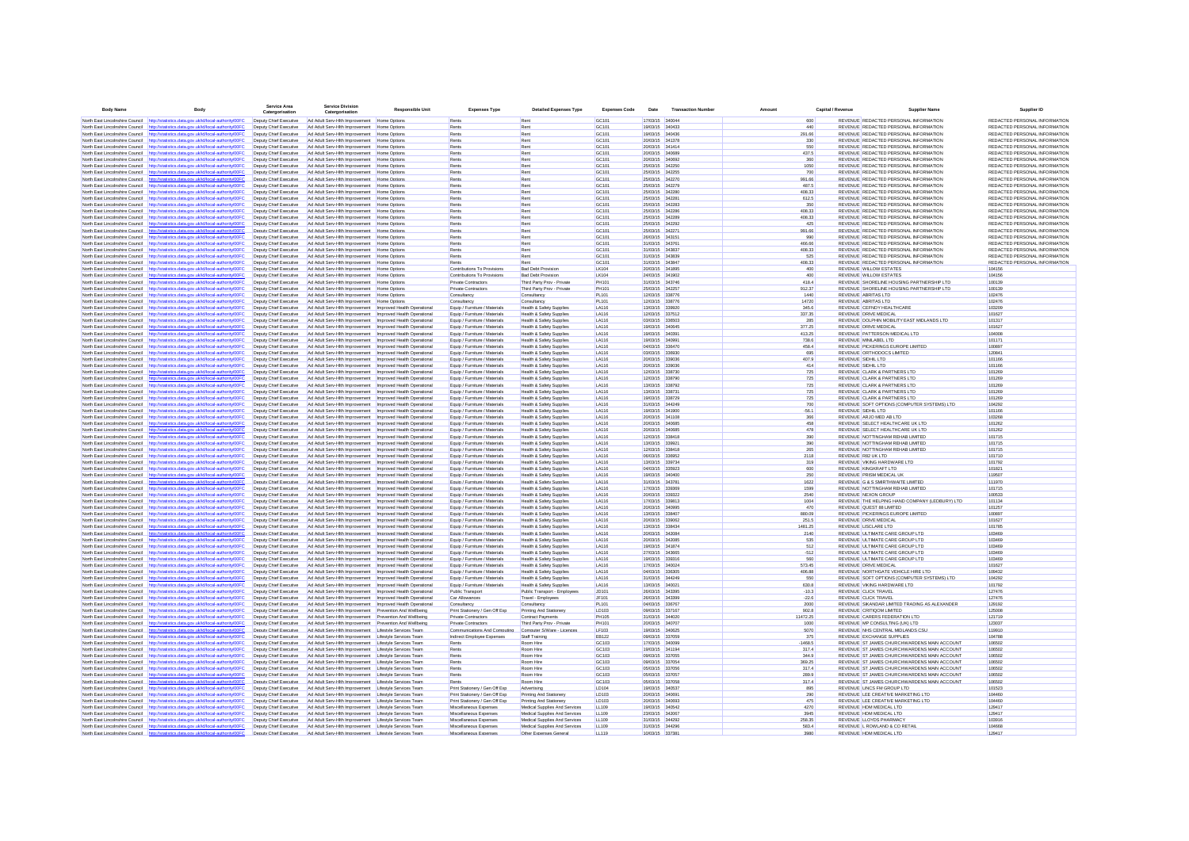| Body Name | Body | Service Area Catergorisation | Service Division Catergorisation | Responsible Unit | Expenses Type | Detailed Expenses Type | Expenses Code | Date | Transaction Number | Amount | Capital / Revenue | Supplier Name | Supplier ID |
|---|---|---|---|---|---|---|---|---|---|---|---|---|---|
| North East Lincolnshire Council | http://statistics.data.gov.uk/id/local-authority/00FC | Deputy Chief Executive | Ad Adult Serv-Hlth Improvement | Home Options | Rents | Rent | GC101 | 17/03/15 | 340044 | 600 | REVENUE | REDACTED PERSONAL INFORMATION | REDACTED PERSONAL INFORMATION |
| North East Lincolnshire Council | http://statistics.data.gov.uk/id/local-authority/00FC | Deputy Chief Executive | Ad Adult Serv-Hlth Improvement | Home Options | Rents | Rent | GC101 | 19/03/15 | 340433 | 440 | REVENUE | REDACTED PERSONAL INFORMATION | REDACTED PERSONAL INFORMATION |
| North East Lincolnshire Council | http://statistics.data.gov.uk/id/local-authority/00FC | Deputy Chief Executive | Ad Adult Serv-Hlth Improvement | Home Options | Rents | Rent | GC101 | 19/03/15 | 340436 | 291.66 | REVENUE | REDACTED PERSONAL INFORMATION | REDACTED PERSONAL INFORMATION |
| North East Lincolnshire Council | http://statistics.data.gov.uk/id/local-authority/00FC | Deputy Chief Executive | Ad Adult Serv-Hlth Improvement | Home Options | Rents | Rent | GC101 | 20/03/15 | 341378 | 330 | REVENUE | REDACTED PERSONAL INFORMATION | REDACTED PERSONAL INFORMATION |
| North East Lincolnshire Council | http://statistics.data.gov.uk/id/local-authority/00FC | Deputy Chief Executive | Ad Adult Serv-Hlth Improvement | Home Options | Rents | Rent | GC101 | 20/03/15 | 341414 | 550 | REVENUE | REDACTED PERSONAL INFORMATION | REDACTED PERSONAL INFORMATION |
| North East Lincolnshire Council | http://statistics.data.gov.uk/id/local-authority/00FC | Deputy Chief Executive | Ad Adult Serv-Hlth Improvement | Home Options | Rents | Rent | GC101 | 20/03/15 | 340689 | 437.5 | REVENUE | REDACTED PERSONAL INFORMATION | REDACTED PERSONAL INFORMATION |
| North East Lincolnshire Council | http://statistics.data.gov.uk/id/local-authority/00FC | Deputy Chief Executive | Ad Adult Serv-Hlth Improvement | Home Options | Rents | Rent | GC101 | 20/03/15 | 340692 | 360 | REVENUE | REDACTED PERSONAL INFORMATION | REDACTED PERSONAL INFORMATION |
| North East Lincolnshire Council | http://statistics.data.gov.uk/id/local-authority/00FC | Deputy Chief Executive | Ad Adult Serv-Hlth Improvement | Home Options | Rents | Rent | GC101 | 25/03/15 | 342250 | 1050 | REVENUE | REDACTED PERSONAL INFORMATION | REDACTED PERSONAL INFORMATION |
| North East Lincolnshire Council | http://statistics.data.gov.uk/id/local-authority/00FC | Deputy Chief Executive | Ad Adult Serv-Hlth Improvement | Home Options | Rents | Rent | GC101 | 25/03/15 | 342255 | 700 | REVENUE | REDACTED PERSONAL INFORMATION | REDACTED PERSONAL INFORMATION |
| North East Lincolnshire Council | http://statistics.data.gov.uk/id/local-authority/00FC | Deputy Chief Executive | Ad Adult Serv-Hlth Improvement | Home Options | Rents | Rent | GC101 | 25/03/15 | 342270 | 991.66 | REVENUE | REDACTED PERSONAL INFORMATION | REDACTED PERSONAL INFORMATION |
| North East Lincolnshire Council | http://statistics.data.gov.uk/id/local-authority/00FC | Deputy Chief Executive | Ad Adult Serv-Hlth Improvement | Home Options | Rents | Rent | GC101 | 25/03/15 | 342279 | 487.5 | REVENUE | REDACTED PERSONAL INFORMATION | REDACTED PERSONAL INFORMATION |
| North East Lincolnshire Council | http://statistics.data.gov.uk/id/local-authority/00FC | Deputy Chief Executive | Ad Adult Serv-Hlth Improvement | Home Options | Rents | Rent | GC101 | 25/03/15 | 342280 | 408.33 | REVENUE | REDACTED PERSONAL INFORMATION | REDACTED PERSONAL INFORMATION |
| North East Lincolnshire Council | http://statistics.data.gov.uk/id/local-authority/00FC | Deputy Chief Executive | Ad Adult Serv-Hlth Improvement | Home Options | Rents | Rent | GC101 | 25/03/15 | 342281 | 612.5 | REVENUE | REDACTED PERSONAL INFORMATION | REDACTED PERSONAL INFORMATION |
| North East Lincolnshire Council | http://statistics.data.gov.uk/id/local-authority/00FC | Deputy Chief Executive | Ad Adult Serv-Hlth Improvement | Home Options | Rents | Rent | GC101 | 25/03/15 | 342283 | 350 | REVENUE | REDACTED PERSONAL INFORMATION | REDACTED PERSONAL INFORMATION |
| North East Lincolnshire Council | http://statistics.data.gov.uk/id/local-authority/00FC | Deputy Chief Executive | Ad Adult Serv-Hlth Improvement | Home Options | Rents | Rent | GC101 | 25/03/15 | 342286 | 408.33 | REVENUE | REDACTED PERSONAL INFORMATION | REDACTED PERSONAL INFORMATION |
| North East Lincolnshire Council | http://statistics.data.gov.uk/id/local-authority/00FC | Deputy Chief Executive | Ad Adult Serv-Hlth Improvement | Home Options | Rents | Rent | GC101 | 25/03/15 | 342289 | 408.33 | REVENUE | REDACTED PERSONAL INFORMATION | REDACTED PERSONAL INFORMATION |
| North East Lincolnshire Council | http://statistics.data.gov.uk/id/local-authority/00FC | Deputy Chief Executive | Ad Adult Serv-Hlth Improvement | Home Options | Rents | Rent | GC101 | 25/03/15 | 342292 | 425 | REVENUE | REDACTED PERSONAL INFORMATION | REDACTED PERSONAL INFORMATION |
| North East Lincolnshire Council | http://statistics.data.gov.uk/id/local-authority/00FC | Deputy Chief Executive | Ad Adult Serv-Hlth Improvement | Home Options | Rents | Rent | GC101 | 25/03/15 | 342271 | 991.66 | REVENUE | REDACTED PERSONAL INFORMATION | REDACTED PERSONAL INFORMATION |
| North East Lincolnshire Council | http://statistics.data.gov.uk/id/local-authority/00FC | Deputy Chief Executive | Ad Adult Serv-Hlth Improvement | Home Options | Rents | Rent | GC101 | 26/03/15 | 343151 | 990 | REVENUE | REDACTED PERSONAL INFORMATION | REDACTED PERSONAL INFORMATION |
| North East Lincolnshire Council | http://statistics.data.gov.uk/id/local-authority/00FC | Deputy Chief Executive | Ad Adult Serv-Hlth Improvement | Home Options | Rents | Rent | GC101 | 31/03/15 | 343701 | 466.66 | REVENUE | REDACTED PERSONAL INFORMATION | REDACTED PERSONAL INFORMATION |
| North East Lincolnshire Council | http://statistics.data.gov.uk/id/local-authority/00FC | Deputy Chief Executive | Ad Adult Serv-Hlth Improvement | Home Options | Rents | Rent | GC101 | 31/03/15 | 343837 | 408.33 | REVENUE | REDACTED PERSONAL INFORMATION | REDACTED PERSONAL INFORMATION |
| North East Lincolnshire Council | http://statistics.data.gov.uk/id/local-authority/00FC | Deputy Chief Executive | Ad Adult Serv-Hlth Improvement | Home Options | Rents | Rent | GC101 | 31/03/15 | 343839 | 525 | REVENUE | REDACTED PERSONAL INFORMATION | REDACTED PERSONAL INFORMATION |
| North East Lincolnshire Council | http://statistics.data.gov.uk/id/local-authority/00FC | Deputy Chief Executive | Ad Adult Serv-Hlth Improvement | Home Options | Rents | Rent | GC101 | 31/03/15 | 343847 | 408.33 | REVENUE | REDACTED PERSONAL INFORMATION | REDACTED PERSONAL INFORMATION |
| North East Lincolnshire Council | http://statistics.data.gov.uk/id/local-authority/00FC | Deputy Chief Executive | Ad Adult Serv-Hlth Improvement | Home Options | Contributions To Provisions | Bad Debt Provision | LK104 | 20/03/15 | 341895 | 400 | REVENUE | WILLOW ESTATES | 104156 |
| North East Lincolnshire Council | http://statistics.data.gov.uk/id/local-authority/00FC | Deputy Chief Executive | Ad Adult Serv-Hlth Improvement | Home Options | Contributions To Provisions | Bad Debt Provision | LK104 | 24/03/15 | 341902 | 400 | REVENUE | WILLOW ESTATES | 104156 |
| North East Lincolnshire Council | http://statistics.data.gov.uk/id/local-authority/00FC | Deputy Chief Executive | Ad Adult Serv-Hlth Improvement | Home Options | Private Contractors | Third Party Prov - Private | PH101 | 31/03/15 | 343746 | 418.4 | REVENUE | SHORELINE HOUSING PARTNERSHIP LTD | 100139 |
| North East Lincolnshire Council | http://statistics.data.gov.uk/id/local-authority/00FC | Deputy Chief Executive | Ad Adult Serv-Hlth Improvement | Home Options | Private Contractors | Third Party Prov - Private | PH101 | 25/03/15 | 342257 | 912.37 | REVENUE | SHORELINE HOUSING PARTNERSHIP LTD | 100139 |
| North East Lincolnshire Council | http://statistics.data.gov.uk/id/local-authority/00FC | Deputy Chief Executive | Ad Adult Serv-Hlth Improvement | Home Options | Consultancy | Consultancy | PL101 | 12/03/15 | 338776 | 1440 | REVENUE | ABRITAS LTD | 102476 |
| North East Lincolnshire Council | http://statistics.data.gov.uk/id/local-authority/00FC | Deputy Chief Executive | Ad Adult Serv-Hlth Improvement | Home Options | Consultancy | Consultancy | PL101 | 12/03/15 | 338776 | 14720 | REVENUE | ABRITAS LTD | 102476 |
| North East Lincolnshire Council | http://statistics.data.gov.uk/id/local-authority/00FC | Deputy Chief Executive | Ad Adult Serv-Hlth Improvement | Improved Health Operational | Equip / Furniture / Materials | Health & Safety Supplies | LA116 | 12/03/15 | 338920 | 345.6 | REVENUE | CEFNDY HEALTHCARE | 103209 |
| North East Lincolnshire Council | http://statistics.data.gov.uk/id/local-authority/00FC | Deputy Chief Executive | Ad Adult Serv-Hlth Improvement | Improved Health Operational | Equip / Furniture / Materials | Health & Safety Supplies | LA116 | 12/03/15 | 337512 | 337.35 | REVENUE | DRIVE MEDICAL | 101627 |
| North East Lincolnshire Council | http://statistics.data.gov.uk/id/local-authority/00FC | Deputy Chief Executive | Ad Adult Serv-Hlth Improvement | Improved Health Operational | Equip / Furniture / Materials | Health & Safety Supplies | LA116 | 03/03/15 | 336503 | 285 | REVENUE | DOLPHIN MOBILITY EAST MIDLANDS LTD | 101317 |
| North East Lincolnshire Council | http://statistics.data.gov.uk/id/local-authority/00FC | Deputy Chief Executive | Ad Adult Serv-Hlth Improvement | Improved Health Operational | Equip / Furniture / Materials | Health & Safety Supplies | LA116 | 19/03/15 | 340645 | 377.25 | REVENUE | DRIVE MEDICAL | 101627 |
| North East Lincolnshire Council | http://statistics.data.gov.uk/id/local-authority/00FC | Deputy Chief Executive | Ad Adult Serv-Hlth Improvement | Improved Health Operational | Equip / Furniture / Materials | Health & Safety Supplies | LA116 | 19/03/15 | 340391 | 413.25 | REVENUE | PATTERSON MEDICAL LTD | 104008 |
| North East Lincolnshire Council | http://statistics.data.gov.uk/id/local-authority/00FC | Deputy Chief Executive | Ad Adult Serv-Hlth Improvement | Improved Health Operational | Equip / Furniture / Materials | Health & Safety Supplies | LA116 | 19/03/15 | 340991 | 738.6 | REVENUE | MINILABEL LTD | 101171 |
| North East Lincolnshire Council | http://statistics.data.gov.uk/id/local-authority/00FC | Deputy Chief Executive | Ad Adult Serv-Hlth Improvement | Improved Health Operational | Equip / Furniture / Materials | Health & Safety Supplies | LA116 | 04/03/15 | 336470 | 458.4 | REVENUE | PICKERINGS EUROPE LIMITED | 100697 |
| North East Lincolnshire Council | http://statistics.data.gov.uk/id/local-authority/00FC | Deputy Chief Executive | Ad Adult Serv-Hlth Improvement | Improved Health Operational | Equip / Furniture / Materials | Health & Safety Supplies | LA116 | 03/03/15 | 336500 | 695 | REVENUE | ORTHODOCS LIMITED | 120841 |
| North East Lincolnshire Council | http://statistics.data.gov.uk/id/local-authority/00FC | Deputy Chief Executive | Ad Adult Serv-Hlth Improvement | Improved Health Operational | Equip / Furniture / Materials | Health & Safety Supplies | LA116 | 20/03/15 | 339036 | 407.9 | REVENUE | SIDHIL LTD | 101166 |
| North East Lincolnshire Council | http://statistics.data.gov.uk/id/local-authority/00FC | Deputy Chief Executive | Ad Adult Serv-Hlth Improvement | Improved Health Operational | Equip / Furniture / Materials | Health & Safety Supplies | LA116 | 20/03/15 | 339036 | 414 | REVENUE | SIDHIL LTD | 101166 |
| North East Lincolnshire Council | http://statistics.data.gov.uk/id/local-authority/00FC | Deputy Chief Executive | Ad Adult Serv-Hlth Improvement | Improved Health Operational | Equip / Furniture / Materials | Health & Safety Supplies | LA116 | 12/03/15 | 338730 | 725 | REVENUE | CLARK & PARTNERS LTD | 101269 |
| North East Lincolnshire Council | http://statistics.data.gov.uk/id/local-authority/00FC | Deputy Chief Executive | Ad Adult Serv-Hlth Improvement | Improved Health Operational | Equip / Furniture / Materials | Health & Safety Supplies | LA116 | 12/03/15 | 338790 | 725 | REVENUE | CLARK & PARTNERS LTD | 101269 |
| North East Lincolnshire Council | http://statistics.data.gov.uk/id/local-authority/00FC | Deputy Chief Executive | Ad Adult Serv-Hlth Improvement | Improved Health Operational | Equip / Furniture / Materials | Health & Safety Supplies | LA116 | 13/03/15 | 338792 | 725 | REVENUE | CLARK & PARTNERS LTD | 101269 |
| North East Lincolnshire Council | http://statistics.data.gov.uk/id/local-authority/00FC | Deputy Chief Executive | Ad Adult Serv-Hlth Improvement | Improved Health Operational | Equip / Furniture / Materials | Health & Safety Supplies | LA116 | 13/03/15 | 338731 | 725 | REVENUE | CLARK & PARTNERS LTD | 101269 |
| North East Lincolnshire Council | http://statistics.data.gov.uk/id/local-authority/00FC | Deputy Chief Executive | Ad Adult Serv-Hlth Improvement | Improved Health Operational | Equip / Furniture / Materials | Health & Safety Supplies | LA116 | 19/03/15 | 338729 | 725 | REVENUE | CLARK & PARTNERS LTD | 101269 |
| North East Lincolnshire Council | http://statistics.data.gov.uk/id/local-authority/00FC | Deputy Chief Executive | Ad Adult Serv-Hlth Improvement | Improved Health Operational | Equip / Furniture / Materials | Health & Safety Supplies | LA116 | 31/03/15 | 344249 | 700 | REVENUE | SOFT OPTIONS (COMPUTER SYSTEMS) LTD | 104292 |
| North East Lincolnshire Council | http://statistics.data.gov.uk/id/local-authority/00FC | Deputy Chief Executive | Ad Adult Serv-Hlth Improvement | Improved Health Operational | Equip / Furniture / Materials | Health & Safety Supplies | LA116 | 19/03/15 | 341900 | -56.1 | REVENUE | SIDHIL LTD | 101166 |
| North East Lincolnshire Council | http://statistics.data.gov.uk/id/local-authority/00FC | Deputy Chief Executive | Ad Adult Serv-Hlth Improvement | Improved Health Operational | Equip / Furniture / Materials | Health & Safety Supplies | LA116 | 20/03/15 | 341108 | 366 | REVENUE | ARJO MED AB LTD | 103268 |
| North East Lincolnshire Council | http://statistics.data.gov.uk/id/local-authority/00FC | Deputy Chief Executive | Ad Adult Serv-Hlth Improvement | Improved Health Operational | Equip / Furniture / Materials | Health & Safety Supplies | LA116 | 20/03/15 | 340685 | 458 | REVENUE | SELECT HEALTHCARE UK LTD | 101262 |
| North East Lincolnshire Council | http://statistics.data.gov.uk/id/local-authority/00FC | Deputy Chief Executive | Ad Adult Serv-Hlth Improvement | Improved Health Operational | Equip / Furniture / Materials | Health & Safety Supplies | LA116 | 20/03/15 | 340685 | 478 | REVENUE | SELECT HEALTHCARE UK LTD | 101262 |
| North East Lincolnshire Council | http://statistics.data.gov.uk/id/local-authority/00FC | Deputy Chief Executive | Ad Adult Serv-Hlth Improvement | Improved Health Operational | Equip / Furniture / Materials | Health & Safety Supplies | LA116 | 12/03/15 | 338418 | 390 | REVENUE | NOTTINGHAM REHAB LIMITED | 101715 |
| North East Lincolnshire Council | http://statistics.data.gov.uk/id/local-authority/00FC | Deputy Chief Executive | Ad Adult Serv-Hlth Improvement | Improved Health Operational | Equip / Furniture / Materials | Health & Safety Supplies | LA116 | 13/03/15 | 339921 | 390 | REVENUE | NOTTINGHAM REHAB LIMITED | 101715 |
| North East Lincolnshire Council | http://statistics.data.gov.uk/id/local-authority/00FC | Deputy Chief Executive | Ad Adult Serv-Hlth Improvement | Improved Health Operational | Equip / Furniture / Materials | Health & Safety Supplies | LA116 | 12/03/15 | 338418 | 265 | REVENUE | NOTTINGHAM REHAB LIMITED | 101715 |
| North East Lincolnshire Council | http://statistics.data.gov.uk/id/local-authority/00FC | Deputy Chief Executive | Ad Adult Serv-Hlth Improvement | Improved Health Operational | Equip / Furniture / Materials | Health & Safety Supplies | LA116 | 06/03/15 | 336952 | 2118 | REVENUE | R82 UK LTD | 101710 |
| North East Lincolnshire Council | http://statistics.data.gov.uk/id/local-authority/00FC | Deputy Chief Executive | Ad Adult Serv-Hlth Improvement | Improved Health Operational | Equip / Furniture / Materials | Health & Safety Supplies | LA116 | 13/03/15 | 339734 | 319 | REVENUE | VIKING HARDWARE LTD | 101792 |
| North East Lincolnshire Council | http://statistics.data.gov.uk/id/local-authority/00FC | Deputy Chief Executive | Ad Adult Serv-Hlth Improvement | Improved Health Operational | Equip / Furniture / Materials | Health & Safety Supplies | LA116 | 04/03/15 | 335923 | 600 | REVENUE | KINGKRAFT LTD | 101821 |
| North East Lincolnshire Council | http://statistics.data.gov.uk/id/local-authority/00FC | Deputy Chief Executive | Ad Adult Serv-Hlth Improvement | Improved Health Operational | Equip / Furniture / Materials | Health & Safety Supplies | LA116 | 19/03/15 | 340400 | 250 | REVENUE | PRISM MEDICAL UK | 119507 |
| North East Lincolnshire Council | http://statistics.data.gov.uk/id/local-authority/00FC | Deputy Chief Executive | Ad Adult Serv-Hlth Improvement | Improved Health Operational | Equip / Furniture / Materials | Health & Safety Supplies | LA116 | 31/03/15 | 343791 | 1622 | REVENUE | G & S SMIRTHWAITE LIMITED | 111970 |
| North East Lincolnshire Council | http://statistics.data.gov.uk/id/local-authority/00FC | Deputy Chief Executive | Ad Adult Serv-Hlth Improvement | Improved Health Operational | Equip / Furniture / Materials | Health & Safety Supplies | LA116 | 17/03/15 | 339369 | 1599 | REVENUE | NOTTINGHAM REHAB LIMITED | 101715 |
| North East Lincolnshire Council | http://statistics.data.gov.uk/id/local-authority/00FC | Deputy Chief Executive | Ad Adult Serv-Hlth Improvement | Improved Health Operational | Equip / Furniture / Materials | Health & Safety Supplies | LA116 | 20/03/15 | 339322 | 2540 | REVENUE | NEXON GROUP | 100533 |
| North East Lincolnshire Council | http://statistics.data.gov.uk/id/local-authority/00FC | Deputy Chief Executive | Ad Adult Serv-Hlth Improvement | Improved Health Operational | Equip / Furniture / Materials | Health & Safety Supplies | LA116 | 17/03/15 | 339813 | 1004 | REVENUE | THE HELPING HAND COMPANY (LEDBURY) LTD | 101134 |
| North East Lincolnshire Council | http://statistics.data.gov.uk/id/local-authority/00FC | Deputy Chief Executive | Ad Adult Serv-Hlth Improvement | Improved Health Operational | Equip / Furniture / Materials | Health & Safety Supplies | LA116 | 20/03/15 | 340995 | 470 | REVENUE | QUEST 88 LIMITED | 101257 |
| North East Lincolnshire Council | http://statistics.data.gov.uk/id/local-authority/00FC | Deputy Chief Executive | Ad Adult Serv-Hlth Improvement | Improved Health Operational | Equip / Furniture / Materials | Health & Safety Supplies | LA116 | 13/03/15 | 339407 | 880.09 | REVENUE | PICKERINGS EUROPE LIMITED | 100697 |
| North East Lincolnshire Council | http://statistics.data.gov.uk/id/local-authority/00FC | Deputy Chief Executive | Ad Adult Serv-Hlth Improvement | Improved Health Operational | Equip / Furniture / Materials | Health & Safety Supplies | LA116 | 20/03/15 | 339062 | 251.5 | REVENUE | DRIVE MEDICAL | 101627 |
| North East Lincolnshire Council | http://statistics.data.gov.uk/id/local-authority/00FC | Deputy Chief Executive | Ad Adult Serv-Hlth Improvement | Improved Health Operational | Equip / Furniture / Materials | Health & Safety Supplies | LA116 | 13/03/15 | 338434 | 1481.25 | REVENUE | UISCLARE LTD | 101785 |
| North East Lincolnshire Council | http://statistics.data.gov.uk/id/local-authority/00FC | Deputy Chief Executive | Ad Adult Serv-Hlth Improvement | Improved Health Operational | Equip / Furniture / Materials | Health & Safety Supplies | LA116 | 20/03/15 | 342084 | 2140 | REVENUE | ULTIMATE CARE GROUP LTD | 103469 |
| North East Lincolnshire Council | http://statistics.data.gov.uk/id/local-authority/00FC | Deputy Chief Executive | Ad Adult Serv-Hlth Improvement | Improved Health Operational | Equip / Furniture / Materials | Health & Safety Supplies | LA116 | 20/03/15 | 342085 | 535 | REVENUE | ULTIMATE CARE GROUP LTD | 103469 |
| North East Lincolnshire Council | http://statistics.data.gov.uk/id/local-authority/00FC | Deputy Chief Executive | Ad Adult Serv-Hlth Improvement | Improved Health Operational | Equip / Furniture / Materials | Health & Safety Supplies | LA116 | 19/03/15 | 341874 | 512 | REVENUE | ULTIMATE CARE GROUP LTD | 103469 |
| North East Lincolnshire Council | http://statistics.data.gov.uk/id/local-authority/00FC | Deputy Chief Executive | Ad Adult Serv-Hlth Improvement | Improved Health Operational | Equip / Furniture / Materials | Health & Safety Supplies | LA116 | 27/03/15 | 343895 | -512 | REVENUE | ULTIMATE CARE GROUP LTD | 103469 |
| North East Lincolnshire Council | http://statistics.data.gov.uk/id/local-authority/00FC | Deputy Chief Executive | Ad Adult Serv-Hlth Improvement | Improved Health Operational | Equip / Furniture / Materials | Health & Safety Supplies | LA116 | 18/03/15 | 339316 | 560 | REVENUE | ULTIMATE CARE GROUP LTD | 103469 |
| North East Lincolnshire Council | http://statistics.data.gov.uk/id/local-authority/00FC | Deputy Chief Executive | Ad Adult Serv-Hlth Improvement | Improved Health Operational | Equip / Furniture / Materials | Health & Safety Supplies | LA116 | 17/03/15 | 340024 | 573.45 | REVENUE | DRIVE MEDICAL | 101627 |
| North East Lincolnshire Council | http://statistics.data.gov.uk/id/local-authority/00FC | Deputy Chief Executive | Ad Adult Serv-Hlth Improvement | Improved Health Operational | Equip / Furniture / Materials | Health & Safety Supplies | LA116 | 04/03/15 | 336305 | 406.88 | REVENUE | NORTHGATE VEHICLE HIRE LTD | 109432 |
| North East Lincolnshire Council | http://statistics.data.gov.uk/id/local-authority/00FC | Deputy Chief Executive | Ad Adult Serv-Hlth Improvement | Improved Health Operational | Equip / Furniture / Materials | Health & Safety Supplies | LA116 | 31/03/15 | 344249 | 550 | REVENUE | SOFT OPTIONS (COMPUTER SYSTEMS) LTD | 104292 |
| North East Lincolnshire Council | http://statistics.data.gov.uk/id/local-authority/00FC | Deputy Chief Executive | Ad Adult Serv-Hlth Improvement | Improved Health Operational | Equip / Furniture / Materials | Health & Safety Supplies | LA116 | 13/03/15 | 340021 | 630.8 | REVENUE | VIKING HARDWARE LTD | 101792 |
| North East Lincolnshire Council | http://statistics.data.gov.uk/id/local-authority/00FC | Deputy Chief Executive | Ad Adult Serv-Hlth Improvement | Improved Health Operational | Public Transport | Public Transport - Employees | JD101 | 26/03/15 | 343395 | -10.3 | REVENUE | CLICK TRAVEL | 127476 |
| North East Lincolnshire Council | http://statistics.data.gov.uk/id/local-authority/00FC | Deputy Chief Executive | Ad Adult Serv-Hlth Improvement | Improved Health Operational | Car Allowances | Travel - Employees | JF101 | 26/03/15 | 343399 | -22.6 | REVENUE | CLICK TRAVEL | 127476 |
| North East Lincolnshire Council | http://statistics.data.gov.uk/id/local-authority/00FC | Deputy Chief Executive | Ad Adult Serv-Hlth Improvement | Improved Health Operational | Consultancy | Consultancy | PL101 | 04/03/15 | 336767 | 2000 | REVENUE | SIKANDAR LIMITED TRADING AS ALEXANDER | 129192 |
| North East Lincolnshire Council | http://statistics.data.gov.uk/id/local-authority/00FC | Deputy Chief Executive | Ad Adult Serv-Hlth Improvement | Prevention And Wellbeing | Print Stationery / Gen Off Exp | Printing And Stationery | LD103 | 09/03/15 | 337167 | 902.8 | REVENUE | CRITIQOM LIMITED | 125008 |
| North East Lincolnshire Council | http://statistics.data.gov.uk/id/local-authority/00FC | Deputy Chief Executive | Ad Adult Serv-Hlth Improvement | Prevention And Wellbeing | Private Contractors | Contract Payments | PH105 | 31/03/15 | 344020 | 11472.25 | REVENUE | CARERS FEDERATION LTD | 121719 |
| North East Lincolnshire Council | http://statistics.data.gov.uk/id/local-authority/00FC | Deputy Chief Executive | Ad Adult Serv-Hlth Improvement | Prevention And Wellbeing | Private Contractors | Third Party Prov - Private | PH101 | 20/03/15 | 340707 | 1000 | REVENUE | MP CONSULTING (UK) LTD | 123037 |
| North East Lincolnshire Council | http://statistics.data.gov.uk/id/local-authority/00FC | Deputy Chief Executive | Ad Adult Serv-Hlth Improvement | Lifestyle Services Team | Communications And Computing | Computer S/Ware - Licences | LF103 | 19/03/15 | 340625 | 5070 | REVENUE | NHS CENTRAL MIDLANDS CSU | 119910 |
| North East Lincolnshire Council | http://statistics.data.gov.uk/id/local-authority/00FC | Deputy Chief Executive | Ad Adult Serv-Hlth Improvement | Lifestyle Services Team | Indirect Employee Expenses | Staff Training | EB122 | 09/03/15 | 337059 | 375 | REVENUE | EXCHANGE SUPPLIES | 104788 |
| North East Lincolnshire Council | http://statistics.data.gov.uk/id/local-authority/00FC | Deputy Chief Executive | Ad Adult Serv-Hlth Improvement | Lifestyle Services Team | Rents | Room Hire | GC103 | 17/03/15 | 340099 | -1468.5 | REVENUE | ST JAMES CHURCHWARDENS MAIN ACCOUNT | 106502 |
| North East Lincolnshire Council | http://statistics.data.gov.uk/id/local-authority/00FC | Deputy Chief Executive | Ad Adult Serv-Hlth Improvement | Lifestyle Services Team | Rents | Room Hire | GC103 | 19/03/15 | 341194 | 317.4 | REVENUE | ST JAMES CHURCHWARDENS MAIN ACCOUNT | 106502 |
| North East Lincolnshire Council | http://statistics.data.gov.uk/id/local-authority/00FC | Deputy Chief Executive | Ad Adult Serv-Hlth Improvement | Lifestyle Services Team | Rents | Room Hire | GC103 | 09/03/15 | 337055 | 344.9 | REVENUE | ST JAMES CHURCHWARDENS MAIN ACCOUNT | 106502 |
| North East Lincolnshire Council | http://statistics.data.gov.uk/id/local-authority/00FC | Deputy Chief Executive | Ad Adult Serv-Hlth Improvement | Lifestyle Services Team | Rents | Room Hire | GC103 | 09/03/15 | 337054 | 269.25 | REVENUE | ST JAMES CHURCHWARDENS MAIN ACCOUNT | 106502 |
| North East Lincolnshire Council | http://statistics.data.gov.uk/id/local-authority/00FC | Deputy Chief Executive | Ad Adult Serv-Hlth Improvement | Lifestyle Services Team | Rents | Room Hire | GC103 | 05/03/15 | 337056 | 317.4 | REVENUE | ST JAMES CHURCHWARDENS MAIN ACCOUNT | 106502 |
| North East Lincolnshire Council | http://statistics.data.gov.uk/id/local-authority/00FC | Deputy Chief Executive | Ad Adult Serv-Hlth Improvement | Lifestyle Services Team | Rents | Room Hire | GC103 | 05/03/15 | 337057 | 289.9 | REVENUE | ST JAMES CHURCHWARDENS MAIN ACCOUNT | 106502 |
| North East Lincolnshire Council | http://statistics.data.gov.uk/id/local-authority/00FC | Deputy Chief Executive | Ad Adult Serv-Hlth Improvement | Lifestyle Services Team | Rents | Room Hire | GC103 | 05/03/15 | 337058 | 317.4 | REVENUE | ST JAMES CHURCHWARDENS MAIN ACCOUNT | 106502 |
| North East Lincolnshire Council | http://statistics.data.gov.uk/id/local-authority/00FC | Deputy Chief Executive | Ad Adult Serv-Hlth Improvement | Lifestyle Services Team | Print Stationery / Gen Off Exp | Advertising | LD104 | 19/03/15 | 340537 | 895 | REVENUE | LINCS FM GROUP LTD | 101523 |
| North East Lincolnshire Council | http://statistics.data.gov.uk/id/local-authority/00FC | Deputy Chief Executive | Ad Adult Serv-Hlth Improvement | Lifestyle Services Team | Print Stationery / Gen Off Exp | Printing And Stationery | LD103 | 20/03/15 | 340691 | 290 | REVENUE | LEE CREATIVE MARKETING LTD | 104460 |
| North East Lincolnshire Council | http://statistics.data.gov.uk/id/local-authority/00FC | Deputy Chief Executive | Ad Adult Serv-Hlth Improvement | Lifestyle Services Team | Print Stationery / Gen Off Exp | Printing And Stationery | LD103 | 20/03/15 | 340693 | 475 | REVENUE | LEE CREATIVE MARKETING LTD | 104460 |
| North East Lincolnshire Council | http://statistics.data.gov.uk/id/local-authority/00FC | Deputy Chief Executive | Ad Adult Serv-Hlth Improvement | Lifestyle Services Team | Miscellaneous Expenses | Medical Supplies And Services | LL109 | 19/03/15 | 340542 | 4270 | REVENUE | HDM MEDICAL LTD | 129417 |
| North East Lincolnshire Council | http://statistics.data.gov.uk/id/local-authority/00FC | Deputy Chief Executive | Ad Adult Serv-Hlth Improvement | Lifestyle Services Team | Miscellaneous Expenses | Medical Supplies And Services | LL109 | 23/03/15 | 342067 | 3945 | REVENUE | HDM MEDICAL LTD | 129417 |
| North East Lincolnshire Council | http://statistics.data.gov.uk/id/local-authority/00FC | Deputy Chief Executive | Ad Adult Serv-Hlth Improvement | Lifestyle Services Team | Miscellaneous Expenses | Medical Supplies And Services | LL109 | 31/03/15 | 344292 | 258.35 | REVENUE | LLOYDS PHARMACY | 102616 |
| North East Lincolnshire Council | http://statistics.data.gov.uk/id/local-authority/00FC | Deputy Chief Executive | Ad Adult Serv-Hlth Improvement | Lifestyle Services Team | Miscellaneous Expenses | Medical Supplies And Services | LL109 | 31/03/15 | 344296 | 563.4 | REVENUE | L ROWLAND & CO RETAIL | 104668 |
| North East Lincolnshire Council | http://statistics.data.gov.uk/id/local-authority/00FC | Deputy Chief Executive | Ad Adult Serv-Hlth Improvement | Lifestyle Services Team | Miscellaneous Expenses | Other Expenses General | LL119 | 10/03/15 | 337381 | 3980 | REVENUE | HDM MEDICAL LTD | 129417 |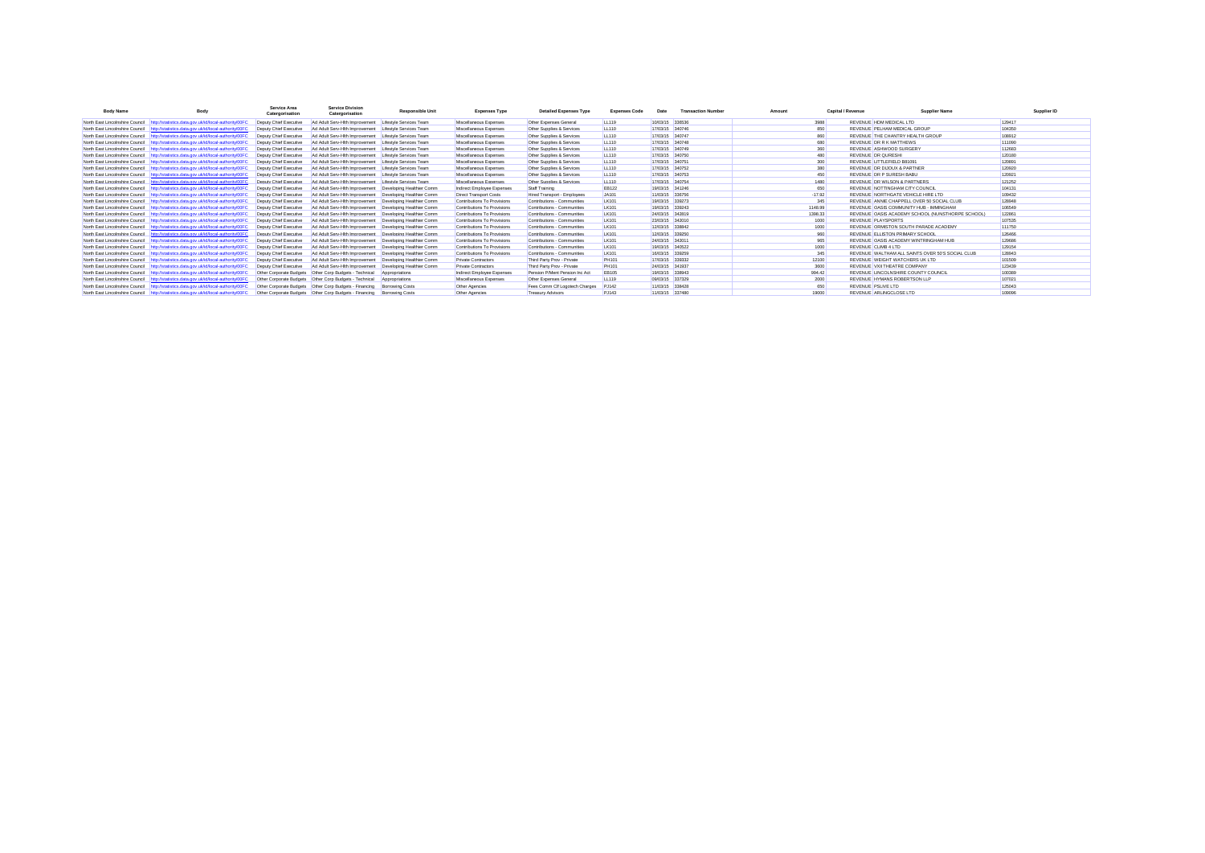| Body Name | Body | Service Area Catergorisation | Service Division Catergorisation | Responsible Unit | Expenses Type | Detailed Expenses Type | Expenses Code | Date | Transaction Number | Amount | Capital / Revenue | Supplier Name | Supplier ID |
|---|---|---|---|---|---|---|---|---|---|---|---|---|---|
| North East Lincolnshire Council | http://statistics.data.gov.uk/id/local-authority/00FC | Deputy Chief Executive | Ad Adult Serv-Hlth Improvement | Lifestyle Services Team | Miscellaneous Expenses | Other Expenses General | LL119 | 10/03/15 | 338536 | 3988 | REVENUE | HDM MEDICAL LTD | 129417 |
| North East Lincolnshire Council | http://statistics.data.gov.uk/id/local-authority/00FC | Deputy Chief Executive | Ad Adult Serv-Hlth Improvement | Lifestyle Services Team | Miscellaneous Expenses | Other Supplies & Services | LL110 | 17/03/15 | 340746 | 850 | REVENUE | PELHAM MEDICAL GROUP | 104050 |
| North East Lincolnshire Council | http://statistics.data.gov.uk/id/local-authority/00FC | Deputy Chief Executive | Ad Adult Serv-Hlth Improvement | Lifestyle Services Team | Miscellaneous Expenses | Other Supplies & Services | LL110 | 17/03/15 | 340747 | 860 | REVENUE | THE CHANTRY HEALTH GROUP | 106912 |
| North East Lincolnshire Council | http://statistics.data.gov.uk/id/local-authority/00FC | Deputy Chief Executive | Ad Adult Serv-Hlth Improvement | Lifestyle Services Team | Miscellaneous Expenses | Other Supplies & Services | LL110 | 17/03/15 | 340748 | 690 | REVENUE | DR R K MATTHEWS | 111090 |
| North East Lincolnshire Council | http://statistics.data.gov.uk/id/local-authority/00FC | Deputy Chief Executive | Ad Adult Serv-Hlth Improvement | Lifestyle Services Team | Miscellaneous Expenses | Other Supplies & Services | LL110 | 17/03/15 | 340749 | 360 | REVENUE | ASHWOOD SURGERY | 112683 |
| North East Lincolnshire Council | http://statistics.data.gov.uk/id/local-authority/00FC | Deputy Chief Executive | Ad Adult Serv-Hlth Improvement | Lifestyle Services Team | Miscellaneous Expenses | Other Supplies & Services | LL110 | 17/03/15 | 340750 | 480 | REVENUE | DR QURESHI | 120180 |
| North East Lincolnshire Council | http://statistics.data.gov.uk/id/local-authority/00FC | Deputy Chief Executive | Ad Adult Serv-Hlth Improvement | Lifestyle Services Team | Miscellaneous Expenses | Other Supplies & Services | LL110 | 17/03/15 | 340751 | 300 | REVENUE | LITTLEFIELD B81091 | 120891 |
| North East Lincolnshire Council | http://statistics.data.gov.uk/id/local-authority/00FC | Deputy Chief Executive | Ad Adult Serv-Hlth Improvement | Lifestyle Services Team | Miscellaneous Expenses | Other Supplies & Services | LL110 | 17/03/15 | 340752 | 380 | REVENUE | DR DIJOUX & PARTNER | 120920 |
| North East Lincolnshire Council | http://statistics.data.gov.uk/id/local-authority/00FC | Deputy Chief Executive | Ad Adult Serv-Hlth Improvement | Lifestyle Services Team | Miscellaneous Expenses | Other Supplies & Services | LL110 | 17/03/15 | 340753 | 450 | REVENUE | DR P SURESH BABU | 120921 |
| North East Lincolnshire Council | http://statistics.data.gov.uk/id/local-authority/00FC | Deputy Chief Executive | Ad Adult Serv-Hlth Improvement | Lifestyle Services Team | Miscellaneous Expenses | Other Supplies & Services | LL110 | 17/03/15 | 340754 | 1460 | REVENUE | DR WILSON & PARTNERS | 121252 |
| North East Lincolnshire Council | http://statistics.data.gov.uk/id/local-authority/00FC | Deputy Chief Executive | Ad Adult Serv-Hlth Improvement | Developing Healthier Comm | Indirect Employee Expenses | Staff Training | EB122 | 19/03/15 | 341246 | 650 | REVENUE | NOTTINGHAM CITY COUNCIL | 104131 |
| North East Lincolnshire Council | http://statistics.data.gov.uk/id/local-authority/00FC | Deputy Chief Executive | Ad Adult Serv-Hlth Improvement | Developing Healthier Comm | Direct Transport Costs | Hired Transport - Employees | JA101 | 11/03/15 | 336756 | -17.92 | REVENUE | NORTHGATE VEHICLE HIRE LTD | 109432 |
| North East Lincolnshire Council | http://statistics.data.gov.uk/id/local-authority/00FC | Deputy Chief Executive | Ad Adult Serv-Hlth Improvement | Developing Healthier Comm | Contributions To Provisions | Contributions - Communities | LK101 | 19/03/15 | 339273 | 345 | REVENUE | ANNIE CHAPPELL OVER 50 SOCIAL CLUB | 126848 |
| North East Lincolnshire Council | http://statistics.data.gov.uk/id/local-authority/00FC | Deputy Chief Executive | Ad Adult Serv-Hlth Improvement | Developing Healthier Comm | Contributions To Provisions | Contributions - Communities | LK101 | 19/03/15 | 339243 | 1148.99 | REVENUE | OASIS COMMUNITY HUB - IMMINGHAM | 106549 |
| North East Lincolnshire Council | http://statistics.data.gov.uk/id/local-authority/00FC | Deputy Chief Executive | Ad Adult Serv-Hlth Improvement | Developing Healthier Comm | Contributions To Provisions | Contributions - Communities | LK101 | 24/03/15 | 342819 | 1398.33 | REVENUE | OASIS ACADEMY SCHOOL (NUNSTHORPE SCHOOL) | 122861 |
| North East Lincolnshire Council | http://statistics.data.gov.uk/id/local-authority/00FC | Deputy Chief Executive | Ad Adult Serv-Hlth Improvement | Developing Healthier Comm | Contributions To Provisions | Contributions - Communities | LK101 | 23/03/15 | 342010 | 1000 | REVENUE | PLAYSPORTS | 107535 |
| North East Lincolnshire Council | http://statistics.data.gov.uk/id/local-authority/00FC | Deputy Chief Executive | Ad Adult Serv-Hlth Improvement | Developing Healthier Comm | Contributions To Provisions | Contributions - Communities | LK101 | 12/03/15 | 338842 | 1000 | REVENUE | ORMISTON SOUTH PARADE ACADEMY | 111750 |
| North East Lincolnshire Council | http://statistics.data.gov.uk/id/local-authority/00FC | Deputy Chief Executive | Ad Adult Serv-Hlth Improvement | Developing Healthier Comm | Contributions To Provisions | Contributions - Communities | LK101 | 12/03/15 | 339250 | 960 | REVENUE | ELLISTON PRIMARY SCHOOL | 126466 |
| North East Lincolnshire Council | http://statistics.data.gov.uk/id/local-authority/00FC | Deputy Chief Executive | Ad Adult Serv-Hlth Improvement | Developing Healthier Comm | Contributions To Provisions | Contributions - Communities | LK101 | 24/03/15 | 342011 | 965 | REVENUE | OASIS ACADEMY WINTRINGHAM HUB | 129686 |
| North East Lincolnshire Council | http://statistics.data.gov.uk/id/local-authority/00FC | Deputy Chief Executive | Ad Adult Serv-Hlth Improvement | Developing Healthier Comm | Contributions To Provisions | Contributions - Communities | LK101 | 19/03/15 | 340522 | 1000 | REVENUE | CLIMB 4 LTD | 129154 |
| North East Lincolnshire Council | http://statistics.data.gov.uk/id/local-authority/00FC | Deputy Chief Executive | Ad Adult Serv-Hlth Improvement | Developing Healthier Comm | Contributions To Provisions | Contributions - Communities | LK101 | 16/03/15 | 339259 | 345 | REVENUE | WALTHAM ALL SAINTS OVER 50'S SOCIAL CLUB | 126943 |
| North East Lincolnshire Council | http://statistics.data.gov.uk/id/local-authority/00FC | Deputy Chief Executive | Ad Adult Serv-Hlth Improvement | Developing Healthier Comm | Private Contractors | Third Party Prov - Private | PH101 | 17/03/15 | 339332 | 12100 | REVENUE | WEIGHT WATCHERS UK LTD | 101509 |
| North East Lincolnshire Council | http://statistics.data.gov.uk/id/local-authority/00FC | Deputy Chief Executive | Ad Adult Serv-Hlth Improvement | Developing Healthier Comm | Private Contractors | Third Party Prov - Private | PH101 | 24/03/15 | 341937 | 3600 | REVENUE | VXII THEATRE COMPANY | 123439 |
| North East Lincolnshire Council | http://statistics.data.gov.uk/id/local-authority/00FC | Other Corporate Budgets | Other Corp Budgets - Technical | Appropriations | Indirect Employee Expenses | Pension P/Ment Pension Inc Act | EB105 | 19/03/15 | 338943 | 994.42 | REVENUE | LINCOLNSHIRE COUNTY COUNCIL | 100389 |
| North East Lincolnshire Council | http://statistics.data.gov.uk/id/local-authority/00FC | Other Corporate Budgets | Other Corp Budgets - Technical | Appropriations | Miscellaneous Expenses | Other Expenses General | LL119 | 09/03/15 | 337329 | 2000 | REVENUE | HYMANS ROBERTSON LLP | 107021 |
| North East Lincolnshire Council | http://statistics.data.gov.uk/id/local-authority/00FC | Other Corporate Budgets | Other Corp Budgets - Financing | Borrowing Costs | Other Agencies | Fees Comm Clf Logotech Charges | PJ142 | 11/03/15 | 338428 | 650 | REVENUE | PSLIVE LTD | 125043 |
| North East Lincolnshire Council | http://statistics.data.gov.uk/id/local-authority/00FC | Other Corporate Budgets | Other Corp Budgets - Financing | Borrowing Costs | Other Agencies | Treasury Advisors | PJ143 | 11/03/15 | 337480 | 19000 | REVENUE | ARLINGCLOSE LTD | 109096 |